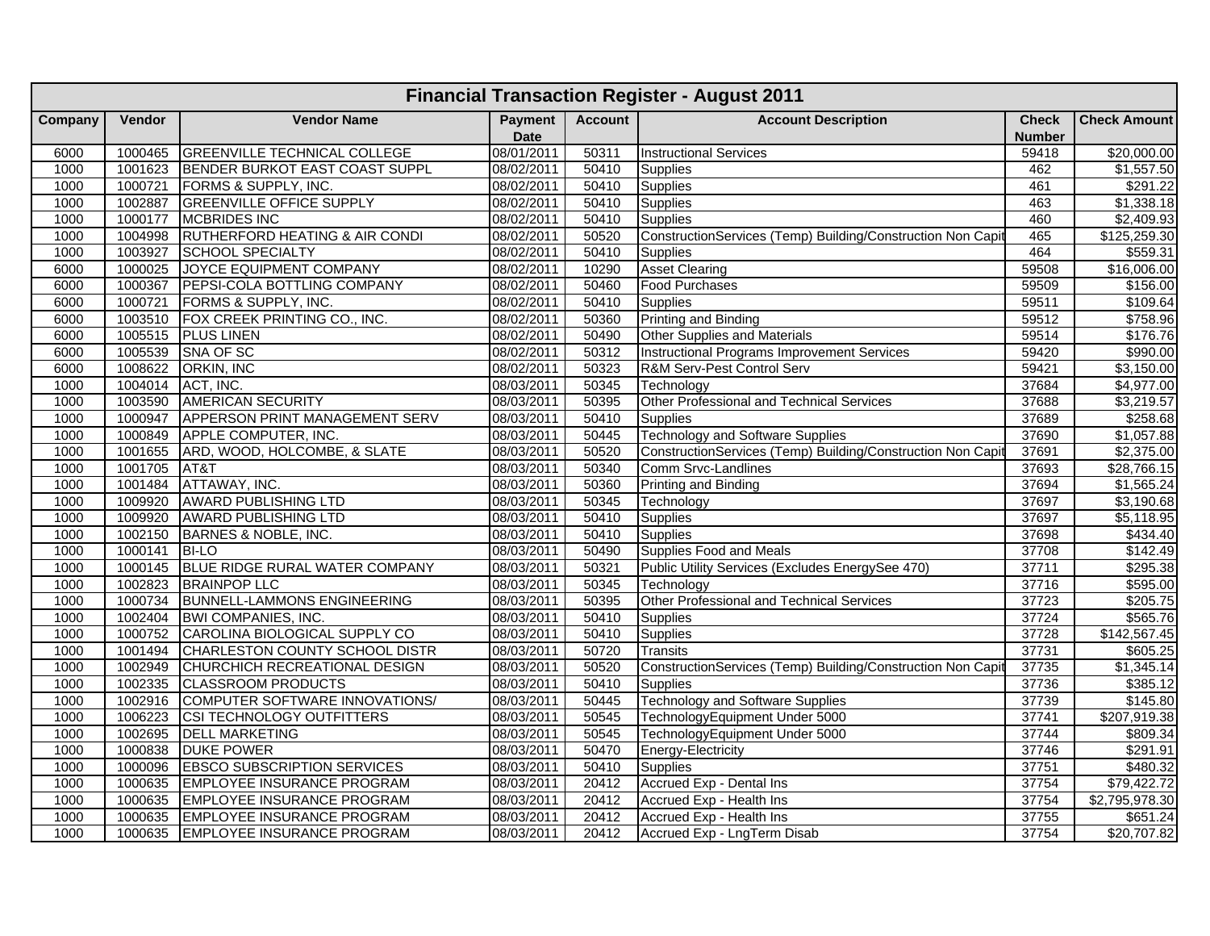| Financial Transaction Register - August 2011 | | | | | | | |
|---|---|---|---|---|---|---|---|
| Company | Vendor | Vendor Name | Payment Date | Account | Account Description | Check Number | Check Amount |
| 6000 | 1000465 | GREENVILLE TECHNICAL COLLEGE | 08/01/2011 | 50311 | Instructional Services | 59418 | $20,000.00 |
| 1000 | 1001623 | BENDER BURKOT EAST COAST SUPPL | 08/02/2011 | 50410 | Supplies | 462 | $1,557.50 |
| 1000 | 1000721 | FORMS & SUPPLY, INC. | 08/02/2011 | 50410 | Supplies | 461 | $291.22 |
| 1000 | 1002887 | GREENVILLE OFFICE SUPPLY | 08/02/2011 | 50410 | Supplies | 463 | $1,338.18 |
| 1000 | 1000177 | MCBRIDES INC | 08/02/2011 | 50410 | Supplies | 460 | $2,409.93 |
| 1000 | 1004998 | RUTHERFORD HEATING & AIR CONDI | 08/02/2011 | 50520 | ConstructionServices (Temp) Building/Construction Non Capit | 465 | $125,259.30 |
| 1000 | 1003927 | SCHOOL SPECIALTY | 08/02/2011 | 50410 | Supplies | 464 | $559.31 |
| 6000 | 1000025 | JOYCE EQUIPMENT COMPANY | 08/02/2011 | 10290 | Asset Clearing | 59508 | $16,006.00 |
| 6000 | 1000367 | PEPSI-COLA BOTTLING COMPANY | 08/02/2011 | 50460 | Food Purchases | 59509 | $156.00 |
| 6000 | 1000721 | FORMS & SUPPLY, INC. | 08/02/2011 | 50410 | Supplies | 59511 | $109.64 |
| 6000 | 1003510 | FOX CREEK PRINTING CO., INC. | 08/02/2011 | 50360 | Printing and Binding | 59512 | $758.96 |
| 6000 | 1005515 | PLUS LINEN | 08/02/2011 | 50490 | Other Supplies and Materials | 59514 | $176.76 |
| 6000 | 1005539 | SNA OF SC | 08/02/2011 | 50312 | Instructional Programs Improvement Services | 59420 | $990.00 |
| 6000 | 1008622 | ORKIN, INC | 08/02/2011 | 50323 | R&M Serv-Pest Control Serv | 59421 | $3,150.00 |
| 1000 | 1004014 | ACT, INC. | 08/03/2011 | 50345 | Technology | 37684 | $4,977.00 |
| 1000 | 1003590 | AMERICAN SECURITY | 08/03/2011 | 50395 | Other Professional and Technical Services | 37688 | $3,219.57 |
| 1000 | 1000947 | APPERSON PRINT MANAGEMENT SERV | 08/03/2011 | 50410 | Supplies | 37689 | $258.68 |
| 1000 | 1000849 | APPLE COMPUTER, INC. | 08/03/2011 | 50445 | Technology and Software Supplies | 37690 | $1,057.88 |
| 1000 | 1001655 | ARD, WOOD, HOLCOMBE, & SLATE | 08/03/2011 | 50520 | ConstructionServices (Temp) Building/Construction Non Capit | 37691 | $2,375.00 |
| 1000 | 1001705 | AT&T | 08/03/2011 | 50340 | Comm Srvc-Landlines | 37693 | $28,766.15 |
| 1000 | 1001484 | ATTAWAY, INC. | 08/03/2011 | 50360 | Printing and Binding | 37694 | $1,565.24 |
| 1000 | 1009920 | AWARD PUBLISHING LTD | 08/03/2011 | 50345 | Technology | 37697 | $3,190.68 |
| 1000 | 1009920 | AWARD PUBLISHING LTD | 08/03/2011 | 50410 | Supplies | 37697 | $5,118.95 |
| 1000 | 1002150 | BARNES & NOBLE, INC. | 08/03/2011 | 50410 | Supplies | 37698 | $434.40 |
| 1000 | 1000141 | BI-LO | 08/03/2011 | 50490 | Supplies Food and Meals | 37708 | $142.49 |
| 1000 | 1000145 | BLUE RIDGE RURAL WATER COMPANY | 08/03/2011 | 50321 | Public Utility Services (Excludes EnergySee 470) | 37711 | $295.38 |
| 1000 | 1002823 | BRAINPOP LLC | 08/03/2011 | 50345 | Technology | 37716 | $595.00 |
| 1000 | 1000734 | BUNNELL-LAMMONS ENGINEERING | 08/03/2011 | 50395 | Other Professional and Technical Services | 37723 | $205.75 |
| 1000 | 1002404 | BWI COMPANIES, INC. | 08/03/2011 | 50410 | Supplies | 37724 | $565.76 |
| 1000 | 1000752 | CAROLINA BIOLOGICAL SUPPLY CO | 08/03/2011 | 50410 | Supplies | 37728 | $142,567.45 |
| 1000 | 1001494 | CHARLESTON COUNTY SCHOOL DISTR | 08/03/2011 | 50720 | Transits | 37731 | $605.25 |
| 1000 | 1002949 | CHURCHICH RECREATIONAL DESIGN | 08/03/2011 | 50520 | ConstructionServices (Temp) Building/Construction Non Capit | 37735 | $1,345.14 |
| 1000 | 1002335 | CLASSROOM PRODUCTS | 08/03/2011 | 50410 | Supplies | 37736 | $385.12 |
| 1000 | 1002916 | COMPUTER SOFTWARE INNOVATIONS/ | 08/03/2011 | 50445 | Technology and Software Supplies | 37739 | $145.80 |
| 1000 | 1006223 | CSI TECHNOLOGY OUTFITTERS | 08/03/2011 | 50545 | TechnologyEquipment Under 5000 | 37741 | $207,919.38 |
| 1000 | 1002695 | DELL MARKETING | 08/03/2011 | 50545 | TechnologyEquipment Under 5000 | 37744 | $809.34 |
| 1000 | 1000838 | DUKE POWER | 08/03/2011 | 50470 | Energy-Electricity | 37746 | $291.91 |
| 1000 | 1000096 | EBSCO SUBSCRIPTION SERVICES | 08/03/2011 | 50410 | Supplies | 37751 | $480.32 |
| 1000 | 1000635 | EMPLOYEE INSURANCE PROGRAM | 08/03/2011 | 20412 | Accrued Exp - Dental Ins | 37754 | $79,422.72 |
| 1000 | 1000635 | EMPLOYEE INSURANCE PROGRAM | 08/03/2011 | 20412 | Accrued Exp - Health Ins | 37754 | $2,795,978.30 |
| 1000 | 1000635 | EMPLOYEE INSURANCE PROGRAM | 08/03/2011 | 20412 | Accrued Exp - Health Ins | 37755 | $651.24 |
| 1000 | 1000635 | EMPLOYEE INSURANCE PROGRAM | 08/03/2011 | 20412 | Accrued Exp - LngTerm Disab | 37754 | $20,707.82 |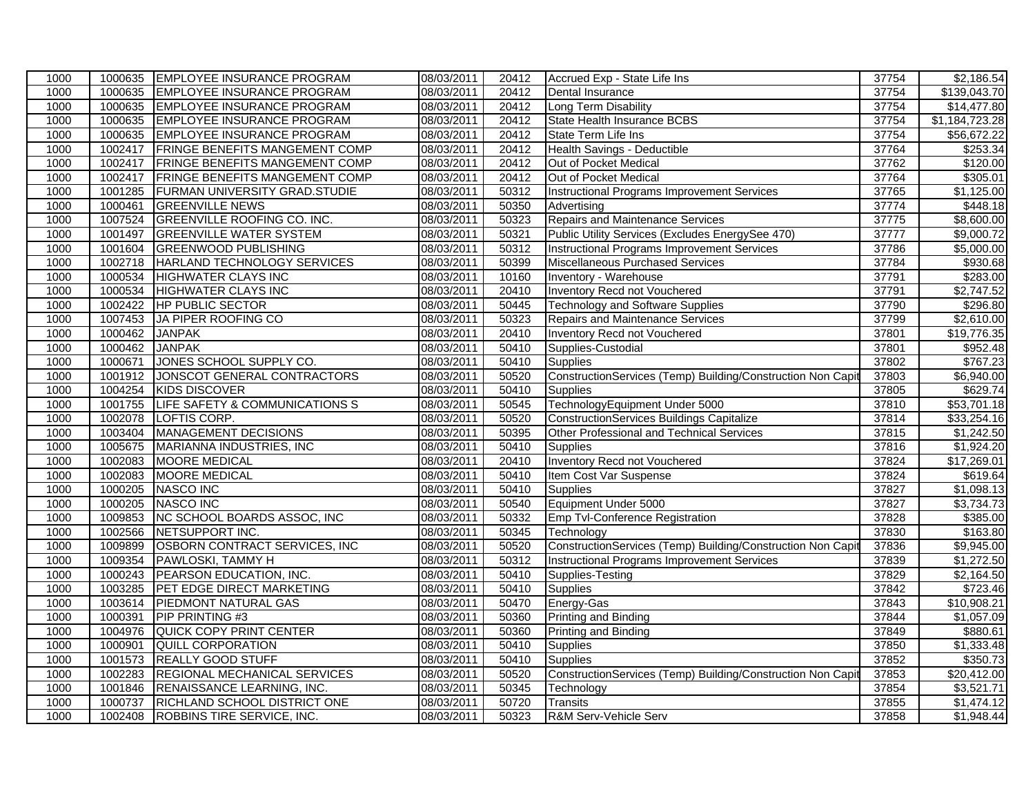| 1000 | 1000635 | EMPLOYEE INSURANCE PROGRAM | 08/03/2011 | 20412 | Accrued Exp - State Life Ins | 37754 | $2,186.54 |
|---|---|---|---|---|---|---|---|
| 1000 | 1000635 | EMPLOYEE INSURANCE PROGRAM | 08/03/2011 | 20412 | Dental Insurance | 37754 | $139,043.70 |
| 1000 | 1000635 | EMPLOYEE INSURANCE PROGRAM | 08/03/2011 | 20412 | Long Term Disability | 37754 | $14,477.80 |
| 1000 | 1000635 | EMPLOYEE INSURANCE PROGRAM | 08/03/2011 | 20412 | State Health Insurance BCBS | 37754 | $1,184,723.28 |
| 1000 | 1000635 | EMPLOYEE INSURANCE PROGRAM | 08/03/2011 | 20412 | State Term Life Ins | 37754 | $56,672.22 |
| 1000 | 1002417 | FRINGE BENEFITS MANGEMENT COMP | 08/03/2011 | 20412 | Health Savings - Deductible | 37764 | $253.34 |
| 1000 | 1002417 | FRINGE BENEFITS MANGEMENT COMP | 08/03/2011 | 20412 | Out of Pocket Medical | 37762 | $120.00 |
| 1000 | 1002417 | FRINGE BENEFITS MANGEMENT COMP | 08/03/2011 | 20412 | Out of Pocket Medical | 37764 | $305.01 |
| 1000 | 1001285 | FURMAN UNIVERSITY GRAD.STUDIE | 08/03/2011 | 50312 | Instructional Programs Improvement Services | 37765 | $1,125.00 |
| 1000 | 1000461 | GREENVILLE NEWS | 08/03/2011 | 50350 | Advertising | 37774 | $448.18 |
| 1000 | 1007524 | GREENVILLE ROOFING CO. INC. | 08/03/2011 | 50323 | Repairs and Maintenance Services | 37775 | $8,600.00 |
| 1000 | 1001497 | GREENVILLE WATER SYSTEM | 08/03/2011 | 50321 | Public Utility Services (Excludes EnergySee 470) | 37777 | $9,000.72 |
| 1000 | 1001604 | GREENWOOD PUBLISHING | 08/03/2011 | 50312 | Instructional Programs Improvement Services | 37786 | $5,000.00 |
| 1000 | 1002718 | HARLAND TECHNOLOGY SERVICES | 08/03/2011 | 50399 | Miscellaneous Purchased Services | 37784 | $930.68 |
| 1000 | 1000534 | HIGHWATER CLAYS INC | 08/03/2011 | 10160 | Inventory - Warehouse | 37791 | $283.00 |
| 1000 | 1000534 | HIGHWATER CLAYS INC | 08/03/2011 | 20410 | Inventory Recd not Vouchered | 37791 | $2,747.52 |
| 1000 | 1002422 | HP PUBLIC SECTOR | 08/03/2011 | 50445 | Technology and Software Supplies | 37790 | $296.80 |
| 1000 | 1007453 | JA PIPER ROOFING CO | 08/03/2011 | 50323 | Repairs and Maintenance Services | 37799 | $2,610.00 |
| 1000 | 1000462 | JANPAK | 08/03/2011 | 20410 | Inventory Recd not Vouchered | 37801 | $19,776.35 |
| 1000 | 1000462 | JANPAK | 08/03/2011 | 50410 | Supplies-Custodial | 37801 | $952.48 |
| 1000 | 1000671 | JONES SCHOOL SUPPLY CO. | 08/03/2011 | 50410 | Supplies | 37802 | $767.23 |
| 1000 | 1001912 | JONSCOT GENERAL CONTRACTORS | 08/03/2011 | 50520 | ConstructionServices (Temp) Building/Construction Non Capit | 37803 | $6,940.00 |
| 1000 | 1004254 | KIDS DISCOVER | 08/03/2011 | 50410 | Supplies | 37805 | $629.74 |
| 1000 | 1001755 | LIFE SAFETY & COMMUNICATIONS S | 08/03/2011 | 50545 | TechnologyEquipment Under 5000 | 37810 | $53,701.18 |
| 1000 | 1002078 | LOFTIS CORP. | 08/03/2011 | 50520 | ConstructionServices Buildings Capitalize | 37814 | $33,254.16 |
| 1000 | 1003404 | MANAGEMENT DECISIONS | 08/03/2011 | 50395 | Other Professional and Technical Services | 37815 | $1,242.50 |
| 1000 | 1005675 | MARIANNA INDUSTRIES, INC | 08/03/2011 | 50410 | Supplies | 37816 | $1,924.20 |
| 1000 | 1002083 | MOORE MEDICAL | 08/03/2011 | 20410 | Inventory Recd not Vouchered | 37824 | $17,269.01 |
| 1000 | 1002083 | MOORE MEDICAL | 08/03/2011 | 50410 | Item Cost Var Suspense | 37824 | $619.64 |
| 1000 | 1000205 | NASCO INC | 08/03/2011 | 50410 | Supplies | 37827 | $1,098.13 |
| 1000 | 1000205 | NASCO INC | 08/03/2011 | 50540 | Equipment Under 5000 | 37827 | $3,734.73 |
| 1000 | 1009853 | NC SCHOOL BOARDS ASSOC, INC | 08/03/2011 | 50332 | Emp Tvl-Conference Registration | 37828 | $385.00 |
| 1000 | 1002566 | NETSUPPORT INC. | 08/03/2011 | 50345 | Technology | 37830 | $163.80 |
| 1000 | 1009899 | OSBORN CONTRACT SERVICES, INC | 08/03/2011 | 50520 | ConstructionServices (Temp) Building/Construction Non Capit | 37836 | $9,945.00 |
| 1000 | 1009354 | PAWLOSKI, TAMMY H | 08/03/2011 | 50312 | Instructional Programs Improvement Services | 37839 | $1,272.50 |
| 1000 | 1000243 | PEARSON EDUCATION, INC. | 08/03/2011 | 50410 | Supplies-Testing | 37829 | $2,164.50 |
| 1000 | 1003285 | PET EDGE DIRECT MARKETING | 08/03/2011 | 50410 | Supplies | 37842 | $723.46 |
| 1000 | 1003614 | PIEDMONT NATURAL GAS | 08/03/2011 | 50470 | Energy-Gas | 37843 | $10,908.21 |
| 1000 | 1000391 | PIP PRINTING #3 | 08/03/2011 | 50360 | Printing and Binding | 37844 | $1,057.09 |
| 1000 | 1004976 | QUICK COPY PRINT CENTER | 08/03/2011 | 50360 | Printing and Binding | 37849 | $880.61 |
| 1000 | 1000901 | QUILL CORPORATION | 08/03/2011 | 50410 | Supplies | 37850 | $1,333.48 |
| 1000 | 1001573 | REALLY GOOD STUFF | 08/03/2011 | 50410 | Supplies | 37852 | $350.73 |
| 1000 | 1002283 | REGIONAL MECHANICAL SERVICES | 08/03/2011 | 50520 | ConstructionServices (Temp) Building/Construction Non Capit | 37853 | $20,412.00 |
| 1000 | 1001846 | RENAISSANCE LEARNING, INC. | 08/03/2011 | 50345 | Technology | 37854 | $3,521.71 |
| 1000 | 1000737 | RICHLAND SCHOOL DISTRICT ONE | 08/03/2011 | 50720 | Transits | 37855 | $1,474.12 |
| 1000 | 1002408 | ROBBINS TIRE SERVICE, INC. | 08/03/2011 | 50323 | R&M Serv-Vehicle Serv | 37858 | $1,948.44 |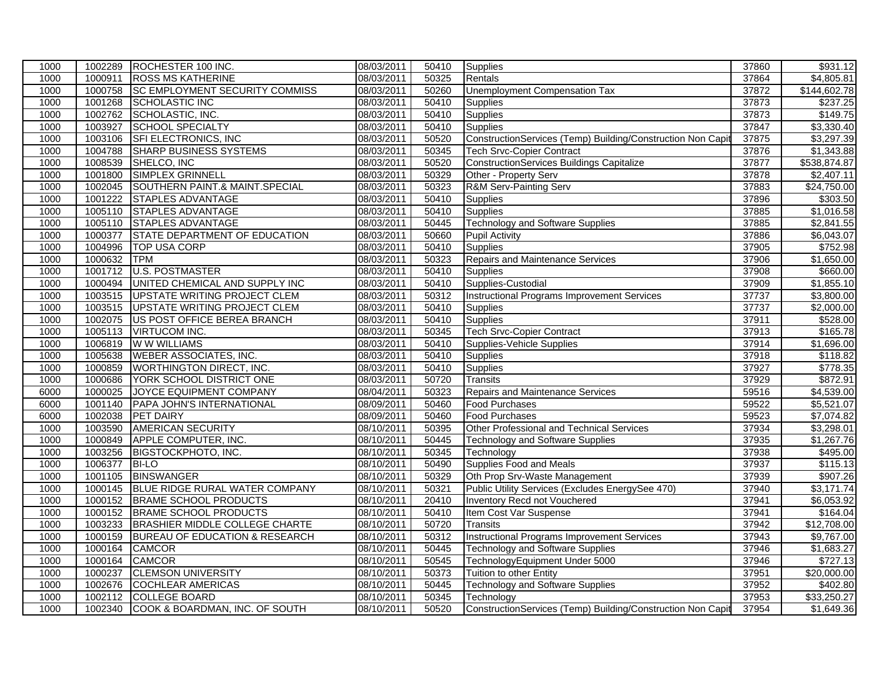| | | | | | | | |
|---|---|---|---|---|---|---|---|
| 1000 | 1002289 | ROCHESTER 100 INC. | 08/03/2011 | 50410 | Supplies | 37860 | $931.12 |
| 1000 | 1000911 | ROSS MS KATHERINE | 08/03/2011 | 50325 | Rentals | 37864 | $4,805.81 |
| 1000 | 1000758 | SC EMPLOYMENT SECURITY COMMISS | 08/03/2011 | 50260 | Unemployment Compensation Tax | 37872 | $144,602.78 |
| 1000 | 1001268 | SCHOLASTIC INC | 08/03/2011 | 50410 | Supplies | 37873 | $237.25 |
| 1000 | 1002762 | SCHOLASTIC, INC. | 08/03/2011 | 50410 | Supplies | 37873 | $149.75 |
| 1000 | 1003927 | SCHOOL SPECIALTY | 08/03/2011 | 50410 | Supplies | 37847 | $3,330.40 |
| 1000 | 1003106 | SFI ELECTRONICS, INC | 08/03/2011 | 50520 | ConstructionServices (Temp) Building/Construction Non Capit | 37875 | $3,297.39 |
| 1000 | 1004788 | SHARP BUSINESS SYSTEMS | 08/03/2011 | 50345 | Tech Srvc-Copier Contract | 37876 | $1,343.88 |
| 1000 | 1008539 | SHELCO, INC | 08/03/2011 | 50520 | ConstructionServices Buildings Capitalize | 37877 | $538,874.87 |
| 1000 | 1001800 | SIMPLEX GRINNELL | 08/03/2011 | 50329 | Other - Property Serv | 37878 | $2,407.11 |
| 1000 | 1002045 | SOUTHERN PAINT.& MAINT.SPECIAL | 08/03/2011 | 50323 | R&M Serv-Painting Serv | 37883 | $24,750.00 |
| 1000 | 1001222 | STAPLES ADVANTAGE | 08/03/2011 | 50410 | Supplies | 37896 | $303.50 |
| 1000 | 1005110 | STAPLES ADVANTAGE | 08/03/2011 | 50410 | Supplies | 37885 | $1,016.58 |
| 1000 | 1005110 | STAPLES ADVANTAGE | 08/03/2011 | 50445 | Technology and Software Supplies | 37885 | $2,841.55 |
| 1000 | 1000377 | STATE DEPARTMENT OF EDUCATION | 08/03/2011 | 50660 | Pupil Activity | 37886 | $6,043.07 |
| 1000 | 1004996 | TOP USA CORP | 08/03/2011 | 50410 | Supplies | 37905 | $752.98 |
| 1000 | 1000632 | TPM | 08/03/2011 | 50323 | Repairs and Maintenance Services | 37906 | $1,650.00 |
| 1000 | 1001712 | U.S. POSTMASTER | 08/03/2011 | 50410 | Supplies | 37908 | $660.00 |
| 1000 | 1000494 | UNITED CHEMICAL AND SUPPLY INC | 08/03/2011 | 50410 | Supplies-Custodial | 37909 | $1,855.10 |
| 1000 | 1003515 | UPSTATE WRITING PROJECT CLEM | 08/03/2011 | 50312 | Instructional Programs Improvement Services | 37737 | $3,800.00 |
| 1000 | 1003515 | UPSTATE WRITING PROJECT CLEM | 08/03/2011 | 50410 | Supplies | 37737 | $2,000.00 |
| 1000 | 1002075 | US POST OFFICE BEREA BRANCH | 08/03/2011 | 50410 | Supplies | 37911 | $528.00 |
| 1000 | 1005113 | VIRTUCOM INC. | 08/03/2011 | 50345 | Tech Srvc-Copier Contract | 37913 | $165.78 |
| 1000 | 1006819 | W W WILLIAMS | 08/03/2011 | 50410 | Supplies-Vehicle Supplies | 37914 | $1,696.00 |
| 1000 | 1005638 | WEBER ASSOCIATES, INC. | 08/03/2011 | 50410 | Supplies | 37918 | $118.82 |
| 1000 | 1000859 | WORTHINGTON DIRECT, INC. | 08/03/2011 | 50410 | Supplies | 37927 | $778.35 |
| 1000 | 1000686 | YORK SCHOOL DISTRICT ONE | 08/03/2011 | 50720 | Transits | 37929 | $872.91 |
| 6000 | 1000025 | JOYCE EQUIPMENT COMPANY | 08/04/2011 | 50323 | Repairs and Maintenance Services | 59516 | $4,539.00 |
| 6000 | 1001140 | PAPA JOHN'S INTERNATIONAL | 08/09/2011 | 50460 | Food Purchases | 59522 | $5,521.07 |
| 6000 | 1002038 | PET DAIRY | 08/09/2011 | 50460 | Food Purchases | 59523 | $7,074.82 |
| 1000 | 1003590 | AMERICAN SECURITY | 08/10/2011 | 50395 | Other Professional and Technical Services | 37934 | $3,298.01 |
| 1000 | 1000849 | APPLE COMPUTER, INC. | 08/10/2011 | 50445 | Technology and Software Supplies | 37935 | $1,267.76 |
| 1000 | 1003256 | BIGSTOCKPHOTO, INC. | 08/10/2011 | 50345 | Technology | 37938 | $495.00 |
| 1000 | 1006377 | BI-LO | 08/10/2011 | 50490 | Supplies Food and Meals | 37937 | $115.13 |
| 1000 | 1001105 | BINSWANGER | 08/10/2011 | 50329 | Oth Prop Srv-Waste Management | 37939 | $907.26 |
| 1000 | 1000145 | BLUE RIDGE RURAL WATER COMPANY | 08/10/2011 | 50321 | Public Utility Services (Excludes EnergySee 470) | 37940 | $3,171.74 |
| 1000 | 1000152 | BRAME SCHOOL PRODUCTS | 08/10/2011 | 20410 | Inventory Recd not Vouchered | 37941 | $6,053.92 |
| 1000 | 1000152 | BRAME SCHOOL PRODUCTS | 08/10/2011 | 50410 | Item Cost Var Suspense | 37941 | $164.04 |
| 1000 | 1003233 | BRASHIER MIDDLE COLLEGE CHARTE | 08/10/2011 | 50720 | Transits | 37942 | $12,708.00 |
| 1000 | 1000159 | BUREAU OF EDUCATION & RESEARCH | 08/10/2011 | 50312 | Instructional Programs Improvement Services | 37943 | $9,767.00 |
| 1000 | 1000164 | CAMCOR | 08/10/2011 | 50445 | Technology and Software Supplies | 37946 | $1,683.27 |
| 1000 | 1000164 | CAMCOR | 08/10/2011 | 50545 | TechnologyEquipment Under 5000 | 37946 | $727.13 |
| 1000 | 1000237 | CLEMSON UNIVERSITY | 08/10/2011 | 50373 | Tuition to other Entity | 37951 | $20,000.00 |
| 1000 | 1002676 | COCHLEAR AMERICAS | 08/10/2011 | 50445 | Technology and Software Supplies | 37952 | $402.80 |
| 1000 | 1002112 | COLLEGE BOARD | 08/10/2011 | 50345 | Technology | 37953 | $33,250.27 |
| 1000 | 1002340 | COOK & BOARDMAN, INC. OF SOUTH | 08/10/2011 | 50520 | ConstructionServices (Temp) Building/Construction Non Capit | 37954 | $1,649.36 |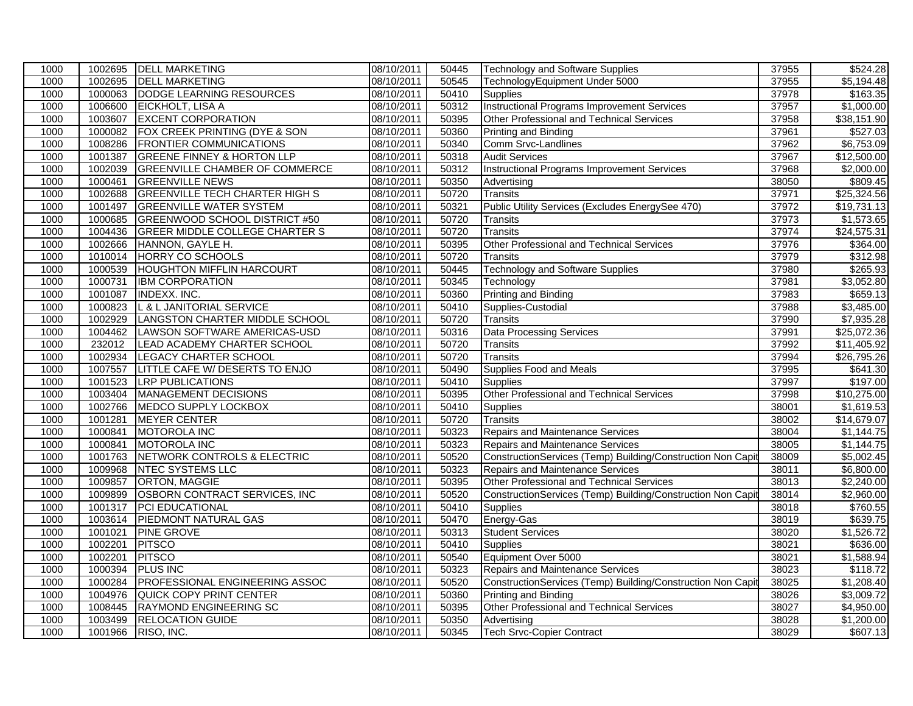| | | | | | | | |
|---|---|---|---|---|---|---|---|
| 1000 | 1002695 | DELL MARKETING | 08/10/2011 | 50445 | Technology and Software Supplies | 37955 | $524.28 |
| 1000 | 1002695 | DELL MARKETING | 08/10/2011 | 50545 | TechnologyEquipment Under 5000 | 37955 | $5,194.48 |
| 1000 | 1000063 | DODGE LEARNING RESOURCES | 08/10/2011 | 50410 | Supplies | 37978 | $163.35 |
| 1000 | 1006600 | EICKHOLT, LISA A | 08/10/2011 | 50312 | Instructional Programs Improvement Services | 37957 | $1,000.00 |
| 1000 | 1003607 | EXCENT CORPORATION | 08/10/2011 | 50395 | Other Professional and Technical Services | 37958 | $38,151.90 |
| 1000 | 1000082 | FOX CREEK PRINTING (DYE & SON | 08/10/2011 | 50360 | Printing and Binding | 37961 | $527.03 |
| 1000 | 1008286 | FRONTIER COMMUNICATIONS | 08/10/2011 | 50340 | Comm Srvc-Landlines | 37962 | $6,753.09 |
| 1000 | 1001387 | GREENE FINNEY & HORTON LLP | 08/10/2011 | 50318 | Audit Services | 37967 | $12,500.00 |
| 1000 | 1002039 | GREENVILLE CHAMBER OF COMMERCE | 08/10/2011 | 50312 | Instructional Programs Improvement Services | 37968 | $2,000.00 |
| 1000 | 1000461 | GREENVILLE NEWS | 08/10/2011 | 50350 | Advertising | 38050 | $809.45 |
| 1000 | 1002688 | GREENVILLE TECH CHARTER HIGH S | 08/10/2011 | 50720 | Transits | 37971 | $25,324.56 |
| 1000 | 1001497 | GREENVILLE WATER SYSTEM | 08/10/2011 | 50321 | Public Utility Services (Excludes EnergySee 470) | 37972 | $19,731.13 |
| 1000 | 1000685 | GREENWOOD SCHOOL DISTRICT #50 | 08/10/2011 | 50720 | Transits | 37973 | $1,573.65 |
| 1000 | 1004436 | GREER MIDDLE COLLEGE CHARTER S | 08/10/2011 | 50720 | Transits | 37974 | $24,575.31 |
| 1000 | 1002666 | HANNON, GAYLE H. | 08/10/2011 | 50395 | Other Professional and Technical Services | 37976 | $364.00 |
| 1000 | 1010014 | HORRY CO SCHOOLS | 08/10/2011 | 50720 | Transits | 37979 | $312.98 |
| 1000 | 1000539 | HOUGHTON MIFFLIN HARCOURT | 08/10/2011 | 50445 | Technology and Software Supplies | 37980 | $265.93 |
| 1000 | 1000731 | IBM CORPORATION | 08/10/2011 | 50345 | Technology | 37981 | $3,052.80 |
| 1000 | 1001087 | INDEXX. INC. | 08/10/2011 | 50360 | Printing and Binding | 37983 | $659.13 |
| 1000 | 1000823 | L & L JANITORIAL SERVICE | 08/10/2011 | 50410 | Supplies-Custodial | 37988 | $3,485.00 |
| 1000 | 1002929 | LANGSTON CHARTER MIDDLE SCHOOL | 08/10/2011 | 50720 | Transits | 37990 | $7,935.28 |
| 1000 | 1004462 | LAWSON SOFTWARE AMERICAS-USD | 08/10/2011 | 50316 | Data Processing Services | 37991 | $25,072.36 |
| 1000 | 232012 | LEAD ACADEMY CHARTER SCHOOL | 08/10/2011 | 50720 | Transits | 37992 | $11,405.92 |
| 1000 | 1002934 | LEGACY CHARTER SCHOOL | 08/10/2011 | 50720 | Transits | 37994 | $26,795.26 |
| 1000 | 1007557 | LITTLE CAFE W/ DESERTS TO ENJO | 08/10/2011 | 50490 | Supplies Food and Meals | 37995 | $641.30 |
| 1000 | 1001523 | LRP PUBLICATIONS | 08/10/2011 | 50410 | Supplies | 37997 | $197.00 |
| 1000 | 1003404 | MANAGEMENT DECISIONS | 08/10/2011 | 50395 | Other Professional and Technical Services | 37998 | $10,275.00 |
| 1000 | 1002766 | MEDCO SUPPLY LOCKBOX | 08/10/2011 | 50410 | Supplies | 38001 | $1,619.53 |
| 1000 | 1001281 | MEYER CENTER | 08/10/2011 | 50720 | Transits | 38002 | $14,679.07 |
| 1000 | 1000841 | MOTOROLA INC | 08/10/2011 | 50323 | Repairs and Maintenance Services | 38004 | $1,144.75 |
| 1000 | 1000841 | MOTOROLA INC | 08/10/2011 | 50323 | Repairs and Maintenance Services | 38005 | $1,144.75 |
| 1000 | 1001763 | NETWORK CONTROLS & ELECTRIC | 08/10/2011 | 50520 | ConstructionServices (Temp) Building/Construction Non Capit | 38009 | $5,002.45 |
| 1000 | 1009968 | NTEC SYSTEMS LLC | 08/10/2011 | 50323 | Repairs and Maintenance Services | 38011 | $6,800.00 |
| 1000 | 1009857 | ORTON, MAGGIE | 08/10/2011 | 50395 | Other Professional and Technical Services | 38013 | $2,240.00 |
| 1000 | 1009899 | OSBORN CONTRACT SERVICES, INC | 08/10/2011 | 50520 | ConstructionServices (Temp) Building/Construction Non Capit | 38014 | $2,960.00 |
| 1000 | 1001317 | PCI EDUCATIONAL | 08/10/2011 | 50410 | Supplies | 38018 | $760.55 |
| 1000 | 1003614 | PIEDMONT NATURAL GAS | 08/10/2011 | 50470 | Energy-Gas | 38019 | $639.75 |
| 1000 | 1001021 | PINE GROVE | 08/10/2011 | 50313 | Student Services | 38020 | $1,526.72 |
| 1000 | 1002201 | PITSCO | 08/10/2011 | 50410 | Supplies | 38021 | $636.00 |
| 1000 | 1002201 | PITSCO | 08/10/2011 | 50540 | Equipment Over 5000 | 38021 | $1,588.94 |
| 1000 | 1000394 | PLUS INC | 08/10/2011 | 50323 | Repairs and Maintenance Services | 38023 | $118.72 |
| 1000 | 1000284 | PROFESSIONAL ENGINEERING ASSOC | 08/10/2011 | 50520 | ConstructionServices (Temp) Building/Construction Non Capit | 38025 | $1,208.40 |
| 1000 | 1004976 | QUICK COPY PRINT CENTER | 08/10/2011 | 50360 | Printing and Binding | 38026 | $3,009.72 |
| 1000 | 1008445 | RAYMOND ENGINEERING SC | 08/10/2011 | 50395 | Other Professional and Technical Services | 38027 | $4,950.00 |
| 1000 | 1003499 | RELOCATION GUIDE | 08/10/2011 | 50350 | Advertising | 38028 | $1,200.00 |
| 1000 | 1001966 | RISO, INC. | 08/10/2011 | 50345 | Tech Srvc-Copier Contract | 38029 | $607.13 |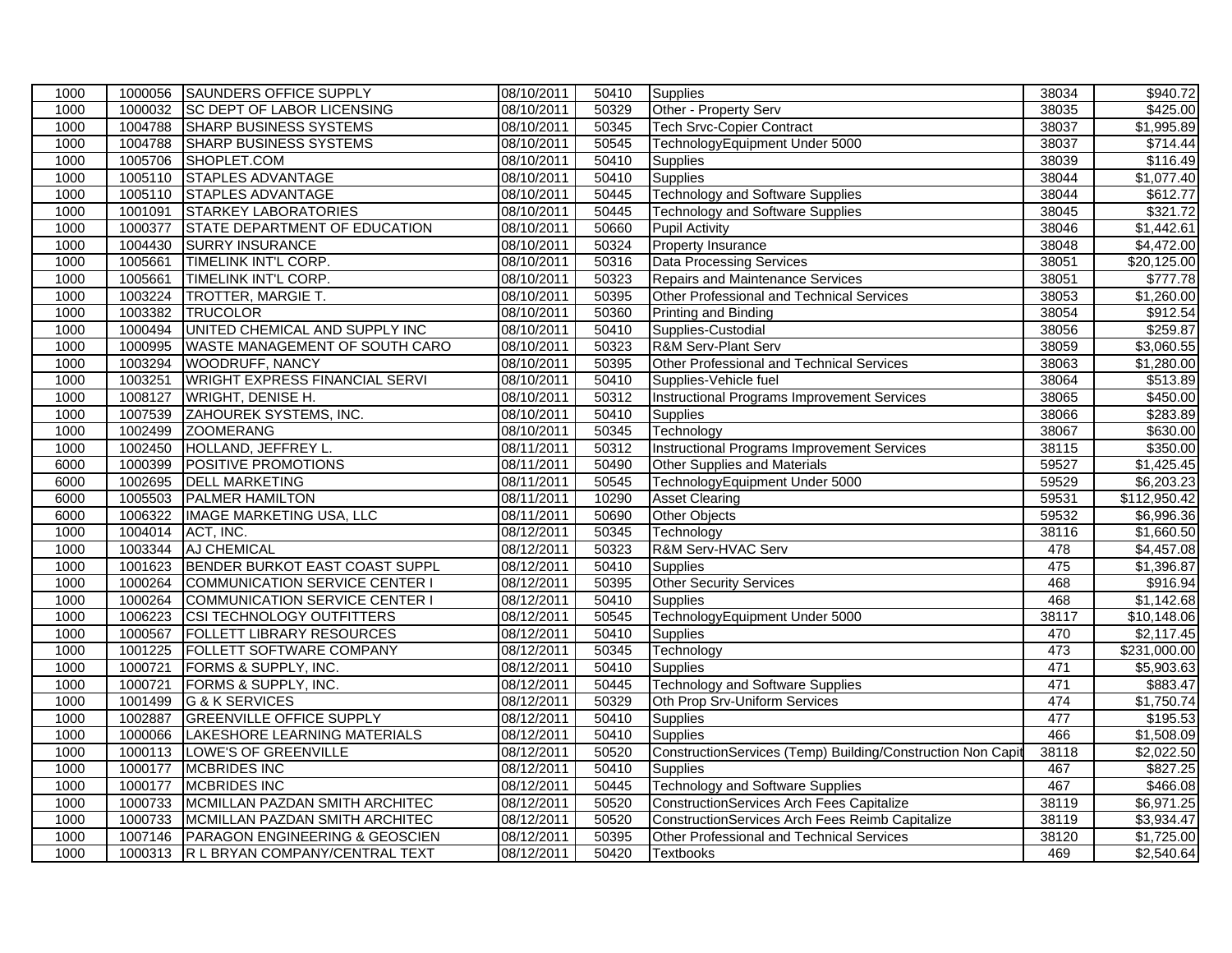| | | | | | | | |
|---|---|---|---|---|---|---|---|
| 1000 | 1000056 | SAUNDERS OFFICE SUPPLY | 08/10/2011 | 50410 | Supplies | 38034 | $940.72 |
| 1000 | 1000032 | SC DEPT OF LABOR LICENSING | 08/10/2011 | 50329 | Other - Property Serv | 38035 | $425.00 |
| 1000 | 1004788 | SHARP BUSINESS SYSTEMS | 08/10/2011 | 50345 | Tech Srvc-Copier Contract | 38037 | $1,995.89 |
| 1000 | 1004788 | SHARP BUSINESS SYSTEMS | 08/10/2011 | 50545 | TechnologyEquipment Under 5000 | 38037 | $714.44 |
| 1000 | 1005706 | SHOPLET.COM | 08/10/2011 | 50410 | Supplies | 38039 | $116.49 |
| 1000 | 1005110 | STAPLES ADVANTAGE | 08/10/2011 | 50410 | Supplies | 38044 | $1,077.40 |
| 1000 | 1005110 | STAPLES ADVANTAGE | 08/10/2011 | 50445 | Technology and Software Supplies | 38044 | $612.77 |
| 1000 | 1001091 | STARKEY LABORATORIES | 08/10/2011 | 50445 | Technology and Software Supplies | 38045 | $321.72 |
| 1000 | 1000377 | STATE DEPARTMENT OF EDUCATION | 08/10/2011 | 50660 | Pupil Activity | 38046 | $1,442.61 |
| 1000 | 1004430 | SURRY INSURANCE | 08/10/2011 | 50324 | Property Insurance | 38048 | $4,472.00 |
| 1000 | 1005661 | TIMELINK INT'L CORP. | 08/10/2011 | 50316 | Data Processing Services | 38051 | $20,125.00 |
| 1000 | 1005661 | TIMELINK INT'L CORP. | 08/10/2011 | 50323 | Repairs and Maintenance Services | 38051 | $777.78 |
| 1000 | 1003224 | TROTTER, MARGIE T. | 08/10/2011 | 50395 | Other Professional and Technical Services | 38053 | $1,260.00 |
| 1000 | 1003382 | TRUCOLOR | 08/10/2011 | 50360 | Printing and Binding | 38054 | $912.54 |
| 1000 | 1000494 | UNITED CHEMICAL AND SUPPLY INC | 08/10/2011 | 50410 | Supplies-Custodial | 38056 | $259.87 |
| 1000 | 1000995 | WASTE MANAGEMENT OF SOUTH CARO | 08/10/2011 | 50323 | R&M Serv-Plant Serv | 38059 | $3,060.55 |
| 1000 | 1003294 | WOODRUFF, NANCY | 08/10/2011 | 50395 | Other Professional and Technical Services | 38063 | $1,280.00 |
| 1000 | 1003251 | WRIGHT EXPRESS FINANCIAL SERVI | 08/10/2011 | 50410 | Supplies-Vehicle fuel | 38064 | $513.89 |
| 1000 | 1008127 | WRIGHT, DENISE H. | 08/10/2011 | 50312 | Instructional Programs Improvement Services | 38065 | $450.00 |
| 1000 | 1007539 | ZAHOUREK SYSTEMS, INC. | 08/10/2011 | 50410 | Supplies | 38066 | $283.89 |
| 1000 | 1002499 | ZOOMERANG | 08/10/2011 | 50345 | Technology | 38067 | $630.00 |
| 1000 | 1002450 | HOLLAND, JEFFREY L. | 08/11/2011 | 50312 | Instructional Programs Improvement Services | 38115 | $350.00 |
| 6000 | 1000399 | POSITIVE PROMOTIONS | 08/11/2011 | 50490 | Other Supplies and Materials | 59527 | $1,425.45 |
| 6000 | 1002695 | DELL MARKETING | 08/11/2011 | 50545 | TechnologyEquipment Under 5000 | 59529 | $6,203.23 |
| 6000 | 1005503 | PALMER HAMILTON | 08/11/2011 | 10290 | Asset Clearing | 59531 | $112,950.42 |
| 6000 | 1006322 | IMAGE MARKETING USA, LLC | 08/11/2011 | 50690 | Other Objects | 59532 | $6,996.36 |
| 1000 | 1004014 | ACT, INC. | 08/12/2011 | 50345 | Technology | 38116 | $1,660.50 |
| 1000 | 1003344 | AJ CHEMICAL | 08/12/2011 | 50323 | R&M Serv-HVAC Serv | 478 | $4,457.08 |
| 1000 | 1001623 | BENDER BURKOT EAST COAST SUPPL | 08/12/2011 | 50410 | Supplies | 475 | $1,396.87 |
| 1000 | 1000264 | COMMUNICATION SERVICE CENTER I | 08/12/2011 | 50395 | Other Security Services | 468 | $916.94 |
| 1000 | 1000264 | COMMUNICATION SERVICE CENTER I | 08/12/2011 | 50410 | Supplies | 468 | $1,142.68 |
| 1000 | 1006223 | CSI TECHNOLOGY OUTFITTERS | 08/12/2011 | 50545 | TechnologyEquipment Under 5000 | 38117 | $10,148.06 |
| 1000 | 1000567 | FOLLETT LIBRARY RESOURCES | 08/12/2011 | 50410 | Supplies | 470 | $2,117.45 |
| 1000 | 1001225 | FOLLETT SOFTWARE COMPANY | 08/12/2011 | 50345 | Technology | 473 | $231,000.00 |
| 1000 | 1000721 | FORMS & SUPPLY, INC. | 08/12/2011 | 50410 | Supplies | 471 | $5,903.63 |
| 1000 | 1000721 | FORMS & SUPPLY, INC. | 08/12/2011 | 50445 | Technology and Software Supplies | 471 | $883.47 |
| 1000 | 1001499 | G & K SERVICES | 08/12/2011 | 50329 | Oth Prop Srv-Uniform Services | 474 | $1,750.74 |
| 1000 | 1002887 | GREENVILLE OFFICE SUPPLY | 08/12/2011 | 50410 | Supplies | 477 | $195.53 |
| 1000 | 1000066 | LAKESHORE LEARNING MATERIALS | 08/12/2011 | 50410 | Supplies | 466 | $1,508.09 |
| 1000 | 1000113 | LOWE'S OF GREENVILLE | 08/12/2011 | 50520 | ConstructionServices (Temp) Building/Construction Non Capit | 38118 | $2,022.50 |
| 1000 | 1000177 | MCBRIDES INC | 08/12/2011 | 50410 | Supplies | 467 | $827.25 |
| 1000 | 1000177 | MCBRIDES INC | 08/12/2011 | 50445 | Technology and Software Supplies | 467 | $466.08 |
| 1000 | 1000733 | MCMILLAN PAZDAN SMITH ARCHITEC | 08/12/2011 | 50520 | ConstructionServices Arch Fees Capitalize | 38119 | $6,971.25 |
| 1000 | 1000733 | MCMILLAN PAZDAN SMITH ARCHITEC | 08/12/2011 | 50520 | ConstructionServices Arch Fees Reimb Capitalize | 38119 | $3,934.47 |
| 1000 | 1007146 | PARAGON ENGINEERING & GEOSCIEN | 08/12/2011 | 50395 | Other Professional and Technical Services | 38120 | $1,725.00 |
| 1000 | 1000313 | R L BRYAN COMPANY/CENTRAL TEXT | 08/12/2011 | 50420 | Textbooks | 469 | $2,540.64 |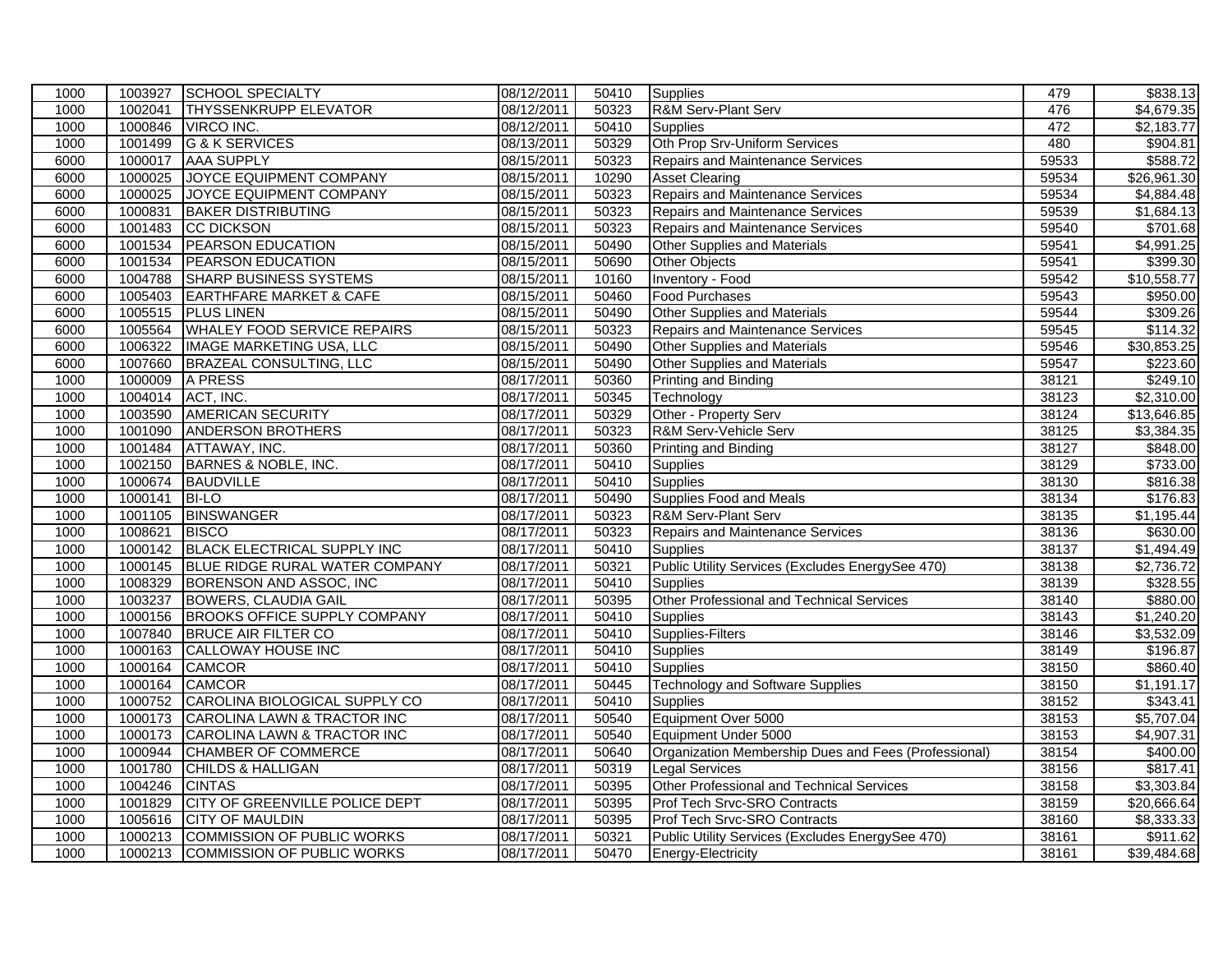| | | | | | | | |
|---|---|---|---|---|---|---|---|
| 1000 | 1003927 | SCHOOL SPECIALTY | 08/12/2011 | 50410 | Supplies | 479 | $838.13 |
| 1000 | 1002041 | THYSSENKRUPP ELEVATOR | 08/12/2011 | 50323 | R&M Serv-Plant Serv | 476 | $4,679.35 |
| 1000 | 1000846 | VIRCO INC. | 08/12/2011 | 50410 | Supplies | 472 | $2,183.77 |
| 1000 | 1001499 | G & K SERVICES | 08/13/2011 | 50329 | Oth Prop Srv-Uniform Services | 480 | $904.81 |
| 6000 | 1000017 | AAA SUPPLY | 08/15/2011 | 50323 | Repairs and Maintenance Services | 59533 | $588.72 |
| 6000 | 1000025 | JOYCE EQUIPMENT COMPANY | 08/15/2011 | 10290 | Asset Clearing | 59534 | $26,961.30 |
| 6000 | 1000025 | JOYCE EQUIPMENT COMPANY | 08/15/2011 | 50323 | Repairs and Maintenance Services | 59534 | $4,884.48 |
| 6000 | 1000831 | BAKER DISTRIBUTING | 08/15/2011 | 50323 | Repairs and Maintenance Services | 59539 | $1,684.13 |
| 6000 | 1001483 | CC DICKSON | 08/15/2011 | 50323 | Repairs and Maintenance Services | 59540 | $701.68 |
| 6000 | 1001534 | PEARSON EDUCATION | 08/15/2011 | 50490 | Other Supplies and Materials | 59541 | $4,991.25 |
| 6000 | 1001534 | PEARSON EDUCATION | 08/15/2011 | 50690 | Other Objects | 59541 | $399.30 |
| 6000 | 1004788 | SHARP BUSINESS SYSTEMS | 08/15/2011 | 10160 | Inventory - Food | 59542 | $10,558.77 |
| 6000 | 1005403 | EARTHFARE MARKET & CAFE | 08/15/2011 | 50460 | Food Purchases | 59543 | $950.00 |
| 6000 | 1005515 | PLUS LINEN | 08/15/2011 | 50490 | Other Supplies and Materials | 59544 | $309.26 |
| 6000 | 1005564 | WHALEY FOOD SERVICE REPAIRS | 08/15/2011 | 50323 | Repairs and Maintenance Services | 59545 | $114.32 |
| 6000 | 1006322 | IMAGE MARKETING USA, LLC | 08/15/2011 | 50490 | Other Supplies and Materials | 59546 | $30,853.25 |
| 6000 | 1007660 | BRAZEAL CONSULTING, LLC | 08/15/2011 | 50490 | Other Supplies and Materials | 59547 | $223.60 |
| 1000 | 1000009 | A PRESS | 08/17/2011 | 50360 | Printing and Binding | 38121 | $249.10 |
| 1000 | 1004014 | ACT, INC. | 08/17/2011 | 50345 | Technology | 38123 | $2,310.00 |
| 1000 | 1003590 | AMERICAN SECURITY | 08/17/2011 | 50329 | Other - Property Serv | 38124 | $13,646.85 |
| 1000 | 1001090 | ANDERSON BROTHERS | 08/17/2011 | 50323 | R&M Serv-Vehicle Serv | 38125 | $3,384.35 |
| 1000 | 1001484 | ATTAWAY, INC. | 08/17/2011 | 50360 | Printing and Binding | 38127 | $848.00 |
| 1000 | 1002150 | BARNES & NOBLE, INC. | 08/17/2011 | 50410 | Supplies | 38129 | $733.00 |
| 1000 | 1000674 | BAUDVILLE | 08/17/2011 | 50410 | Supplies | 38130 | $816.38 |
| 1000 | 1000141 | BI-LO | 08/17/2011 | 50490 | Supplies Food and Meals | 38134 | $176.83 |
| 1000 | 1001105 | BINSWANGER | 08/17/2011 | 50323 | R&M Serv-Plant Serv | 38135 | $1,195.44 |
| 1000 | 1008621 | BISCO | 08/17/2011 | 50323 | Repairs and Maintenance Services | 38136 | $630.00 |
| 1000 | 1000142 | BLACK ELECTRICAL SUPPLY INC | 08/17/2011 | 50410 | Supplies | 38137 | $1,494.49 |
| 1000 | 1000145 | BLUE RIDGE RURAL WATER COMPANY | 08/17/2011 | 50321 | Public Utility Services (Excludes EnergySee 470) | 38138 | $2,736.72 |
| 1000 | 1008329 | BORENSON AND ASSOC, INC | 08/17/2011 | 50410 | Supplies | 38139 | $328.55 |
| 1000 | 1003237 | BOWERS, CLAUDIA GAIL | 08/17/2011 | 50395 | Other Professional and Technical Services | 38140 | $880.00 |
| 1000 | 1000156 | BROOKS OFFICE SUPPLY COMPANY | 08/17/2011 | 50410 | Supplies | 38143 | $1,240.20 |
| 1000 | 1007840 | BRUCE AIR FILTER CO | 08/17/2011 | 50410 | Supplies-Filters | 38146 | $3,532.09 |
| 1000 | 1000163 | CALLOWAY HOUSE INC | 08/17/2011 | 50410 | Supplies | 38149 | $196.87 |
| 1000 | 1000164 | CAMCOR | 08/17/2011 | 50410 | Supplies | 38150 | $860.40 |
| 1000 | 1000164 | CAMCOR | 08/17/2011 | 50445 | Technology and Software Supplies | 38150 | $1,191.17 |
| 1000 | 1000752 | CAROLINA BIOLOGICAL SUPPLY CO | 08/17/2011 | 50410 | Supplies | 38152 | $343.41 |
| 1000 | 1000173 | CAROLINA LAWN & TRACTOR INC | 08/17/2011 | 50540 | Equipment Over 5000 | 38153 | $5,707.04 |
| 1000 | 1000173 | CAROLINA LAWN & TRACTOR INC | 08/17/2011 | 50540 | Equipment Under 5000 | 38153 | $4,907.31 |
| 1000 | 1000944 | CHAMBER OF COMMERCE | 08/17/2011 | 50640 | Organization Membership Dues and Fees (Professional) | 38154 | $400.00 |
| 1000 | 1001780 | CHILDS & HALLIGAN | 08/17/2011 | 50319 | Legal Services | 38156 | $817.41 |
| 1000 | 1004246 | CINTAS | 08/17/2011 | 50395 | Other Professional and Technical Services | 38158 | $3,303.84 |
| 1000 | 1001829 | CITY OF GREENVILLE POLICE DEPT | 08/17/2011 | 50395 | Prof Tech Srvc-SRO Contracts | 38159 | $20,666.64 |
| 1000 | 1005616 | CITY OF MAULDIN | 08/17/2011 | 50395 | Prof Tech Srvc-SRO Contracts | 38160 | $8,333.33 |
| 1000 | 1000213 | COMMISSION OF PUBLIC WORKS | 08/17/2011 | 50321 | Public Utility Services (Excludes EnergySee 470) | 38161 | $911.62 |
| 1000 | 1000213 | COMMISSION OF PUBLIC WORKS | 08/17/2011 | 50470 | Energy-Electricity | 38161 | $39,484.68 |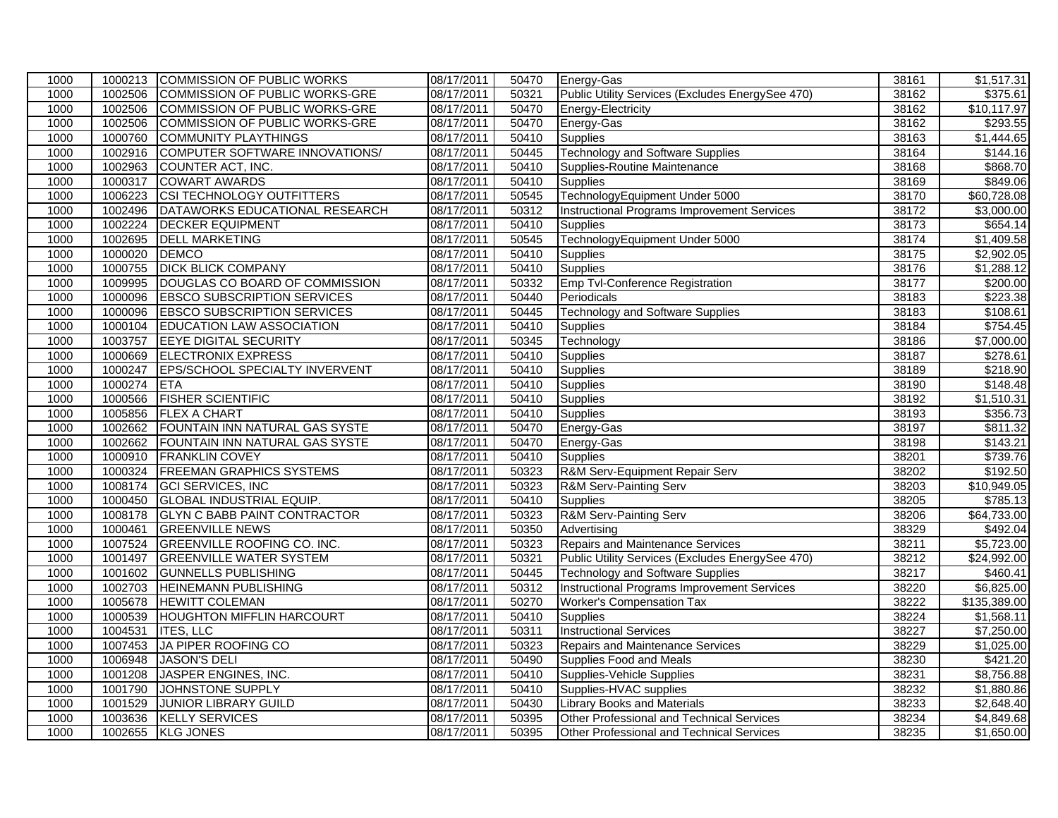| 1000 | 1000213 | COMMISSION OF PUBLIC WORKS | 08/17/2011 | 50470 | Energy-Gas | 38161 | $1,517.31 |
|---|---|---|---|---|---|---|---|
| 1000 | 1002506 | COMMISSION OF PUBLIC WORKS-GRE | 08/17/2011 | 50321 | Public Utility Services (Excludes EnergySee 470) | 38162 | $375.61 |
| 1000 | 1002506 | COMMISSION OF PUBLIC WORKS-GRE | 08/17/2011 | 50470 | Energy-Electricity | 38162 | $10,117.97 |
| 1000 | 1002506 | COMMISSION OF PUBLIC WORKS-GRE | 08/17/2011 | 50470 | Energy-Gas | 38162 | $293.55 |
| 1000 | 1000760 | COMMUNITY PLAYTHINGS | 08/17/2011 | 50410 | Supplies | 38163 | $1,444.65 |
| 1000 | 1002916 | COMPUTER SOFTWARE INNOVATIONS/ | 08/17/2011 | 50445 | Technology and Software Supplies | 38164 | $144.16 |
| 1000 | 1002963 | COUNTER ACT, INC. | 08/17/2011 | 50410 | Supplies-Routine Maintenance | 38168 | $868.70 |
| 1000 | 1000317 | COWART AWARDS | 08/17/2011 | 50410 | Supplies | 38169 | $849.06 |
| 1000 | 1006223 | CSI TECHNOLOGY OUTFITTERS | 08/17/2011 | 50545 | TechnologyEquipment Under 5000 | 38170 | $60,728.08 |
| 1000 | 1002496 | DATAWORKS EDUCATIONAL RESEARCH | 08/17/2011 | 50312 | Instructional Programs Improvement Services | 38172 | $3,000.00 |
| 1000 | 1002224 | DECKER EQUIPMENT | 08/17/2011 | 50410 | Supplies | 38173 | $654.14 |
| 1000 | 1002695 | DELL MARKETING | 08/17/2011 | 50545 | TechnologyEquipment Under 5000 | 38174 | $1,409.58 |
| 1000 | 1000020 | DEMCO | 08/17/2011 | 50410 | Supplies | 38175 | $2,902.05 |
| 1000 | 1000755 | DICK BLICK COMPANY | 08/17/2011 | 50410 | Supplies | 38176 | $1,288.12 |
| 1000 | 1009995 | DOUGLAS CO BOARD OF COMMISSION | 08/17/2011 | 50332 | Emp Tvl-Conference Registration | 38177 | $200.00 |
| 1000 | 1000096 | EBSCO SUBSCRIPTION SERVICES | 08/17/2011 | 50440 | Periodicals | 38183 | $223.38 |
| 1000 | 1000096 | EBSCO SUBSCRIPTION SERVICES | 08/17/2011 | 50445 | Technology and Software Supplies | 38183 | $108.61 |
| 1000 | 1000104 | EDUCATION LAW ASSOCIATION | 08/17/2011 | 50410 | Supplies | 38184 | $754.45 |
| 1000 | 1003757 | EEYE DIGITAL SECURITY | 08/17/2011 | 50345 | Technology | 38186 | $7,000.00 |
| 1000 | 1000669 | ELECTRONIX EXPRESS | 08/17/2011 | 50410 | Supplies | 38187 | $278.61 |
| 1000 | 1000247 | EPS/SCHOOL SPECIALTY INVERVENT | 08/17/2011 | 50410 | Supplies | 38189 | $218.90 |
| 1000 | 1000274 | ETA | 08/17/2011 | 50410 | Supplies | 38190 | $148.48 |
| 1000 | 1000566 | FISHER SCIENTIFIC | 08/17/2011 | 50410 | Supplies | 38192 | $1,510.31 |
| 1000 | 1005856 | FLEX A CHART | 08/17/2011 | 50410 | Supplies | 38193 | $356.73 |
| 1000 | 1002662 | FOUNTAIN INN NATURAL GAS SYSTE | 08/17/2011 | 50470 | Energy-Gas | 38197 | $811.32 |
| 1000 | 1002662 | FOUNTAIN INN NATURAL GAS SYSTE | 08/17/2011 | 50470 | Energy-Gas | 38198 | $143.21 |
| 1000 | 1000910 | FRANKLIN COVEY | 08/17/2011 | 50410 | Supplies | 38201 | $739.76 |
| 1000 | 1000324 | FREEMAN GRAPHICS SYSTEMS | 08/17/2011 | 50323 | R&M Serv-Equipment Repair Serv | 38202 | $192.50 |
| 1000 | 1008174 | GCI SERVICES, INC | 08/17/2011 | 50323 | R&M Serv-Painting Serv | 38203 | $10,949.05 |
| 1000 | 1000450 | GLOBAL INDUSTRIAL EQUIP. | 08/17/2011 | 50410 | Supplies | 38205 | $785.13 |
| 1000 | 1008178 | GLYN C BABB PAINT CONTRACTOR | 08/17/2011 | 50323 | R&M Serv-Painting Serv | 38206 | $64,733.00 |
| 1000 | 1000461 | GREENVILLE NEWS | 08/17/2011 | 50350 | Advertising | 38329 | $492.04 |
| 1000 | 1007524 | GREENVILLE ROOFING CO. INC. | 08/17/2011 | 50323 | Repairs and Maintenance Services | 38211 | $5,723.00 |
| 1000 | 1001497 | GREENVILLE WATER SYSTEM | 08/17/2011 | 50321 | Public Utility Services (Excludes EnergySee 470) | 38212 | $24,992.00 |
| 1000 | 1001602 | GUNNELLS PUBLISHING | 08/17/2011 | 50445 | Technology and Software Supplies | 38217 | $460.41 |
| 1000 | 1002703 | HEINEMANN PUBLISHING | 08/17/2011 | 50312 | Instructional Programs Improvement Services | 38220 | $6,825.00 |
| 1000 | 1005678 | HEWITT COLEMAN | 08/17/2011 | 50270 | Worker's Compensation Tax | 38222 | $135,389.00 |
| 1000 | 1000539 | HOUGHTON MIFFLIN HARCOURT | 08/17/2011 | 50410 | Supplies | 38224 | $1,568.11 |
| 1000 | 1004531 | ITES, LLC | 08/17/2011 | 50311 | Instructional Services | 38227 | $7,250.00 |
| 1000 | 1007453 | JA PIPER ROOFING CO | 08/17/2011 | 50323 | Repairs and Maintenance Services | 38229 | $1,025.00 |
| 1000 | 1006948 | JASON'S DELI | 08/17/2011 | 50490 | Supplies Food and Meals | 38230 | $421.20 |
| 1000 | 1001208 | JASPER ENGINES, INC. | 08/17/2011 | 50410 | Supplies-Vehicle Supplies | 38231 | $8,756.88 |
| 1000 | 1001790 | JOHNSTONE SUPPLY | 08/17/2011 | 50410 | Supplies-HVAC supplies | 38232 | $1,880.86 |
| 1000 | 1001529 | JUNIOR LIBRARY GUILD | 08/17/2011 | 50430 | Library Books and Materials | 38233 | $2,648.40 |
| 1000 | 1003636 | KELLY SERVICES | 08/17/2011 | 50395 | Other Professional and Technical Services | 38234 | $4,849.68 |
| 1000 | 1002655 | KLG JONES | 08/17/2011 | 50395 | Other Professional and Technical Services | 38235 | $1,650.00 |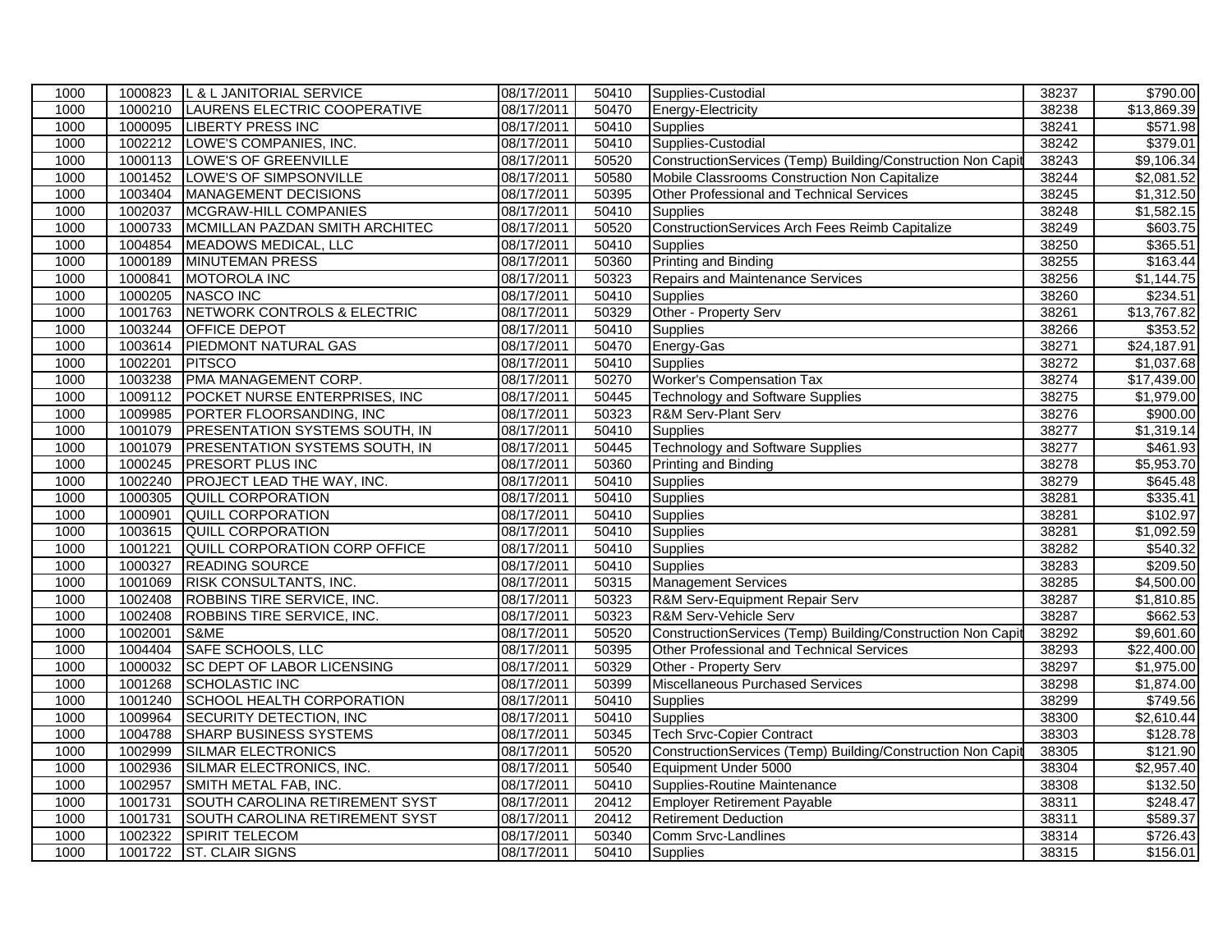| 1000 | 1000823 | L & L JANITORIAL SERVICE | 08/17/2011 | 50410 | Supplies-Custodial | 38237 | $790.00 |
|---|---|---|---|---|---|---|---|
| 1000 | 1000210 | LAURENS ELECTRIC COOPERATIVE | 08/17/2011 | 50470 | Energy-Electricity | 38238 | $13,869.39 |
| 1000 | 1000095 | LIBERTY PRESS INC | 08/17/2011 | 50410 | Supplies | 38241 | $571.98 |
| 1000 | 1002212 | LOWE'S COMPANIES, INC. | 08/17/2011 | 50410 | Supplies-Custodial | 38242 | $379.01 |
| 1000 | 1000113 | LOWE'S OF GREENVILLE | 08/17/2011 | 50520 | ConstructionServices (Temp) Building/Construction Non Capit | 38243 | $9,106.34 |
| 1000 | 1001452 | LOWE'S OF SIMPSONVILLE | 08/17/2011 | 50580 | Mobile Classrooms Construction Non Capitalize | 38244 | $2,081.52 |
| 1000 | 1003404 | MANAGEMENT DECISIONS | 08/17/2011 | 50395 | Other Professional and Technical Services | 38245 | $1,312.50 |
| 1000 | 1002037 | MCGRAW-HILL COMPANIES | 08/17/2011 | 50410 | Supplies | 38248 | $1,582.15 |
| 1000 | 1000733 | MCMILLAN PAZDAN SMITH ARCHITEC | 08/17/2011 | 50520 | ConstructionServices Arch Fees Reimb Capitalize | 38249 | $603.75 |
| 1000 | 1004854 | MEADOWS MEDICAL, LLC | 08/17/2011 | 50410 | Supplies | 38250 | $365.51 |
| 1000 | 1000189 | MINUTEMAN PRESS | 08/17/2011 | 50360 | Printing and Binding | 38255 | $163.44 |
| 1000 | 1000841 | MOTOROLA INC | 08/17/2011 | 50323 | Repairs and Maintenance Services | 38256 | $1,144.75 |
| 1000 | 1000205 | NASCO INC | 08/17/2011 | 50410 | Supplies | 38260 | $234.51 |
| 1000 | 1001763 | NETWORK CONTROLS & ELECTRIC | 08/17/2011 | 50329 | Other - Property Serv | 38261 | $13,767.82 |
| 1000 | 1003244 | OFFICE DEPOT | 08/17/2011 | 50410 | Supplies | 38266 | $353.52 |
| 1000 | 1003614 | PIEDMONT NATURAL GAS | 08/17/2011 | 50470 | Energy-Gas | 38271 | $24,187.91 |
| 1000 | 1002201 | PITSCO | 08/17/2011 | 50410 | Supplies | 38272 | $1,037.68 |
| 1000 | 1003238 | PMA MANAGEMENT CORP. | 08/17/2011 | 50270 | Worker's Compensation Tax | 38274 | $17,439.00 |
| 1000 | 1009112 | POCKET NURSE ENTERPRISES, INC | 08/17/2011 | 50445 | Technology and Software Supplies | 38275 | $1,979.00 |
| 1000 | 1009985 | PORTER FLOORSANDING, INC | 08/17/2011 | 50323 | R&M Serv-Plant Serv | 38276 | $900.00 |
| 1000 | 1001079 | PRESENTATION SYSTEMS SOUTH, IN | 08/17/2011 | 50410 | Supplies | 38277 | $1,319.14 |
| 1000 | 1001079 | PRESENTATION SYSTEMS SOUTH, IN | 08/17/2011 | 50445 | Technology and Software Supplies | 38277 | $461.93 |
| 1000 | 1000245 | PRESORT PLUS INC | 08/17/2011 | 50360 | Printing and Binding | 38278 | $5,953.70 |
| 1000 | 1002240 | PROJECT LEAD THE WAY, INC. | 08/17/2011 | 50410 | Supplies | 38279 | $645.48 |
| 1000 | 1000305 | QUILL CORPORATION | 08/17/2011 | 50410 | Supplies | 38281 | $335.41 |
| 1000 | 1000901 | QUILL CORPORATION | 08/17/2011 | 50410 | Supplies | 38281 | $102.97 |
| 1000 | 1003615 | QUILL CORPORATION | 08/17/2011 | 50410 | Supplies | 38281 | $1,092.59 |
| 1000 | 1001221 | QUILL CORPORATION CORP OFFICE | 08/17/2011 | 50410 | Supplies | 38282 | $540.32 |
| 1000 | 1000327 | READING SOURCE | 08/17/2011 | 50410 | Supplies | 38283 | $209.50 |
| 1000 | 1001069 | RISK CONSULTANTS, INC. | 08/17/2011 | 50315 | Management Services | 38285 | $4,500.00 |
| 1000 | 1002408 | ROBBINS TIRE SERVICE, INC. | 08/17/2011 | 50323 | R&M Serv-Equipment Repair Serv | 38287 | $1,810.85 |
| 1000 | 1002408 | ROBBINS TIRE SERVICE, INC. | 08/17/2011 | 50323 | R&M Serv-Vehicle Serv | 38287 | $662.53 |
| 1000 | 1002001 | S&ME | 08/17/2011 | 50520 | ConstructionServices (Temp) Building/Construction Non Capit | 38292 | $9,601.60 |
| 1000 | 1004404 | SAFE SCHOOLS, LLC | 08/17/2011 | 50395 | Other Professional and Technical Services | 38293 | $22,400.00 |
| 1000 | 1000032 | SC DEPT OF LABOR LICENSING | 08/17/2011 | 50329 | Other - Property Serv | 38297 | $1,975.00 |
| 1000 | 1001268 | SCHOLASTIC INC | 08/17/2011 | 50399 | Miscellaneous Purchased Services | 38298 | $1,874.00 |
| 1000 | 1001240 | SCHOOL HEALTH CORPORATION | 08/17/2011 | 50410 | Supplies | 38299 | $749.56 |
| 1000 | 1009964 | SECURITY DETECTION, INC | 08/17/2011 | 50410 | Supplies | 38300 | $2,610.44 |
| 1000 | 1004788 | SHARP BUSINESS SYSTEMS | 08/17/2011 | 50345 | Tech Srvc-Copier Contract | 38303 | $128.78 |
| 1000 | 1002999 | SILMAR ELECTRONICS | 08/17/2011 | 50520 | ConstructionServices (Temp) Building/Construction Non Capit | 38305 | $121.90 |
| 1000 | 1002936 | SILMAR ELECTRONICS, INC. | 08/17/2011 | 50540 | Equipment Under 5000 | 38304 | $2,957.40 |
| 1000 | 1002957 | SMITH METAL FAB, INC. | 08/17/2011 | 50410 | Supplies-Routine Maintenance | 38308 | $132.50 |
| 1000 | 1001731 | SOUTH CAROLINA RETIREMENT SYST | 08/17/2011 | 20412 | Employer Retirement Payable | 38311 | $248.47 |
| 1000 | 1001731 | SOUTH CAROLINA RETIREMENT SYST | 08/17/2011 | 20412 | Retirement Deduction | 38311 | $589.37 |
| 1000 | 1002322 | SPIRIT TELECOM | 08/17/2011 | 50340 | Comm Srvc-Landlines | 38314 | $726.43 |
| 1000 | 1001722 | ST. CLAIR SIGNS | 08/17/2011 | 50410 | Supplies | 38315 | $156.01 |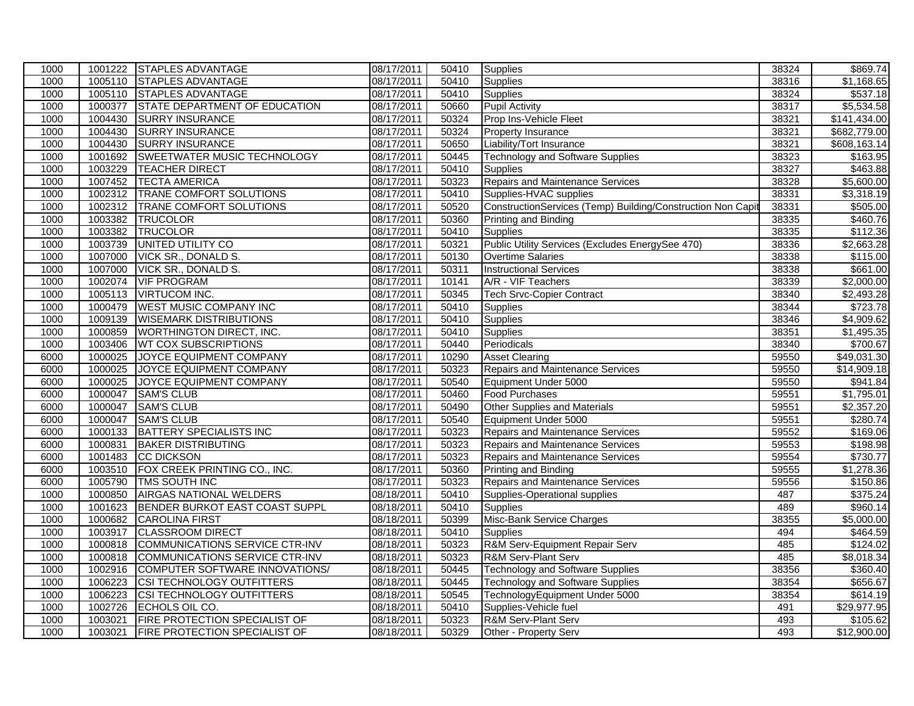| 1000 | 1001222 | STAPLES ADVANTAGE | 08/17/2011 | 50410 | Supplies | 38324 | $869.74 |
|---|---|---|---|---|---|---|---|
| 1000 | 1005110 | STAPLES ADVANTAGE | 08/17/2011 | 50410 | Supplies | 38316 | $1,168.65 |
| 1000 | 1005110 | STAPLES ADVANTAGE | 08/17/2011 | 50410 | Supplies | 38324 | $537.18 |
| 1000 | 1000377 | STATE DEPARTMENT OF EDUCATION | 08/17/2011 | 50660 | Pupil Activity | 38317 | $5,534.58 |
| 1000 | 1004430 | SURRY INSURANCE | 08/17/2011 | 50324 | Prop Ins-Vehicle Fleet | 38321 | $141,434.00 |
| 1000 | 1004430 | SURRY INSURANCE | 08/17/2011 | 50324 | Property Insurance | 38321 | $682,779.00 |
| 1000 | 1004430 | SURRY INSURANCE | 08/17/2011 | 50650 | Liability/Tort Insurance | 38321 | $608,163.14 |
| 1000 | 1001692 | SWEETWATER MUSIC TECHNOLOGY | 08/17/2011 | 50445 | Technology and Software Supplies | 38323 | $163.95 |
| 1000 | 1003229 | TEACHER DIRECT | 08/17/2011 | 50410 | Supplies | 38327 | $463.88 |
| 1000 | 1007452 | TECTA AMERICA | 08/17/2011 | 50323 | Repairs and Maintenance Services | 38328 | $5,600.00 |
| 1000 | 1002312 | TRANE COMFORT SOLUTIONS | 08/17/2011 | 50410 | Supplies-HVAC supplies | 38331 | $3,318.19 |
| 1000 | 1002312 | TRANE COMFORT SOLUTIONS | 08/17/2011 | 50520 | ConstructionServices (Temp) Building/Construction Non Capit | 38331 | $505.00 |
| 1000 | 1003382 | TRUCOLOR | 08/17/2011 | 50360 | Printing and Binding | 38335 | $460.76 |
| 1000 | 1003382 | TRUCOLOR | 08/17/2011 | 50410 | Supplies | 38335 | $112.36 |
| 1000 | 1003739 | UNITED UTILITY CO | 08/17/2011 | 50321 | Public Utility Services (Excludes EnergySee 470) | 38336 | $2,663.28 |
| 1000 | 1007000 | VICK SR., DONALD S. | 08/17/2011 | 50130 | Overtime Salaries | 38338 | $115.00 |
| 1000 | 1007000 | VICK SR., DONALD S. | 08/17/2011 | 50311 | Instructional Services | 38338 | $661.00 |
| 1000 | 1002074 | VIF PROGRAM | 08/17/2011 | 10141 | A/R - VIF Teachers | 38339 | $2,000.00 |
| 1000 | 1005113 | VIRTUCOM INC. | 08/17/2011 | 50345 | Tech Srvc-Copier Contract | 38340 | $2,493.28 |
| 1000 | 1000479 | WEST MUSIC COMPANY INC | 08/17/2011 | 50410 | Supplies | 38344 | $723.78 |
| 1000 | 1009139 | WISEMARK DISTRIBUTIONS | 08/17/2011 | 50410 | Supplies | 38346 | $4,909.62 |
| 1000 | 1000859 | WORTHINGTON DIRECT, INC. | 08/17/2011 | 50410 | Supplies | 38351 | $1,495.35 |
| 1000 | 1003406 | WT COX SUBSCRIPTIONS | 08/17/2011 | 50440 | Periodicals | 38340 | $700.67 |
| 6000 | 1000025 | JOYCE EQUIPMENT COMPANY | 08/17/2011 | 10290 | Asset Clearing | 59550 | $49,031.30 |
| 6000 | 1000025 | JOYCE EQUIPMENT COMPANY | 08/17/2011 | 50323 | Repairs and Maintenance Services | 59550 | $14,909.18 |
| 6000 | 1000025 | JOYCE EQUIPMENT COMPANY | 08/17/2011 | 50540 | Equipment Under 5000 | 59550 | $941.84 |
| 6000 | 1000047 | SAM'S CLUB | 08/17/2011 | 50460 | Food Purchases | 59551 | $1,795.01 |
| 6000 | 1000047 | SAM'S CLUB | 08/17/2011 | 50490 | Other Supplies and Materials | 59551 | $2,357.20 |
| 6000 | 1000047 | SAM'S CLUB | 08/17/2011 | 50540 | Equipment Under 5000 | 59551 | $280.74 |
| 6000 | 1000133 | BATTERY SPECIALISTS INC | 08/17/2011 | 50323 | Repairs and Maintenance Services | 59552 | $169.06 |
| 6000 | 1000831 | BAKER DISTRIBUTING | 08/17/2011 | 50323 | Repairs and Maintenance Services | 59553 | $198.98 |
| 6000 | 1001483 | CC DICKSON | 08/17/2011 | 50323 | Repairs and Maintenance Services | 59554 | $730.77 |
| 6000 | 1003510 | FOX CREEK PRINTING CO., INC. | 08/17/2011 | 50360 | Printing and Binding | 59555 | $1,278.36 |
| 6000 | 1005790 | TMS SOUTH INC | 08/17/2011 | 50323 | Repairs and Maintenance Services | 59556 | $150.86 |
| 1000 | 1000850 | AIRGAS NATIONAL WELDERS | 08/18/2011 | 50410 | Supplies-Operational supplies | 487 | $375.24 |
| 1000 | 1001623 | BENDER BURKOT EAST COAST SUPPL | 08/18/2011 | 50410 | Supplies | 489 | $960.14 |
| 1000 | 1000682 | CAROLINA FIRST | 08/18/2011 | 50399 | Misc-Bank Service Charges | 38355 | $5,000.00 |
| 1000 | 1003917 | CLASSROOM DIRECT | 08/18/2011 | 50410 | Supplies | 494 | $464.59 |
| 1000 | 1000818 | COMMUNICATIONS SERVICE CTR-INV | 08/18/2011 | 50323 | R&M Serv-Equipment Repair Serv | 485 | $124.02 |
| 1000 | 1000818 | COMMUNICATIONS SERVICE CTR-INV | 08/18/2011 | 50323 | R&M Serv-Plant Serv | 485 | $8,018.34 |
| 1000 | 1002916 | COMPUTER SOFTWARE INNOVATIONS/ | 08/18/2011 | 50445 | Technology and Software Supplies | 38356 | $360.40 |
| 1000 | 1006223 | CSI TECHNOLOGY OUTFITTERS | 08/18/2011 | 50445 | Technology and Software Supplies | 38354 | $656.67 |
| 1000 | 1006223 | CSI TECHNOLOGY OUTFITTERS | 08/18/2011 | 50545 | TechnologyEquipment Under 5000 | 38354 | $614.19 |
| 1000 | 1002726 | ECHOLS OIL CO. | 08/18/2011 | 50410 | Supplies-Vehicle fuel | 491 | $29,977.95 |
| 1000 | 1003021 | FIRE PROTECTION SPECIALIST OF | 08/18/2011 | 50323 | R&M Serv-Plant Serv | 493 | $105.62 |
| 1000 | 1003021 | FIRE PROTECTION SPECIALIST OF | 08/18/2011 | 50329 | Other - Property Serv | 493 | $12,900.00 |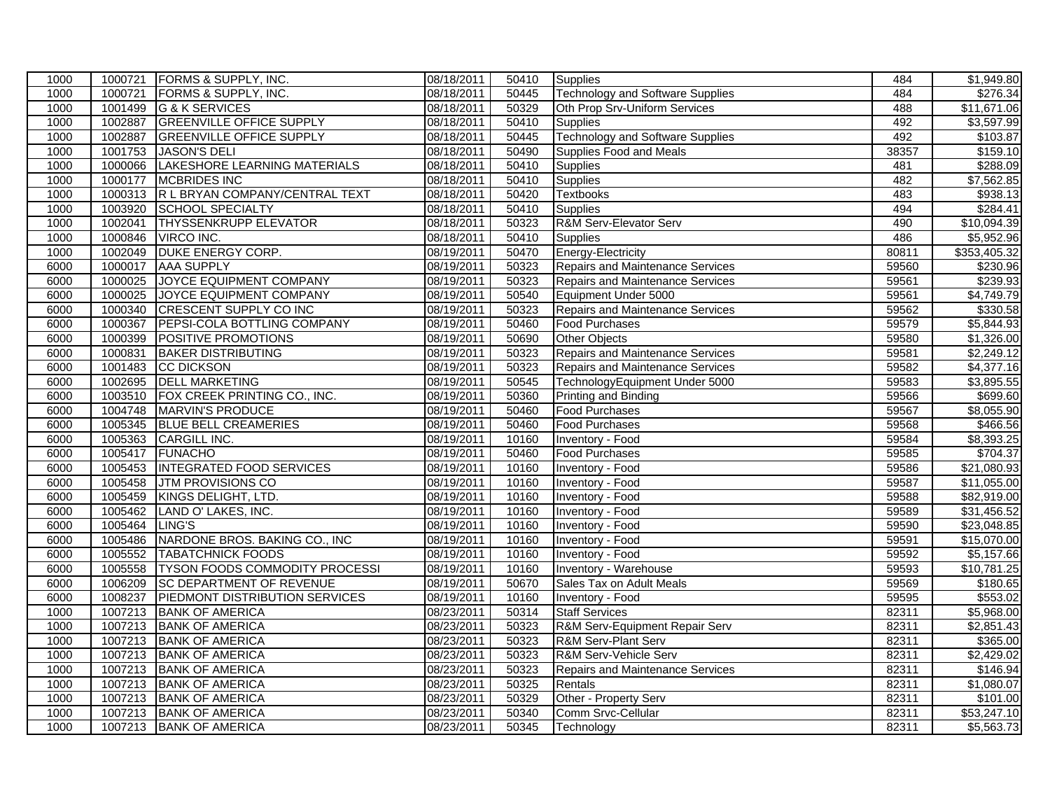| | | | | | | | |
|---|---|---|---|---|---|---|---|
| 1000 | 1000721 | FORMS & SUPPLY, INC. | 08/18/2011 | 50410 | Supplies | 484 | $1,949.80 |
| 1000 | 1000721 | FORMS & SUPPLY, INC. | 08/18/2011 | 50445 | Technology and Software Supplies | 484 | $276.34 |
| 1000 | 1001499 | G & K SERVICES | 08/18/2011 | 50329 | Oth Prop Srv-Uniform Services | 488 | $11,671.06 |
| 1000 | 1002887 | GREENVILLE OFFICE SUPPLY | 08/18/2011 | 50410 | Supplies | 492 | $3,597.99 |
| 1000 | 1002887 | GREENVILLE OFFICE SUPPLY | 08/18/2011 | 50445 | Technology and Software Supplies | 492 | $103.87 |
| 1000 | 1001753 | JASON'S DELI | 08/18/2011 | 50490 | Supplies Food and Meals | 38357 | $159.10 |
| 1000 | 1000066 | LAKESHORE LEARNING MATERIALS | 08/18/2011 | 50410 | Supplies | 481 | $288.09 |
| 1000 | 1000177 | MCBRIDES INC | 08/18/2011 | 50410 | Supplies | 482 | $7,562.85 |
| 1000 | 1000313 | R L BRYAN COMPANY/CENTRAL TEXT | 08/18/2011 | 50420 | Textbooks | 483 | $938.13 |
| 1000 | 1003920 | SCHOOL SPECIALTY | 08/18/2011 | 50410 | Supplies | 494 | $284.41 |
| 1000 | 1002041 | THYSSENKRUPP ELEVATOR | 08/18/2011 | 50323 | R&M Serv-Elevator Serv | 490 | $10,094.39 |
| 1000 | 1000846 | VIRCO INC. | 08/18/2011 | 50410 | Supplies | 486 | $5,952.96 |
| 1000 | 1002049 | DUKE ENERGY CORP. | 08/19/2011 | 50470 | Energy-Electricity | 80811 | $353,405.32 |
| 6000 | 1000017 | AAA SUPPLY | 08/19/2011 | 50323 | Repairs and Maintenance Services | 59560 | $230.96 |
| 6000 | 1000025 | JOYCE EQUIPMENT COMPANY | 08/19/2011 | 50323 | Repairs and Maintenance Services | 59561 | $239.93 |
| 6000 | 1000025 | JOYCE EQUIPMENT COMPANY | 08/19/2011 | 50540 | Equipment Under 5000 | 59561 | $4,749.79 |
| 6000 | 1000340 | CRESCENT SUPPLY CO INC | 08/19/2011 | 50323 | Repairs and Maintenance Services | 59562 | $330.58 |
| 6000 | 1000367 | PEPSI-COLA BOTTLING COMPANY | 08/19/2011 | 50460 | Food Purchases | 59579 | $5,844.93 |
| 6000 | 1000399 | POSITIVE PROMOTIONS | 08/19/2011 | 50690 | Other Objects | 59580 | $1,326.00 |
| 6000 | 1000831 | BAKER DISTRIBUTING | 08/19/2011 | 50323 | Repairs and Maintenance Services | 59581 | $2,249.12 |
| 6000 | 1001483 | CC DICKSON | 08/19/2011 | 50323 | Repairs and Maintenance Services | 59582 | $4,377.16 |
| 6000 | 1002695 | DELL MARKETING | 08/19/2011 | 50545 | TechnologyEquipment Under 5000 | 59583 | $3,895.55 |
| 6000 | 1003510 | FOX CREEK PRINTING CO., INC. | 08/19/2011 | 50360 | Printing and Binding | 59566 | $699.60 |
| 6000 | 1004748 | MARVIN'S PRODUCE | 08/19/2011 | 50460 | Food Purchases | 59567 | $8,055.90 |
| 6000 | 1005345 | BLUE BELL CREAMERIES | 08/19/2011 | 50460 | Food Purchases | 59568 | $466.56 |
| 6000 | 1005363 | CARGILL INC. | 08/19/2011 | 10160 | Inventory - Food | 59584 | $8,393.25 |
| 6000 | 1005417 | FUNACHO | 08/19/2011 | 50460 | Food Purchases | 59585 | $704.37 |
| 6000 | 1005453 | INTEGRATED FOOD SERVICES | 08/19/2011 | 10160 | Inventory - Food | 59586 | $21,080.93 |
| 6000 | 1005458 | JTM PROVISIONS CO | 08/19/2011 | 10160 | Inventory - Food | 59587 | $11,055.00 |
| 6000 | 1005459 | KINGS DELIGHT, LTD. | 08/19/2011 | 10160 | Inventory - Food | 59588 | $82,919.00 |
| 6000 | 1005462 | LAND O' LAKES, INC. | 08/19/2011 | 10160 | Inventory - Food | 59589 | $31,456.52 |
| 6000 | 1005464 | LING'S | 08/19/2011 | 10160 | Inventory - Food | 59590 | $23,048.85 |
| 6000 | 1005486 | NARDONE BROS. BAKING CO., INC | 08/19/2011 | 10160 | Inventory - Food | 59591 | $15,070.00 |
| 6000 | 1005552 | TABATCHNICK FOODS | 08/19/2011 | 10160 | Inventory - Food | 59592 | $5,157.66 |
| 6000 | 1005558 | TYSON FOODS COMMODITY PROCESSI | 08/19/2011 | 10160 | Inventory - Warehouse | 59593 | $10,781.25 |
| 6000 | 1006209 | SC DEPARTMENT OF REVENUE | 08/19/2011 | 50670 | Sales Tax on Adult Meals | 59569 | $180.65 |
| 6000 | 1008237 | PIEDMONT DISTRIBUTION SERVICES | 08/19/2011 | 10160 | Inventory - Food | 59595 | $553.02 |
| 1000 | 1007213 | BANK OF AMERICA | 08/23/2011 | 50314 | Staff Services | 82311 | $5,968.00 |
| 1000 | 1007213 | BANK OF AMERICA | 08/23/2011 | 50323 | R&M Serv-Equipment Repair Serv | 82311 | $2,851.43 |
| 1000 | 1007213 | BANK OF AMERICA | 08/23/2011 | 50323 | R&M Serv-Plant Serv | 82311 | $365.00 |
| 1000 | 1007213 | BANK OF AMERICA | 08/23/2011 | 50323 | R&M Serv-Vehicle Serv | 82311 | $2,429.02 |
| 1000 | 1007213 | BANK OF AMERICA | 08/23/2011 | 50323 | Repairs and Maintenance Services | 82311 | $146.94 |
| 1000 | 1007213 | BANK OF AMERICA | 08/23/2011 | 50325 | Rentals | 82311 | $1,080.07 |
| 1000 | 1007213 | BANK OF AMERICA | 08/23/2011 | 50329 | Other - Property Serv | 82311 | $101.00 |
| 1000 | 1007213 | BANK OF AMERICA | 08/23/2011 | 50340 | Comm Srvc-Cellular | 82311 | $53,247.10 |
| 1000 | 1007213 | BANK OF AMERICA | 08/23/2011 | 50345 | Technology | 82311 | $5,563.73 |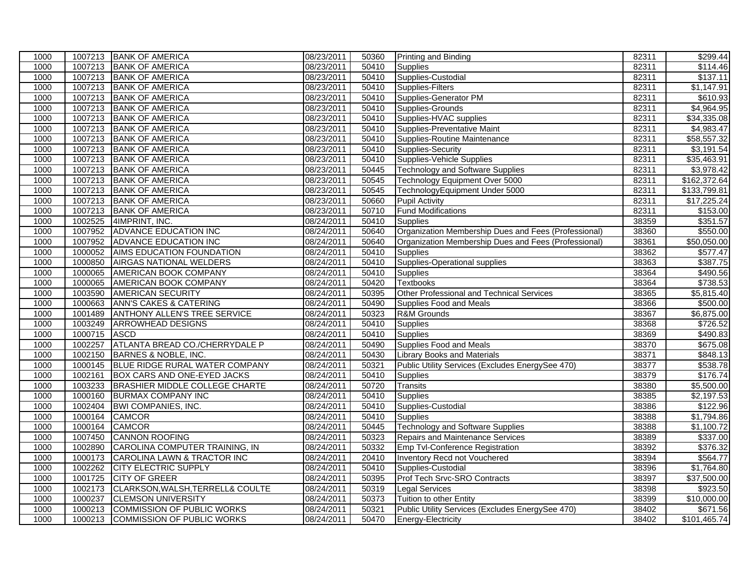| 1000 | 1007213 | BANK OF AMERICA | 08/23/2011 | 50360 | Printing and Binding | 82311 | $299.44 |
|---|---|---|---|---|---|---|---|
| 1000 | 1007213 | BANK OF AMERICA | 08/23/2011 | 50410 | Supplies | 82311 | $114.46 |
| 1000 | 1007213 | BANK OF AMERICA | 08/23/2011 | 50410 | Supplies-Custodial | 82311 | $137.11 |
| 1000 | 1007213 | BANK OF AMERICA | 08/23/2011 | 50410 | Supplies-Filters | 82311 | $1,147.91 |
| 1000 | 1007213 | BANK OF AMERICA | 08/23/2011 | 50410 | Supplies-Generator PM | 82311 | $610.93 |
| 1000 | 1007213 | BANK OF AMERICA | 08/23/2011 | 50410 | Supplies-Grounds | 82311 | $4,964.95 |
| 1000 | 1007213 | BANK OF AMERICA | 08/23/2011 | 50410 | Supplies-HVAC supplies | 82311 | $34,335.08 |
| 1000 | 1007213 | BANK OF AMERICA | 08/23/2011 | 50410 | Supplies-Preventative Maint | 82311 | $4,983.47 |
| 1000 | 1007213 | BANK OF AMERICA | 08/23/2011 | 50410 | Supplies-Routine Maintenance | 82311 | $58,557.32 |
| 1000 | 1007213 | BANK OF AMERICA | 08/23/2011 | 50410 | Supplies-Security | 82311 | $3,191.54 |
| 1000 | 1007213 | BANK OF AMERICA | 08/23/2011 | 50410 | Supplies-Vehicle Supplies | 82311 | $35,463.91 |
| 1000 | 1007213 | BANK OF AMERICA | 08/23/2011 | 50445 | Technology and Software Supplies | 82311 | $3,978.42 |
| 1000 | 1007213 | BANK OF AMERICA | 08/23/2011 | 50545 | Technology Equipment Over 5000 | 82311 | $162,372.64 |
| 1000 | 1007213 | BANK OF AMERICA | 08/23/2011 | 50545 | TechnologyEquipment Under 5000 | 82311 | $133,799.81 |
| 1000 | 1007213 | BANK OF AMERICA | 08/23/2011 | 50660 | Pupil Activity | 82311 | $17,225.24 |
| 1000 | 1007213 | BANK OF AMERICA | 08/23/2011 | 50710 | Fund Modifications | 82311 | $153.00 |
| 1000 | 1002525 | 4IMPRINT, INC. | 08/24/2011 | 50410 | Supplies | 38359 | $351.57 |
| 1000 | 1007952 | ADVANCE EDUCATION INC | 08/24/2011 | 50640 | Organization Membership Dues and Fees (Professional) | 38360 | $550.00 |
| 1000 | 1007952 | ADVANCE EDUCATION INC | 08/24/2011 | 50640 | Organization Membership Dues and Fees (Professional) | 38361 | $50,050.00 |
| 1000 | 1000052 | AIMS EDUCATION FOUNDATION | 08/24/2011 | 50410 | Supplies | 38362 | $577.47 |
| 1000 | 1000850 | AIRGAS NATIONAL WELDERS | 08/24/2011 | 50410 | Supplies-Operational supplies | 38363 | $387.75 |
| 1000 | 1000065 | AMERICAN BOOK COMPANY | 08/24/2011 | 50410 | Supplies | 38364 | $490.56 |
| 1000 | 1000065 | AMERICAN BOOK COMPANY | 08/24/2011 | 50420 | Textbooks | 38364 | $738.53 |
| 1000 | 1003590 | AMERICAN SECURITY | 08/24/2011 | 50395 | Other Professional and Technical Services | 38365 | $5,815.40 |
| 1000 | 1000663 | ANN'S CAKES & CATERING | 08/24/2011 | 50490 | Supplies Food and Meals | 38366 | $500.00 |
| 1000 | 1001489 | ANTHONY ALLEN'S TREE SERVICE | 08/24/2011 | 50323 | R&M Grounds | 38367 | $6,875.00 |
| 1000 | 1003249 | ARROWHEAD DESIGNS | 08/24/2011 | 50410 | Supplies | 38368 | $726.52 |
| 1000 | 1000715 | ASCD | 08/24/2011 | 50410 | Supplies | 38369 | $490.83 |
| 1000 | 1002257 | ATLANTA BREAD CO./CHERRYDALE P | 08/24/2011 | 50490 | Supplies Food and Meals | 38370 | $675.08 |
| 1000 | 1002150 | BARNES & NOBLE, INC. | 08/24/2011 | 50430 | Library Books and Materials | 38371 | $848.13 |
| 1000 | 1000145 | BLUE RIDGE RURAL WATER COMPANY | 08/24/2011 | 50321 | Public Utility Services (Excludes EnergySee 470) | 38377 | $538.78 |
| 1000 | 1002161 | BOX CARS AND ONE-EYED JACKS | 08/24/2011 | 50410 | Supplies | 38379 | $176.74 |
| 1000 | 1003233 | BRASHIER MIDDLE COLLEGE CHARTE | 08/24/2011 | 50720 | Transits | 38380 | $5,500.00 |
| 1000 | 1000160 | BURMAX COMPANY INC | 08/24/2011 | 50410 | Supplies | 38385 | $2,197.53 |
| 1000 | 1002404 | BWI COMPANIES, INC. | 08/24/2011 | 50410 | Supplies-Custodial | 38386 | $122.96 |
| 1000 | 1000164 | CAMCOR | 08/24/2011 | 50410 | Supplies | 38388 | $1,794.86 |
| 1000 | 1000164 | CAMCOR | 08/24/2011 | 50445 | Technology and Software Supplies | 38388 | $1,100.72 |
| 1000 | 1007450 | CANNON ROOFING | 08/24/2011 | 50323 | Repairs and Maintenance Services | 38389 | $337.00 |
| 1000 | 1002890 | CAROLINA COMPUTER TRAINING, IN | 08/24/2011 | 50332 | Emp Tvl-Conference Registration | 38392 | $376.32 |
| 1000 | 1000173 | CAROLINA LAWN & TRACTOR INC | 08/24/2011 | 20410 | Inventory Recd not Vouchered | 38394 | $564.77 |
| 1000 | 1002262 | CITY ELECTRIC SUPPLY | 08/24/2011 | 50410 | Supplies-Custodial | 38396 | $1,764.80 |
| 1000 | 1001725 | CITY OF GREER | 08/24/2011 | 50395 | Prof Tech Srvc-SRO Contracts | 38397 | $37,500.00 |
| 1000 | 1002173 | CLARKSON,WALSH,TERRELL& COULTE | 08/24/2011 | 50319 | Legal Services | 38398 | $923.50 |
| 1000 | 1000237 | CLEMSON UNIVERSITY | 08/24/2011 | 50373 | Tuition to other Entity | 38399 | $10,000.00 |
| 1000 | 1000213 | COMMISSION OF PUBLIC WORKS | 08/24/2011 | 50321 | Public Utility Services (Excludes EnergySee 470) | 38402 | $671.56 |
| 1000 | 1000213 | COMMISSION OF PUBLIC WORKS | 08/24/2011 | 50470 | Energy-Electricity | 38402 | $101,465.74 |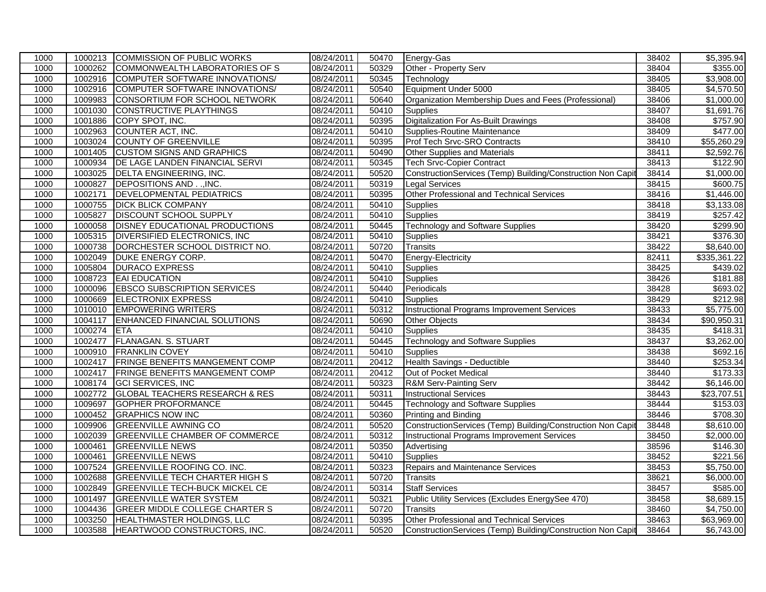| 1000 | 1000213 | COMMISSION OF PUBLIC WORKS | 08/24/2011 | 50470 | Energy-Gas | 38402 | $5,395.94 |
|---|---|---|---|---|---|---|---|
| 1000 | 1000262 | COMMONWEALTH LABORATORIES OF S | 08/24/2011 | 50329 | Other - Property Serv | 38404 | $355.00 |
| 1000 | 1002916 | COMPUTER SOFTWARE INNOVATIONS/ | 08/24/2011 | 50345 | Technology | 38405 | $3,908.00 |
| 1000 | 1002916 | COMPUTER SOFTWARE INNOVATIONS/ | 08/24/2011 | 50540 | Equipment Under 5000 | 38405 | $4,570.50 |
| 1000 | 1009983 | CONSORTIUM FOR SCHOOL NETWORK | 08/24/2011 | 50640 | Organization Membership Dues and Fees (Professional) | 38406 | $1,000.00 |
| 1000 | 1001030 | CONSTRUCTIVE PLAYTHINGS | 08/24/2011 | 50410 | Supplies | 38407 | $1,691.76 |
| 1000 | 1001886 | COPY SPOT, INC. | 08/24/2011 | 50395 | Digitalization For As-Built Drawings | 38408 | $757.90 |
| 1000 | 1002963 | COUNTER ACT, INC. | 08/24/2011 | 50410 | Supplies-Routine Maintenance | 38409 | $477.00 |
| 1000 | 1003024 | COUNTY OF GREENVILLE | 08/24/2011 | 50395 | Prof Tech Srvc-SRO Contracts | 38410 | $55,260.29 |
| 1000 | 1001405 | CUSTOM SIGNS AND GRAPHICS | 08/24/2011 | 50490 | Other Supplies and Materials | 38411 | $2,592.76 |
| 1000 | 1000934 | DE LAGE LANDEN FINANCIAL SERVI | 08/24/2011 | 50345 | Tech Srvc-Copier Contract | 38413 | $122.90 |
| 1000 | 1003025 | DELTA ENGINEERING, INC. | 08/24/2011 | 50520 | ConstructionServices (Temp) Building/Construction Non Capit | 38414 | $1,000.00 |
| 1000 | 1000827 | DEPOSITIONS AND . .,INC. | 08/24/2011 | 50319 | Legal Services | 38415 | $600.75 |
| 1000 | 1002171 | DEVELOPMENTAL PEDIATRICS | 08/24/2011 | 50395 | Other Professional and Technical Services | 38416 | $1,446.00 |
| 1000 | 1000755 | DICK BLICK COMPANY | 08/24/2011 | 50410 | Supplies | 38418 | $3,133.08 |
| 1000 | 1005827 | DISCOUNT SCHOOL SUPPLY | 08/24/2011 | 50410 | Supplies | 38419 | $257.42 |
| 1000 | 1000058 | DISNEY EDUCATIONAL PRODUCTIONS | 08/24/2011 | 50445 | Technology and Software Supplies | 38420 | $299.90 |
| 1000 | 1005315 | DIVERSIFIED ELECTRONICS, INC | 08/24/2011 | 50410 | Supplies | 38421 | $376.30 |
| 1000 | 1000738 | DORCHESTER SCHOOL DISTRICT NO. | 08/24/2011 | 50720 | Transits | 38422 | $8,640.00 |
| 1000 | 1002049 | DUKE ENERGY CORP. | 08/24/2011 | 50470 | Energy-Electricity | 82411 | $335,361.22 |
| 1000 | 1005804 | DURACO EXPRESS | 08/24/2011 | 50410 | Supplies | 38425 | $439.02 |
| 1000 | 1008723 | EAI EDUCATION | 08/24/2011 | 50410 | Supplies | 38426 | $181.88 |
| 1000 | 1000096 | EBSCO SUBSCRIPTION SERVICES | 08/24/2011 | 50440 | Periodicals | 38428 | $693.02 |
| 1000 | 1000669 | ELECTRONIX EXPRESS | 08/24/2011 | 50410 | Supplies | 38429 | $212.98 |
| 1000 | 1010010 | EMPOWERING WRITERS | 08/24/2011 | 50312 | Instructional Programs Improvement Services | 38433 | $5,775.00 |
| 1000 | 1004117 | ENHANCED FINANCIAL SOLUTIONS | 08/24/2011 | 50690 | Other Objects | 38434 | $90,950.31 |
| 1000 | 1000274 | ETA | 08/24/2011 | 50410 | Supplies | 38435 | $418.31 |
| 1000 | 1002477 | FLANAGAN. S. STUART | 08/24/2011 | 50445 | Technology and Software Supplies | 38437 | $3,262.00 |
| 1000 | 1000910 | FRANKLIN COVEY | 08/24/2011 | 50410 | Supplies | 38438 | $692.16 |
| 1000 | 1002417 | FRINGE BENEFITS MANGEMENT COMP | 08/24/2011 | 20412 | Health Savings - Deductible | 38440 | $253.34 |
| 1000 | 1002417 | FRINGE BENEFITS MANGEMENT COMP | 08/24/2011 | 20412 | Out of Pocket Medical | 38440 | $173.33 |
| 1000 | 1008174 | GCI SERVICES, INC | 08/24/2011 | 50323 | R&M Serv-Painting Serv | 38442 | $6,146.00 |
| 1000 | 1002772 | GLOBAL TEACHERS RESEARCH & RES | 08/24/2011 | 50311 | Instructional Services | 38443 | $23,707.51 |
| 1000 | 1009697 | GOPHER PROFORMANCE | 08/24/2011 | 50445 | Technology and Software Supplies | 38444 | $153.03 |
| 1000 | 1000452 | GRAPHICS NOW INC | 08/24/2011 | 50360 | Printing and Binding | 38446 | $708.30 |
| 1000 | 1009906 | GREENVILLE AWNING CO | 08/24/2011 | 50520 | ConstructionServices (Temp) Building/Construction Non Capit | 38448 | $8,610.00 |
| 1000 | 1002039 | GREENVILLE CHAMBER OF COMMERCE | 08/24/2011 | 50312 | Instructional Programs Improvement Services | 38450 | $2,000.00 |
| 1000 | 1000461 | GREENVILLE NEWS | 08/24/2011 | 50350 | Advertising | 38596 | $146.30 |
| 1000 | 1000461 | GREENVILLE NEWS | 08/24/2011 | 50410 | Supplies | 38452 | $221.56 |
| 1000 | 1007524 | GREENVILLE ROOFING CO. INC. | 08/24/2011 | 50323 | Repairs and Maintenance Services | 38453 | $5,750.00 |
| 1000 | 1002688 | GREENVILLE TECH CHARTER HIGH S | 08/24/2011 | 50720 | Transits | 38621 | $6,000.00 |
| 1000 | 1002849 | GREENVILLE TECH-BUCK MICKEL CE | 08/24/2011 | 50314 | Staff Services | 38457 | $585.00 |
| 1000 | 1001497 | GREENVILLE WATER SYSTEM | 08/24/2011 | 50321 | Public Utility Services (Excludes EnergySee 470) | 38458 | $8,689.15 |
| 1000 | 1004436 | GREER MIDDLE COLLEGE CHARTER S | 08/24/2011 | 50720 | Transits | 38460 | $4,750.00 |
| 1000 | 1003250 | HEALTHMASTER HOLDINGS, LLC | 08/24/2011 | 50395 | Other Professional and Technical Services | 38463 | $63,969.00 |
| 1000 | 1003588 | HEARTWOOD CONSTRUCTORS, INC. | 08/24/2011 | 50520 | ConstructionServices (Temp) Building/Construction Non Capit | 38464 | $6,743.00 |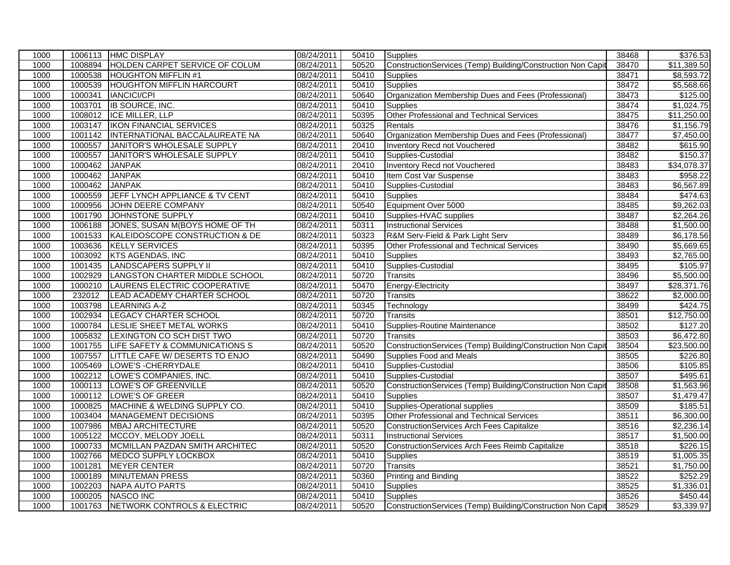| 1000 | 1006113 | HMC DISPLAY | 08/24/2011 | 50410 | Supplies | 38468 | $376.53 |
|---|---|---|---|---|---|---|---|
| 1000 | 1008894 | HOLDEN CARPET SERVICE OF COLUM | 08/24/2011 | 50520 | ConstructionServices (Temp) Building/Construction Non Capit | 38470 | $11,389.50 |
| 1000 | 1000538 | HOUGHTON MIFFLIN #1 | 08/24/2011 | 50410 | Supplies | 38471 | $8,593.72 |
| 1000 | 1000539 | HOUGHTON MIFFLIN HARCOURT | 08/24/2011 | 50410 | Supplies | 38472 | $5,568.66 |
| 1000 | 1000341 | IANCICI/CPI | 08/24/2011 | 50640 | Organization Membership Dues and Fees (Professional) | 38473 | $125.00 |
| 1000 | 1003701 | IB SOURCE, INC. | 08/24/2011 | 50410 | Supplies | 38474 | $1,024.75 |
| 1000 | 1008012 | ICE MILLER, LLP | 08/24/2011 | 50395 | Other Professional and Technical Services | 38475 | $11,250.00 |
| 1000 | 1003147 | IKON FINANCIAL SERVICES | 08/24/2011 | 50325 | Rentals | 38476 | $1,156.79 |
| 1000 | 1001142 | INTERNATIONAL BACCALAUREATE NA | 08/24/2011 | 50640 | Organization Membership Dues and Fees (Professional) | 38477 | $7,450.00 |
| 1000 | 1000557 | JANITOR'S WHOLESALE SUPPLY | 08/24/2011 | 20410 | Inventory Recd not Vouchered | 38482 | $615.90 |
| 1000 | 1000557 | JANITOR'S WHOLESALE SUPPLY | 08/24/2011 | 50410 | Supplies-Custodial | 38482 | $150.37 |
| 1000 | 1000462 | JANPAK | 08/24/2011 | 20410 | Inventory Recd not Vouchered | 38483 | $34,078.37 |
| 1000 | 1000462 | JANPAK | 08/24/2011 | 50410 | Item Cost Var Suspense | 38483 | $958.22 |
| 1000 | 1000462 | JANPAK | 08/24/2011 | 50410 | Supplies-Custodial | 38483 | $6,567.89 |
| 1000 | 1000559 | JEFF LYNCH APPLIANCE & TV CENT | 08/24/2011 | 50410 | Supplies | 38484 | $474.63 |
| 1000 | 1000956 | JOHN DEERE COMPANY | 08/24/2011 | 50540 | Equipment Over 5000 | 38485 | $9,262.03 |
| 1000 | 1001790 | JOHNSTONE SUPPLY | 08/24/2011 | 50410 | Supplies-HVAC supplies | 38487 | $2,264.26 |
| 1000 | 1006188 | JONES, SUSAN M(BOYS HOME OF TH | 08/24/2011 | 50311 | Instructional Services | 38488 | $1,500.00 |
| 1000 | 1001533 | KALEIDOSCOPE CONSTRUCTION & DE | 08/24/2011 | 50323 | R&M Serv-Field & Park Light Serv | 38489 | $6,178.56 |
| 1000 | 1003636 | KELLY SERVICES | 08/24/2011 | 50395 | Other Professional and Technical Services | 38490 | $5,669.65 |
| 1000 | 1003092 | KTS AGENDAS, INC | 08/24/2011 | 50410 | Supplies | 38493 | $2,765.00 |
| 1000 | 1001435 | LANDSCAPERS SUPPLY II | 08/24/2011 | 50410 | Supplies-Custodial | 38495 | $105.97 |
| 1000 | 1002929 | LANGSTON CHARTER MIDDLE SCHOOL | 08/24/2011 | 50720 | Transits | 38496 | $5,500.00 |
| 1000 | 1000210 | LAURENS ELECTRIC COOPERATIVE | 08/24/2011 | 50470 | Energy-Electricity | 38497 | $28,371.76 |
| 1000 | 232012 | LEAD ACADEMY CHARTER SCHOOL | 08/24/2011 | 50720 | Transits | 38622 | $2,000.00 |
| 1000 | 1003798 | LEARNING A-Z | 08/24/2011 | 50345 | Technology | 38499 | $424.75 |
| 1000 | 1002934 | LEGACY CHARTER SCHOOL | 08/24/2011 | 50720 | Transits | 38501 | $12,750.00 |
| 1000 | 1000784 | LESLIE SHEET METAL WORKS | 08/24/2011 | 50410 | Supplies-Routine Maintenance | 38502 | $127.20 |
| 1000 | 1005832 | LEXINGTON CO SCH DIST TWO | 08/24/2011 | 50720 | Transits | 38503 | $6,472.80 |
| 1000 | 1001755 | LIFE SAFETY & COMMUNICATIONS S | 08/24/2011 | 50520 | ConstructionServices (Temp) Building/Construction Non Capit | 38504 | $23,500.00 |
| 1000 | 1007557 | LITTLE CAFE W/ DESERTS TO ENJO | 08/24/2011 | 50490 | Supplies Food and Meals | 38505 | $226.80 |
| 1000 | 1005469 | LOWE'S -CHERRYDALE | 08/24/2011 | 50410 | Supplies-Custodial | 38506 | $105.85 |
| 1000 | 1002212 | LOWE'S COMPANIES, INC. | 08/24/2011 | 50410 | Supplies-Custodial | 38507 | $495.61 |
| 1000 | 1000113 | LOWE'S OF GREENVILLE | 08/24/2011 | 50520 | ConstructionServices (Temp) Building/Construction Non Capit | 38508 | $1,563.96 |
| 1000 | 1000112 | LOWE'S OF GREER | 08/24/2011 | 50410 | Supplies | 38507 | $1,479.47 |
| 1000 | 1000825 | MACHINE & WELDING SUPPLY CO. | 08/24/2011 | 50410 | Supplies-Operational supplies | 38509 | $185.51 |
| 1000 | 1003404 | MANAGEMENT DECISIONS | 08/24/2011 | 50395 | Other Professional and Technical Services | 38511 | $6,300.00 |
| 1000 | 1007986 | MBAJ ARCHITECTURE | 08/24/2011 | 50520 | ConstructionServices Arch Fees Capitalize | 38516 | $2,236.14 |
| 1000 | 1005122 | MCCOY, MELODY JOELL | 08/24/2011 | 50311 | Instructional Services | 38517 | $1,500.00 |
| 1000 | 1000733 | MCMILLAN PAZDAN SMITH ARCHITEC | 08/24/2011 | 50520 | ConstructionServices Arch Fees Reimb Capitalize | 38518 | $226.15 |
| 1000 | 1002766 | MEDCO SUPPLY LOCKBOX | 08/24/2011 | 50410 | Supplies | 38519 | $1,005.35 |
| 1000 | 1001281 | MEYER CENTER | 08/24/2011 | 50720 | Transits | 38521 | $1,750.00 |
| 1000 | 1000189 | MINUTEMAN PRESS | 08/24/2011 | 50360 | Printing and Binding | 38522 | $252.29 |
| 1000 | 1002203 | NAPA AUTO PARTS | 08/24/2011 | 50410 | Supplies | 38525 | $1,336.01 |
| 1000 | 1000205 | NASCO INC | 08/24/2011 | 50410 | Supplies | 38526 | $450.44 |
| 1000 | 1001763 | NETWORK CONTROLS & ELECTRIC | 08/24/2011 | 50520 | ConstructionServices (Temp) Building/Construction Non Capit | 38529 | $3,339.97 |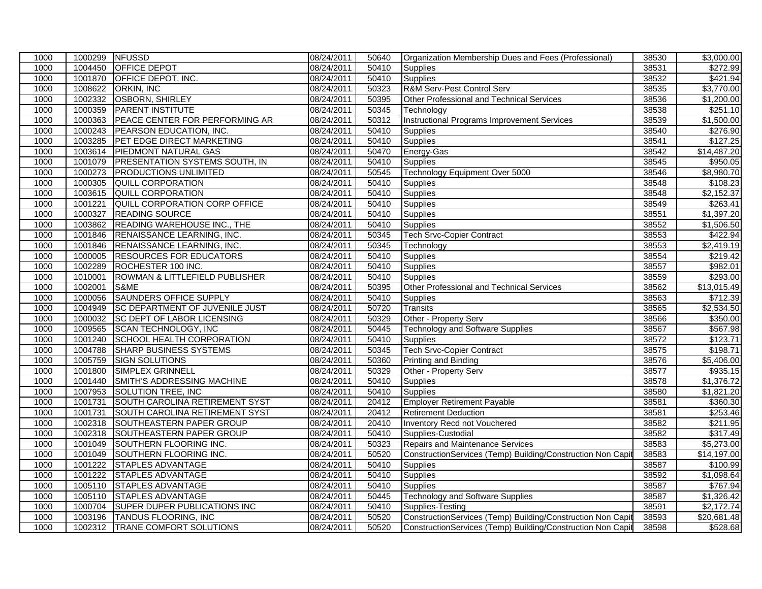| | | | | | | | |
|---|---|---|---|---|---|---|---|
| 1000 | 1000299 | NFUSSD | 08/24/2011 | 50640 | Organization Membership Dues and Fees (Professional) | 38530 | $3,000.00 |
| 1000 | 1004450 | OFFICE DEPOT | 08/24/2011 | 50410 | Supplies | 38531 | $272.99 |
| 1000 | 1001870 | OFFICE DEPOT, INC. | 08/24/2011 | 50410 | Supplies | 38532 | $421.94 |
| 1000 | 1008622 | ORKIN, INC | 08/24/2011 | 50323 | R&M Serv-Pest Control Serv | 38535 | $3,770.00 |
| 1000 | 1002332 | OSBORN, SHIRLEY | 08/24/2011 | 50395 | Other Professional and Technical Services | 38536 | $1,200.00 |
| 1000 | 1000359 | PARENT INSTITUTE | 08/24/2011 | 50345 | Technology | 38538 | $251.10 |
| 1000 | 1000363 | PEACE CENTER FOR PERFORMING AR | 08/24/2011 | 50312 | Instructional Programs Improvement Services | 38539 | $1,500.00 |
| 1000 | 1000243 | PEARSON EDUCATION, INC. | 08/24/2011 | 50410 | Supplies | 38540 | $276.90 |
| 1000 | 1003285 | PET EDGE DIRECT MARKETING | 08/24/2011 | 50410 | Supplies | 38541 | $127.25 |
| 1000 | 1003614 | PIEDMONT NATURAL GAS | 08/24/2011 | 50470 | Energy-Gas | 38542 | $14,487.20 |
| 1000 | 1001079 | PRESENTATION SYSTEMS SOUTH, IN | 08/24/2011 | 50410 | Supplies | 38545 | $950.05 |
| 1000 | 1000273 | PRODUCTIONS UNLIMITED | 08/24/2011 | 50545 | Technology Equipment Over 5000 | 38546 | $8,980.70 |
| 1000 | 1000305 | QUILL CORPORATION | 08/24/2011 | 50410 | Supplies | 38548 | $108.23 |
| 1000 | 1003615 | QUILL CORPORATION | 08/24/2011 | 50410 | Supplies | 38548 | $2,152.37 |
| 1000 | 1001221 | QUILL CORPORATION CORP OFFICE | 08/24/2011 | 50410 | Supplies | 38549 | $263.41 |
| 1000 | 1000327 | READING SOURCE | 08/24/2011 | 50410 | Supplies | 38551 | $1,397.20 |
| 1000 | 1003862 | READING WAREHOUSE INC., THE | 08/24/2011 | 50410 | Supplies | 38552 | $1,506.50 |
| 1000 | 1001846 | RENAISSANCE LEARNING, INC. | 08/24/2011 | 50345 | Tech Srvc-Copier Contract | 38553 | $422.94 |
| 1000 | 1001846 | RENAISSANCE LEARNING, INC. | 08/24/2011 | 50345 | Technology | 38553 | $2,419.19 |
| 1000 | 1000005 | RESOURCES FOR EDUCATORS | 08/24/2011 | 50410 | Supplies | 38554 | $219.42 |
| 1000 | 1002289 | ROCHESTER 100 INC. | 08/24/2011 | 50410 | Supplies | 38557 | $982.01 |
| 1000 | 1010001 | ROWMAN & LITTLEFIELD PUBLISHER | 08/24/2011 | 50410 | Supplies | 38559 | $293.00 |
| 1000 | 1002001 | S&ME | 08/24/2011 | 50395 | Other Professional and Technical Services | 38562 | $13,015.49 |
| 1000 | 1000056 | SAUNDERS OFFICE SUPPLY | 08/24/2011 | 50410 | Supplies | 38563 | $712.39 |
| 1000 | 1004949 | SC DEPARTMENT OF JUVENILE JUST | 08/24/2011 | 50720 | Transits | 38565 | $2,534.50 |
| 1000 | 1000032 | SC DEPT OF LABOR LICENSING | 08/24/2011 | 50329 | Other - Property Serv | 38566 | $350.00 |
| 1000 | 1009565 | SCAN TECHNOLOGY, INC | 08/24/2011 | 50445 | Technology and Software Supplies | 38567 | $567.98 |
| 1000 | 1001240 | SCHOOL HEALTH CORPORATION | 08/24/2011 | 50410 | Supplies | 38572 | $123.71 |
| 1000 | 1004788 | SHARP BUSINESS SYSTEMS | 08/24/2011 | 50345 | Tech Srvc-Copier Contract | 38575 | $198.71 |
| 1000 | 1005759 | SIGN SOLUTIONS | 08/24/2011 | 50360 | Printing and Binding | 38576 | $5,406.00 |
| 1000 | 1001800 | SIMPLEX GRINNELL | 08/24/2011 | 50329 | Other - Property Serv | 38577 | $935.15 |
| 1000 | 1001440 | SMITH'S ADDRESSING MACHINE | 08/24/2011 | 50410 | Supplies | 38578 | $1,376.72 |
| 1000 | 1007953 | SOLUTION TREE, INC | 08/24/2011 | 50410 | Supplies | 38580 | $1,821.20 |
| 1000 | 1001731 | SOUTH CAROLINA RETIREMENT SYST | 08/24/2011 | 20412 | Employer Retirement Payable | 38581 | $360.30 |
| 1000 | 1001731 | SOUTH CAROLINA RETIREMENT SYST | 08/24/2011 | 20412 | Retirement Deduction | 38581 | $253.46 |
| 1000 | 1002318 | SOUTHEASTERN PAPER GROUP | 08/24/2011 | 20410 | Inventory Recd not Vouchered | 38582 | $211.95 |
| 1000 | 1002318 | SOUTHEASTERN PAPER GROUP | 08/24/2011 | 50410 | Supplies-Custodial | 38582 | $317.49 |
| 1000 | 1001049 | SOUTHERN FLOORING INC. | 08/24/2011 | 50323 | Repairs and Maintenance Services | 38583 | $5,273.00 |
| 1000 | 1001049 | SOUTHERN FLOORING INC. | 08/24/2011 | 50520 | ConstructionServices (Temp) Building/Construction Non Capit | 38583 | $14,197.00 |
| 1000 | 1001222 | STAPLES ADVANTAGE | 08/24/2011 | 50410 | Supplies | 38587 | $100.99 |
| 1000 | 1001222 | STAPLES ADVANTAGE | 08/24/2011 | 50410 | Supplies | 38592 | $1,098.64 |
| 1000 | 1005110 | STAPLES ADVANTAGE | 08/24/2011 | 50410 | Supplies | 38587 | $767.94 |
| 1000 | 1005110 | STAPLES ADVANTAGE | 08/24/2011 | 50445 | Technology and Software Supplies | 38587 | $1,326.42 |
| 1000 | 1000704 | SUPER DUPER PUBLICATIONS INC | 08/24/2011 | 50410 | Supplies-Testing | 38591 | $2,172.74 |
| 1000 | 1003196 | TANDUS FLOORING, INC | 08/24/2011 | 50520 | ConstructionServices (Temp) Building/Construction Non Capit | 38593 | $20,681.48 |
| 1000 | 1002312 | TRANE COMFORT SOLUTIONS | 08/24/2011 | 50520 | ConstructionServices (Temp) Building/Construction Non Capit | 38598 | $528.68 |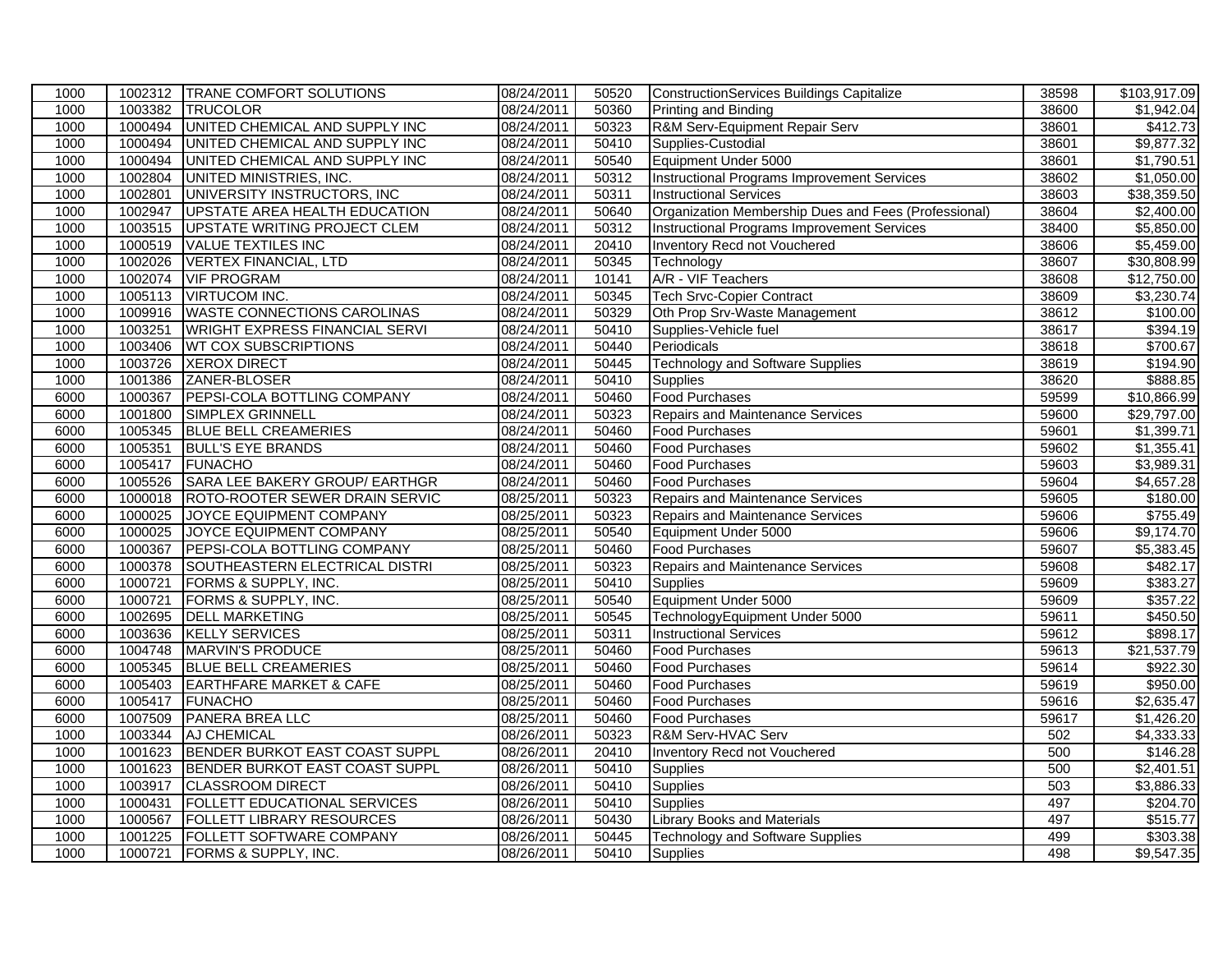| 1000 | 1002312 | TRANE COMFORT SOLUTIONS | 08/24/2011 | 50520 | ConstructionServices Buildings Capitalize | 38598 | $103,917.09 |
|---|---|---|---|---|---|---|---|
| 1000 | 1003382 | TRUCOLOR | 08/24/2011 | 50360 | Printing and Binding | 38600 | $1,942.04 |
| 1000 | 1000494 | UNITED CHEMICAL AND SUPPLY INC | 08/24/2011 | 50323 | R&M Serv-Equipment Repair Serv | 38601 | $412.73 |
| 1000 | 1000494 | UNITED CHEMICAL AND SUPPLY INC | 08/24/2011 | 50410 | Supplies-Custodial | 38601 | $9,877.32 |
| 1000 | 1000494 | UNITED CHEMICAL AND SUPPLY INC | 08/24/2011 | 50540 | Equipment Under 5000 | 38601 | $1,790.51 |
| 1000 | 1002804 | UNITED MINISTRIES, INC. | 08/24/2011 | 50312 | Instructional Programs Improvement Services | 38602 | $1,050.00 |
| 1000 | 1002801 | UNIVERSITY INSTRUCTORS, INC | 08/24/2011 | 50311 | Instructional Services | 38603 | $38,359.50 |
| 1000 | 1002947 | UPSTATE AREA HEALTH EDUCATION | 08/24/2011 | 50640 | Organization Membership Dues and Fees (Professional) | 38604 | $2,400.00 |
| 1000 | 1003515 | UPSTATE WRITING PROJECT CLEM | 08/24/2011 | 50312 | Instructional Programs Improvement Services | 38400 | $5,850.00 |
| 1000 | 1000519 | VALUE TEXTILES INC | 08/24/2011 | 20410 | Inventory Recd not Vouchered | 38606 | $5,459.00 |
| 1000 | 1002026 | VERTEX FINANCIAL, LTD | 08/24/2011 | 50345 | Technology | 38607 | $30,808.99 |
| 1000 | 1002074 | VIF PROGRAM | 08/24/2011 | 10141 | A/R - VIF Teachers | 38608 | $12,750.00 |
| 1000 | 1005113 | VIRTUCOM INC. | 08/24/2011 | 50345 | Tech Srvc-Copier Contract | 38609 | $3,230.74 |
| 1000 | 1009916 | WASTE CONNECTIONS CAROLINAS | 08/24/2011 | 50329 | Oth Prop Srv-Waste Management | 38612 | $100.00 |
| 1000 | 1003251 | WRIGHT EXPRESS FINANCIAL SERVI | 08/24/2011 | 50410 | Supplies-Vehicle fuel | 38617 | $394.19 |
| 1000 | 1003406 | WT COX SUBSCRIPTIONS | 08/24/2011 | 50440 | Periodicals | 38618 | $700.67 |
| 1000 | 1003726 | XEROX DIRECT | 08/24/2011 | 50445 | Technology and Software Supplies | 38619 | $194.90 |
| 1000 | 1001386 | ZANER-BLOSER | 08/24/2011 | 50410 | Supplies | 38620 | $888.85 |
| 6000 | 1000367 | PEPSI-COLA BOTTLING COMPANY | 08/24/2011 | 50460 | Food Purchases | 59599 | $10,866.99 |
| 6000 | 1001800 | SIMPLEX GRINNELL | 08/24/2011 | 50323 | Repairs and Maintenance Services | 59600 | $29,797.00 |
| 6000 | 1005345 | BLUE BELL CREAMERIES | 08/24/2011 | 50460 | Food Purchases | 59601 | $1,399.71 |
| 6000 | 1005351 | BULL'S EYE BRANDS | 08/24/2011 | 50460 | Food Purchases | 59602 | $1,355.41 |
| 6000 | 1005417 | FUNACHO | 08/24/2011 | 50460 | Food Purchases | 59603 | $3,989.31 |
| 6000 | 1005526 | SARA LEE BAKERY GROUP/ EARTHGR | 08/24/2011 | 50460 | Food Purchases | 59604 | $4,657.28 |
| 6000 | 1000018 | ROTO-ROOTER SEWER DRAIN SERVIC | 08/25/2011 | 50323 | Repairs and Maintenance Services | 59605 | $180.00 |
| 6000 | 1000025 | JOYCE EQUIPMENT COMPANY | 08/25/2011 | 50323 | Repairs and Maintenance Services | 59606 | $755.49 |
| 6000 | 1000025 | JOYCE EQUIPMENT COMPANY | 08/25/2011 | 50540 | Equipment Under 5000 | 59606 | $9,174.70 |
| 6000 | 1000367 | PEPSI-COLA BOTTLING COMPANY | 08/25/2011 | 50460 | Food Purchases | 59607 | $5,383.45 |
| 6000 | 1000378 | SOUTHEASTERN ELECTRICAL DISTRI | 08/25/2011 | 50323 | Repairs and Maintenance Services | 59608 | $482.17 |
| 6000 | 1000721 | FORMS & SUPPLY, INC. | 08/25/2011 | 50410 | Supplies | 59609 | $383.27 |
| 6000 | 1000721 | FORMS & SUPPLY, INC. | 08/25/2011 | 50540 | Equipment Under 5000 | 59609 | $357.22 |
| 6000 | 1002695 | DELL MARKETING | 08/25/2011 | 50545 | TechnologyEquipment Under 5000 | 59611 | $450.50 |
| 6000 | 1003636 | KELLY SERVICES | 08/25/2011 | 50311 | Instructional Services | 59612 | $898.17 |
| 6000 | 1004748 | MARVIN'S PRODUCE | 08/25/2011 | 50460 | Food Purchases | 59613 | $21,537.79 |
| 6000 | 1005345 | BLUE BELL CREAMERIES | 08/25/2011 | 50460 | Food Purchases | 59614 | $922.30 |
| 6000 | 1005403 | EARTHFARE MARKET & CAFE | 08/25/2011 | 50460 | Food Purchases | 59619 | $950.00 |
| 6000 | 1005417 | FUNACHO | 08/25/2011 | 50460 | Food Purchases | 59616 | $2,635.47 |
| 6000 | 1007509 | PANERA BREA LLC | 08/25/2011 | 50460 | Food Purchases | 59617 | $1,426.20 |
| 1000 | 1003344 | AJ CHEMICAL | 08/26/2011 | 50323 | R&M Serv-HVAC Serv | 502 | $4,333.33 |
| 1000 | 1001623 | BENDER BURKOT EAST COAST SUPPL | 08/26/2011 | 20410 | Inventory Recd not Vouchered | 500 | $146.28 |
| 1000 | 1001623 | BENDER BURKOT EAST COAST SUPPL | 08/26/2011 | 50410 | Supplies | 500 | $2,401.51 |
| 1000 | 1003917 | CLASSROOM DIRECT | 08/26/2011 | 50410 | Supplies | 503 | $3,886.33 |
| 1000 | 1000431 | FOLLETT EDUCATIONAL SERVICES | 08/26/2011 | 50410 | Supplies | 497 | $204.70 |
| 1000 | 1000567 | FOLLETT LIBRARY RESOURCES | 08/26/2011 | 50430 | Library Books and Materials | 497 | $515.77 |
| 1000 | 1001225 | FOLLETT SOFTWARE COMPANY | 08/26/2011 | 50445 | Technology and Software Supplies | 499 | $303.38 |
| 1000 | 1000721 | FORMS & SUPPLY, INC. | 08/26/2011 | 50410 | Supplies | 498 | $9,547.35 |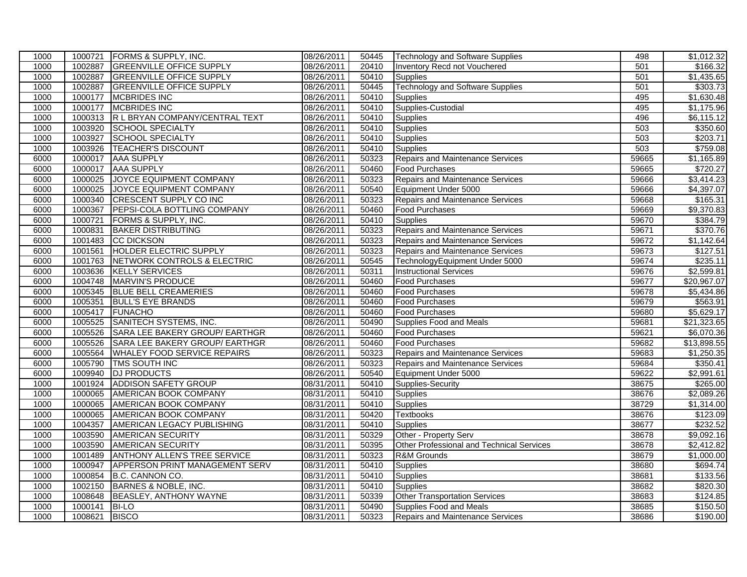| | | | | | | | |
|---|---|---|---|---|---|---|---|
| 1000 | 1000721 | FORMS & SUPPLY, INC. | 08/26/2011 | 50445 | Technology and Software Supplies | 498 | $1,012.32 |
| 1000 | 1002887 | GREENVILLE OFFICE SUPPLY | 08/26/2011 | 20410 | Inventory Recd not Vouchered | 501 | $166.32 |
| 1000 | 1002887 | GREENVILLE OFFICE SUPPLY | 08/26/2011 | 50410 | Supplies | 501 | $1,435.65 |
| 1000 | 1002887 | GREENVILLE OFFICE SUPPLY | 08/26/2011 | 50445 | Technology and Software Supplies | 501 | $303.73 |
| 1000 | 1000177 | MCBRIDES INC | 08/26/2011 | 50410 | Supplies | 495 | $1,630.48 |
| 1000 | 1000177 | MCBRIDES INC | 08/26/2011 | 50410 | Supplies-Custodial | 495 | $1,175.96 |
| 1000 | 1000313 | R L BRYAN COMPANY/CENTRAL TEXT | 08/26/2011 | 50410 | Supplies | 496 | $6,115.12 |
| 1000 | 1003920 | SCHOOL SPECIALTY | 08/26/2011 | 50410 | Supplies | 503 | $350.60 |
| 1000 | 1003927 | SCHOOL SPECIALTY | 08/26/2011 | 50410 | Supplies | 503 | $203.71 |
| 1000 | 1003926 | TEACHER'S DISCOUNT | 08/26/2011 | 50410 | Supplies | 503 | $759.08 |
| 6000 | 1000017 | AAA SUPPLY | 08/26/2011 | 50323 | Repairs and Maintenance Services | 59665 | $1,165.89 |
| 6000 | 1000017 | AAA SUPPLY | 08/26/2011 | 50460 | Food Purchases | 59665 | $720.27 |
| 6000 | 1000025 | JOYCE EQUIPMENT COMPANY | 08/26/2011 | 50323 | Repairs and Maintenance Services | 59666 | $3,414.23 |
| 6000 | 1000025 | JOYCE EQUIPMENT COMPANY | 08/26/2011 | 50540 | Equipment Under 5000 | 59666 | $4,397.07 |
| 6000 | 1000340 | CRESCENT SUPPLY CO INC | 08/26/2011 | 50323 | Repairs and Maintenance Services | 59668 | $165.31 |
| 6000 | 1000367 | PEPSI-COLA BOTTLING COMPANY | 08/26/2011 | 50460 | Food Purchases | 59669 | $9,370.83 |
| 6000 | 1000721 | FORMS & SUPPLY, INC. | 08/26/2011 | 50410 | Supplies | 59670 | $384.79 |
| 6000 | 1000831 | BAKER DISTRIBUTING | 08/26/2011 | 50323 | Repairs and Maintenance Services | 59671 | $370.76 |
| 6000 | 1001483 | CC DICKSON | 08/26/2011 | 50323 | Repairs and Maintenance Services | 59672 | $1,142.64 |
| 6000 | 1001561 | HOLDER ELECTRIC SUPPLY | 08/26/2011 | 50323 | Repairs and Maintenance Services | 59673 | $127.51 |
| 6000 | 1001763 | NETWORK CONTROLS & ELECTRIC | 08/26/2011 | 50545 | TechnologyEquipment Under 5000 | 59674 | $235.11 |
| 6000 | 1003636 | KELLY SERVICES | 08/26/2011 | 50311 | Instructional Services | 59676 | $2,599.81 |
| 6000 | 1004748 | MARVIN'S PRODUCE | 08/26/2011 | 50460 | Food Purchases | 59677 | $20,967.07 |
| 6000 | 1005345 | BLUE BELL CREAMERIES | 08/26/2011 | 50460 | Food Purchases | 59678 | $5,434.86 |
| 6000 | 1005351 | BULL'S EYE BRANDS | 08/26/2011 | 50460 | Food Purchases | 59679 | $563.91 |
| 6000 | 1005417 | FUNACHO | 08/26/2011 | 50460 | Food Purchases | 59680 | $5,629.17 |
| 6000 | 1005525 | SANITECH SYSTEMS, INC. | 08/26/2011 | 50490 | Supplies Food and Meals | 59681 | $21,323.65 |
| 6000 | 1005526 | SARA LEE BAKERY GROUP/ EARTHGR | 08/26/2011 | 50460 | Food Purchases | 59621 | $6,070.36 |
| 6000 | 1005526 | SARA LEE BAKERY GROUP/ EARTHGR | 08/26/2011 | 50460 | Food Purchases | 59682 | $13,898.55 |
| 6000 | 1005564 | WHALEY FOOD SERVICE REPAIRS | 08/26/2011 | 50323 | Repairs and Maintenance Services | 59683 | $1,250.35 |
| 6000 | 1005790 | TMS SOUTH INC | 08/26/2011 | 50323 | Repairs and Maintenance Services | 59684 | $350.41 |
| 6000 | 1009940 | DJ PRODUCTS | 08/26/2011 | 50540 | Equipment Under 5000 | 59622 | $2,991.61 |
| 1000 | 1001924 | ADDISON SAFETY GROUP | 08/31/2011 | 50410 | Supplies-Security | 38675 | $265.00 |
| 1000 | 1000065 | AMERICAN BOOK COMPANY | 08/31/2011 | 50410 | Supplies | 38676 | $2,089.26 |
| 1000 | 1000065 | AMERICAN BOOK COMPANY | 08/31/2011 | 50410 | Supplies | 38729 | $1,314.00 |
| 1000 | 1000065 | AMERICAN BOOK COMPANY | 08/31/2011 | 50420 | Textbooks | 38676 | $123.09 |
| 1000 | 1004357 | AMERICAN LEGACY PUBLISHING | 08/31/2011 | 50410 | Supplies | 38677 | $232.52 |
| 1000 | 1003590 | AMERICAN SECURITY | 08/31/2011 | 50329 | Other - Property Serv | 38678 | $9,092.16 |
| 1000 | 1003590 | AMERICAN SECURITY | 08/31/2011 | 50395 | Other Professional and Technical Services | 38678 | $2,412.82 |
| 1000 | 1001489 | ANTHONY ALLEN'S TREE SERVICE | 08/31/2011 | 50323 | R&M Grounds | 38679 | $1,000.00 |
| 1000 | 1000947 | APPERSON PRINT MANAGEMENT SERV | 08/31/2011 | 50410 | Supplies | 38680 | $694.74 |
| 1000 | 1000854 | B.C. CANNON CO. | 08/31/2011 | 50410 | Supplies | 38681 | $133.56 |
| 1000 | 1002150 | BARNES & NOBLE, INC. | 08/31/2011 | 50410 | Supplies | 38682 | $820.30 |
| 1000 | 1008648 | BEASLEY, ANTHONY WAYNE | 08/31/2011 | 50339 | Other Transportation Services | 38683 | $124.85 |
| 1000 | 1000141 | BI-LO | 08/31/2011 | 50490 | Supplies Food and Meals | 38685 | $150.50 |
| 1000 | 1008621 | BISCO | 08/31/2011 | 50323 | Repairs and Maintenance Services | 38686 | $190.00 |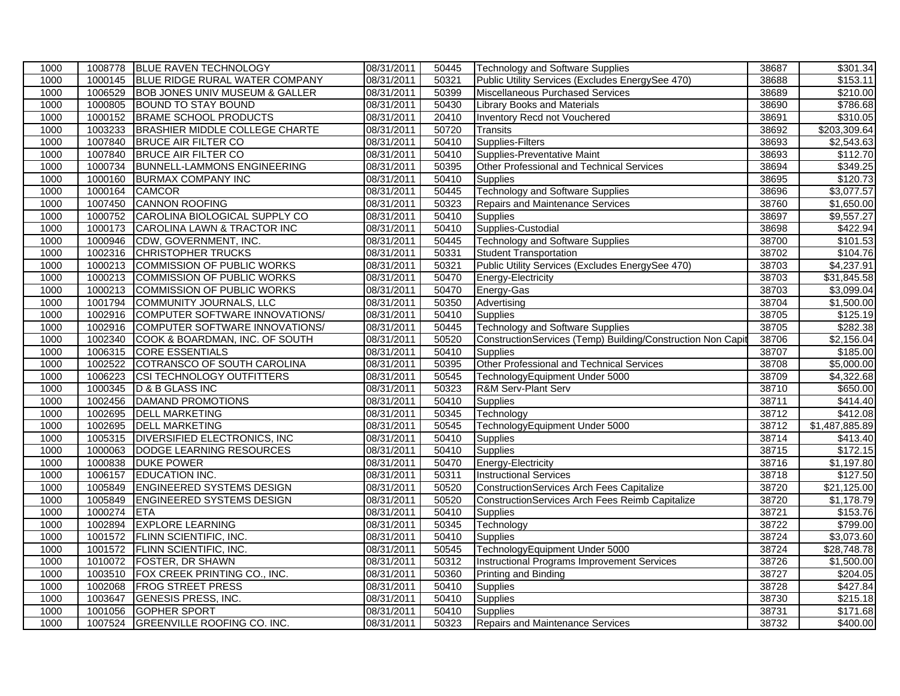| | | | | | | | |
|---|---|---|---|---|---|---|---|
| 1000 | 1008778 | BLUE RAVEN TECHNOLOGY | 08/31/2011 | 50445 | Technology and Software Supplies | 38687 | $301.34 |
| 1000 | 1000145 | BLUE RIDGE RURAL WATER COMPANY | 08/31/2011 | 50321 | Public Utility Services (Excludes EnergySee 470) | 38688 | $153.11 |
| 1000 | 1006529 | BOB JONES UNIV MUSEUM & GALLER | 08/31/2011 | 50399 | Miscellaneous Purchased Services | 38689 | $210.00 |
| 1000 | 1000805 | BOUND TO STAY BOUND | 08/31/2011 | 50430 | Library Books and Materials | 38690 | $786.68 |
| 1000 | 1000152 | BRAME SCHOOL PRODUCTS | 08/31/2011 | 20410 | Inventory Recd not Vouchered | 38691 | $310.05 |
| 1000 | 1003233 | BRASHIER MIDDLE COLLEGE CHARTE | 08/31/2011 | 50720 | Transits | 38692 | $203,309.64 |
| 1000 | 1007840 | BRUCE AIR FILTER CO | 08/31/2011 | 50410 | Supplies-Filters | 38693 | $2,543.63 |
| 1000 | 1007840 | BRUCE AIR FILTER CO | 08/31/2011 | 50410 | Supplies-Preventative Maint | 38693 | $112.70 |
| 1000 | 1000734 | BUNNELL-LAMMONS ENGINEERING | 08/31/2011 | 50395 | Other Professional and Technical Services | 38694 | $349.25 |
| 1000 | 1000160 | BURMAX COMPANY INC | 08/31/2011 | 50410 | Supplies | 38695 | $120.73 |
| 1000 | 1000164 | CAMCOR | 08/31/2011 | 50445 | Technology and Software Supplies | 38696 | $3,077.57 |
| 1000 | 1007450 | CANNON ROOFING | 08/31/2011 | 50323 | Repairs and Maintenance Services | 38760 | $1,650.00 |
| 1000 | 1000752 | CAROLINA BIOLOGICAL SUPPLY CO | 08/31/2011 | 50410 | Supplies | 38697 | $9,557.27 |
| 1000 | 1000173 | CAROLINA LAWN & TRACTOR INC | 08/31/2011 | 50410 | Supplies-Custodial | 38698 | $422.94 |
| 1000 | 1000946 | CDW, GOVERNMENT, INC. | 08/31/2011 | 50445 | Technology and Software Supplies | 38700 | $101.53 |
| 1000 | 1002316 | CHRISTOPHER TRUCKS | 08/31/2011 | 50331 | Student Transportation | 38702 | $104.76 |
| 1000 | 1000213 | COMMISSION OF PUBLIC WORKS | 08/31/2011 | 50321 | Public Utility Services (Excludes EnergySee 470) | 38703 | $4,237.91 |
| 1000 | 1000213 | COMMISSION OF PUBLIC WORKS | 08/31/2011 | 50470 | Energy-Electricity | 38703 | $31,845.58 |
| 1000 | 1000213 | COMMISSION OF PUBLIC WORKS | 08/31/2011 | 50470 | Energy-Gas | 38703 | $3,099.04 |
| 1000 | 1001794 | COMMUNITY JOURNALS, LLC | 08/31/2011 | 50350 | Advertising | 38704 | $1,500.00 |
| 1000 | 1002916 | COMPUTER SOFTWARE INNOVATIONS/ | 08/31/2011 | 50410 | Supplies | 38705 | $125.19 |
| 1000 | 1002916 | COMPUTER SOFTWARE INNOVATIONS/ | 08/31/2011 | 50445 | Technology and Software Supplies | 38705 | $282.38 |
| 1000 | 1002340 | COOK & BOARDMAN, INC. OF SOUTH | 08/31/2011 | 50520 | ConstructionServices (Temp) Building/Construction Non Capit | 38706 | $2,156.04 |
| 1000 | 1006315 | CORE ESSENTIALS | 08/31/2011 | 50410 | Supplies | 38707 | $185.00 |
| 1000 | 1002522 | COTRANSCO OF SOUTH CAROLINA | 08/31/2011 | 50395 | Other Professional and Technical Services | 38708 | $5,000.00 |
| 1000 | 1006223 | CSI TECHNOLOGY OUTFITTERS | 08/31/2011 | 50545 | TechnologyEquipment Under 5000 | 38709 | $4,322.68 |
| 1000 | 1000345 | D & B GLASS INC | 08/31/2011 | 50323 | R&M Serv-Plant Serv | 38710 | $650.00 |
| 1000 | 1002456 | DAMAND PROMOTIONS | 08/31/2011 | 50410 | Supplies | 38711 | $414.40 |
| 1000 | 1002695 | DELL MARKETING | 08/31/2011 | 50345 | Technology | 38712 | $412.08 |
| 1000 | 1002695 | DELL MARKETING | 08/31/2011 | 50545 | TechnologyEquipment Under 5000 | 38712 | $1,487,885.89 |
| 1000 | 1005315 | DIVERSIFIED ELECTRONICS, INC | 08/31/2011 | 50410 | Supplies | 38714 | $413.40 |
| 1000 | 1000063 | DODGE LEARNING RESOURCES | 08/31/2011 | 50410 | Supplies | 38715 | $172.15 |
| 1000 | 1000838 | DUKE POWER | 08/31/2011 | 50470 | Energy-Electricity | 38716 | $1,197.80 |
| 1000 | 1006157 | EDUCATION INC. | 08/31/2011 | 50311 | Instructional Services | 38718 | $127.50 |
| 1000 | 1005849 | ENGINEERED SYSTEMS DESIGN | 08/31/2011 | 50520 | ConstructionServices Arch Fees Capitalize | 38720 | $21,125.00 |
| 1000 | 1005849 | ENGINEERED SYSTEMS DESIGN | 08/31/2011 | 50520 | ConstructionServices Arch Fees Reimb Capitalize | 38720 | $1,178.79 |
| 1000 | 1000274 | ETA | 08/31/2011 | 50410 | Supplies | 38721 | $153.76 |
| 1000 | 1002894 | EXPLORE LEARNING | 08/31/2011 | 50345 | Technology | 38722 | $799.00 |
| 1000 | 1001572 | FLINN SCIENTIFIC, INC. | 08/31/2011 | 50410 | Supplies | 38724 | $3,073.60 |
| 1000 | 1001572 | FLINN SCIENTIFIC, INC. | 08/31/2011 | 50545 | TechnologyEquipment Under 5000 | 38724 | $28,748.78 |
| 1000 | 1010072 | FOSTER, DR SHAWN | 08/31/2011 | 50312 | Instructional Programs Improvement Services | 38726 | $1,500.00 |
| 1000 | 1003510 | FOX CREEK PRINTING CO., INC. | 08/31/2011 | 50360 | Printing and Binding | 38727 | $204.05 |
| 1000 | 1002068 | FROG STREET PRESS | 08/31/2011 | 50410 | Supplies | 38728 | $427.84 |
| 1000 | 1003647 | GENESIS PRESS, INC. | 08/31/2011 | 50410 | Supplies | 38730 | $215.18 |
| 1000 | 1001056 | GOPHER SPORT | 08/31/2011 | 50410 | Supplies | 38731 | $171.68 |
| 1000 | 1007524 | GREENVILLE ROOFING CO. INC. | 08/31/2011 | 50323 | Repairs and Maintenance Services | 38732 | $400.00 |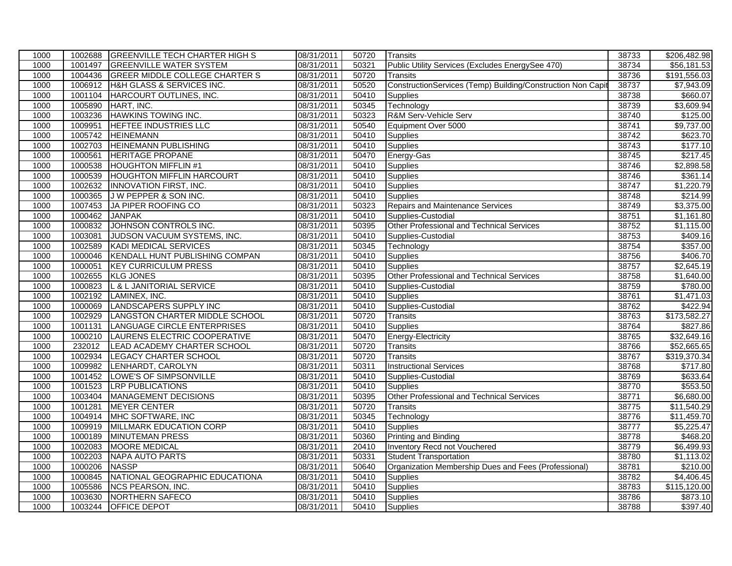| | | | | | | | |
|---|---|---|---|---|---|---|---|
| 1000 | 1002688 | GREENVILLE TECH CHARTER HIGH S | 08/31/2011 | 50720 | Transits | 38733 | $206,482.98 |
| 1000 | 1001497 | GREENVILLE WATER SYSTEM | 08/31/2011 | 50321 | Public Utility Services (Excludes EnergySee 470) | 38734 | $56,181.53 |
| 1000 | 1004436 | GREER MIDDLE COLLEGE CHARTER S | 08/31/2011 | 50720 | Transits | 38736 | $191,556.03 |
| 1000 | 1006912 | H&H GLASS & SERVICES INC. | 08/31/2011 | 50520 | ConstructionServices (Temp) Building/Construction Non Capit | 38737 | $7,943.09 |
| 1000 | 1001104 | HARCOURT OUTLINES, INC. | 08/31/2011 | 50410 | Supplies | 38738 | $660.07 |
| 1000 | 1005890 | HART, INC. | 08/31/2011 | 50345 | Technology | 38739 | $3,609.94 |
| 1000 | 1003236 | HAWKINS TOWING INC. | 08/31/2011 | 50323 | R&M Serv-Vehicle Serv | 38740 | $125.00 |
| 1000 | 1009951 | HEFTEE INDUSTRIES LLC | 08/31/2011 | 50540 | Equipment Over 5000 | 38741 | $9,737.00 |
| 1000 | 1005742 | HEINEMANN | 08/31/2011 | 50410 | Supplies | 38742 | $623.70 |
| 1000 | 1002703 | HEINEMANN PUBLISHING | 08/31/2011 | 50410 | Supplies | 38743 | $177.10 |
| 1000 | 1000561 | HERITAGE PROPANE | 08/31/2011 | 50470 | Energy-Gas | 38745 | $217.45 |
| 1000 | 1000538 | HOUGHTON MIFFLIN #1 | 08/31/2011 | 50410 | Supplies | 38746 | $2,898.58 |
| 1000 | 1000539 | HOUGHTON MIFFLIN HARCOURT | 08/31/2011 | 50410 | Supplies | 38746 | $361.14 |
| 1000 | 1002632 | INNOVATION FIRST, INC. | 08/31/2011 | 50410 | Supplies | 38747 | $1,220.79 |
| 1000 | 1000365 | J W PEPPER & SON INC. | 08/31/2011 | 50410 | Supplies | 38748 | $214.99 |
| 1000 | 1007453 | JA PIPER ROOFING CO | 08/31/2011 | 50323 | Repairs and Maintenance Services | 38749 | $3,375.00 |
| 1000 | 1000462 | JANPAK | 08/31/2011 | 50410 | Supplies-Custodial | 38751 | $1,161.80 |
| 1000 | 1000832 | JOHNSON CONTROLS INC. | 08/31/2011 | 50395 | Other Professional and Technical Services | 38752 | $1,115.00 |
| 1000 | 1003081 | JUDSON VACUUM SYSTEMS, INC. | 08/31/2011 | 50410 | Supplies-Custodial | 38753 | $409.16 |
| 1000 | 1002589 | KADI MEDICAL SERVICES | 08/31/2011 | 50345 | Technology | 38754 | $357.00 |
| 1000 | 1000046 | KENDALL HUNT PUBLISHING COMPAN | 08/31/2011 | 50410 | Supplies | 38756 | $406.70 |
| 1000 | 1000051 | KEY CURRICULUM PRESS | 08/31/2011 | 50410 | Supplies | 38757 | $2,645.19 |
| 1000 | 1002655 | KLG JONES | 08/31/2011 | 50395 | Other Professional and Technical Services | 38758 | $1,640.00 |
| 1000 | 1000823 | L & L JANITORIAL SERVICE | 08/31/2011 | 50410 | Supplies-Custodial | 38759 | $780.00 |
| 1000 | 1002192 | LAMINEX, INC. | 08/31/2011 | 50410 | Supplies | 38761 | $1,471.03 |
| 1000 | 1000069 | LANDSCAPERS SUPPLY INC | 08/31/2011 | 50410 | Supplies-Custodial | 38762 | $422.94 |
| 1000 | 1002929 | LANGSTON CHARTER MIDDLE SCHOOL | 08/31/2011 | 50720 | Transits | 38763 | $173,582.27 |
| 1000 | 1001131 | LANGUAGE CIRCLE ENTERPRISES | 08/31/2011 | 50410 | Supplies | 38764 | $827.86 |
| 1000 | 1000210 | LAURENS ELECTRIC COOPERATIVE | 08/31/2011 | 50470 | Energy-Electricity | 38765 | $32,649.16 |
| 1000 | 232012 | LEAD ACADEMY CHARTER SCHOOL | 08/31/2011 | 50720 | Transits | 38766 | $52,665.65 |
| 1000 | 1002934 | LEGACY CHARTER SCHOOL | 08/31/2011 | 50720 | Transits | 38767 | $319,370.34 |
| 1000 | 1009982 | LENHARDT, CAROLYN | 08/31/2011 | 50311 | Instructional Services | 38768 | $717.80 |
| 1000 | 1001452 | LOWE'S OF SIMPSONVILLE | 08/31/2011 | 50410 | Supplies-Custodial | 38769 | $633.64 |
| 1000 | 1001523 | LRP PUBLICATIONS | 08/31/2011 | 50410 | Supplies | 38770 | $553.50 |
| 1000 | 1003404 | MANAGEMENT DECISIONS | 08/31/2011 | 50395 | Other Professional and Technical Services | 38771 | $6,680.00 |
| 1000 | 1001281 | MEYER CENTER | 08/31/2011 | 50720 | Transits | 38775 | $11,540.29 |
| 1000 | 1004914 | MHC SOFTWARE, INC | 08/31/2011 | 50345 | Technology | 38776 | $11,459.70 |
| 1000 | 1009919 | MILLMARK EDUCATION CORP | 08/31/2011 | 50410 | Supplies | 38777 | $5,225.47 |
| 1000 | 1000189 | MINUTEMAN PRESS | 08/31/2011 | 50360 | Printing and Binding | 38778 | $468.20 |
| 1000 | 1002083 | MOORE MEDICAL | 08/31/2011 | 20410 | Inventory Recd not Vouchered | 38779 | $6,499.93 |
| 1000 | 1002203 | NAPA AUTO PARTS | 08/31/2011 | 50331 | Student Transportation | 38780 | $1,113.02 |
| 1000 | 1000206 | NASSP | 08/31/2011 | 50640 | Organization Membership Dues and Fees (Professional) | 38781 | $210.00 |
| 1000 | 1000845 | NATIONAL GEOGRAPHIC EDUCATIONA | 08/31/2011 | 50410 | Supplies | 38782 | $4,406.45 |
| 1000 | 1005586 | NCS PEARSON, INC. | 08/31/2011 | 50410 | Supplies | 38783 | $115,120.00 |
| 1000 | 1003630 | NORTHERN SAFECO | 08/31/2011 | 50410 | Supplies | 38786 | $873.10 |
| 1000 | 1003244 | OFFICE DEPOT | 08/31/2011 | 50410 | Supplies | 38788 | $397.40 |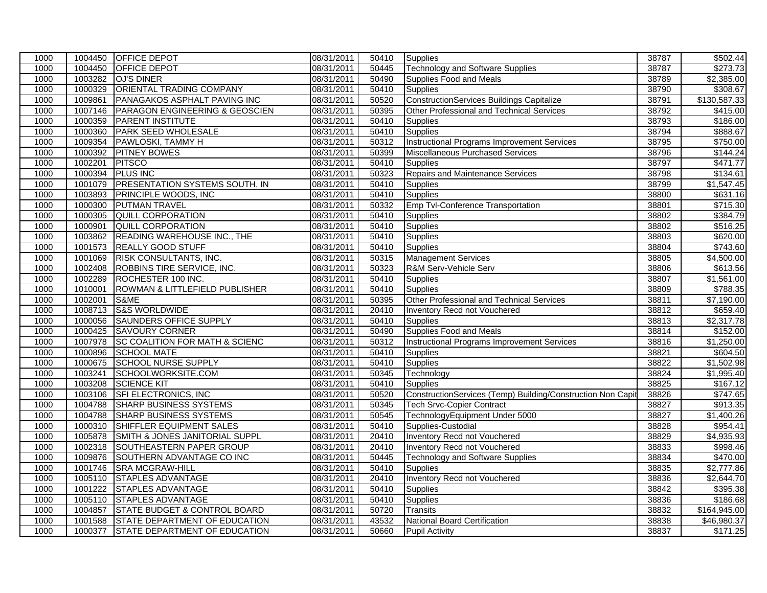| | | | | | | | |
|---|---|---|---|---|---|---|---|
| 1000 | 1004450 | OFFICE DEPOT | 08/31/2011 | 50410 | Supplies | 38787 | $502.44 |
| 1000 | 1004450 | OFFICE DEPOT | 08/31/2011 | 50445 | Technology and Software Supplies | 38787 | $273.73 |
| 1000 | 1003282 | OJ'S DINER | 08/31/2011 | 50490 | Supplies Food and Meals | 38789 | $2,385.00 |
| 1000 | 1000329 | ORIENTAL TRADING COMPANY | 08/31/2011 | 50410 | Supplies | 38790 | $308.67 |
| 1000 | 1009861 | PANAGAKOS ASPHALT PAVING INC | 08/31/2011 | 50520 | ConstructionServices Buildings Capitalize | 38791 | $130,587.33 |
| 1000 | 1007146 | PARAGON ENGINEERING & GEOSCIEN | 08/31/2011 | 50395 | Other Professional and Technical Services | 38792 | $415.00 |
| 1000 | 1000359 | PARENT INSTITUTE | 08/31/2011 | 50410 | Supplies | 38793 | $186.00 |
| 1000 | 1000360 | PARK SEED WHOLESALE | 08/31/2011 | 50410 | Supplies | 38794 | $888.67 |
| 1000 | 1009354 | PAWLOSKI, TAMMY H | 08/31/2011 | 50312 | Instructional Programs Improvement Services | 38795 | $750.00 |
| 1000 | 1000392 | PITNEY BOWES | 08/31/2011 | 50399 | Miscellaneous Purchased Services | 38796 | $144.24 |
| 1000 | 1002201 | PITSCO | 08/31/2011 | 50410 | Supplies | 38797 | $471.77 |
| 1000 | 1000394 | PLUS INC | 08/31/2011 | 50323 | Repairs and Maintenance Services | 38798 | $134.61 |
| 1000 | 1001079 | PRESENTATION SYSTEMS SOUTH, IN | 08/31/2011 | 50410 | Supplies | 38799 | $1,547.45 |
| 1000 | 1003893 | PRINCIPLE WOODS, INC | 08/31/2011 | 50410 | Supplies | 38800 | $631.16 |
| 1000 | 1000300 | PUTMAN TRAVEL | 08/31/2011 | 50332 | Emp Tvl-Conference Transportation | 38801 | $715.30 |
| 1000 | 1000305 | QUILL CORPORATION | 08/31/2011 | 50410 | Supplies | 38802 | $384.79 |
| 1000 | 1000901 | QUILL CORPORATION | 08/31/2011 | 50410 | Supplies | 38802 | $516.25 |
| 1000 | 1003862 | READING WAREHOUSE INC., THE | 08/31/2011 | 50410 | Supplies | 38803 | $620.00 |
| 1000 | 1001573 | REALLY GOOD STUFF | 08/31/2011 | 50410 | Supplies | 38804 | $743.60 |
| 1000 | 1001069 | RISK CONSULTANTS, INC. | 08/31/2011 | 50315 | Management Services | 38805 | $4,500.00 |
| 1000 | 1002408 | ROBBINS TIRE SERVICE, INC. | 08/31/2011 | 50323 | R&M Serv-Vehicle Serv | 38806 | $613.56 |
| 1000 | 1002289 | ROCHESTER 100 INC. | 08/31/2011 | 50410 | Supplies | 38807 | $1,561.00 |
| 1000 | 1010001 | ROWMAN & LITTLEFIELD PUBLISHER | 08/31/2011 | 50410 | Supplies | 38809 | $788.35 |
| 1000 | 1002001 | S&ME | 08/31/2011 | 50395 | Other Professional and Technical Services | 38811 | $7,190.00 |
| 1000 | 1008713 | S&S WORLDWIDE | 08/31/2011 | 20410 | Inventory Recd not Vouchered | 38812 | $659.40 |
| 1000 | 1000056 | SAUNDERS OFFICE SUPPLY | 08/31/2011 | 50410 | Supplies | 38813 | $2,317.78 |
| 1000 | 1000425 | SAVOURY CORNER | 08/31/2011 | 50490 | Supplies Food and Meals | 38814 | $152.00 |
| 1000 | 1007978 | SC COALITION FOR MATH & SCIENC | 08/31/2011 | 50312 | Instructional Programs Improvement Services | 38816 | $1,250.00 |
| 1000 | 1000896 | SCHOOL MATE | 08/31/2011 | 50410 | Supplies | 38821 | $604.50 |
| 1000 | 1000675 | SCHOOL NURSE SUPPLY | 08/31/2011 | 50410 | Supplies | 38822 | $1,502.98 |
| 1000 | 1003241 | SCHOOLWORKSITE.COM | 08/31/2011 | 50345 | Technology | 38824 | $1,995.40 |
| 1000 | 1003208 | SCIENCE KIT | 08/31/2011 | 50410 | Supplies | 38825 | $167.12 |
| 1000 | 1003106 | SFI ELECTRONICS, INC | 08/31/2011 | 50520 | ConstructionServices (Temp) Building/Construction Non Capit | 38826 | $747.65 |
| 1000 | 1004788 | SHARP BUSINESS SYSTEMS | 08/31/2011 | 50345 | Tech Srvc-Copier Contract | 38827 | $913.35 |
| 1000 | 1004788 | SHARP BUSINESS SYSTEMS | 08/31/2011 | 50545 | TechnologyEquipment Under 5000 | 38827 | $1,400.26 |
| 1000 | 1000310 | SHIFFLER EQUIPMENT SALES | 08/31/2011 | 50410 | Supplies-Custodial | 38828 | $954.41 |
| 1000 | 1005878 | SMITH & JONES JANITORIAL SUPPL | 08/31/2011 | 20410 | Inventory Recd not Vouchered | 38829 | $4,935.93 |
| 1000 | 1002318 | SOUTHEASTERN PAPER GROUP | 08/31/2011 | 20410 | Inventory Recd not Vouchered | 38833 | $998.46 |
| 1000 | 1009876 | SOUTHERN ADVANTAGE CO INC | 08/31/2011 | 50445 | Technology and Software Supplies | 38834 | $470.00 |
| 1000 | 1001746 | SRA MCGRAW-HILL | 08/31/2011 | 50410 | Supplies | 38835 | $2,777.86 |
| 1000 | 1005110 | STAPLES ADVANTAGE | 08/31/2011 | 20410 | Inventory Recd not Vouchered | 38836 | $2,644.70 |
| 1000 | 1001222 | STAPLES ADVANTAGE | 08/31/2011 | 50410 | Supplies | 38842 | $395.38 |
| 1000 | 1005110 | STAPLES ADVANTAGE | 08/31/2011 | 50410 | Supplies | 38836 | $186.68 |
| 1000 | 1004857 | STATE BUDGET & CONTROL BOARD | 08/31/2011 | 50720 | Transits | 38832 | $164,945.00 |
| 1000 | 1001588 | STATE DEPARTMENT OF EDUCATION | 08/31/2011 | 43532 | National Board Certification | 38838 | $46,980.37 |
| 1000 | 1000377 | STATE DEPARTMENT OF EDUCATION | 08/31/2011 | 50660 | Pupil Activity | 38837 | $171.25 |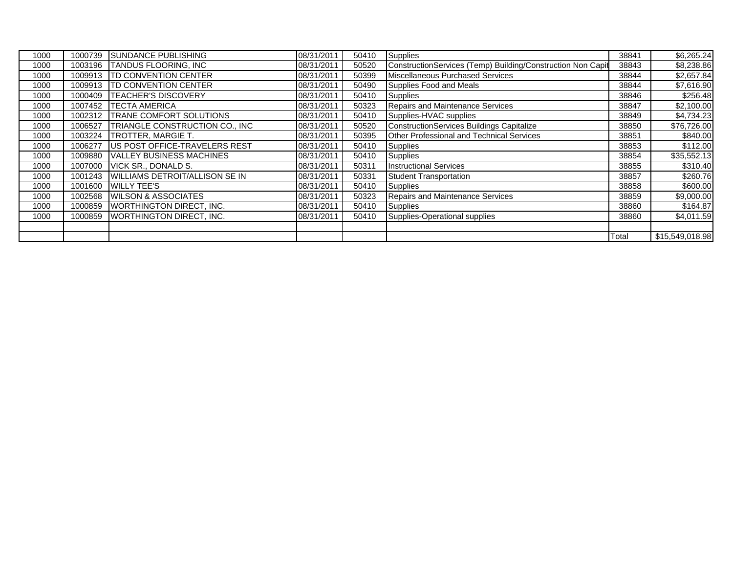| | | | | | | | |
|---|---|---|---|---|---|---|---|
| 1000 | 1000739 | SUNDANCE PUBLISHING | 08/31/2011 | 50410 | Supplies | 38841 | $6,265.24 |
| 1000 | 1003196 | TANDUS FLOORING, INC | 08/31/2011 | 50520 | ConstructionServices (Temp) Building/Construction Non Capit | 38843 | $8,238.86 |
| 1000 | 1009913 | TD CONVENTION CENTER | 08/31/2011 | 50399 | Miscellaneous Purchased Services | 38844 | $2,657.84 |
| 1000 | 1009913 | TD CONVENTION CENTER | 08/31/2011 | 50490 | Supplies Food and Meals | 38844 | $7,616.90 |
| 1000 | 1000409 | TEACHER'S DISCOVERY | 08/31/2011 | 50410 | Supplies | 38846 | $256.48 |
| 1000 | 1007452 | TECTA AMERICA | 08/31/2011 | 50323 | Repairs and Maintenance Services | 38847 | $2,100.00 |
| 1000 | 1002312 | TRANE COMFORT SOLUTIONS | 08/31/2011 | 50410 | Supplies-HVAC supplies | 38849 | $4,734.23 |
| 1000 | 1006527 | TRIANGLE CONSTRUCTION CO., INC | 08/31/2011 | 50520 | ConstructionServices Buildings Capitalize | 38850 | $76,726.00 |
| 1000 | 1003224 | TROTTER, MARGIE T. | 08/31/2011 | 50395 | Other Professional and Technical Services | 38851 | $840.00 |
| 1000 | 1006277 | US POST OFFICE-TRAVELERS REST | 08/31/2011 | 50410 | Supplies | 38853 | $112.00 |
| 1000 | 1009880 | VALLEY BUSINESS MACHINES | 08/31/2011 | 50410 | Supplies | 38854 | $35,552.13 |
| 1000 | 1007000 | VICK SR., DONALD S. | 08/31/2011 | 50311 | Instructional Services | 38855 | $310.40 |
| 1000 | 1001243 | WILLIAMS DETROIT/ALLISON SE IN | 08/31/2011 | 50331 | Student Transportation | 38857 | $260.76 |
| 1000 | 1001600 | WILLY TEE'S | 08/31/2011 | 50410 | Supplies | 38858 | $600.00 |
| 1000 | 1002568 | WILSON & ASSOCIATES | 08/31/2011 | 50323 | Repairs and Maintenance Services | 38859 | $9,000.00 |
| 1000 | 1000859 | WORTHINGTON DIRECT, INC. | 08/31/2011 | 50410 | Supplies | 38860 | $164.87 |
| 1000 | 1000859 | WORTHINGTON DIRECT, INC. | 08/31/2011 | 50410 | Supplies-Operational supplies | 38860 | $4,011.59 |
| | | | | | | | |
| | | | | | | Total | $15,549,018.98 |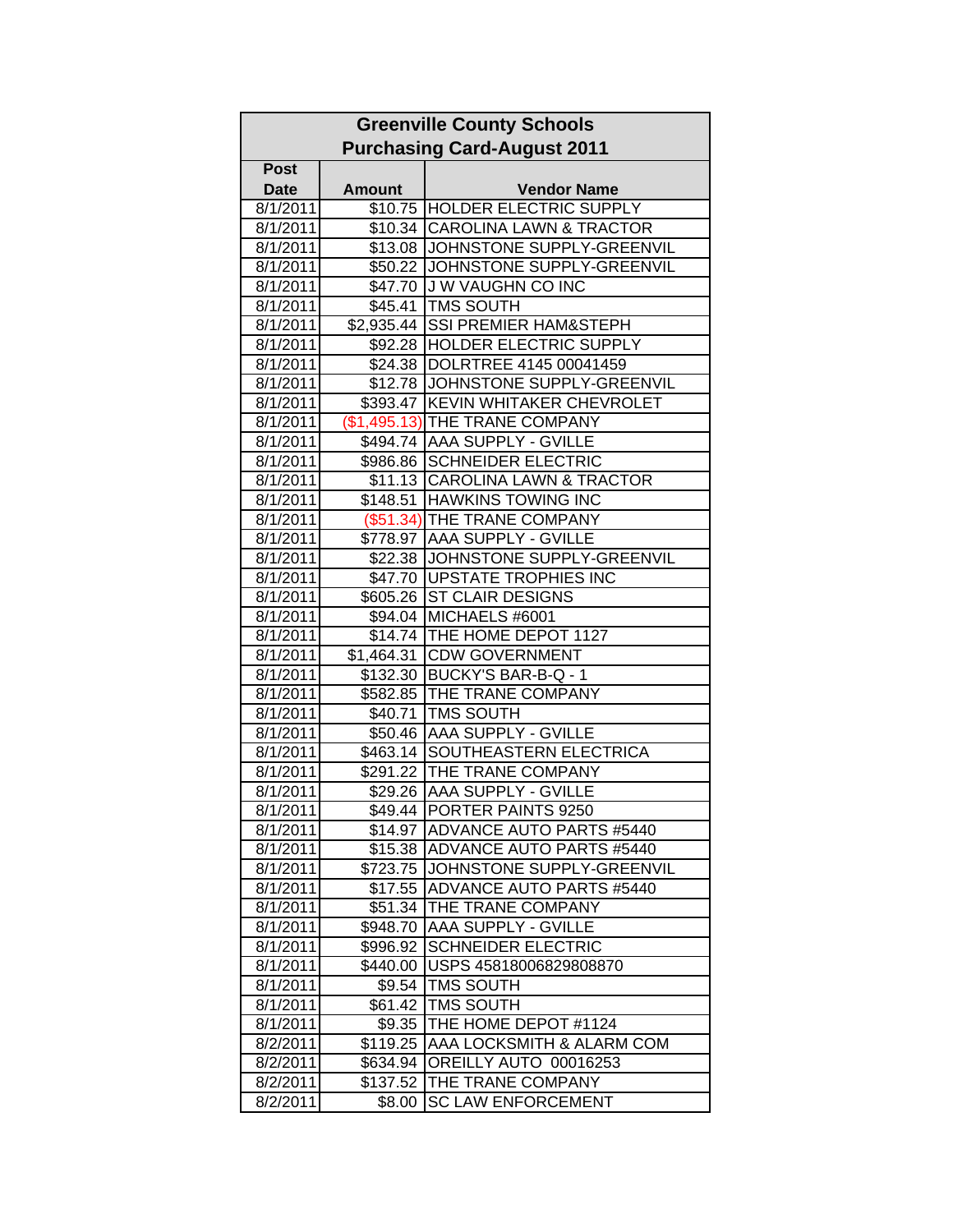| Greenville County Schools<br>Purchasing Card-August 2011 | | |
|---|---|---|
| Post Date | Amount | Vendor Name |
| 8/1/2011 | $10.75 | HOLDER ELECTRIC SUPPLY |
| 8/1/2011 | $10.34 | CAROLINA LAWN & TRACTOR |
| 8/1/2011 | $13.08 | JOHNSTONE SUPPLY-GREENVIL |
| 8/1/2011 | $50.22 | JOHNSTONE SUPPLY-GREENVIL |
| 8/1/2011 | $47.70 | J W VAUGHN CO INC |
| 8/1/2011 | $45.41 | TMS SOUTH |
| 8/1/2011 | $2,935.44 | SSI PREMIER HAM&STEPH |
| 8/1/2011 | $92.28 | HOLDER ELECTRIC SUPPLY |
| 8/1/2011 | $24.38 | DOLRTREE 4145 00041459 |
| 8/1/2011 | $12.78 | JOHNSTONE SUPPLY-GREENVIL |
| 8/1/2011 | $393.47 | KEVIN WHITAKER CHEVROLET |
| 8/1/2011 | ($1,495.13) | THE TRANE COMPANY |
| 8/1/2011 | $494.74 | AAA SUPPLY - GVILLE |
| 8/1/2011 | $986.86 | SCHNEIDER ELECTRIC |
| 8/1/2011 | $11.13 | CAROLINA LAWN & TRACTOR |
| 8/1/2011 | $148.51 | HAWKINS TOWING INC |
| 8/1/2011 | ($51.34) | THE TRANE COMPANY |
| 8/1/2011 | $778.97 | AAA SUPPLY - GVILLE |
| 8/1/2011 | $22.38 | JOHNSTONE SUPPLY-GREENVIL |
| 8/1/2011 | $47.70 | UPSTATE TROPHIES INC |
| 8/1/2011 | $605.26 | ST CLAIR DESIGNS |
| 8/1/2011 | $94.04 | MICHAELS #6001 |
| 8/1/2011 | $14.74 | THE HOME DEPOT 1127 |
| 8/1/2011 | $1,464.31 | CDW GOVERNMENT |
| 8/1/2011 | $132.30 | BUCKY'S BAR-B-Q - 1 |
| 8/1/2011 | $582.85 | THE TRANE COMPANY |
| 8/1/2011 | $40.71 | TMS SOUTH |
| 8/1/2011 | $50.46 | AAA SUPPLY - GVILLE |
| 8/1/2011 | $463.14 | SOUTHEASTERN ELECTRICA |
| 8/1/2011 | $291.22 | THE TRANE COMPANY |
| 8/1/2011 | $29.26 | AAA SUPPLY - GVILLE |
| 8/1/2011 | $49.44 | PORTER PAINTS 9250 |
| 8/1/2011 | $14.97 | ADVANCE AUTO PARTS #5440 |
| 8/1/2011 | $15.38 | ADVANCE AUTO PARTS #5440 |
| 8/1/2011 | $723.75 | JOHNSTONE SUPPLY-GREENVIL |
| 8/1/2011 | $17.55 | ADVANCE AUTO PARTS #5440 |
| 8/1/2011 | $51.34 | THE TRANE COMPANY |
| 8/1/2011 | $948.70 | AAA SUPPLY - GVILLE |
| 8/1/2011 | $996.92 | SCHNEIDER ELECTRIC |
| 8/1/2011 | $440.00 | USPS 45818006829808870 |
| 8/1/2011 | $9.54 | TMS SOUTH |
| 8/1/2011 | $61.42 | TMS SOUTH |
| 8/1/2011 | $9.35 | THE HOME DEPOT #1124 |
| 8/2/2011 | $119.25 | AAA LOCKSMITH & ALARM COM |
| 8/2/2011 | $634.94 | OREILLY AUTO 00016253 |
| 8/2/2011 | $137.52 | THE TRANE COMPANY |
| 8/2/2011 | $8.00 | SC LAW ENFORCEMENT |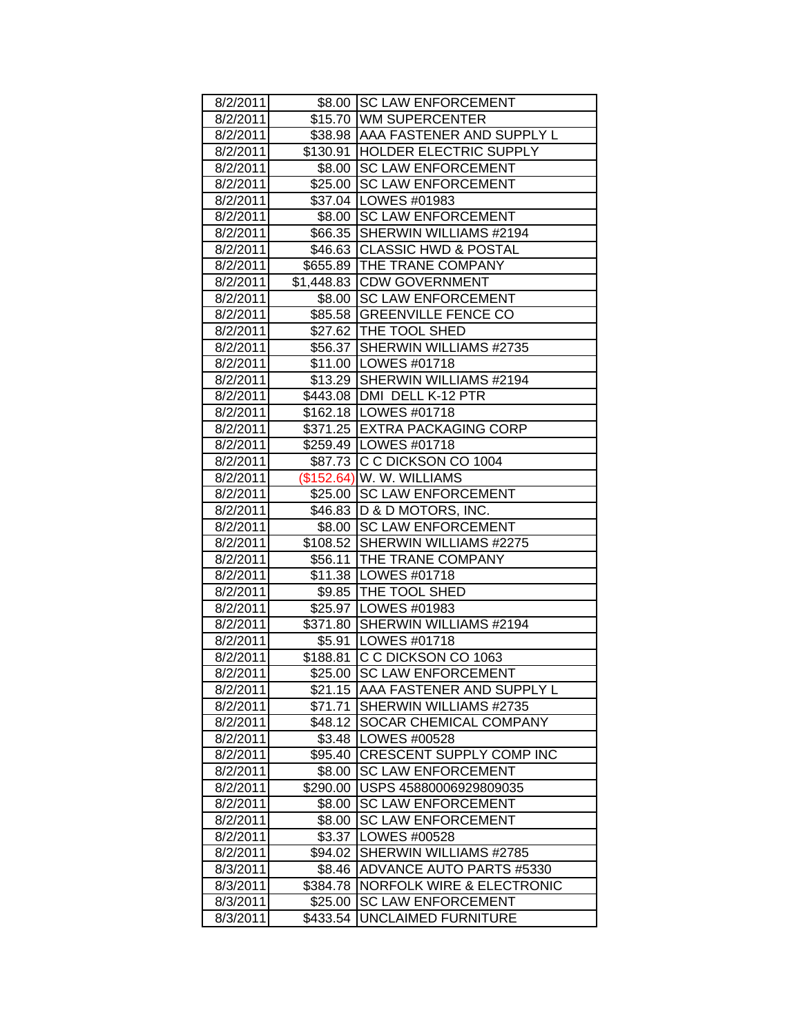| 8/2/2011 | $8.00 | SC LAW ENFORCEMENT |
|---|---|---|
| 8/2/2011 | $15.70 | WM SUPERCENTER |
| 8/2/2011 | $38.98 | AAA FASTENER AND SUPPLY L |
| 8/2/2011 | $130.91 | HOLDER ELECTRIC SUPPLY |
| 8/2/2011 | $8.00 | SC LAW ENFORCEMENT |
| 8/2/2011 | $25.00 | SC LAW ENFORCEMENT |
| 8/2/2011 | $37.04 | LOWES #01983 |
| 8/2/2011 | $8.00 | SC LAW ENFORCEMENT |
| 8/2/2011 | $66.35 | SHERWIN WILLIAMS #2194 |
| 8/2/2011 | $46.63 | CLASSIC HWD & POSTAL |
| 8/2/2011 | $655.89 | THE TRANE COMPANY |
| 8/2/2011 | $1,448.83 | CDW GOVERNMENT |
| 8/2/2011 | $8.00 | SC LAW ENFORCEMENT |
| 8/2/2011 | $85.58 | GREENVILLE FENCE CO |
| 8/2/2011 | $27.62 | THE TOOL SHED |
| 8/2/2011 | $56.37 | SHERWIN WILLIAMS #2735 |
| 8/2/2011 | $11.00 | LOWES #01718 |
| 8/2/2011 | $13.29 | SHERWIN WILLIAMS #2194 |
| 8/2/2011 | $443.08 | DMI DELL K-12 PTR |
| 8/2/2011 | $162.18 | LOWES #01718 |
| 8/2/2011 | $371.25 | EXTRA PACKAGING CORP |
| 8/2/2011 | $259.49 | LOWES #01718 |
| 8/2/2011 | $87.73 | C C DICKSON CO 1004 |
| 8/2/2011 | ($152.64) | W. W. WILLIAMS |
| 8/2/2011 | $25.00 | SC LAW ENFORCEMENT |
| 8/2/2011 | $46.83 | D & D MOTORS, INC. |
| 8/2/2011 | $8.00 | SC LAW ENFORCEMENT |
| 8/2/2011 | $108.52 | SHERWIN WILLIAMS #2275 |
| 8/2/2011 | $56.11 | THE TRANE COMPANY |
| 8/2/2011 | $11.38 | LOWES #01718 |
| 8/2/2011 | $9.85 | THE TOOL SHED |
| 8/2/2011 | $25.97 | LOWES #01983 |
| 8/2/2011 | $371.80 | SHERWIN WILLIAMS #2194 |
| 8/2/2011 | $5.91 | LOWES #01718 |
| 8/2/2011 | $188.81 | C C DICKSON CO 1063 |
| 8/2/2011 | $25.00 | SC LAW ENFORCEMENT |
| 8/2/2011 | $21.15 | AAA FASTENER AND SUPPLY L |
| 8/2/2011 | $71.71 | SHERWIN WILLIAMS #2735 |
| 8/2/2011 | $48.12 | SOCAR CHEMICAL COMPANY |
| 8/2/2011 | $3.48 | LOWES #00528 |
| 8/2/2011 | $95.40 | CRESCENT SUPPLY COMP INC |
| 8/2/2011 | $8.00 | SC LAW ENFORCEMENT |
| 8/2/2011 | $290.00 | USPS 45880006929809035 |
| 8/2/2011 | $8.00 | SC LAW ENFORCEMENT |
| 8/2/2011 | $8.00 | SC LAW ENFORCEMENT |
| 8/2/2011 | $3.37 | LOWES #00528 |
| 8/2/2011 | $94.02 | SHERWIN WILLIAMS #2785 |
| 8/3/2011 | $8.46 | ADVANCE AUTO PARTS #5330 |
| 8/3/2011 | $384.78 | NORFOLK WIRE & ELECTRONIC |
| 8/3/2011 | $25.00 | SC LAW ENFORCEMENT |
| 8/3/2011 | $433.54 | UNCLAIMED FURNITURE |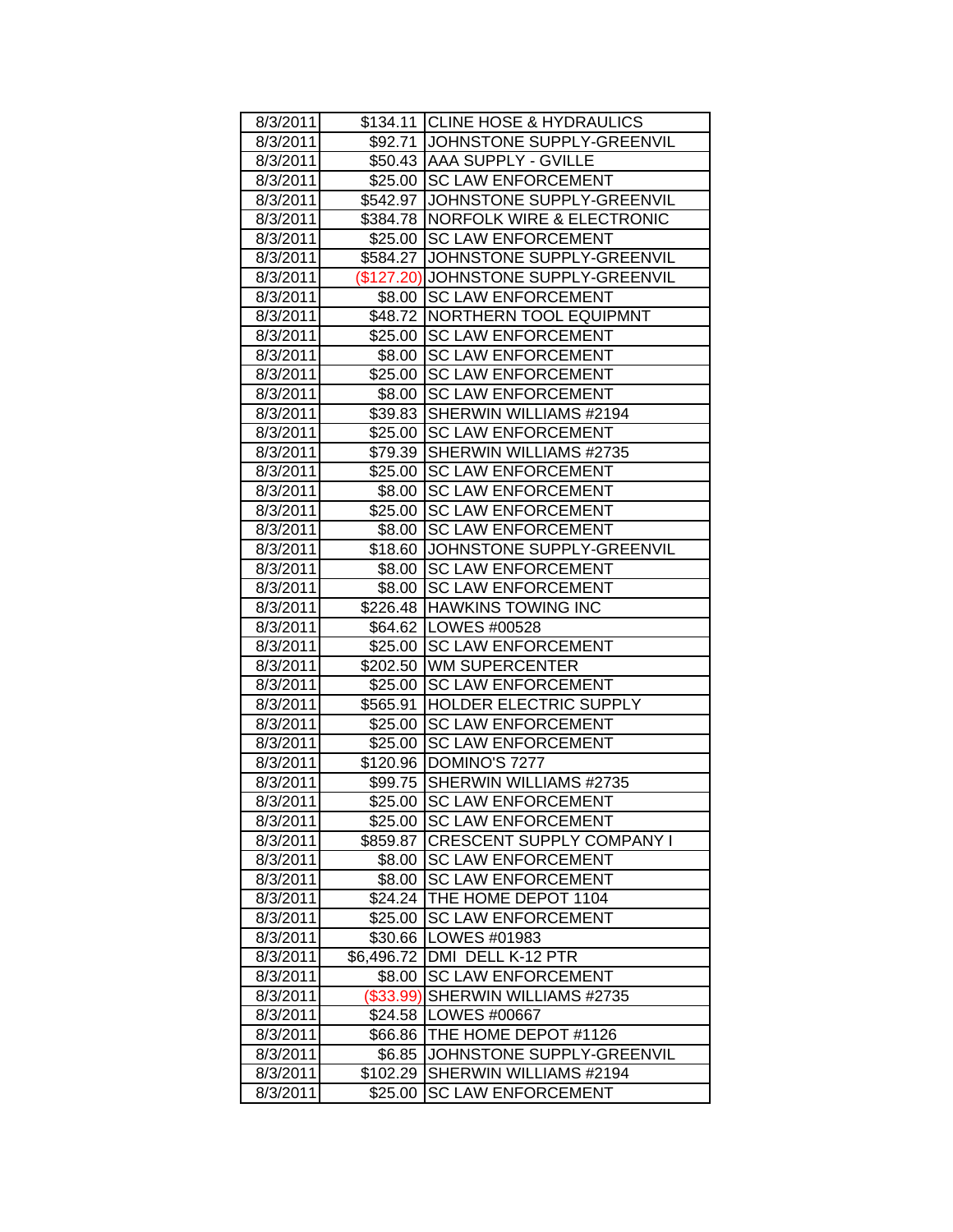| | | |
|---|---|---|
| 8/3/2011 | $134.11 | CLINE HOSE & HYDRAULICS |
| 8/3/2011 | $92.71 | JOHNSTONE SUPPLY-GREENVIL |
| 8/3/2011 | $50.43 | AAA SUPPLY - GVILLE |
| 8/3/2011 | $25.00 | SC LAW ENFORCEMENT |
| 8/3/2011 | $542.97 | JOHNSTONE SUPPLY-GREENVIL |
| 8/3/2011 | $384.78 | NORFOLK WIRE & ELECTRONIC |
| 8/3/2011 | $25.00 | SC LAW ENFORCEMENT |
| 8/3/2011 | $584.27 | JOHNSTONE SUPPLY-GREENVIL |
| 8/3/2011 | ($127.20) | JOHNSTONE SUPPLY-GREENVIL |
| 8/3/2011 | $8.00 | SC LAW ENFORCEMENT |
| 8/3/2011 | $48.72 | NORTHERN TOOL EQUIPMNT |
| 8/3/2011 | $25.00 | SC LAW ENFORCEMENT |
| 8/3/2011 | $8.00 | SC LAW ENFORCEMENT |
| 8/3/2011 | $25.00 | SC LAW ENFORCEMENT |
| 8/3/2011 | $8.00 | SC LAW ENFORCEMENT |
| 8/3/2011 | $39.83 | SHERWIN WILLIAMS #2194 |
| 8/3/2011 | $25.00 | SC LAW ENFORCEMENT |
| 8/3/2011 | $79.39 | SHERWIN WILLIAMS #2735 |
| 8/3/2011 | $25.00 | SC LAW ENFORCEMENT |
| 8/3/2011 | $8.00 | SC LAW ENFORCEMENT |
| 8/3/2011 | $25.00 | SC LAW ENFORCEMENT |
| 8/3/2011 | $8.00 | SC LAW ENFORCEMENT |
| 8/3/2011 | $18.60 | JOHNSTONE SUPPLY-GREENVIL |
| 8/3/2011 | $8.00 | SC LAW ENFORCEMENT |
| 8/3/2011 | $8.00 | SC LAW ENFORCEMENT |
| 8/3/2011 | $226.48 | HAWKINS TOWING INC |
| 8/3/2011 | $64.62 | LOWES #00528 |
| 8/3/2011 | $25.00 | SC LAW ENFORCEMENT |
| 8/3/2011 | $202.50 | WM SUPERCENTER |
| 8/3/2011 | $25.00 | SC LAW ENFORCEMENT |
| 8/3/2011 | $565.91 | HOLDER ELECTRIC SUPPLY |
| 8/3/2011 | $25.00 | SC LAW ENFORCEMENT |
| 8/3/2011 | $25.00 | SC LAW ENFORCEMENT |
| 8/3/2011 | $120.96 | DOMINO'S 7277 |
| 8/3/2011 | $99.75 | SHERWIN WILLIAMS #2735 |
| 8/3/2011 | $25.00 | SC LAW ENFORCEMENT |
| 8/3/2011 | $25.00 | SC LAW ENFORCEMENT |
| 8/3/2011 | $859.87 | CRESCENT SUPPLY COMPANY I |
| 8/3/2011 | $8.00 | SC LAW ENFORCEMENT |
| 8/3/2011 | $8.00 | SC LAW ENFORCEMENT |
| 8/3/2011 | $24.24 | THE HOME DEPOT 1104 |
| 8/3/2011 | $25.00 | SC LAW ENFORCEMENT |
| 8/3/2011 | $30.66 | LOWES #01983 |
| 8/3/2011 | $6,496.72 | DMI DELL K-12 PTR |
| 8/3/2011 | $8.00 | SC LAW ENFORCEMENT |
| 8/3/2011 | ($33.99) | SHERWIN WILLIAMS #2735 |
| 8/3/2011 | $24.58 | LOWES #00667 |
| 8/3/2011 | $66.86 | THE HOME DEPOT #1126 |
| 8/3/2011 | $6.85 | JOHNSTONE SUPPLY-GREENVIL |
| 8/3/2011 | $102.29 | SHERWIN WILLIAMS #2194 |
| 8/3/2011 | $25.00 | SC LAW ENFORCEMENT |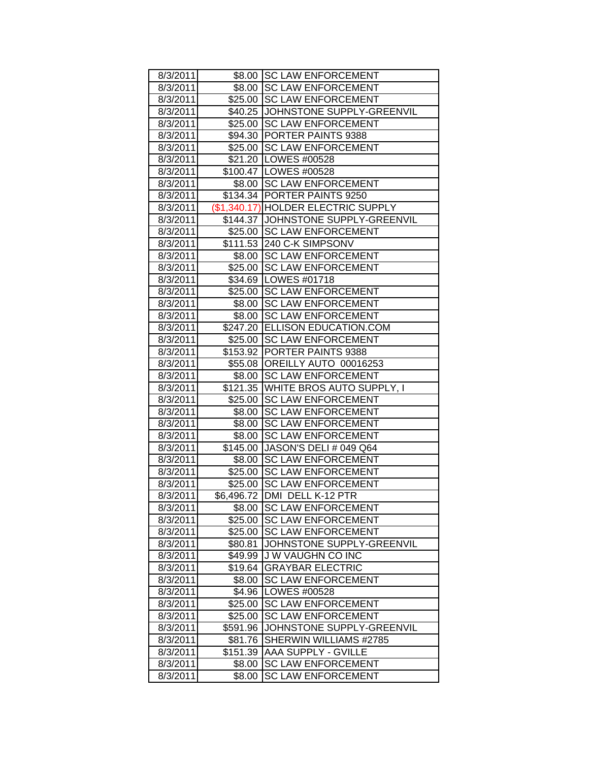| 8/3/2011 | $8.00 | SC LAW ENFORCEMENT |
|---|---|---|
| 8/3/2011 | $8.00 | SC LAW ENFORCEMENT |
| 8/3/2011 | $25.00 | SC LAW ENFORCEMENT |
| 8/3/2011 | $40.25 | JOHNSTONE SUPPLY-GREENVIL |
| 8/3/2011 | $25.00 | SC LAW ENFORCEMENT |
| 8/3/2011 | $94.30 | PORTER PAINTS 9388 |
| 8/3/2011 | $25.00 | SC LAW ENFORCEMENT |
| 8/3/2011 | $21.20 | LOWES #00528 |
| 8/3/2011 | $100.47 | LOWES #00528 |
| 8/3/2011 | $8.00 | SC LAW ENFORCEMENT |
| 8/3/2011 | $134.34 | PORTER PAINTS 9250 |
| 8/3/2011 | ($1,340.17) | HOLDER ELECTRIC SUPPLY |
| 8/3/2011 | $144.37 | JOHNSTONE SUPPLY-GREENVIL |
| 8/3/2011 | $25.00 | SC LAW ENFORCEMENT |
| 8/3/2011 | $111.53 | 240 C-K SIMPSONV |
| 8/3/2011 | $8.00 | SC LAW ENFORCEMENT |
| 8/3/2011 | $25.00 | SC LAW ENFORCEMENT |
| 8/3/2011 | $34.69 | LOWES #01718 |
| 8/3/2011 | $25.00 | SC LAW ENFORCEMENT |
| 8/3/2011 | $8.00 | SC LAW ENFORCEMENT |
| 8/3/2011 | $8.00 | SC LAW ENFORCEMENT |
| 8/3/2011 | $247.20 | ELLISON EDUCATION.COM |
| 8/3/2011 | $25.00 | SC LAW ENFORCEMENT |
| 8/3/2011 | $153.92 | PORTER PAINTS 9388 |
| 8/3/2011 | $55.08 | OREILLY AUTO 00016253 |
| 8/3/2011 | $8.00 | SC LAW ENFORCEMENT |
| 8/3/2011 | $121.35 | WHITE BROS AUTO SUPPLY, I |
| 8/3/2011 | $25.00 | SC LAW ENFORCEMENT |
| 8/3/2011 | $8.00 | SC LAW ENFORCEMENT |
| 8/3/2011 | $8.00 | SC LAW ENFORCEMENT |
| 8/3/2011 | $8.00 | SC LAW ENFORCEMENT |
| 8/3/2011 | $145.00 | JASON'S DELI # 049 Q64 |
| 8/3/2011 | $8.00 | SC LAW ENFORCEMENT |
| 8/3/2011 | $25.00 | SC LAW ENFORCEMENT |
| 8/3/2011 | $25.00 | SC LAW ENFORCEMENT |
| 8/3/2011 | $6,496.72 | DMI DELL K-12 PTR |
| 8/3/2011 | $8.00 | SC LAW ENFORCEMENT |
| 8/3/2011 | $25.00 | SC LAW ENFORCEMENT |
| 8/3/2011 | $25.00 | SC LAW ENFORCEMENT |
| 8/3/2011 | $80.81 | JOHNSTONE SUPPLY-GREENVIL |
| 8/3/2011 | $49.99 | J W VAUGHN CO INC |
| 8/3/2011 | $19.64 | GRAYBAR ELECTRIC |
| 8/3/2011 | $8.00 | SC LAW ENFORCEMENT |
| 8/3/2011 | $4.96 | LOWES #00528 |
| 8/3/2011 | $25.00 | SC LAW ENFORCEMENT |
| 8/3/2011 | $25.00 | SC LAW ENFORCEMENT |
| 8/3/2011 | $591.96 | JOHNSTONE SUPPLY-GREENVIL |
| 8/3/2011 | $81.76 | SHERWIN WILLIAMS #2785 |
| 8/3/2011 | $151.39 | AAA SUPPLY - GVILLE |
| 8/3/2011 | $8.00 | SC LAW ENFORCEMENT |
| 8/3/2011 | $8.00 | SC LAW ENFORCEMENT |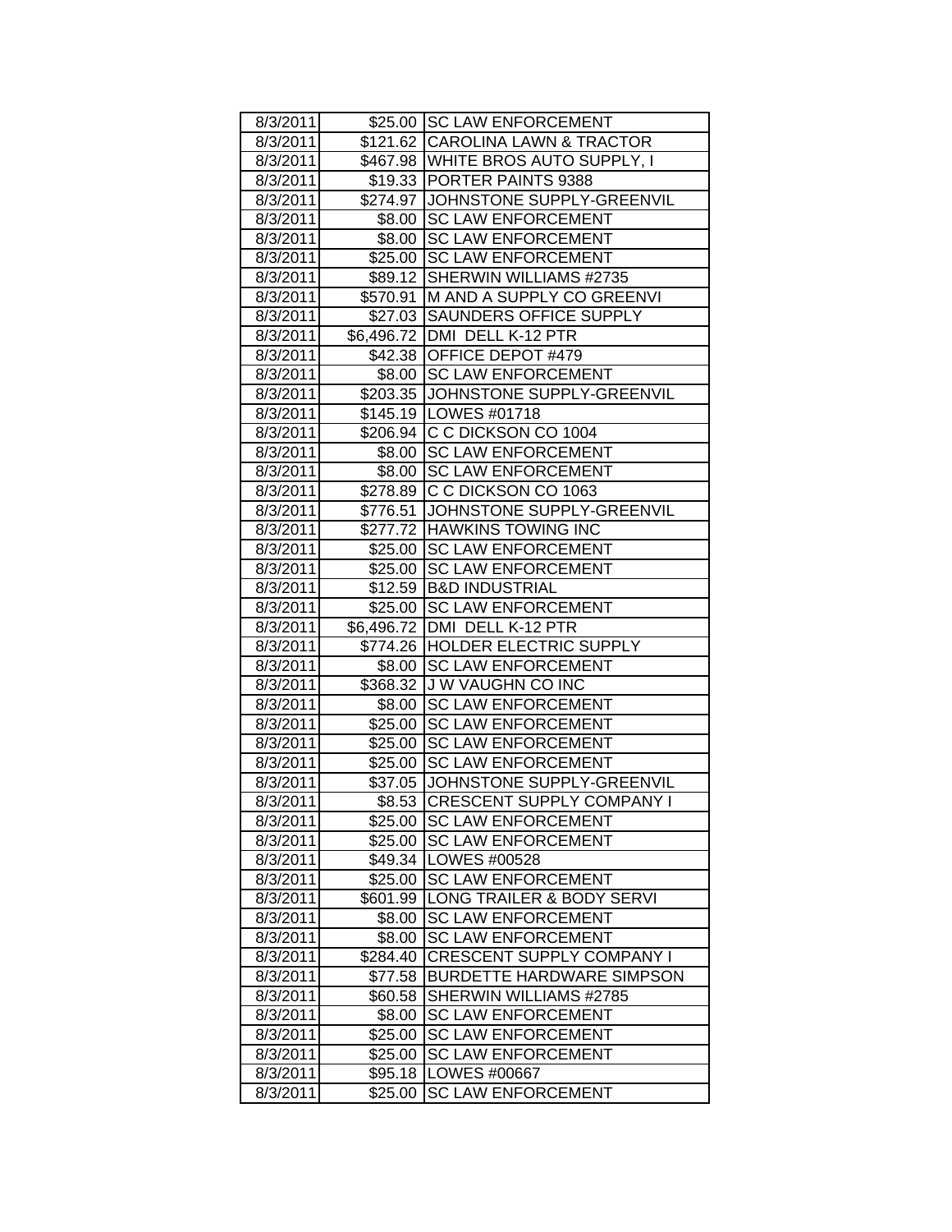| 8/3/2011 | $25.00 | SC LAW ENFORCEMENT |
|---|---|---|
| 8/3/2011 | $121.62 | CAROLINA LAWN & TRACTOR |
| 8/3/2011 | $467.98 | WHITE BROS AUTO SUPPLY, I |
| 8/3/2011 | $19.33 | PORTER PAINTS 9388 |
| 8/3/2011 | $274.97 | JOHNSTONE SUPPLY-GREENVIL |
| 8/3/2011 | $8.00 | SC LAW ENFORCEMENT |
| 8/3/2011 | $8.00 | SC LAW ENFORCEMENT |
| 8/3/2011 | $25.00 | SC LAW ENFORCEMENT |
| 8/3/2011 | $89.12 | SHERWIN WILLIAMS #2735 |
| 8/3/2011 | $570.91 | M AND A SUPPLY CO GREENVI |
| 8/3/2011 | $27.03 | SAUNDERS OFFICE SUPPLY |
| 8/3/2011 | $6,496.72 | DMI DELL K-12 PTR |
| 8/3/2011 | $42.38 | OFFICE DEPOT #479 |
| 8/3/2011 | $8.00 | SC LAW ENFORCEMENT |
| 8/3/2011 | $203.35 | JOHNSTONE SUPPLY-GREENVIL |
| 8/3/2011 | $145.19 | LOWES #01718 |
| 8/3/2011 | $206.94 | C C DICKSON CO 1004 |
| 8/3/2011 | $8.00 | SC LAW ENFORCEMENT |
| 8/3/2011 | $8.00 | SC LAW ENFORCEMENT |
| 8/3/2011 | $278.89 | C C DICKSON CO 1063 |
| 8/3/2011 | $776.51 | JOHNSTONE SUPPLY-GREENVIL |
| 8/3/2011 | $277.72 | HAWKINS TOWING INC |
| 8/3/2011 | $25.00 | SC LAW ENFORCEMENT |
| 8/3/2011 | $25.00 | SC LAW ENFORCEMENT |
| 8/3/2011 | $12.59 | B&D INDUSTRIAL |
| 8/3/2011 | $25.00 | SC LAW ENFORCEMENT |
| 8/3/2011 | $6,496.72 | DMI DELL K-12 PTR |
| 8/3/2011 | $774.26 | HOLDER ELECTRIC SUPPLY |
| 8/3/2011 | $8.00 | SC LAW ENFORCEMENT |
| 8/3/2011 | $368.32 | J W VAUGHN CO INC |
| 8/3/2011 | $8.00 | SC LAW ENFORCEMENT |
| 8/3/2011 | $25.00 | SC LAW ENFORCEMENT |
| 8/3/2011 | $25.00 | SC LAW ENFORCEMENT |
| 8/3/2011 | $25.00 | SC LAW ENFORCEMENT |
| 8/3/2011 | $37.05 | JOHNSTONE SUPPLY-GREENVIL |
| 8/3/2011 | $8.53 | CRESCENT SUPPLY COMPANY I |
| 8/3/2011 | $25.00 | SC LAW ENFORCEMENT |
| 8/3/2011 | $25.00 | SC LAW ENFORCEMENT |
| 8/3/2011 | $49.34 | LOWES #00528 |
| 8/3/2011 | $25.00 | SC LAW ENFORCEMENT |
| 8/3/2011 | $601.99 | LONG TRAILER & BODY SERVI |
| 8/3/2011 | $8.00 | SC LAW ENFORCEMENT |
| 8/3/2011 | $8.00 | SC LAW ENFORCEMENT |
| 8/3/2011 | $284.40 | CRESCENT SUPPLY COMPANY I |
| 8/3/2011 | $77.58 | BURDETTE HARDWARE SIMPSON |
| 8/3/2011 | $60.58 | SHERWIN WILLIAMS #2785 |
| 8/3/2011 | $8.00 | SC LAW ENFORCEMENT |
| 8/3/2011 | $25.00 | SC LAW ENFORCEMENT |
| 8/3/2011 | $25.00 | SC LAW ENFORCEMENT |
| 8/3/2011 | $95.18 | LOWES #00667 |
| 8/3/2011 | $25.00 | SC LAW ENFORCEMENT |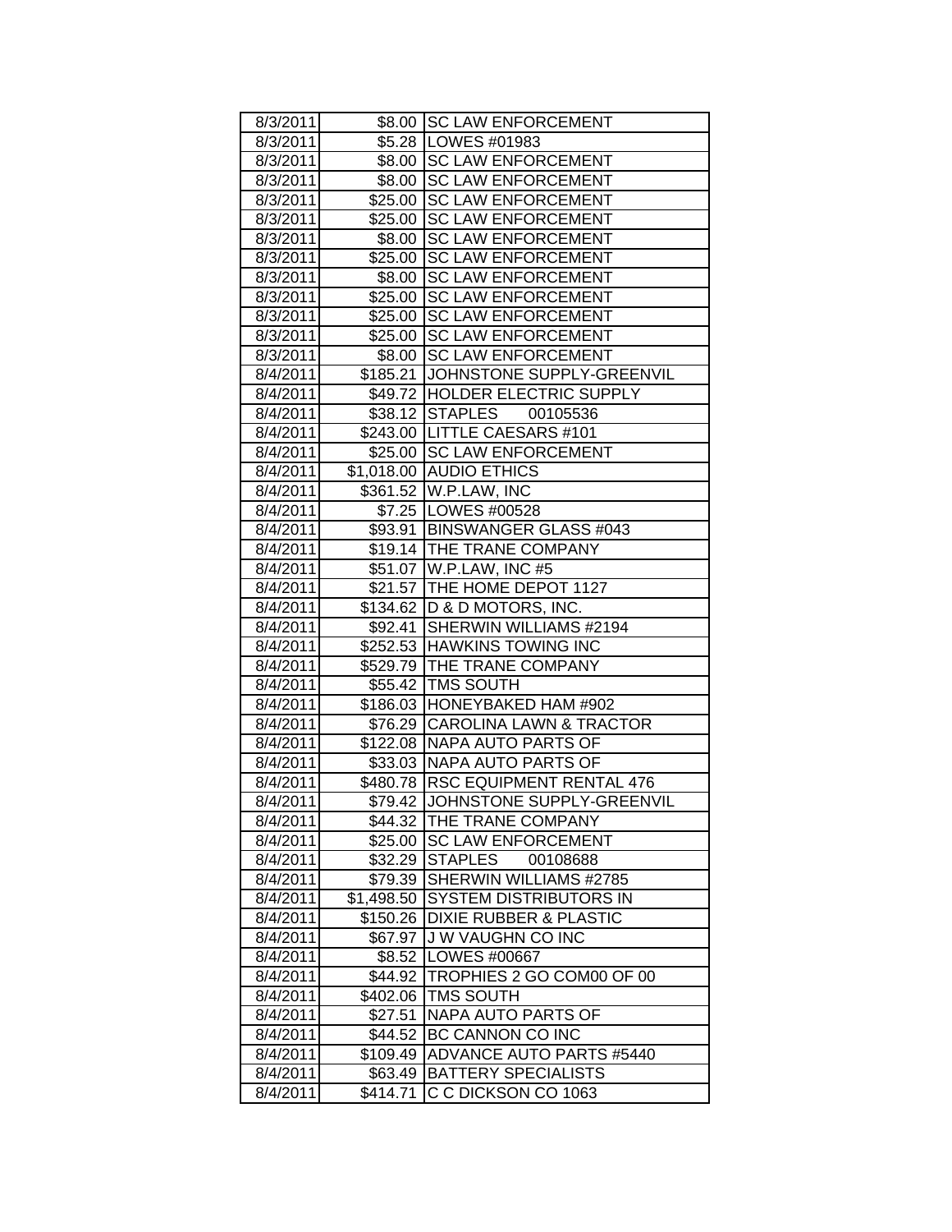| | | |
|---|---|---|
| 8/3/2011 | $8.00 | SC LAW ENFORCEMENT |
| 8/3/2011 | $5.28 | LOWES #01983 |
| 8/3/2011 | $8.00 | SC LAW ENFORCEMENT |
| 8/3/2011 | $8.00 | SC LAW ENFORCEMENT |
| 8/3/2011 | $25.00 | SC LAW ENFORCEMENT |
| 8/3/2011 | $25.00 | SC LAW ENFORCEMENT |
| 8/3/2011 | $8.00 | SC LAW ENFORCEMENT |
| 8/3/2011 | $25.00 | SC LAW ENFORCEMENT |
| 8/3/2011 | $8.00 | SC LAW ENFORCEMENT |
| 8/3/2011 | $25.00 | SC LAW ENFORCEMENT |
| 8/3/2011 | $25.00 | SC LAW ENFORCEMENT |
| 8/3/2011 | $25.00 | SC LAW ENFORCEMENT |
| 8/3/2011 | $8.00 | SC LAW ENFORCEMENT |
| 8/4/2011 | $185.21 | JOHNSTONE SUPPLY-GREENVIL |
| 8/4/2011 | $49.72 | HOLDER ELECTRIC SUPPLY |
| 8/4/2011 | $38.12 | STAPLES 00105536 |
| 8/4/2011 | $243.00 | LITTLE CAESARS #101 |
| 8/4/2011 | $25.00 | SC LAW ENFORCEMENT |
| 8/4/2011 | $1,018.00 | AUDIO ETHICS |
| 8/4/2011 | $361.52 | W.P.LAW, INC |
| 8/4/2011 | $7.25 | LOWES #00528 |
| 8/4/2011 | $93.91 | BINSWANGER GLASS #043 |
| 8/4/2011 | $19.14 | THE TRANE COMPANY |
| 8/4/2011 | $51.07 | W.P.LAW, INC #5 |
| 8/4/2011 | $21.57 | THE HOME DEPOT 1127 |
| 8/4/2011 | $134.62 | D & D MOTORS, INC. |
| 8/4/2011 | $92.41 | SHERWIN WILLIAMS #2194 |
| 8/4/2011 | $252.53 | HAWKINS TOWING INC |
| 8/4/2011 | $529.79 | THE TRANE COMPANY |
| 8/4/2011 | $55.42 | TMS SOUTH |
| 8/4/2011 | $186.03 | HONEYBAKED HAM #902 |
| 8/4/2011 | $76.29 | CAROLINA LAWN & TRACTOR |
| 8/4/2011 | $122.08 | NAPA AUTO PARTS OF |
| 8/4/2011 | $33.03 | NAPA AUTO PARTS OF |
| 8/4/2011 | $480.78 | RSC EQUIPMENT RENTAL 476 |
| 8/4/2011 | $79.42 | JOHNSTONE SUPPLY-GREENVIL |
| 8/4/2011 | $44.32 | THE TRANE COMPANY |
| 8/4/2011 | $25.00 | SC LAW ENFORCEMENT |
| 8/4/2011 | $32.29 | STAPLES 00108688 |
| 8/4/2011 | $79.39 | SHERWIN WILLIAMS #2785 |
| 8/4/2011 | $1,498.50 | SYSTEM DISTRIBUTORS IN |
| 8/4/2011 | $150.26 | DIXIE RUBBER & PLASTIC |
| 8/4/2011 | $67.97 | J W VAUGHN CO INC |
| 8/4/2011 | $8.52 | LOWES #00667 |
| 8/4/2011 | $44.92 | TROPHIES 2 GO COM00 OF 00 |
| 8/4/2011 | $402.06 | TMS SOUTH |
| 8/4/2011 | $27.51 | NAPA AUTO PARTS OF |
| 8/4/2011 | $44.52 | BC CANNON CO INC |
| 8/4/2011 | $109.49 | ADVANCE AUTO PARTS #5440 |
| 8/4/2011 | $63.49 | BATTERY SPECIALISTS |
| 8/4/2011 | $414.71 | C C DICKSON CO 1063 |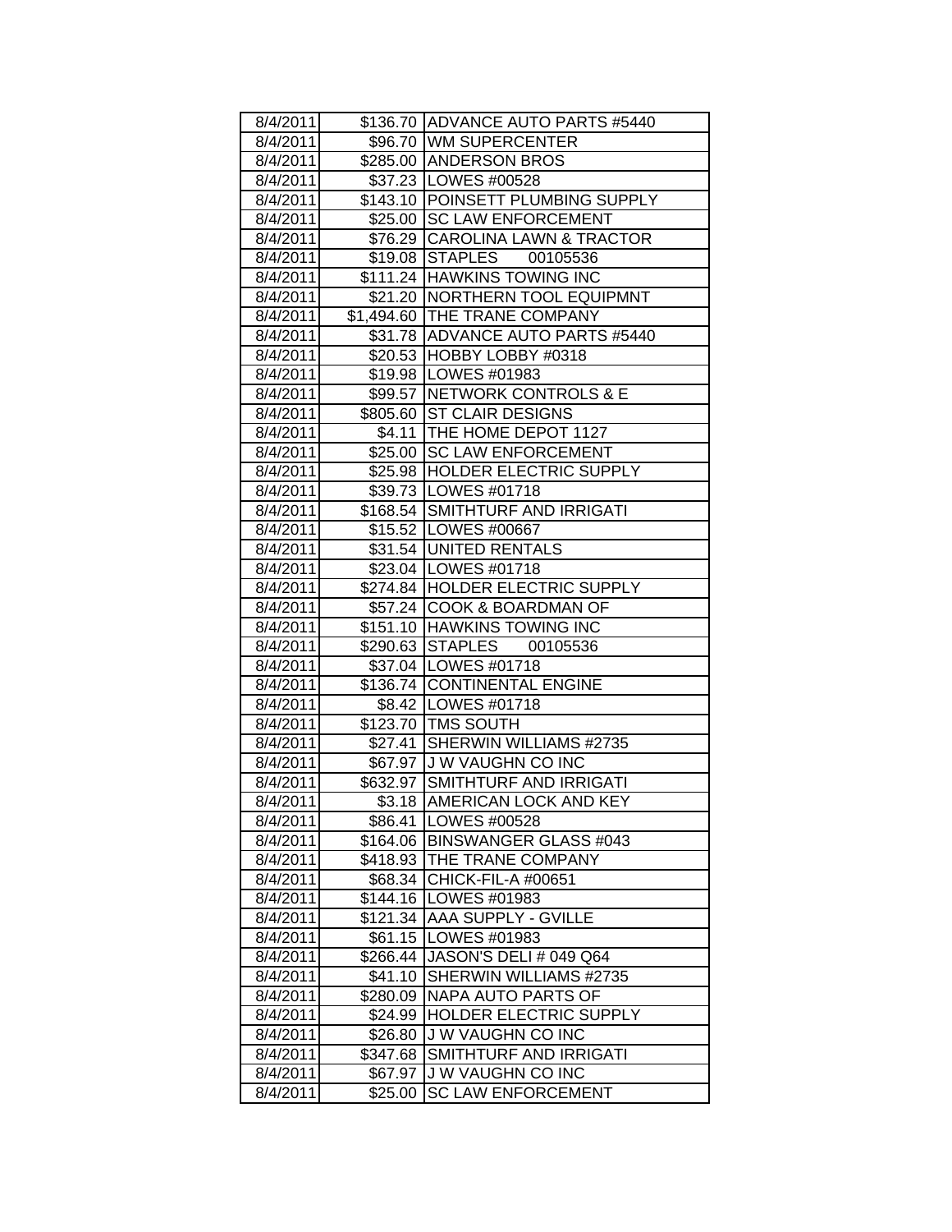| 8/4/2011 | $136.70 | ADVANCE AUTO PARTS #5440 |
|---|---|---|
| 8/4/2011 | $96.70 | WM SUPERCENTER |
| 8/4/2011 | $285.00 | ANDERSON BROS |
| 8/4/2011 | $37.23 | LOWES #00528 |
| 8/4/2011 | $143.10 | POINSETT PLUMBING SUPPLY |
| 8/4/2011 | $25.00 | SC LAW ENFORCEMENT |
| 8/4/2011 | $76.29 | CAROLINA LAWN & TRACTOR |
| 8/4/2011 | $19.08 | STAPLES 00105536 |
| 8/4/2011 | $111.24 | HAWKINS TOWING INC |
| 8/4/2011 | $21.20 | NORTHERN TOOL EQUIPMNT |
| 8/4/2011 | $1,494.60 | THE TRANE COMPANY |
| 8/4/2011 | $31.78 | ADVANCE AUTO PARTS #5440 |
| 8/4/2011 | $20.53 | HOBBY LOBBY #0318 |
| 8/4/2011 | $19.98 | LOWES #01983 |
| 8/4/2011 | $99.57 | NETWORK CONTROLS & E |
| 8/4/2011 | $805.60 | ST CLAIR DESIGNS |
| 8/4/2011 | $4.11 | THE HOME DEPOT 1127 |
| 8/4/2011 | $25.00 | SC LAW ENFORCEMENT |
| 8/4/2011 | $25.98 | HOLDER ELECTRIC SUPPLY |
| 8/4/2011 | $39.73 | LOWES #01718 |
| 8/4/2011 | $168.54 | SMITHTURF AND IRRIGATI |
| 8/4/2011 | $15.52 | LOWES #00667 |
| 8/4/2011 | $31.54 | UNITED RENTALS |
| 8/4/2011 | $23.04 | LOWES #01718 |
| 8/4/2011 | $274.84 | HOLDER ELECTRIC SUPPLY |
| 8/4/2011 | $57.24 | COOK & BOARDMAN OF |
| 8/4/2011 | $151.10 | HAWKINS TOWING INC |
| 8/4/2011 | $290.63 | STAPLES 00105536 |
| 8/4/2011 | $37.04 | LOWES #01718 |
| 8/4/2011 | $136.74 | CONTINENTAL ENGINE |
| 8/4/2011 | $8.42 | LOWES #01718 |
| 8/4/2011 | $123.70 | TMS SOUTH |
| 8/4/2011 | $27.41 | SHERWIN WILLIAMS #2735 |
| 8/4/2011 | $67.97 | J W VAUGHN CO INC |
| 8/4/2011 | $632.97 | SMITHTURF AND IRRIGATI |
| 8/4/2011 | $3.18 | AMERICAN LOCK AND KEY |
| 8/4/2011 | $86.41 | LOWES #00528 |
| 8/4/2011 | $164.06 | BINSWANGER GLASS #043 |
| 8/4/2011 | $418.93 | THE TRANE COMPANY |
| 8/4/2011 | $68.34 | CHICK-FIL-A #00651 |
| 8/4/2011 | $144.16 | LOWES #01983 |
| 8/4/2011 | $121.34 | AAA SUPPLY - GVILLE |
| 8/4/2011 | $61.15 | LOWES #01983 |
| 8/4/2011 | $266.44 | JASON'S DELI # 049 Q64 |
| 8/4/2011 | $41.10 | SHERWIN WILLIAMS #2735 |
| 8/4/2011 | $280.09 | NAPA AUTO PARTS OF |
| 8/4/2011 | $24.99 | HOLDER ELECTRIC SUPPLY |
| 8/4/2011 | $26.80 | J W VAUGHN CO INC |
| 8/4/2011 | $347.68 | SMITHTURF AND IRRIGATI |
| 8/4/2011 | $67.97 | J W VAUGHN CO INC |
| 8/4/2011 | $25.00 | SC LAW ENFORCEMENT |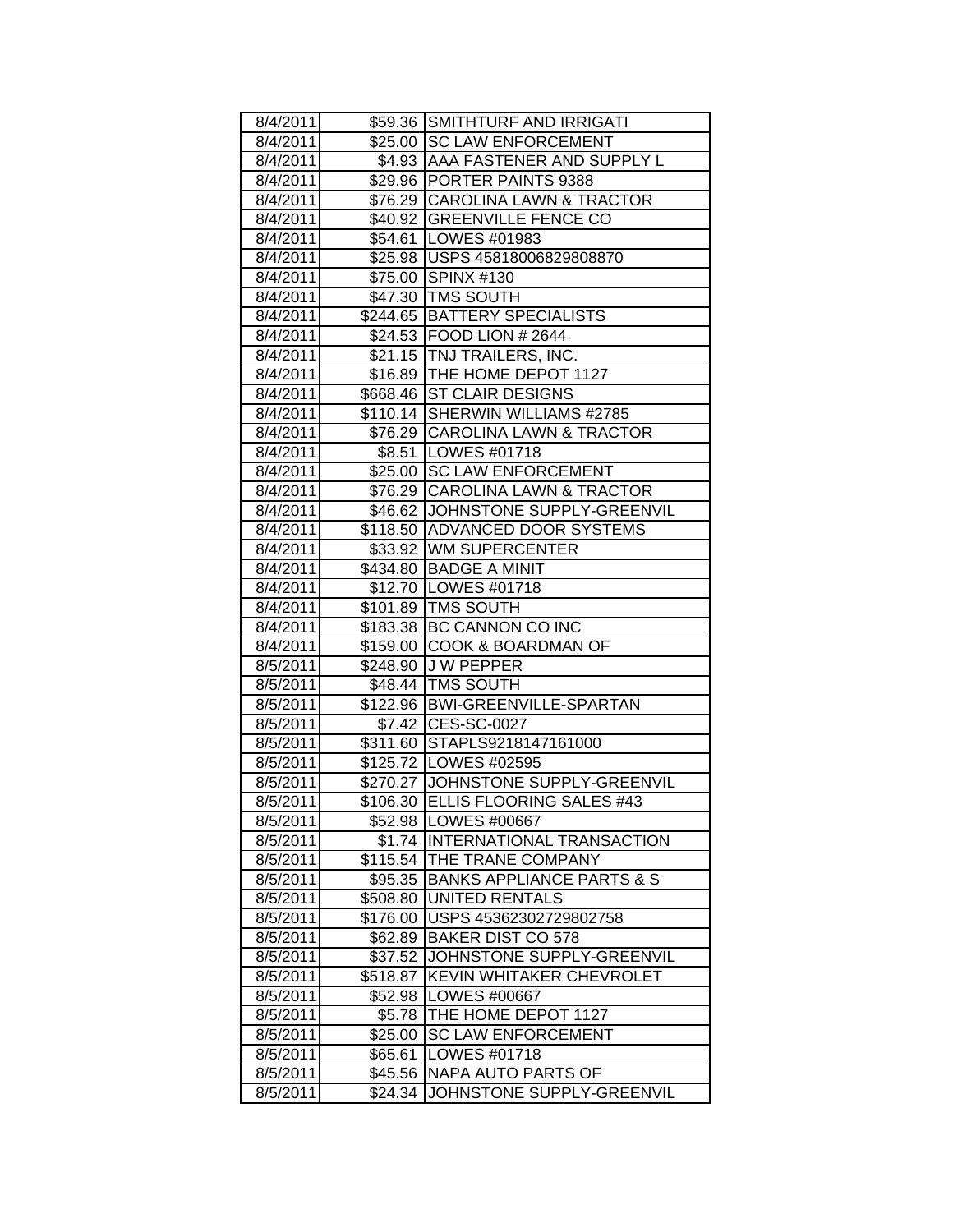| 8/4/2011 | $59.36 | SMITHTURF AND IRRIGATI |
|---|---|---|
| 8/4/2011 | $25.00 | SC LAW ENFORCEMENT |
| 8/4/2011 | $4.93 | AAA FASTENER AND SUPPLY L |
| 8/4/2011 | $29.96 | PORTER PAINTS 9388 |
| 8/4/2011 | $76.29 | CAROLINA LAWN & TRACTOR |
| 8/4/2011 | $40.92 | GREENVILLE FENCE CO |
| 8/4/2011 | $54.61 | LOWES #01983 |
| 8/4/2011 | $25.98 | USPS 45818006829808870 |
| 8/4/2011 | $75.00 | SPINX #130 |
| 8/4/2011 | $47.30 | TMS SOUTH |
| 8/4/2011 | $244.65 | BATTERY SPECIALISTS |
| 8/4/2011 | $24.53 | FOOD LION # 2644 |
| 8/4/2011 | $21.15 | TNJ TRAILERS, INC. |
| 8/4/2011 | $16.89 | THE HOME DEPOT 1127 |
| 8/4/2011 | $668.46 | ST CLAIR DESIGNS |
| 8/4/2011 | $110.14 | SHERWIN WILLIAMS #2785 |
| 8/4/2011 | $76.29 | CAROLINA LAWN & TRACTOR |
| 8/4/2011 | $8.51 | LOWES #01718 |
| 8/4/2011 | $25.00 | SC LAW ENFORCEMENT |
| 8/4/2011 | $76.29 | CAROLINA LAWN & TRACTOR |
| 8/4/2011 | $46.62 | JOHNSTONE SUPPLY-GREENVIL |
| 8/4/2011 | $118.50 | ADVANCED DOOR SYSTEMS |
| 8/4/2011 | $33.92 | WM SUPERCENTER |
| 8/4/2011 | $434.80 | BADGE A MINIT |
| 8/4/2011 | $12.70 | LOWES #01718 |
| 8/4/2011 | $101.89 | TMS SOUTH |
| 8/4/2011 | $183.38 | BC CANNON CO INC |
| 8/4/2011 | $159.00 | COOK & BOARDMAN OF |
| 8/5/2011 | $248.90 | J W PEPPER |
| 8/5/2011 | $48.44 | TMS SOUTH |
| 8/5/2011 | $122.96 | BWI-GREENVILLE-SPARTAN |
| 8/5/2011 | $7.42 | CES-SC-0027 |
| 8/5/2011 | $311.60 | STAPLS9218147161000 |
| 8/5/2011 | $125.72 | LOWES #02595 |
| 8/5/2011 | $270.27 | JOHNSTONE SUPPLY-GREENVIL |
| 8/5/2011 | $106.30 | ELLIS FLOORING SALES #43 |
| 8/5/2011 | $52.98 | LOWES #00667 |
| 8/5/2011 | $1.74 | INTERNATIONAL TRANSACTION |
| 8/5/2011 | $115.54 | THE TRANE COMPANY |
| 8/5/2011 | $95.35 | BANKS APPLIANCE PARTS & S |
| 8/5/2011 | $508.80 | UNITED RENTALS |
| 8/5/2011 | $176.00 | USPS 45362302729802758 |
| 8/5/2011 | $62.89 | BAKER DIST CO 578 |
| 8/5/2011 | $37.52 | JOHNSTONE SUPPLY-GREENVIL |
| 8/5/2011 | $518.87 | KEVIN WHITAKER CHEVROLET |
| 8/5/2011 | $52.98 | LOWES #00667 |
| 8/5/2011 | $5.78 | THE HOME DEPOT 1127 |
| 8/5/2011 | $25.00 | SC LAW ENFORCEMENT |
| 8/5/2011 | $65.61 | LOWES #01718 |
| 8/5/2011 | $45.56 | NAPA AUTO PARTS OF |
| 8/5/2011 | $24.34 | JOHNSTONE SUPPLY-GREENVIL |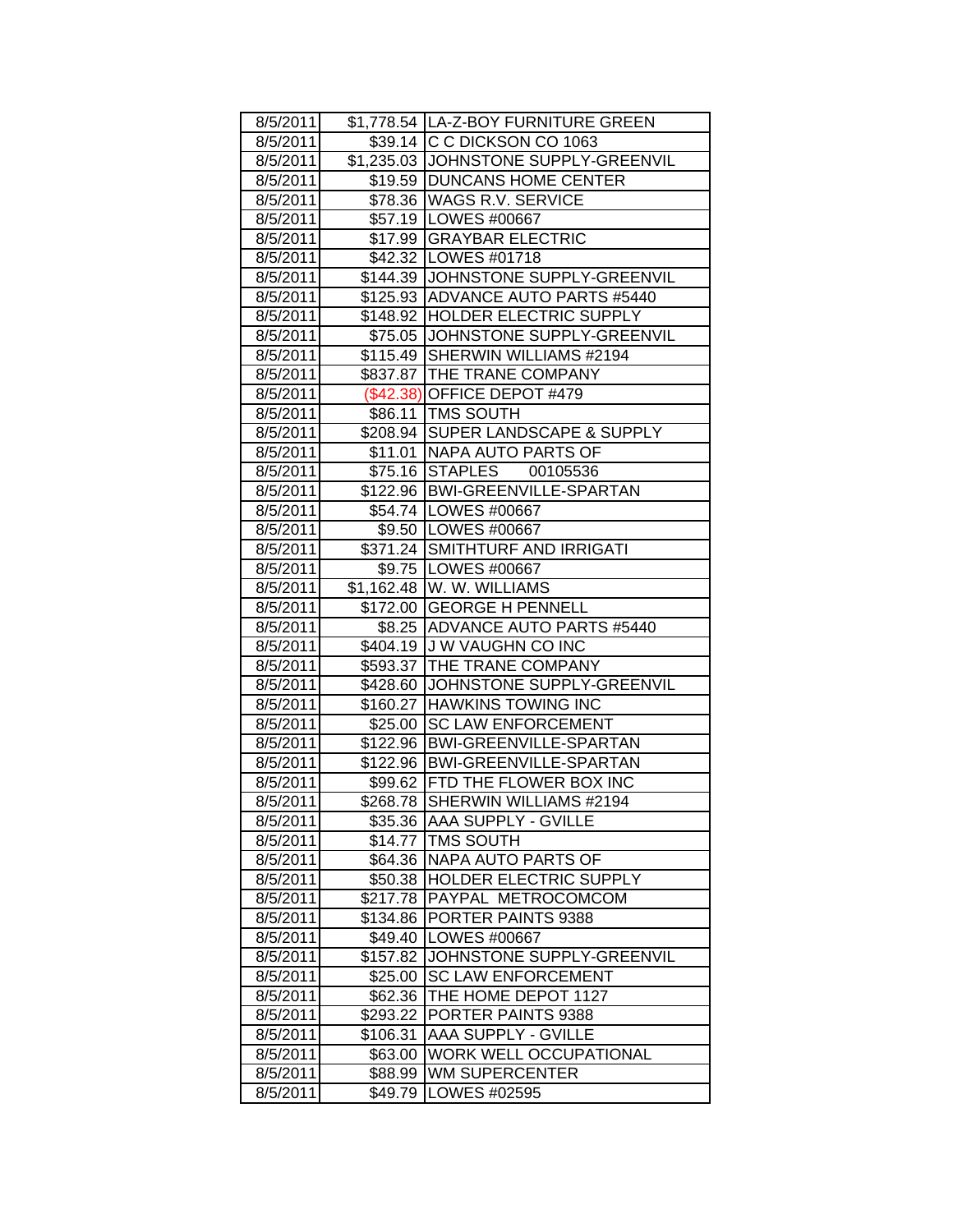| 8/5/2011 | $1,778.54 | LA-Z-BOY FURNITURE GREEN |
|---|---|---|
| 8/5/2011 | $39.14 | C C DICKSON CO 1063 |
| 8/5/2011 | $1,235.03 | JOHNSTONE SUPPLY-GREENVIL |
| 8/5/2011 | $19.59 | DUNCANS HOME CENTER |
| 8/5/2011 | $78.36 | WAGS R.V. SERVICE |
| 8/5/2011 | $57.19 | LOWES #00667 |
| 8/5/2011 | $17.99 | GRAYBAR ELECTRIC |
| 8/5/2011 | $42.32 | LOWES #01718 |
| 8/5/2011 | $144.39 | JOHNSTONE SUPPLY-GREENVIL |
| 8/5/2011 | $125.93 | ADVANCE AUTO PARTS #5440 |
| 8/5/2011 | $148.92 | HOLDER ELECTRIC SUPPLY |
| 8/5/2011 | $75.05 | JOHNSTONE SUPPLY-GREENVIL |
| 8/5/2011 | $115.49 | SHERWIN WILLIAMS #2194 |
| 8/5/2011 | $837.87 | THE TRANE COMPANY |
| 8/5/2011 | ($42.38) | OFFICE DEPOT #479 |
| 8/5/2011 | $86.11 | TMS SOUTH |
| 8/5/2011 | $208.94 | SUPER LANDSCAPE & SUPPLY |
| 8/5/2011 | $11.01 | NAPA AUTO PARTS OF |
| 8/5/2011 | $75.16 | STAPLES 00105536 |
| 8/5/2011 | $122.96 | BWI-GREENVILLE-SPARTAN |
| 8/5/2011 | $54.74 | LOWES #00667 |
| 8/5/2011 | $9.50 | LOWES #00667 |
| 8/5/2011 | $371.24 | SMITHTURF AND IRRIGATI |
| 8/5/2011 | $9.75 | LOWES #00667 |
| 8/5/2011 | $1,162.48 | W. W. WILLIAMS |
| 8/5/2011 | $172.00 | GEORGE H PENNELL |
| 8/5/2011 | $8.25 | ADVANCE AUTO PARTS #5440 |
| 8/5/2011 | $404.19 | J W VAUGHN CO INC |
| 8/5/2011 | $593.37 | THE TRANE COMPANY |
| 8/5/2011 | $428.60 | JOHNSTONE SUPPLY-GREENVIL |
| 8/5/2011 | $160.27 | HAWKINS TOWING INC |
| 8/5/2011 | $25.00 | SC LAW ENFORCEMENT |
| 8/5/2011 | $122.96 | BWI-GREENVILLE-SPARTAN |
| 8/5/2011 | $122.96 | BWI-GREENVILLE-SPARTAN |
| 8/5/2011 | $99.62 | FTD THE FLOWER BOX INC |
| 8/5/2011 | $268.78 | SHERWIN WILLIAMS #2194 |
| 8/5/2011 | $35.36 | AAA SUPPLY - GVILLE |
| 8/5/2011 | $14.77 | TMS SOUTH |
| 8/5/2011 | $64.36 | NAPA AUTO PARTS OF |
| 8/5/2011 | $50.38 | HOLDER ELECTRIC SUPPLY |
| 8/5/2011 | $217.78 | PAYPAL METROCOMCOM |
| 8/5/2011 | $134.86 | PORTER PAINTS 9388 |
| 8/5/2011 | $49.40 | LOWES #00667 |
| 8/5/2011 | $157.82 | JOHNSTONE SUPPLY-GREENVIL |
| 8/5/2011 | $25.00 | SC LAW ENFORCEMENT |
| 8/5/2011 | $62.36 | THE HOME DEPOT 1127 |
| 8/5/2011 | $293.22 | PORTER PAINTS 9388 |
| 8/5/2011 | $106.31 | AAA SUPPLY - GVILLE |
| 8/5/2011 | $63.00 | WORK WELL OCCUPATIONAL |
| 8/5/2011 | $88.99 | WM SUPERCENTER |
| 8/5/2011 | $49.79 | LOWES #02595 |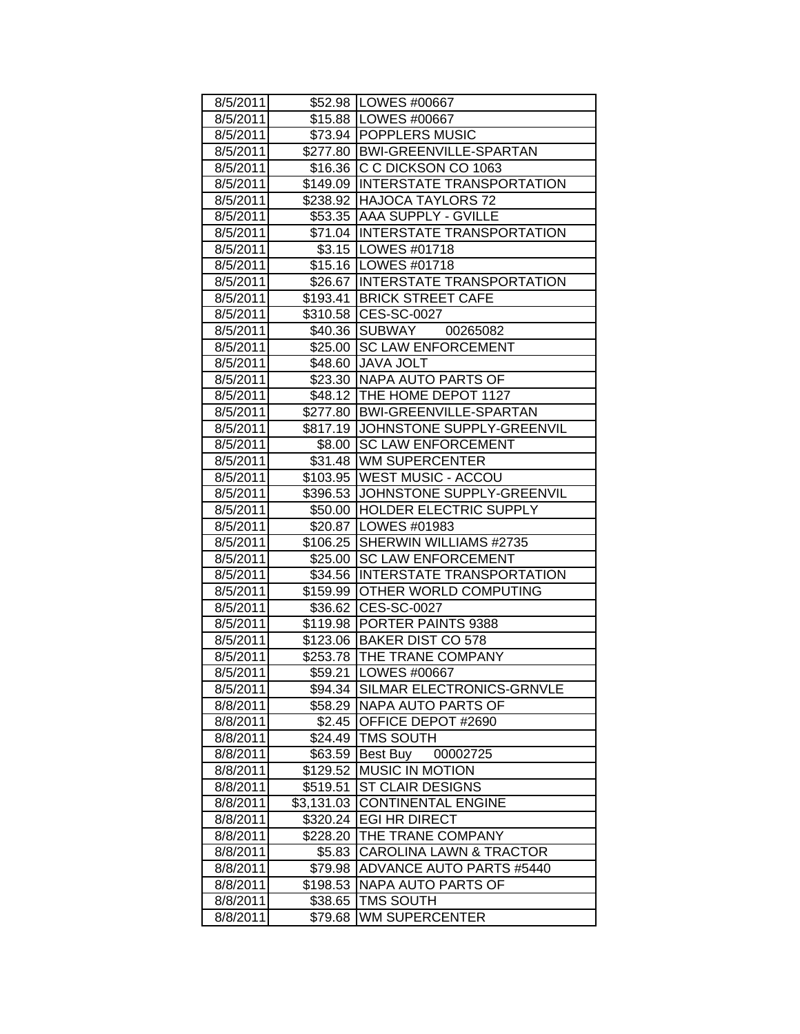| | | |
|---|---|---|
| 8/5/2011 | $52.98 | LOWES #00667 |
| 8/5/2011 | $15.88 | LOWES #00667 |
| 8/5/2011 | $73.94 | POPPLERS MUSIC |
| 8/5/2011 | $277.80 | BWI-GREENVILLE-SPARTAN |
| 8/5/2011 | $16.36 | C C DICKSON CO 1063 |
| 8/5/2011 | $149.09 | INTERSTATE TRANSPORTATION |
| 8/5/2011 | $238.92 | HAJOCA TAYLORS 72 |
| 8/5/2011 | $53.35 | AAA SUPPLY - GVILLE |
| 8/5/2011 | $71.04 | INTERSTATE TRANSPORTATION |
| 8/5/2011 | $3.15 | LOWES #01718 |
| 8/5/2011 | $15.16 | LOWES #01718 |
| 8/5/2011 | $26.67 | INTERSTATE TRANSPORTATION |
| 8/5/2011 | $193.41 | BRICK STREET CAFE |
| 8/5/2011 | $310.58 | CES-SC-0027 |
| 8/5/2011 | $40.36 | SUBWAY 00265082 |
| 8/5/2011 | $25.00 | SC LAW ENFORCEMENT |
| 8/5/2011 | $48.60 | JAVA JOLT |
| 8/5/2011 | $23.30 | NAPA AUTO PARTS OF |
| 8/5/2011 | $48.12 | THE HOME DEPOT 1127 |
| 8/5/2011 | $277.80 | BWI-GREENVILLE-SPARTAN |
| 8/5/2011 | $817.19 | JOHNSTONE SUPPLY-GREENVIL |
| 8/5/2011 | $8.00 | SC LAW ENFORCEMENT |
| 8/5/2011 | $31.48 | WM SUPERCENTER |
| 8/5/2011 | $103.95 | WEST MUSIC - ACCOU |
| 8/5/2011 | $396.53 | JOHNSTONE SUPPLY-GREENVIL |
| 8/5/2011 | $50.00 | HOLDER ELECTRIC SUPPLY |
| 8/5/2011 | $20.87 | LOWES #01983 |
| 8/5/2011 | $106.25 | SHERWIN WILLIAMS #2735 |
| 8/5/2011 | $25.00 | SC LAW ENFORCEMENT |
| 8/5/2011 | $34.56 | INTERSTATE TRANSPORTATION |
| 8/5/2011 | $159.99 | OTHER WORLD COMPUTING |
| 8/5/2011 | $36.62 | CES-SC-0027 |
| 8/5/2011 | $119.98 | PORTER PAINTS 9388 |
| 8/5/2011 | $123.06 | BAKER DIST CO 578 |
| 8/5/2011 | $253.78 | THE TRANE COMPANY |
| 8/5/2011 | $59.21 | LOWES #00667 |
| 8/5/2011 | $94.34 | SILMAR ELECTRONICS-GRNVLE |
| 8/8/2011 | $58.29 | NAPA AUTO PARTS OF |
| 8/8/2011 | $2.45 | OFFICE DEPOT #2690 |
| 8/8/2011 | $24.49 | TMS SOUTH |
| 8/8/2011 | $63.59 | Best Buy 00002725 |
| 8/8/2011 | $129.52 | MUSIC IN MOTION |
| 8/8/2011 | $519.51 | ST CLAIR DESIGNS |
| 8/8/2011 | $3,131.03 | CONTINENTAL ENGINE |
| 8/8/2011 | $320.24 | EGI HR DIRECT |
| 8/8/2011 | $228.20 | THE TRANE COMPANY |
| 8/8/2011 | $5.83 | CAROLINA LAWN & TRACTOR |
| 8/8/2011 | $79.98 | ADVANCE AUTO PARTS #5440 |
| 8/8/2011 | $198.53 | NAPA AUTO PARTS OF |
| 8/8/2011 | $38.65 | TMS SOUTH |
| 8/8/2011 | $79.68 | WM SUPERCENTER |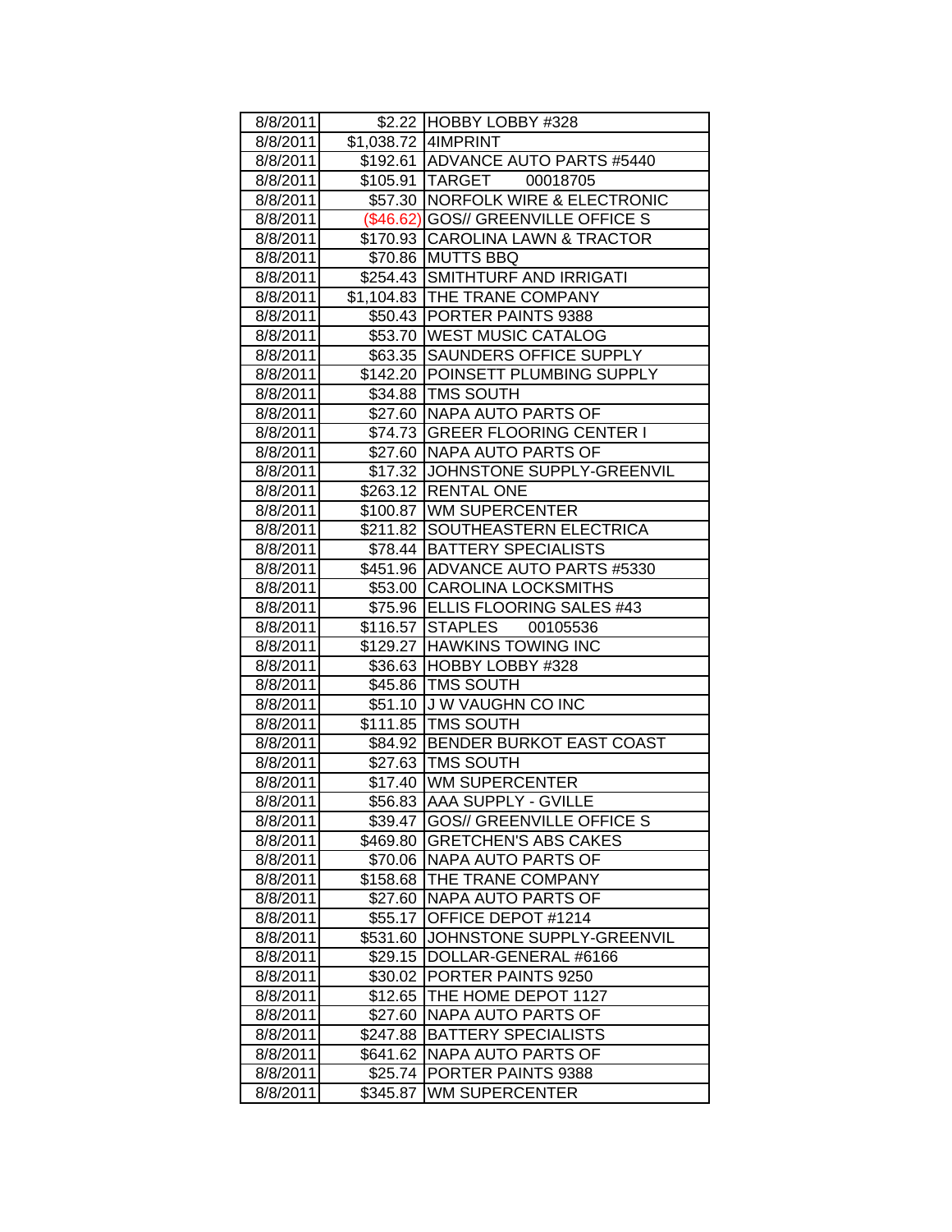| 8/8/2011 | $2.22 | HOBBY LOBBY #328 |
|---|---|---|
| 8/8/2011 | $1,038.72 | 4IMPRINT |
| 8/8/2011 | $192.61 | ADVANCE AUTO PARTS #5440 |
| 8/8/2011 | $105.91 | TARGET 00018705 |
| 8/8/2011 | $57.30 | NORFOLK WIRE & ELECTRONIC |
| 8/8/2011 | ($46.62) | GOS// GREENVILLE OFFICE S |
| 8/8/2011 | $170.93 | CAROLINA LAWN & TRACTOR |
| 8/8/2011 | $70.86 | MUTTS BBQ |
| 8/8/2011 | $254.43 | SMITHTURF AND IRRIGATI |
| 8/8/2011 | $1,104.83 | THE TRANE COMPANY |
| 8/8/2011 | $50.43 | PORTER PAINTS 9388 |
| 8/8/2011 | $53.70 | WEST MUSIC CATALOG |
| 8/8/2011 | $63.35 | SAUNDERS OFFICE SUPPLY |
| 8/8/2011 | $142.20 | POINSETT PLUMBING SUPPLY |
| 8/8/2011 | $34.88 | TMS SOUTH |
| 8/8/2011 | $27.60 | NAPA AUTO PARTS OF |
| 8/8/2011 | $74.73 | GREER FLOORING CENTER I |
| 8/8/2011 | $27.60 | NAPA AUTO PARTS OF |
| 8/8/2011 | $17.32 | JOHNSTONE SUPPLY-GREENVIL |
| 8/8/2011 | $263.12 | RENTAL ONE |
| 8/8/2011 | $100.87 | WM SUPERCENTER |
| 8/8/2011 | $211.82 | SOUTHEASTERN ELECTRICA |
| 8/8/2011 | $78.44 | BATTERY SPECIALISTS |
| 8/8/2011 | $451.96 | ADVANCE AUTO PARTS #5330 |
| 8/8/2011 | $53.00 | CAROLINA LOCKSMITHS |
| 8/8/2011 | $75.96 | ELLIS FLOORING SALES #43 |
| 8/8/2011 | $116.57 | STAPLES 00105536 |
| 8/8/2011 | $129.27 | HAWKINS TOWING INC |
| 8/8/2011 | $36.63 | HOBBY LOBBY #328 |
| 8/8/2011 | $45.86 | TMS SOUTH |
| 8/8/2011 | $51.10 | J W VAUGHN CO INC |
| 8/8/2011 | $111.85 | TMS SOUTH |
| 8/8/2011 | $84.92 | BENDER BURKOT EAST COAST |
| 8/8/2011 | $27.63 | TMS SOUTH |
| 8/8/2011 | $17.40 | WM SUPERCENTER |
| 8/8/2011 | $56.83 | AAA SUPPLY - GVILLE |
| 8/8/2011 | $39.47 | GOS// GREENVILLE OFFICE S |
| 8/8/2011 | $469.80 | GRETCHEN'S ABS CAKES |
| 8/8/2011 | $70.06 | NAPA AUTO PARTS OF |
| 8/8/2011 | $158.68 | THE TRANE COMPANY |
| 8/8/2011 | $27.60 | NAPA AUTO PARTS OF |
| 8/8/2011 | $55.17 | OFFICE DEPOT #1214 |
| 8/8/2011 | $531.60 | JOHNSTONE SUPPLY-GREENVIL |
| 8/8/2011 | $29.15 | DOLLAR-GENERAL #6166 |
| 8/8/2011 | $30.02 | PORTER PAINTS 9250 |
| 8/8/2011 | $12.65 | THE HOME DEPOT 1127 |
| 8/8/2011 | $27.60 | NAPA AUTO PARTS OF |
| 8/8/2011 | $247.88 | BATTERY SPECIALISTS |
| 8/8/2011 | $641.62 | NAPA AUTO PARTS OF |
| 8/8/2011 | $25.74 | PORTER PAINTS 9388 |
| 8/8/2011 | $345.87 | WM SUPERCENTER |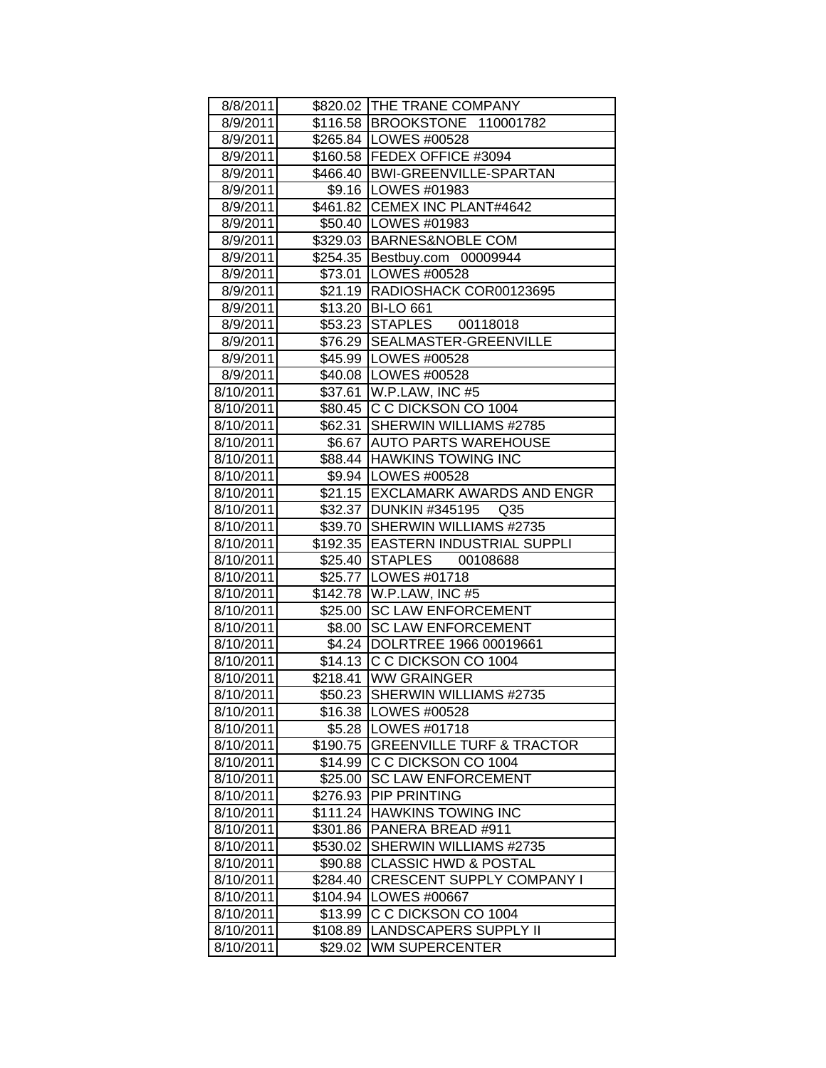| 8/8/2011 | $820.02 | THE TRANE COMPANY |
|---|---|---|
| 8/9/2011 | $116.58 | BROOKSTONE 110001782 |
| 8/9/2011 | $265.84 | LOWES #00528 |
| 8/9/2011 | $160.58 | FEDEX OFFICE #3094 |
| 8/9/2011 | $466.40 | BWI-GREENVILLE-SPARTAN |
| 8/9/2011 | $9.16 | LOWES #01983 |
| 8/9/2011 | $461.82 | CEMEX INC PLANT#4642 |
| 8/9/2011 | $50.40 | LOWES #01983 |
| 8/9/2011 | $329.03 | BARNES&NOBLE COM |
| 8/9/2011 | $254.35 | Bestbuy.com 00009944 |
| 8/9/2011 | $73.01 | LOWES #00528 |
| 8/9/2011 | $21.19 | RADIOSHACK COR00123695 |
| 8/9/2011 | $13.20 | BI-LO 661 |
| 8/9/2011 | $53.23 | STAPLES 00118018 |
| 8/9/2011 | $76.29 | SEALMASTER-GREENVILLE |
| 8/9/2011 | $45.99 | LOWES #00528 |
| 8/9/2011 | $40.08 | LOWES #00528 |
| 8/10/2011 | $37.61 | W.P.LAW, INC #5 |
| 8/10/2011 | $80.45 | C C DICKSON CO 1004 |
| 8/10/2011 | $62.31 | SHERWIN WILLIAMS #2785 |
| 8/10/2011 | $6.67 | AUTO PARTS WAREHOUSE |
| 8/10/2011 | $88.44 | HAWKINS TOWING INC |
| 8/10/2011 | $9.94 | LOWES #00528 |
| 8/10/2011 | $21.15 | EXCLAMARK AWARDS AND ENGR |
| 8/10/2011 | $32.37 | DUNKIN #345195 Q35 |
| 8/10/2011 | $39.70 | SHERWIN WILLIAMS #2735 |
| 8/10/2011 | $192.35 | EASTERN INDUSTRIAL SUPPLI |
| 8/10/2011 | $25.40 | STAPLES 00108688 |
| 8/10/2011 | $25.77 | LOWES #01718 |
| 8/10/2011 | $142.78 | W.P.LAW, INC #5 |
| 8/10/2011 | $25.00 | SC LAW ENFORCEMENT |
| 8/10/2011 | $8.00 | SC LAW ENFORCEMENT |
| 8/10/2011 | $4.24 | DOLRTREE 1966 00019661 |
| 8/10/2011 | $14.13 | C C DICKSON CO 1004 |
| 8/10/2011 | $218.41 | WW GRAINGER |
| 8/10/2011 | $50.23 | SHERWIN WILLIAMS #2735 |
| 8/10/2011 | $16.38 | LOWES #00528 |
| 8/10/2011 | $5.28 | LOWES #01718 |
| 8/10/2011 | $190.75 | GREENVILLE TURF & TRACTOR |
| 8/10/2011 | $14.99 | C C DICKSON CO 1004 |
| 8/10/2011 | $25.00 | SC LAW ENFORCEMENT |
| 8/10/2011 | $276.93 | PIP PRINTING |
| 8/10/2011 | $111.24 | HAWKINS TOWING INC |
| 8/10/2011 | $301.86 | PANERA BREAD #911 |
| 8/10/2011 | $530.02 | SHERWIN WILLIAMS #2735 |
| 8/10/2011 | $90.88 | CLASSIC HWD & POSTAL |
| 8/10/2011 | $284.40 | CRESCENT SUPPLY COMPANY I |
| 8/10/2011 | $104.94 | LOWES #00667 |
| 8/10/2011 | $13.99 | C C DICKSON CO 1004 |
| 8/10/2011 | $108.89 | LANDSCAPERS SUPPLY II |
| 8/10/2011 | $29.02 | WM SUPERCENTER |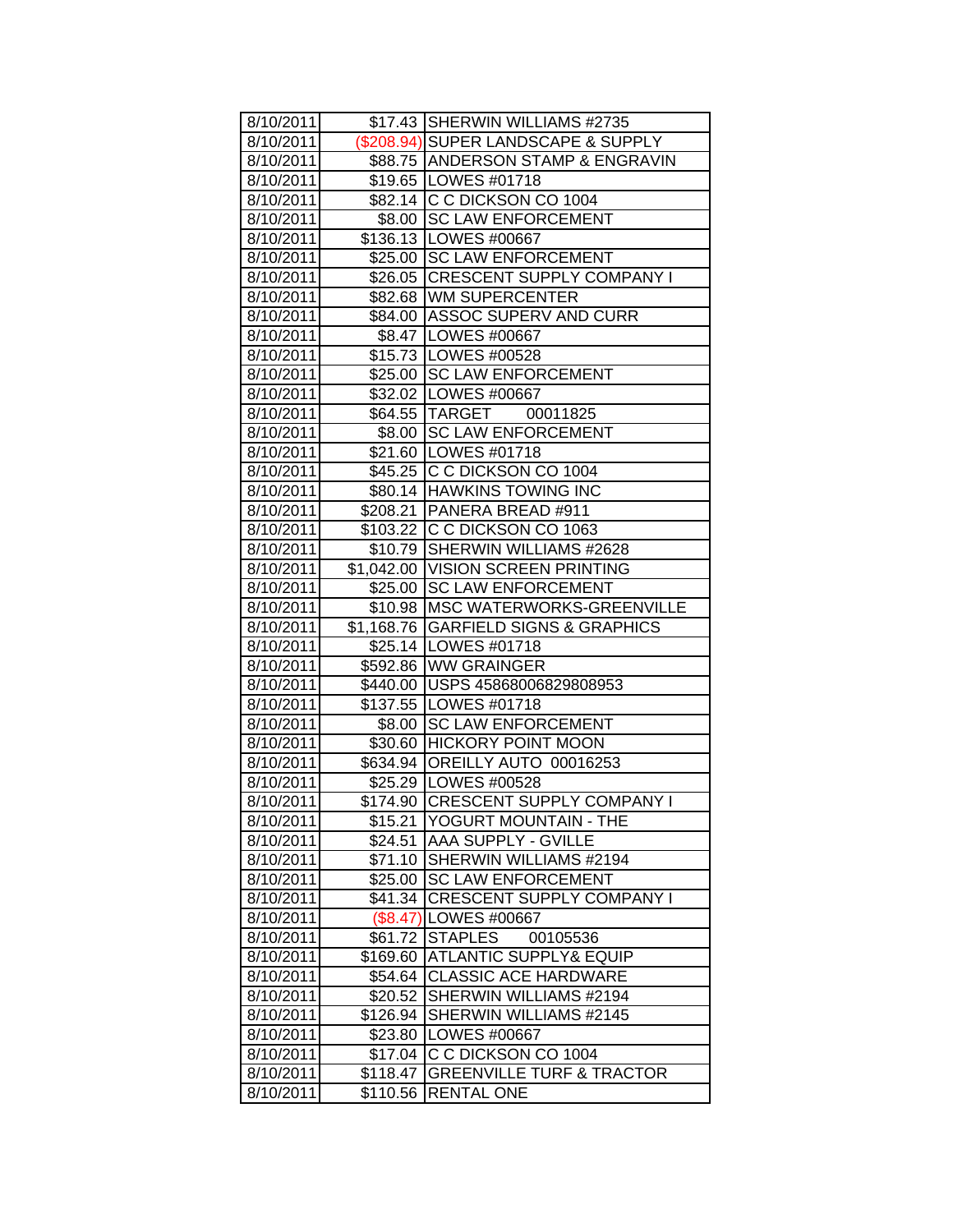| | | |
|---|---|---|
| 8/10/2011 | $17.43 | SHERWIN WILLIAMS #2735 |
| 8/10/2011 | ($208.94) | SUPER LANDSCAPE & SUPPLY |
| 8/10/2011 | $88.75 | ANDERSON STAMP & ENGRAVIN |
| 8/10/2011 | $19.65 | LOWES #01718 |
| 8/10/2011 | $82.14 | C C DICKSON CO 1004 |
| 8/10/2011 | $8.00 | SC LAW ENFORCEMENT |
| 8/10/2011 | $136.13 | LOWES #00667 |
| 8/10/2011 | $25.00 | SC LAW ENFORCEMENT |
| 8/10/2011 | $26.05 | CRESCENT SUPPLY COMPANY I |
| 8/10/2011 | $82.68 | WM SUPERCENTER |
| 8/10/2011 | $84.00 | ASSOC SUPERV AND CURR |
| 8/10/2011 | $8.47 | LOWES #00667 |
| 8/10/2011 | $15.73 | LOWES #00528 |
| 8/10/2011 | $25.00 | SC LAW ENFORCEMENT |
| 8/10/2011 | $32.02 | LOWES #00667 |
| 8/10/2011 | $64.55 | TARGET 00011825 |
| 8/10/2011 | $8.00 | SC LAW ENFORCEMENT |
| 8/10/2011 | $21.60 | LOWES #01718 |
| 8/10/2011 | $45.25 | C C DICKSON CO 1004 |
| 8/10/2011 | $80.14 | HAWKINS TOWING INC |
| 8/10/2011 | $208.21 | PANERA BREAD #911 |
| 8/10/2011 | $103.22 | C C DICKSON CO 1063 |
| 8/10/2011 | $10.79 | SHERWIN WILLIAMS #2628 |
| 8/10/2011 | $1,042.00 | VISION SCREEN PRINTING |
| 8/10/2011 | $25.00 | SC LAW ENFORCEMENT |
| 8/10/2011 | $10.98 | MSC WATERWORKS-GREENVILLE |
| 8/10/2011 | $1,168.76 | GARFIELD SIGNS & GRAPHICS |
| 8/10/2011 | $25.14 | LOWES #01718 |
| 8/10/2011 | $592.86 | WW GRAINGER |
| 8/10/2011 | $440.00 | USPS 45868006829808953 |
| 8/10/2011 | $137.55 | LOWES #01718 |
| 8/10/2011 | $8.00 | SC LAW ENFORCEMENT |
| 8/10/2011 | $30.60 | HICKORY POINT MOON |
| 8/10/2011 | $634.94 | OREILLY AUTO 00016253 |
| 8/10/2011 | $25.29 | LOWES #00528 |
| 8/10/2011 | $174.90 | CRESCENT SUPPLY COMPANY I |
| 8/10/2011 | $15.21 | YOGURT MOUNTAIN - THE |
| 8/10/2011 | $24.51 | AAA SUPPLY - GVILLE |
| 8/10/2011 | $71.10 | SHERWIN WILLIAMS #2194 |
| 8/10/2011 | $25.00 | SC LAW ENFORCEMENT |
| 8/10/2011 | $41.34 | CRESCENT SUPPLY COMPANY I |
| 8/10/2011 | ($8.47) | LOWES #00667 |
| 8/10/2011 | $61.72 | STAPLES 00105536 |
| 8/10/2011 | $169.60 | ATLANTIC SUPPLY& EQUIP |
| 8/10/2011 | $54.64 | CLASSIC ACE HARDWARE |
| 8/10/2011 | $20.52 | SHERWIN WILLIAMS #2194 |
| 8/10/2011 | $126.94 | SHERWIN WILLIAMS #2145 |
| 8/10/2011 | $23.80 | LOWES #00667 |
| 8/10/2011 | $17.04 | C C DICKSON CO 1004 |
| 8/10/2011 | $118.47 | GREENVILLE TURF & TRACTOR |
| 8/10/2011 | $110.56 | RENTAL ONE |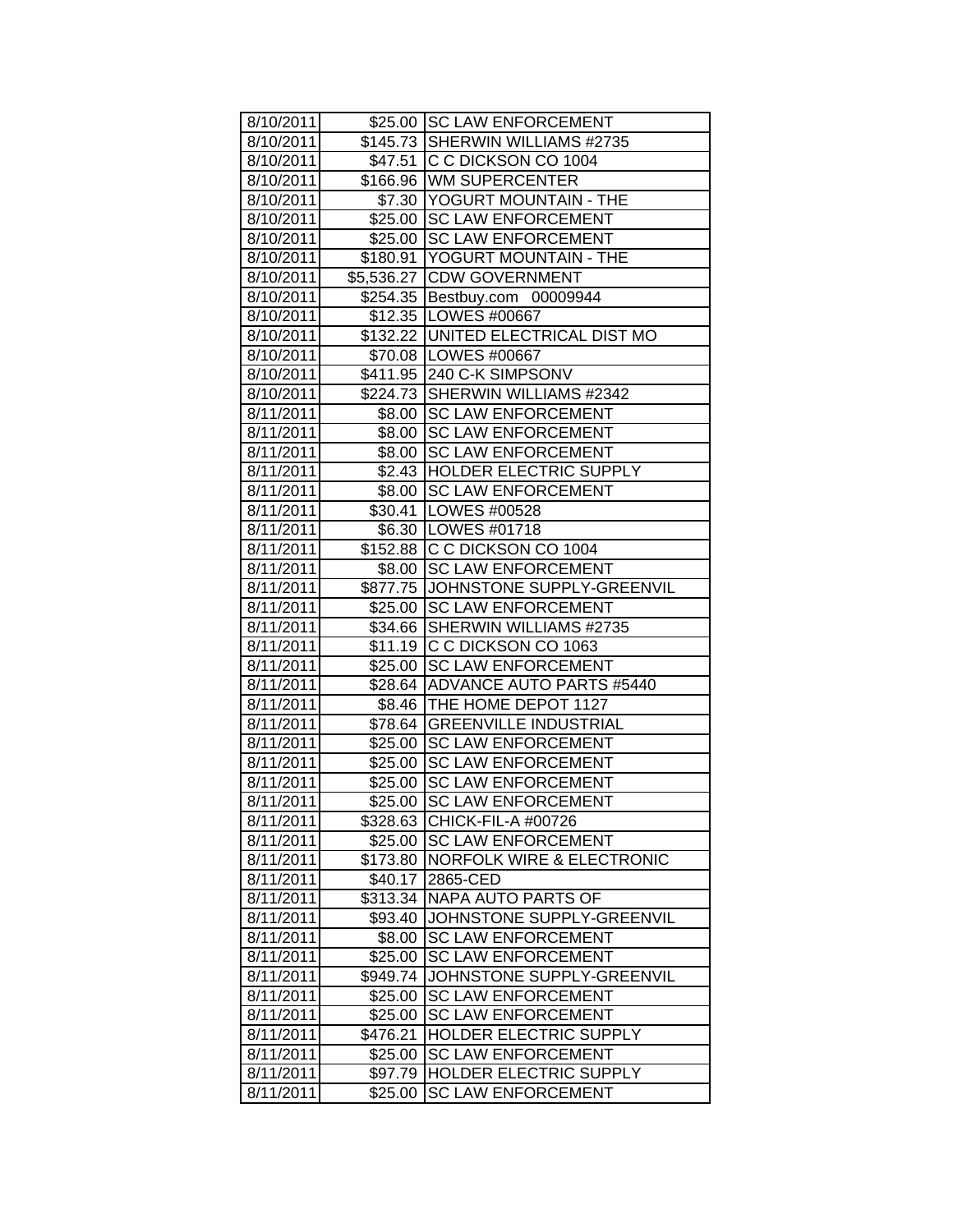| | | |
|---|---|---|
| 8/10/2011 | $25.00 | SC LAW ENFORCEMENT |
| 8/10/2011 | $145.73 | SHERWIN WILLIAMS #2735 |
| 8/10/2011 | $47.51 | C C DICKSON CO 1004 |
| 8/10/2011 | $166.96 | WM SUPERCENTER |
| 8/10/2011 | $7.30 | YOGURT MOUNTAIN - THE |
| 8/10/2011 | $25.00 | SC LAW ENFORCEMENT |
| 8/10/2011 | $25.00 | SC LAW ENFORCEMENT |
| 8/10/2011 | $180.91 | YOGURT MOUNTAIN - THE |
| 8/10/2011 | $5,536.27 | CDW GOVERNMENT |
| 8/10/2011 | $254.35 | Bestbuy.com 00009944 |
| 8/10/2011 | $12.35 | LOWES #00667 |
| 8/10/2011 | $132.22 | UNITED ELECTRICAL DIST MO |
| 8/10/2011 | $70.08 | LOWES #00667 |
| 8/10/2011 | $411.95 | 240 C-K SIMPSONV |
| 8/10/2011 | $224.73 | SHERWIN WILLIAMS #2342 |
| 8/11/2011 | $8.00 | SC LAW ENFORCEMENT |
| 8/11/2011 | $8.00 | SC LAW ENFORCEMENT |
| 8/11/2011 | $8.00 | SC LAW ENFORCEMENT |
| 8/11/2011 | $2.43 | HOLDER ELECTRIC SUPPLY |
| 8/11/2011 | $8.00 | SC LAW ENFORCEMENT |
| 8/11/2011 | $30.41 | LOWES #00528 |
| 8/11/2011 | $6.30 | LOWES #01718 |
| 8/11/2011 | $152.88 | C C DICKSON CO 1004 |
| 8/11/2011 | $8.00 | SC LAW ENFORCEMENT |
| 8/11/2011 | $877.75 | JOHNSTONE SUPPLY-GREENVIL |
| 8/11/2011 | $25.00 | SC LAW ENFORCEMENT |
| 8/11/2011 | $34.66 | SHERWIN WILLIAMS #2735 |
| 8/11/2011 | $11.19 | C C DICKSON CO 1063 |
| 8/11/2011 | $25.00 | SC LAW ENFORCEMENT |
| 8/11/2011 | $28.64 | ADVANCE AUTO PARTS #5440 |
| 8/11/2011 | $8.46 | THE HOME DEPOT 1127 |
| 8/11/2011 | $78.64 | GREENVILLE INDUSTRIAL |
| 8/11/2011 | $25.00 | SC LAW ENFORCEMENT |
| 8/11/2011 | $25.00 | SC LAW ENFORCEMENT |
| 8/11/2011 | $25.00 | SC LAW ENFORCEMENT |
| 8/11/2011 | $25.00 | SC LAW ENFORCEMENT |
| 8/11/2011 | $328.63 | CHICK-FIL-A #00726 |
| 8/11/2011 | $25.00 | SC LAW ENFORCEMENT |
| 8/11/2011 | $173.80 | NORFOLK WIRE & ELECTRONIC |
| 8/11/2011 | $40.17 | 2865-CED |
| 8/11/2011 | $313.34 | NAPA AUTO PARTS OF |
| 8/11/2011 | $93.40 | JOHNSTONE SUPPLY-GREENVIL |
| 8/11/2011 | $8.00 | SC LAW ENFORCEMENT |
| 8/11/2011 | $25.00 | SC LAW ENFORCEMENT |
| 8/11/2011 | $949.74 | JOHNSTONE SUPPLY-GREENVIL |
| 8/11/2011 | $25.00 | SC LAW ENFORCEMENT |
| 8/11/2011 | $25.00 | SC LAW ENFORCEMENT |
| 8/11/2011 | $476.21 | HOLDER ELECTRIC SUPPLY |
| 8/11/2011 | $25.00 | SC LAW ENFORCEMENT |
| 8/11/2011 | $97.79 | HOLDER ELECTRIC SUPPLY |
| 8/11/2011 | $25.00 | SC LAW ENFORCEMENT |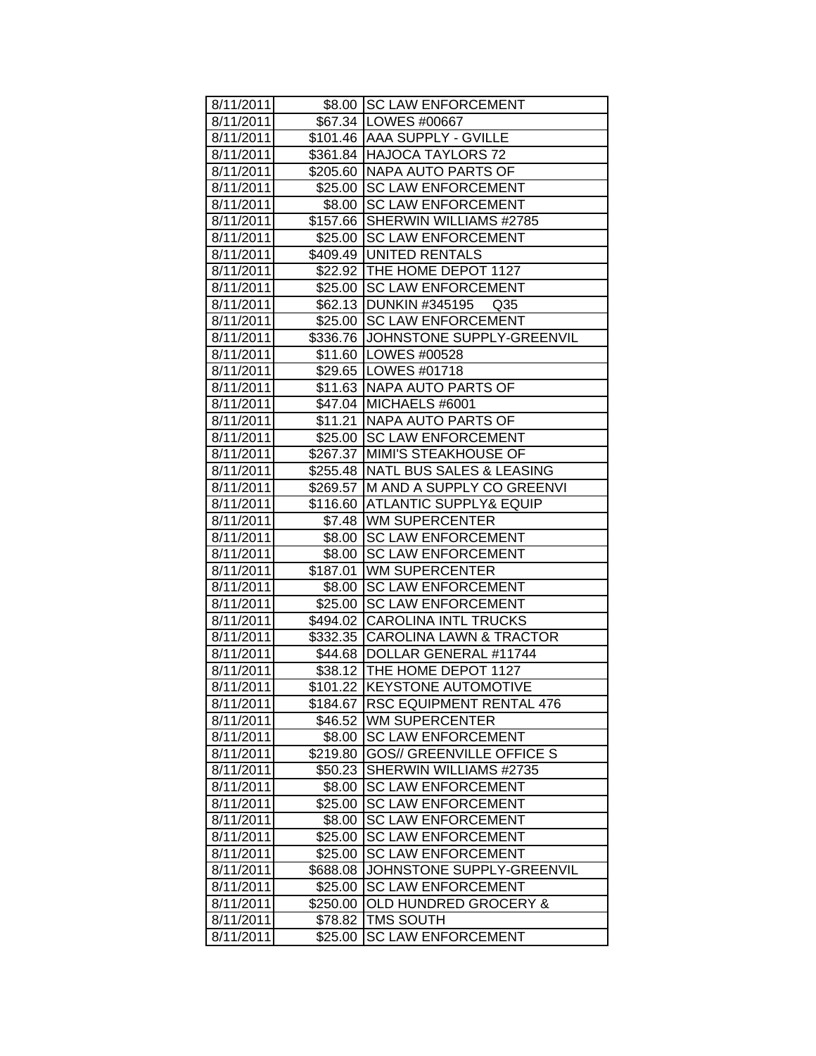| 8/11/2011 | $8.00 | SC LAW ENFORCEMENT |
|---|---|---|
| 8/11/2011 | $67.34 | LOWES #00667 |
| 8/11/2011 | $101.46 | AAA SUPPLY - GVILLE |
| 8/11/2011 | $361.84 | HAJOCA TAYLORS 72 |
| 8/11/2011 | $205.60 | NAPA AUTO PARTS OF |
| 8/11/2011 | $25.00 | SC LAW ENFORCEMENT |
| 8/11/2011 | $8.00 | SC LAW ENFORCEMENT |
| 8/11/2011 | $157.66 | SHERWIN WILLIAMS #2785 |
| 8/11/2011 | $25.00 | SC LAW ENFORCEMENT |
| 8/11/2011 | $409.49 | UNITED RENTALS |
| 8/11/2011 | $22.92 | THE HOME DEPOT 1127 |
| 8/11/2011 | $25.00 | SC LAW ENFORCEMENT |
| 8/11/2011 | $62.13 | DUNKIN #345195 Q35 |
| 8/11/2011 | $25.00 | SC LAW ENFORCEMENT |
| 8/11/2011 | $336.76 | JOHNSTONE SUPPLY-GREENVIL |
| 8/11/2011 | $11.60 | LOWES #00528 |
| 8/11/2011 | $29.65 | LOWES #01718 |
| 8/11/2011 | $11.63 | NAPA AUTO PARTS OF |
| 8/11/2011 | $47.04 | MICHAELS #6001 |
| 8/11/2011 | $11.21 | NAPA AUTO PARTS OF |
| 8/11/2011 | $25.00 | SC LAW ENFORCEMENT |
| 8/11/2011 | $267.37 | MIMI'S STEAKHOUSE OF |
| 8/11/2011 | $255.48 | NATL BUS SALES & LEASING |
| 8/11/2011 | $269.57 | M AND A SUPPLY CO GREENVI |
| 8/11/2011 | $116.60 | ATLANTIC SUPPLY& EQUIP |
| 8/11/2011 | $7.48 | WM SUPERCENTER |
| 8/11/2011 | $8.00 | SC LAW ENFORCEMENT |
| 8/11/2011 | $8.00 | SC LAW ENFORCEMENT |
| 8/11/2011 | $187.01 | WM SUPERCENTER |
| 8/11/2011 | $8.00 | SC LAW ENFORCEMENT |
| 8/11/2011 | $25.00 | SC LAW ENFORCEMENT |
| 8/11/2011 | $494.02 | CAROLINA INTL TRUCKS |
| 8/11/2011 | $332.35 | CAROLINA LAWN & TRACTOR |
| 8/11/2011 | $44.68 | DOLLAR GENERAL #11744 |
| 8/11/2011 | $38.12 | THE HOME DEPOT 1127 |
| 8/11/2011 | $101.22 | KEYSTONE AUTOMOTIVE |
| 8/11/2011 | $184.67 | RSC EQUIPMENT RENTAL 476 |
| 8/11/2011 | $46.52 | WM SUPERCENTER |
| 8/11/2011 | $8.00 | SC LAW ENFORCEMENT |
| 8/11/2011 | $219.80 | GOS// GREENVILLE OFFICE S |
| 8/11/2011 | $50.23 | SHERWIN WILLIAMS #2735 |
| 8/11/2011 | $8.00 | SC LAW ENFORCEMENT |
| 8/11/2011 | $25.00 | SC LAW ENFORCEMENT |
| 8/11/2011 | $8.00 | SC LAW ENFORCEMENT |
| 8/11/2011 | $25.00 | SC LAW ENFORCEMENT |
| 8/11/2011 | $25.00 | SC LAW ENFORCEMENT |
| 8/11/2011 | $688.08 | JOHNSTONE SUPPLY-GREENVIL |
| 8/11/2011 | $25.00 | SC LAW ENFORCEMENT |
| 8/11/2011 | $250.00 | OLD HUNDRED GROCERY & |
| 8/11/2011 | $78.82 | TMS SOUTH |
| 8/11/2011 | $25.00 | SC LAW ENFORCEMENT |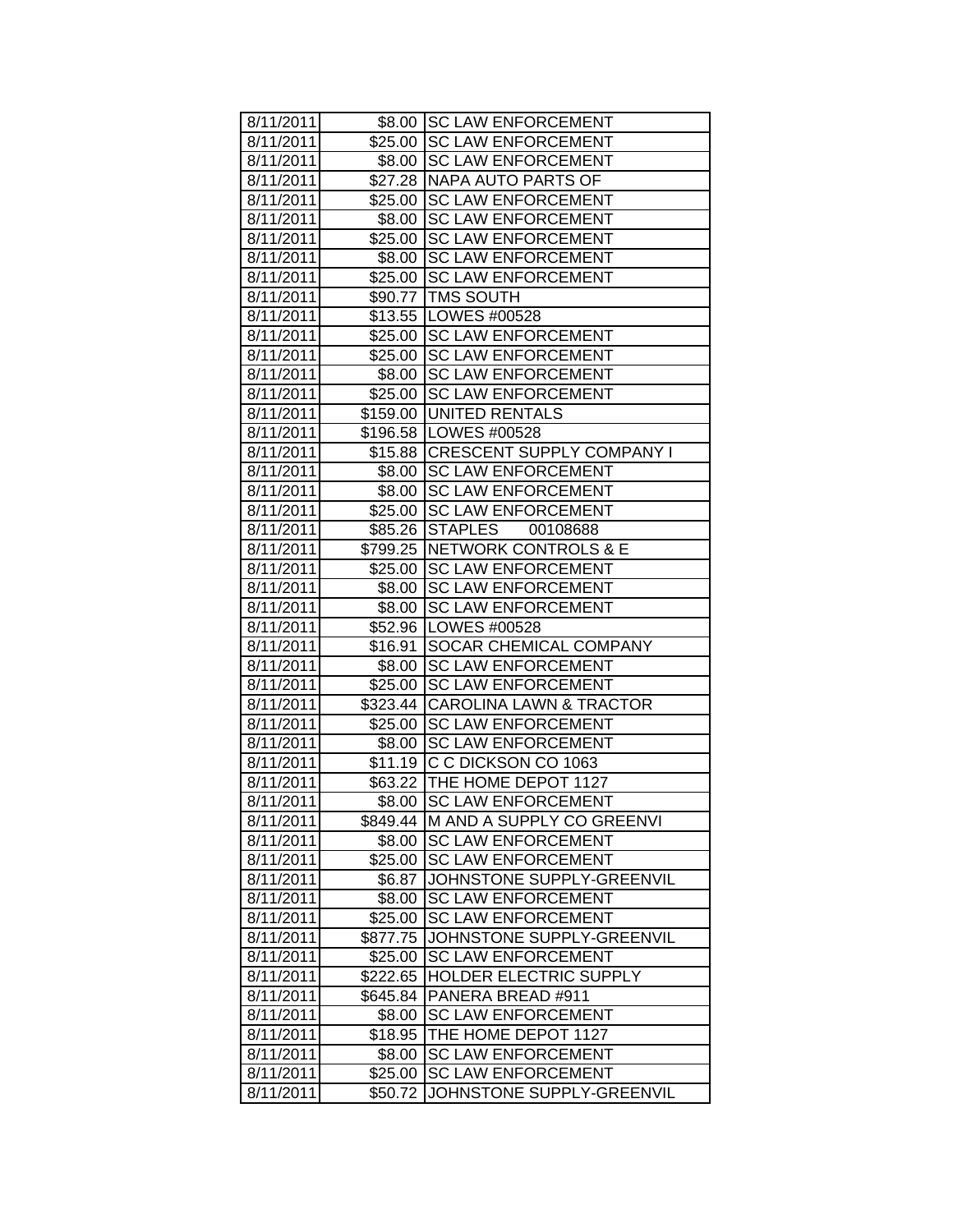| 8/11/2011 | $8.00 | SC LAW ENFORCEMENT |
|---|---|---|
| 8/11/2011 | $25.00 | SC LAW ENFORCEMENT |
| 8/11/2011 | $8.00 | SC LAW ENFORCEMENT |
| 8/11/2011 | $27.28 | NAPA AUTO PARTS OF |
| 8/11/2011 | $25.00 | SC LAW ENFORCEMENT |
| 8/11/2011 | $8.00 | SC LAW ENFORCEMENT |
| 8/11/2011 | $25.00 | SC LAW ENFORCEMENT |
| 8/11/2011 | $8.00 | SC LAW ENFORCEMENT |
| 8/11/2011 | $25.00 | SC LAW ENFORCEMENT |
| 8/11/2011 | $90.77 | TMS SOUTH |
| 8/11/2011 | $13.55 | LOWES #00528 |
| 8/11/2011 | $25.00 | SC LAW ENFORCEMENT |
| 8/11/2011 | $25.00 | SC LAW ENFORCEMENT |
| 8/11/2011 | $8.00 | SC LAW ENFORCEMENT |
| 8/11/2011 | $25.00 | SC LAW ENFORCEMENT |
| 8/11/2011 | $159.00 | UNITED RENTALS |
| 8/11/2011 | $196.58 | LOWES #00528 |
| 8/11/2011 | $15.88 | CRESCENT SUPPLY COMPANY I |
| 8/11/2011 | $8.00 | SC LAW ENFORCEMENT |
| 8/11/2011 | $8.00 | SC LAW ENFORCEMENT |
| 8/11/2011 | $25.00 | SC LAW ENFORCEMENT |
| 8/11/2011 | $85.26 | STAPLES 00108688 |
| 8/11/2011 | $799.25 | NETWORK CONTROLS & E |
| 8/11/2011 | $25.00 | SC LAW ENFORCEMENT |
| 8/11/2011 | $8.00 | SC LAW ENFORCEMENT |
| 8/11/2011 | $8.00 | SC LAW ENFORCEMENT |
| 8/11/2011 | $52.96 | LOWES #00528 |
| 8/11/2011 | $16.91 | SOCAR CHEMICAL COMPANY |
| 8/11/2011 | $8.00 | SC LAW ENFORCEMENT |
| 8/11/2011 | $25.00 | SC LAW ENFORCEMENT |
| 8/11/2011 | $323.44 | CAROLINA LAWN & TRACTOR |
| 8/11/2011 | $25.00 | SC LAW ENFORCEMENT |
| 8/11/2011 | $8.00 | SC LAW ENFORCEMENT |
| 8/11/2011 | $11.19 | C C DICKSON CO 1063 |
| 8/11/2011 | $63.22 | THE HOME DEPOT 1127 |
| 8/11/2011 | $8.00 | SC LAW ENFORCEMENT |
| 8/11/2011 | $849.44 | M AND A SUPPLY CO GREENVI |
| 8/11/2011 | $8.00 | SC LAW ENFORCEMENT |
| 8/11/2011 | $25.00 | SC LAW ENFORCEMENT |
| 8/11/2011 | $6.87 | JOHNSTONE SUPPLY-GREENVIL |
| 8/11/2011 | $8.00 | SC LAW ENFORCEMENT |
| 8/11/2011 | $25.00 | SC LAW ENFORCEMENT |
| 8/11/2011 | $877.75 | JOHNSTONE SUPPLY-GREENVIL |
| 8/11/2011 | $25.00 | SC LAW ENFORCEMENT |
| 8/11/2011 | $222.65 | HOLDER ELECTRIC SUPPLY |
| 8/11/2011 | $645.84 | PANERA BREAD #911 |
| 8/11/2011 | $8.00 | SC LAW ENFORCEMENT |
| 8/11/2011 | $18.95 | THE HOME DEPOT 1127 |
| 8/11/2011 | $8.00 | SC LAW ENFORCEMENT |
| 8/11/2011 | $25.00 | SC LAW ENFORCEMENT |
| 8/11/2011 | $50.72 | JOHNSTONE SUPPLY-GREENVIL |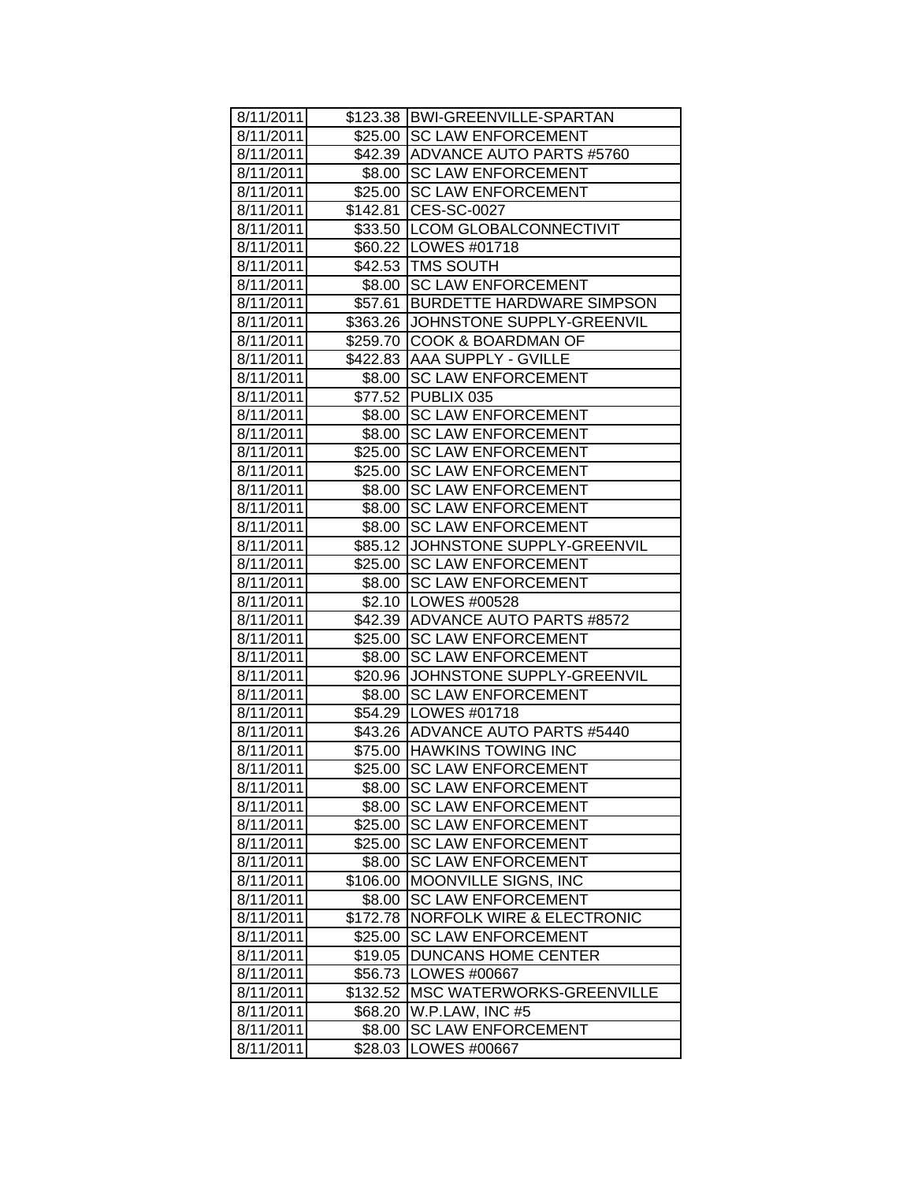| 8/11/2011 | $123.38 | BWI-GREENVILLE-SPARTAN |
|---|---|---|
| 8/11/2011 | $25.00 | SC LAW ENFORCEMENT |
| 8/11/2011 | $42.39 | ADVANCE AUTO PARTS #5760 |
| 8/11/2011 | $8.00 | SC LAW ENFORCEMENT |
| 8/11/2011 | $25.00 | SC LAW ENFORCEMENT |
| 8/11/2011 | $142.81 | CES-SC-0027 |
| 8/11/2011 | $33.50 | LCOM GLOBALCONNECTIVIT |
| 8/11/2011 | $60.22 | LOWES #01718 |
| 8/11/2011 | $42.53 | TMS SOUTH |
| 8/11/2011 | $8.00 | SC LAW ENFORCEMENT |
| 8/11/2011 | $57.61 | BURDETTE HARDWARE SIMPSON |
| 8/11/2011 | $363.26 | JOHNSTONE SUPPLY-GREENVIL |
| 8/11/2011 | $259.70 | COOK & BOARDMAN OF |
| 8/11/2011 | $422.83 | AAA SUPPLY - GVILLE |
| 8/11/2011 | $8.00 | SC LAW ENFORCEMENT |
| 8/11/2011 | $77.52 | PUBLIX 035 |
| 8/11/2011 | $8.00 | SC LAW ENFORCEMENT |
| 8/11/2011 | $8.00 | SC LAW ENFORCEMENT |
| 8/11/2011 | $25.00 | SC LAW ENFORCEMENT |
| 8/11/2011 | $25.00 | SC LAW ENFORCEMENT |
| 8/11/2011 | $8.00 | SC LAW ENFORCEMENT |
| 8/11/2011 | $8.00 | SC LAW ENFORCEMENT |
| 8/11/2011 | $8.00 | SC LAW ENFORCEMENT |
| 8/11/2011 | $85.12 | JOHNSTONE SUPPLY-GREENVIL |
| 8/11/2011 | $25.00 | SC LAW ENFORCEMENT |
| 8/11/2011 | $8.00 | SC LAW ENFORCEMENT |
| 8/11/2011 | $2.10 | LOWES #00528 |
| 8/11/2011 | $42.39 | ADVANCE AUTO PARTS #8572 |
| 8/11/2011 | $25.00 | SC LAW ENFORCEMENT |
| 8/11/2011 | $8.00 | SC LAW ENFORCEMENT |
| 8/11/2011 | $20.96 | JOHNSTONE SUPPLY-GREENVIL |
| 8/11/2011 | $8.00 | SC LAW ENFORCEMENT |
| 8/11/2011 | $54.29 | LOWES #01718 |
| 8/11/2011 | $43.26 | ADVANCE AUTO PARTS #5440 |
| 8/11/2011 | $75.00 | HAWKINS TOWING INC |
| 8/11/2011 | $25.00 | SC LAW ENFORCEMENT |
| 8/11/2011 | $8.00 | SC LAW ENFORCEMENT |
| 8/11/2011 | $8.00 | SC LAW ENFORCEMENT |
| 8/11/2011 | $25.00 | SC LAW ENFORCEMENT |
| 8/11/2011 | $25.00 | SC LAW ENFORCEMENT |
| 8/11/2011 | $8.00 | SC LAW ENFORCEMENT |
| 8/11/2011 | $106.00 | MOONVILLE SIGNS, INC |
| 8/11/2011 | $8.00 | SC LAW ENFORCEMENT |
| 8/11/2011 | $172.78 | NORFOLK WIRE & ELECTRONIC |
| 8/11/2011 | $25.00 | SC LAW ENFORCEMENT |
| 8/11/2011 | $19.05 | DUNCANS HOME CENTER |
| 8/11/2011 | $56.73 | LOWES #00667 |
| 8/11/2011 | $132.52 | MSC WATERWORKS-GREENVILLE |
| 8/11/2011 | $68.20 | W.P.LAW, INC #5 |
| 8/11/2011 | $8.00 | SC LAW ENFORCEMENT |
| 8/11/2011 | $28.03 | LOWES #00667 |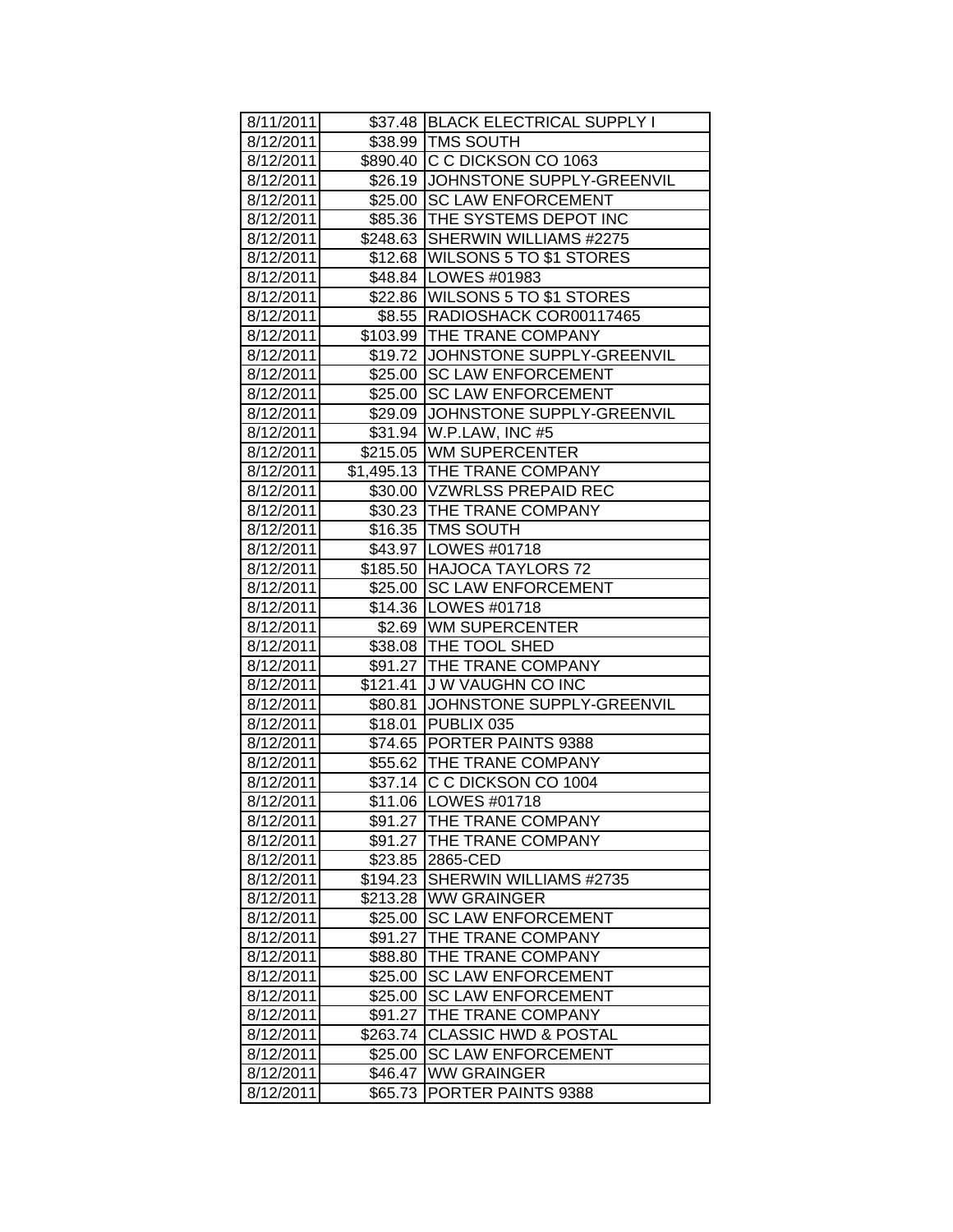| 8/11/2011 | $37.48 | BLACK ELECTRICAL SUPPLY I |
|---|---|---|
| 8/12/2011 | $38.99 | TMS SOUTH |
| 8/12/2011 | $890.40 | C C DICKSON CO 1063 |
| 8/12/2011 | $26.19 | JOHNSTONE SUPPLY-GREENVIL |
| 8/12/2011 | $25.00 | SC LAW ENFORCEMENT |
| 8/12/2011 | $85.36 | THE SYSTEMS DEPOT INC |
| 8/12/2011 | $248.63 | SHERWIN WILLIAMS #2275 |
| 8/12/2011 | $12.68 | WILSONS 5 TO $1 STORES |
| 8/12/2011 | $48.84 | LOWES #01983 |
| 8/12/2011 | $22.86 | WILSONS 5 TO $1 STORES |
| 8/12/2011 | $8.55 | RADIOSHACK COR00117465 |
| 8/12/2011 | $103.99 | THE TRANE COMPANY |
| 8/12/2011 | $19.72 | JOHNSTONE SUPPLY-GREENVIL |
| 8/12/2011 | $25.00 | SC LAW ENFORCEMENT |
| 8/12/2011 | $25.00 | SC LAW ENFORCEMENT |
| 8/12/2011 | $29.09 | JOHNSTONE SUPPLY-GREENVIL |
| 8/12/2011 | $31.94 | W.P.LAW, INC #5 |
| 8/12/2011 | $215.05 | WM SUPERCENTER |
| 8/12/2011 | $1,495.13 | THE TRANE COMPANY |
| 8/12/2011 | $30.00 | VZWRLSS PREPAID REC |
| 8/12/2011 | $30.23 | THE TRANE COMPANY |
| 8/12/2011 | $16.35 | TMS SOUTH |
| 8/12/2011 | $43.97 | LOWES #01718 |
| 8/12/2011 | $185.50 | HAJOCA TAYLORS 72 |
| 8/12/2011 | $25.00 | SC LAW ENFORCEMENT |
| 8/12/2011 | $14.36 | LOWES #01718 |
| 8/12/2011 | $2.69 | WM SUPERCENTER |
| 8/12/2011 | $38.08 | THE TOOL SHED |
| 8/12/2011 | $91.27 | THE TRANE COMPANY |
| 8/12/2011 | $121.41 | J W VAUGHN CO INC |
| 8/12/2011 | $80.81 | JOHNSTONE SUPPLY-GREENVIL |
| 8/12/2011 | $18.01 | PUBLIX 035 |
| 8/12/2011 | $74.65 | PORTER PAINTS 9388 |
| 8/12/2011 | $55.62 | THE TRANE COMPANY |
| 8/12/2011 | $37.14 | C C DICKSON CO 1004 |
| 8/12/2011 | $11.06 | LOWES #01718 |
| 8/12/2011 | $91.27 | THE TRANE COMPANY |
| 8/12/2011 | $91.27 | THE TRANE COMPANY |
| 8/12/2011 | $23.85 | 2865-CED |
| 8/12/2011 | $194.23 | SHERWIN WILLIAMS #2735 |
| 8/12/2011 | $213.28 | WW GRAINGER |
| 8/12/2011 | $25.00 | SC LAW ENFORCEMENT |
| 8/12/2011 | $91.27 | THE TRANE COMPANY |
| 8/12/2011 | $88.80 | THE TRANE COMPANY |
| 8/12/2011 | $25.00 | SC LAW ENFORCEMENT |
| 8/12/2011 | $25.00 | SC LAW ENFORCEMENT |
| 8/12/2011 | $91.27 | THE TRANE COMPANY |
| 8/12/2011 | $263.74 | CLASSIC HWD & POSTAL |
| 8/12/2011 | $25.00 | SC LAW ENFORCEMENT |
| 8/12/2011 | $46.47 | WW GRAINGER |
| 8/12/2011 | $65.73 | PORTER PAINTS 9388 |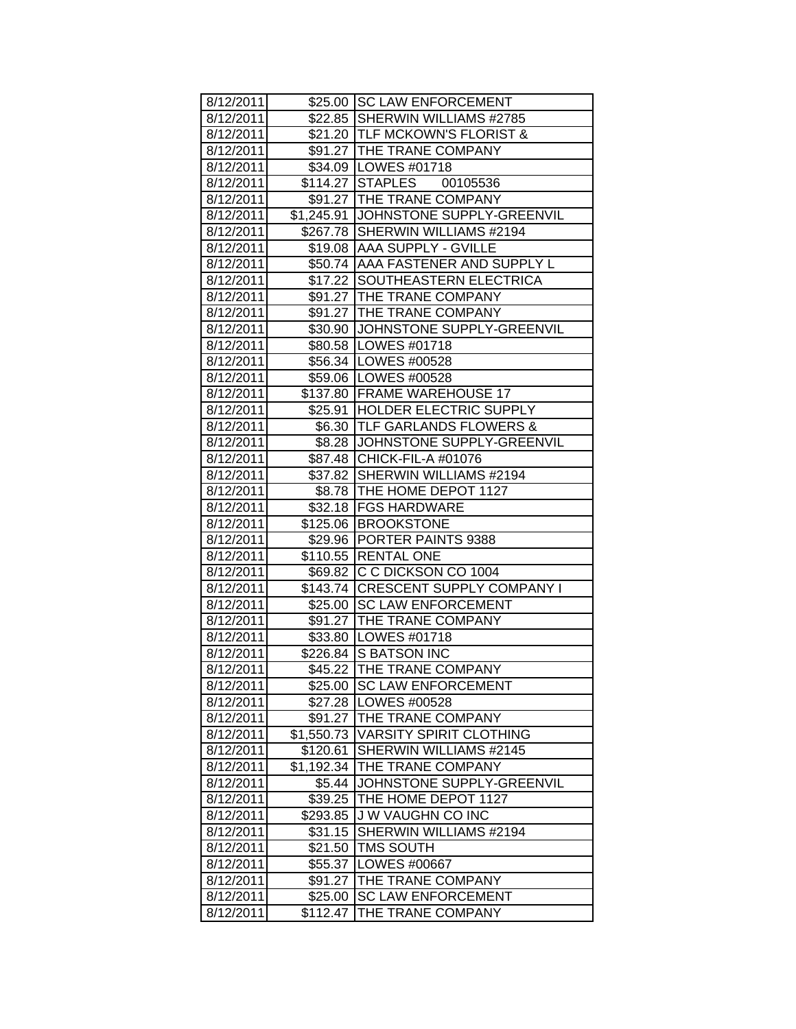| 8/12/2011 | $25.00 | SC LAW ENFORCEMENT |
|---|---|---|
| 8/12/2011 | $22.85 | SHERWIN WILLIAMS #2785 |
| 8/12/2011 | $21.20 | TLF MCKOWN'S FLORIST & |
| 8/12/2011 | $91.27 | THE TRANE COMPANY |
| 8/12/2011 | $34.09 | LOWES #01718 |
| 8/12/2011 | $114.27 | STAPLES 00105536 |
| 8/12/2011 | $91.27 | THE TRANE COMPANY |
| 8/12/2011 | $1,245.91 | JOHNSTONE SUPPLY-GREENVIL |
| 8/12/2011 | $267.78 | SHERWIN WILLIAMS #2194 |
| 8/12/2011 | $19.08 | AAA SUPPLY - GVILLE |
| 8/12/2011 | $50.74 | AAA FASTENER AND SUPPLY L |
| 8/12/2011 | $17.22 | SOUTHEASTERN ELECTRICA |
| 8/12/2011 | $91.27 | THE TRANE COMPANY |
| 8/12/2011 | $91.27 | THE TRANE COMPANY |
| 8/12/2011 | $30.90 | JOHNSTONE SUPPLY-GREENVIL |
| 8/12/2011 | $80.58 | LOWES #01718 |
| 8/12/2011 | $56.34 | LOWES #00528 |
| 8/12/2011 | $59.06 | LOWES #00528 |
| 8/12/2011 | $137.80 | FRAME WAREHOUSE 17 |
| 8/12/2011 | $25.91 | HOLDER ELECTRIC SUPPLY |
| 8/12/2011 | $6.30 | TLF GARLANDS FLOWERS & |
| 8/12/2011 | $8.28 | JOHNSTONE SUPPLY-GREENVIL |
| 8/12/2011 | $87.48 | CHICK-FIL-A #01076 |
| 8/12/2011 | $37.82 | SHERWIN WILLIAMS #2194 |
| 8/12/2011 | $8.78 | THE HOME DEPOT 1127 |
| 8/12/2011 | $32.18 | FGS HARDWARE |
| 8/12/2011 | $125.06 | BROOKSTONE |
| 8/12/2011 | $29.96 | PORTER PAINTS 9388 |
| 8/12/2011 | $110.55 | RENTAL ONE |
| 8/12/2011 | $69.82 | C C DICKSON CO 1004 |
| 8/12/2011 | $143.74 | CRESCENT SUPPLY COMPANY I |
| 8/12/2011 | $25.00 | SC LAW ENFORCEMENT |
| 8/12/2011 | $91.27 | THE TRANE COMPANY |
| 8/12/2011 | $33.80 | LOWES #01718 |
| 8/12/2011 | $226.84 | S BATSON INC |
| 8/12/2011 | $45.22 | THE TRANE COMPANY |
| 8/12/2011 | $25.00 | SC LAW ENFORCEMENT |
| 8/12/2011 | $27.28 | LOWES #00528 |
| 8/12/2011 | $91.27 | THE TRANE COMPANY |
| 8/12/2011 | $1,550.73 | VARSITY SPIRIT CLOTHING |
| 8/12/2011 | $120.61 | SHERWIN WILLIAMS #2145 |
| 8/12/2011 | $1,192.34 | THE TRANE COMPANY |
| 8/12/2011 | $5.44 | JOHNSTONE SUPPLY-GREENVIL |
| 8/12/2011 | $39.25 | THE HOME DEPOT 1127 |
| 8/12/2011 | $293.85 | J W VAUGHN CO INC |
| 8/12/2011 | $31.15 | SHERWIN WILLIAMS #2194 |
| 8/12/2011 | $21.50 | TMS SOUTH |
| 8/12/2011 | $55.37 | LOWES #00667 |
| 8/12/2011 | $91.27 | THE TRANE COMPANY |
| 8/12/2011 | $25.00 | SC LAW ENFORCEMENT |
| 8/12/2011 | $112.47 | THE TRANE COMPANY |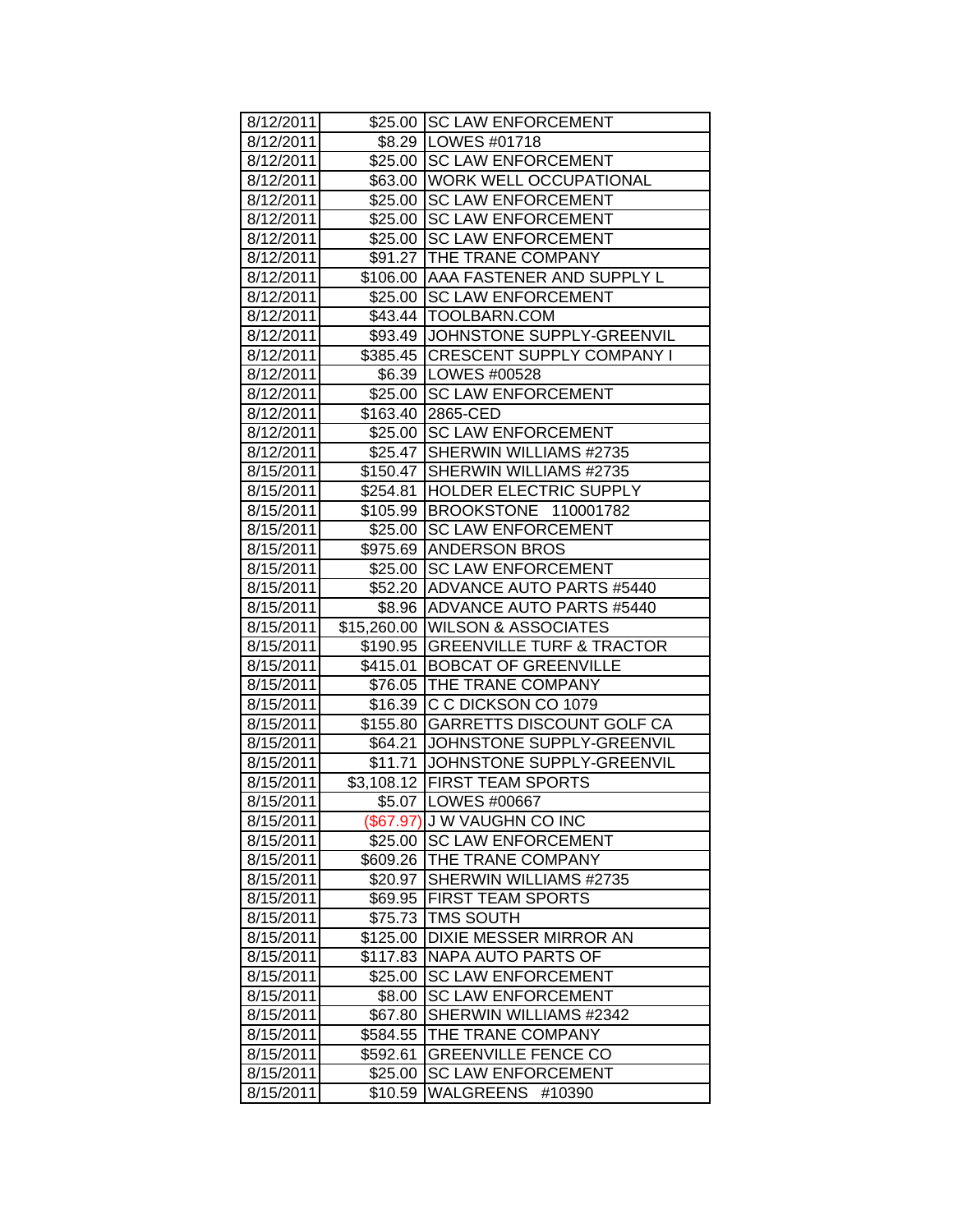| 8/12/2011 | $25.00 | SC LAW ENFORCEMENT |
|---|---|---|
| 8/12/2011 | $8.29 | LOWES #01718 |
| 8/12/2011 | $25.00 | SC LAW ENFORCEMENT |
| 8/12/2011 | $63.00 | WORK WELL OCCUPATIONAL |
| 8/12/2011 | $25.00 | SC LAW ENFORCEMENT |
| 8/12/2011 | $25.00 | SC LAW ENFORCEMENT |
| 8/12/2011 | $25.00 | SC LAW ENFORCEMENT |
| 8/12/2011 | $91.27 | THE TRANE COMPANY |
| 8/12/2011 | $106.00 | AAA FASTENER AND SUPPLY L |
| 8/12/2011 | $25.00 | SC LAW ENFORCEMENT |
| 8/12/2011 | $43.44 | TOOLBARN.COM |
| 8/12/2011 | $93.49 | JOHNSTONE SUPPLY-GREENVIL |
| 8/12/2011 | $385.45 | CRESCENT SUPPLY COMPANY I |
| 8/12/2011 | $6.39 | LOWES #00528 |
| 8/12/2011 | $25.00 | SC LAW ENFORCEMENT |
| 8/12/2011 | $163.40 | 2865-CED |
| 8/12/2011 | $25.00 | SC LAW ENFORCEMENT |
| 8/12/2011 | $25.47 | SHERWIN WILLIAMS #2735 |
| 8/15/2011 | $150.47 | SHERWIN WILLIAMS #2735 |
| 8/15/2011 | $254.81 | HOLDER ELECTRIC SUPPLY |
| 8/15/2011 | $105.99 | BROOKSTONE 110001782 |
| 8/15/2011 | $25.00 | SC LAW ENFORCEMENT |
| 8/15/2011 | $975.69 | ANDERSON BROS |
| 8/15/2011 | $25.00 | SC LAW ENFORCEMENT |
| 8/15/2011 | $52.20 | ADVANCE AUTO PARTS #5440 |
| 8/15/2011 | $8.96 | ADVANCE AUTO PARTS #5440 |
| 8/15/2011 | $15,260.00 | WILSON & ASSOCIATES |
| 8/15/2011 | $190.95 | GREENVILLE TURF & TRACTOR |
| 8/15/2011 | $415.01 | BOBCAT OF GREENVILLE |
| 8/15/2011 | $76.05 | THE TRANE COMPANY |
| 8/15/2011 | $16.39 | C C DICKSON CO 1079 |
| 8/15/2011 | $155.80 | GARRETTS DISCOUNT GOLF CA |
| 8/15/2011 | $64.21 | JOHNSTONE SUPPLY-GREENVIL |
| 8/15/2011 | $11.71 | JOHNSTONE SUPPLY-GREENVIL |
| 8/15/2011 | $3,108.12 | FIRST TEAM SPORTS |
| 8/15/2011 | $5.07 | LOWES #00667 |
| 8/15/2011 | ($67.97) | J W VAUGHN CO INC |
| 8/15/2011 | $25.00 | SC LAW ENFORCEMENT |
| 8/15/2011 | $609.26 | THE TRANE COMPANY |
| 8/15/2011 | $20.97 | SHERWIN WILLIAMS #2735 |
| 8/15/2011 | $69.95 | FIRST TEAM SPORTS |
| 8/15/2011 | $75.73 | TMS SOUTH |
| 8/15/2011 | $125.00 | DIXIE MESSER MIRROR AN |
| 8/15/2011 | $117.83 | NAPA AUTO PARTS OF |
| 8/15/2011 | $25.00 | SC LAW ENFORCEMENT |
| 8/15/2011 | $8.00 | SC LAW ENFORCEMENT |
| 8/15/2011 | $67.80 | SHERWIN WILLIAMS #2342 |
| 8/15/2011 | $584.55 | THE TRANE COMPANY |
| 8/15/2011 | $592.61 | GREENVILLE FENCE CO |
| 8/15/2011 | $25.00 | SC LAW ENFORCEMENT |
| 8/15/2011 | $10.59 | WALGREENS #10390 |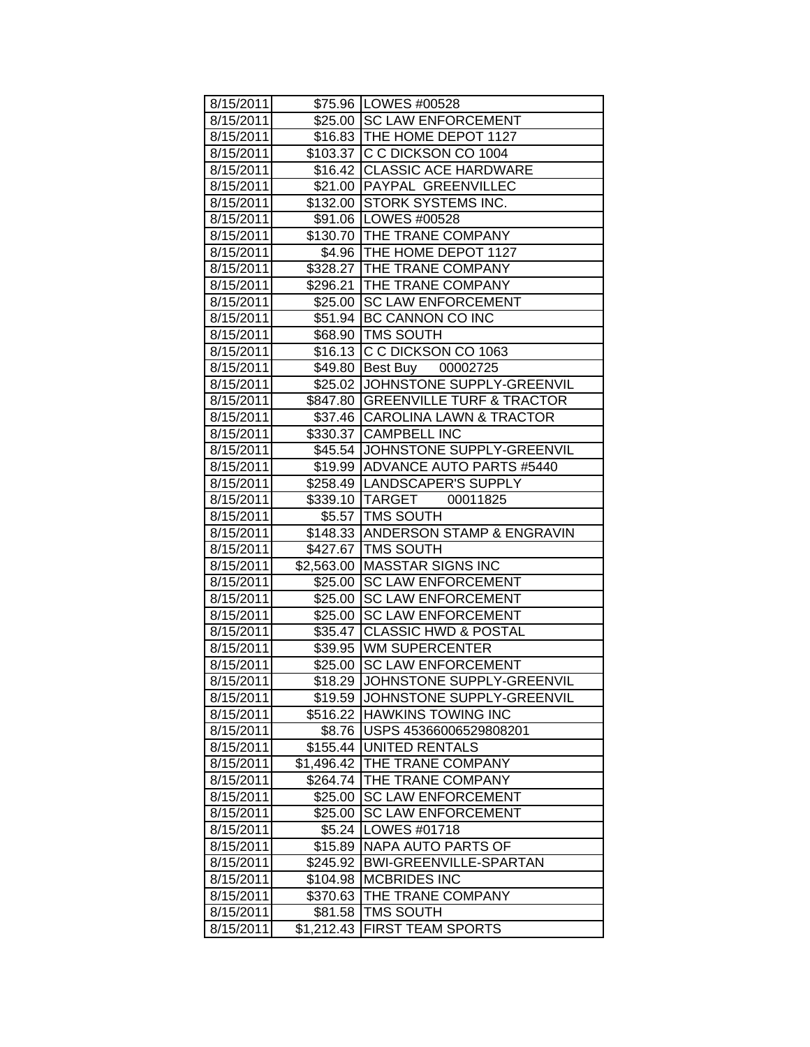| 8/15/2011 | $75.96 | LOWES #00528 |
|---|---|---|
| 8/15/2011 | $25.00 | SC LAW ENFORCEMENT |
| 8/15/2011 | $16.83 | THE HOME DEPOT 1127 |
| 8/15/2011 | $103.37 | C C DICKSON CO 1004 |
| 8/15/2011 | $16.42 | CLASSIC ACE HARDWARE |
| 8/15/2011 | $21.00 | PAYPAL GREENVILLEC |
| 8/15/2011 | $132.00 | STORK SYSTEMS INC. |
| 8/15/2011 | $91.06 | LOWES #00528 |
| 8/15/2011 | $130.70 | THE TRANE COMPANY |
| 8/15/2011 | $4.96 | THE HOME DEPOT 1127 |
| 8/15/2011 | $328.27 | THE TRANE COMPANY |
| 8/15/2011 | $296.21 | THE TRANE COMPANY |
| 8/15/2011 | $25.00 | SC LAW ENFORCEMENT |
| 8/15/2011 | $51.94 | BC CANNON CO INC |
| 8/15/2011 | $68.90 | TMS SOUTH |
| 8/15/2011 | $16.13 | C C DICKSON CO 1063 |
| 8/15/2011 | $49.80 | Best Buy 00002725 |
| 8/15/2011 | $25.02 | JOHNSTONE SUPPLY-GREENVIL |
| 8/15/2011 | $847.80 | GREENVILLE TURF & TRACTOR |
| 8/15/2011 | $37.46 | CAROLINA LAWN & TRACTOR |
| 8/15/2011 | $330.37 | CAMPBELL INC |
| 8/15/2011 | $45.54 | JOHNSTONE SUPPLY-GREENVIL |
| 8/15/2011 | $19.99 | ADVANCE AUTO PARTS #5440 |
| 8/15/2011 | $258.49 | LANDSCAPER'S SUPPLY |
| 8/15/2011 | $339.10 | TARGET 00011825 |
| 8/15/2011 | $5.57 | TMS SOUTH |
| 8/15/2011 | $148.33 | ANDERSON STAMP & ENGRAVIN |
| 8/15/2011 | $427.67 | TMS SOUTH |
| 8/15/2011 | $2,563.00 | MASSTAR SIGNS INC |
| 8/15/2011 | $25.00 | SC LAW ENFORCEMENT |
| 8/15/2011 | $25.00 | SC LAW ENFORCEMENT |
| 8/15/2011 | $25.00 | SC LAW ENFORCEMENT |
| 8/15/2011 | $35.47 | CLASSIC HWD & POSTAL |
| 8/15/2011 | $39.95 | WM SUPERCENTER |
| 8/15/2011 | $25.00 | SC LAW ENFORCEMENT |
| 8/15/2011 | $18.29 | JOHNSTONE SUPPLY-GREENVIL |
| 8/15/2011 | $19.59 | JOHNSTONE SUPPLY-GREENVIL |
| 8/15/2011 | $516.22 | HAWKINS TOWING INC |
| 8/15/2011 | $8.76 | USPS 45366006529808201 |
| 8/15/2011 | $155.44 | UNITED RENTALS |
| 8/15/2011 | $1,496.42 | THE TRANE COMPANY |
| 8/15/2011 | $264.74 | THE TRANE COMPANY |
| 8/15/2011 | $25.00 | SC LAW ENFORCEMENT |
| 8/15/2011 | $25.00 | SC LAW ENFORCEMENT |
| 8/15/2011 | $5.24 | LOWES #01718 |
| 8/15/2011 | $15.89 | NAPA AUTO PARTS OF |
| 8/15/2011 | $245.92 | BWI-GREENVILLE-SPARTAN |
| 8/15/2011 | $104.98 | MCBRIDES INC |
| 8/15/2011 | $370.63 | THE TRANE COMPANY |
| 8/15/2011 | $81.58 | TMS SOUTH |
| 8/15/2011 | $1,212.43 | FIRST TEAM SPORTS |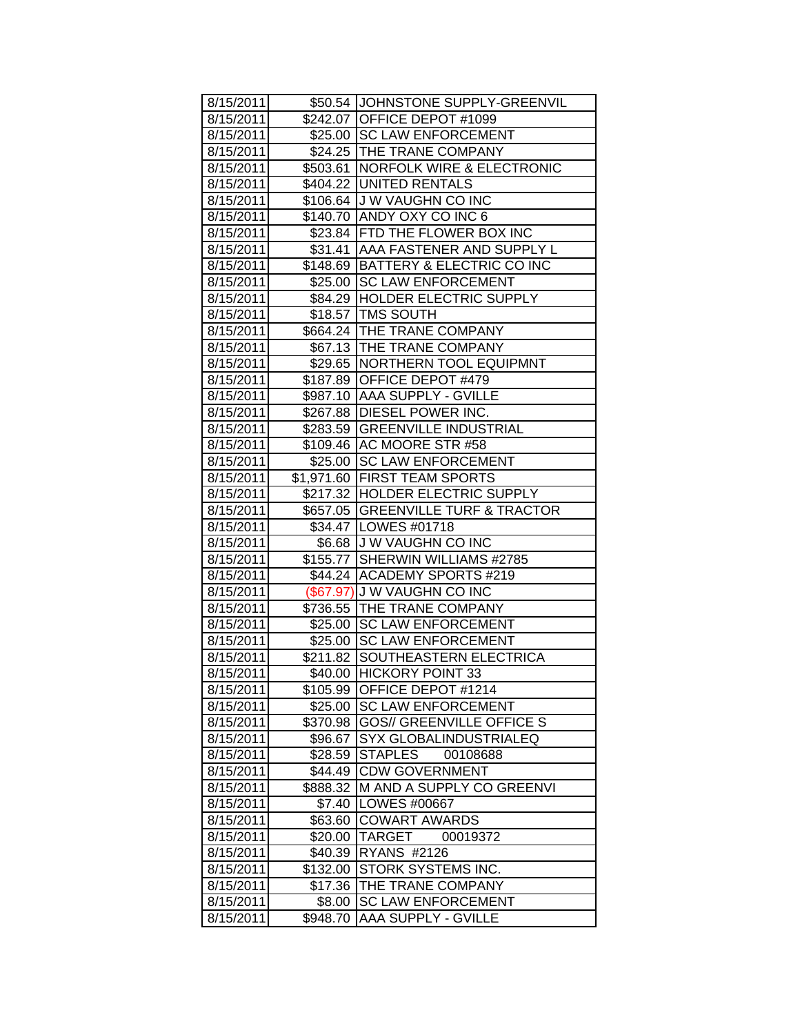| 8/15/2011 | $50.54 | JOHNSTONE SUPPLY-GREENVIL |
|---|---|---|
| 8/15/2011 | $242.07 | OFFICE DEPOT #1099 |
| 8/15/2011 | $25.00 | SC LAW ENFORCEMENT |
| 8/15/2011 | $24.25 | THE TRANE COMPANY |
| 8/15/2011 | $503.61 | NORFOLK WIRE & ELECTRONIC |
| 8/15/2011 | $404.22 | UNITED RENTALS |
| 8/15/2011 | $106.64 | J W VAUGHN CO INC |
| 8/15/2011 | $140.70 | ANDY OXY CO INC 6 |
| 8/15/2011 | $23.84 | FTD THE FLOWER BOX INC |
| 8/15/2011 | $31.41 | AAA FASTENER AND SUPPLY L |
| 8/15/2011 | $148.69 | BATTERY & ELECTRIC CO INC |
| 8/15/2011 | $25.00 | SC LAW ENFORCEMENT |
| 8/15/2011 | $84.29 | HOLDER ELECTRIC SUPPLY |
| 8/15/2011 | $18.57 | TMS SOUTH |
| 8/15/2011 | $664.24 | THE TRANE COMPANY |
| 8/15/2011 | $67.13 | THE TRANE COMPANY |
| 8/15/2011 | $29.65 | NORTHERN TOOL EQUIPMNT |
| 8/15/2011 | $187.89 | OFFICE DEPOT #479 |
| 8/15/2011 | $987.10 | AAA SUPPLY - GVILLE |
| 8/15/2011 | $267.88 | DIESEL POWER INC. |
| 8/15/2011 | $283.59 | GREENVILLE INDUSTRIAL |
| 8/15/2011 | $109.46 | AC MOORE STR #58 |
| 8/15/2011 | $25.00 | SC LAW ENFORCEMENT |
| 8/15/2011 | $1,971.60 | FIRST TEAM SPORTS |
| 8/15/2011 | $217.32 | HOLDER ELECTRIC SUPPLY |
| 8/15/2011 | $657.05 | GREENVILLE TURF & TRACTOR |
| 8/15/2011 | $34.47 | LOWES #01718 |
| 8/15/2011 | $6.68 | J W VAUGHN CO INC |
| 8/15/2011 | $155.77 | SHERWIN WILLIAMS #2785 |
| 8/15/2011 | $44.24 | ACADEMY SPORTS #219 |
| 8/15/2011 | ($67.97) | J W VAUGHN CO INC |
| 8/15/2011 | $736.55 | THE TRANE COMPANY |
| 8/15/2011 | $25.00 | SC LAW ENFORCEMENT |
| 8/15/2011 | $25.00 | SC LAW ENFORCEMENT |
| 8/15/2011 | $211.82 | SOUTHEASTERN ELECTRICA |
| 8/15/2011 | $40.00 | HICKORY POINT 33 |
| 8/15/2011 | $105.99 | OFFICE DEPOT #1214 |
| 8/15/2011 | $25.00 | SC LAW ENFORCEMENT |
| 8/15/2011 | $370.98 | GOS// GREENVILLE OFFICE S |
| 8/15/2011 | $96.67 | SYX GLOBALINDUSTRIALEQ |
| 8/15/2011 | $28.59 | STAPLES 00108688 |
| 8/15/2011 | $44.49 | CDW GOVERNMENT |
| 8/15/2011 | $888.32 | M AND A SUPPLY CO GREENVI |
| 8/15/2011 | $7.40 | LOWES #00667 |
| 8/15/2011 | $63.60 | COWART AWARDS |
| 8/15/2011 | $20.00 | TARGET 00019372 |
| 8/15/2011 | $40.39 | RYANS #2126 |
| 8/15/2011 | $132.00 | STORK SYSTEMS INC. |
| 8/15/2011 | $17.36 | THE TRANE COMPANY |
| 8/15/2011 | $8.00 | SC LAW ENFORCEMENT |
| 8/15/2011 | $948.70 | AAA SUPPLY - GVILLE |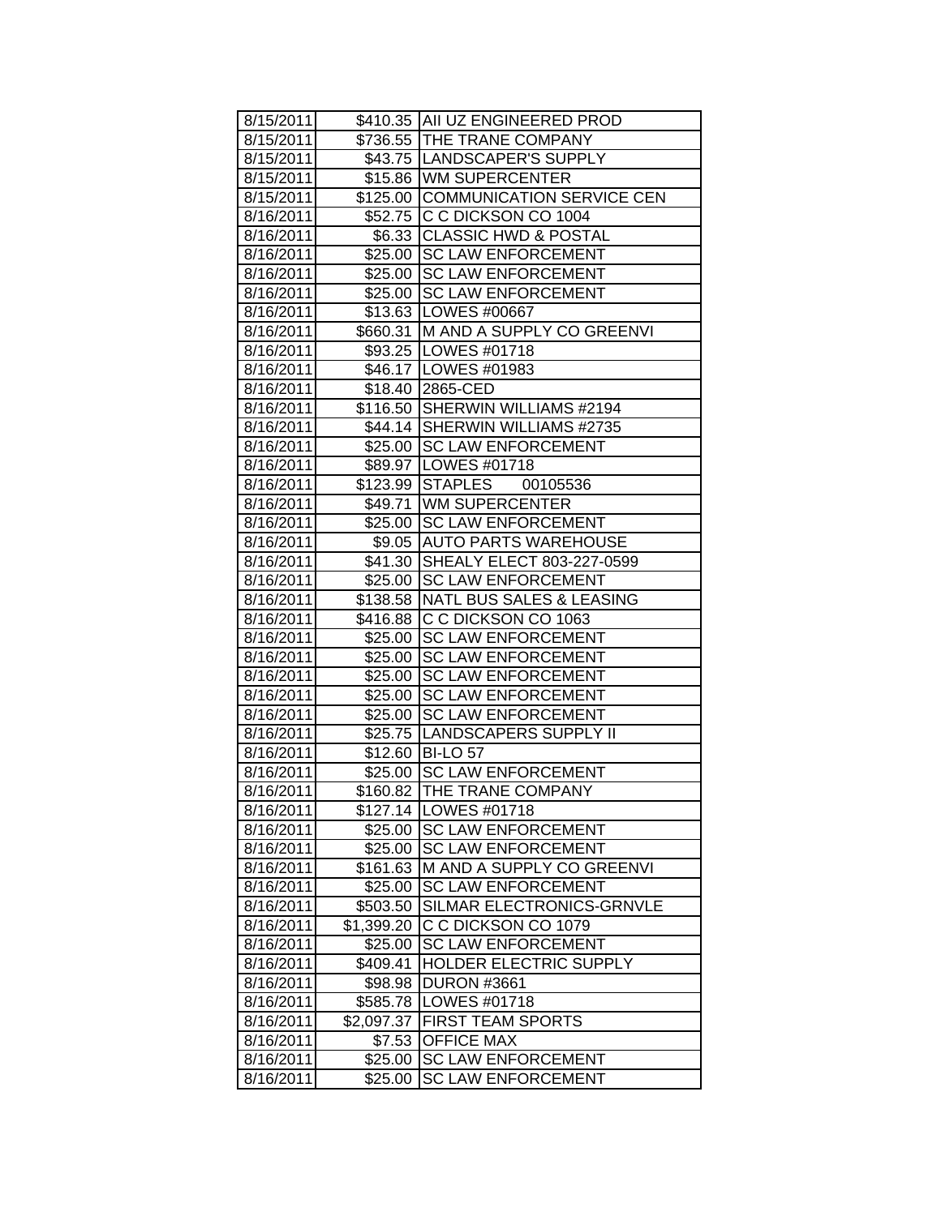| | | |
|---|---|---|
| 8/15/2011 | $410.35 | AII UZ ENGINEERED PROD |
| 8/15/2011 | $736.55 | THE TRANE COMPANY |
| 8/15/2011 | $43.75 | LANDSCAPER'S SUPPLY |
| 8/15/2011 | $15.86 | WM SUPERCENTER |
| 8/15/2011 | $125.00 | COMMUNICATION SERVICE CEN |
| 8/16/2011 | $52.75 | C C DICKSON CO 1004 |
| 8/16/2011 | $6.33 | CLASSIC HWD & POSTAL |
| 8/16/2011 | $25.00 | SC LAW ENFORCEMENT |
| 8/16/2011 | $25.00 | SC LAW ENFORCEMENT |
| 8/16/2011 | $25.00 | SC LAW ENFORCEMENT |
| 8/16/2011 | $13.63 | LOWES #00667 |
| 8/16/2011 | $660.31 | M AND A SUPPLY CO GREENVI |
| 8/16/2011 | $93.25 | LOWES #01718 |
| 8/16/2011 | $46.17 | LOWES #01983 |
| 8/16/2011 | $18.40 | 2865-CED |
| 8/16/2011 | $116.50 | SHERWIN WILLIAMS #2194 |
| 8/16/2011 | $44.14 | SHERWIN WILLIAMS #2735 |
| 8/16/2011 | $25.00 | SC LAW ENFORCEMENT |
| 8/16/2011 | $89.97 | LOWES #01718 |
| 8/16/2011 | $123.99 | STAPLES 00105536 |
| 8/16/2011 | $49.71 | WM SUPERCENTER |
| 8/16/2011 | $25.00 | SC LAW ENFORCEMENT |
| 8/16/2011 | $9.05 | AUTO PARTS WAREHOUSE |
| 8/16/2011 | $41.30 | SHEALY ELECT 803-227-0599 |
| 8/16/2011 | $25.00 | SC LAW ENFORCEMENT |
| 8/16/2011 | $138.58 | NATL BUS SALES & LEASING |
| 8/16/2011 | $416.88 | C C DICKSON CO 1063 |
| 8/16/2011 | $25.00 | SC LAW ENFORCEMENT |
| 8/16/2011 | $25.00 | SC LAW ENFORCEMENT |
| 8/16/2011 | $25.00 | SC LAW ENFORCEMENT |
| 8/16/2011 | $25.00 | SC LAW ENFORCEMENT |
| 8/16/2011 | $25.00 | SC LAW ENFORCEMENT |
| 8/16/2011 | $25.75 | LANDSCAPERS SUPPLY II |
| 8/16/2011 | $12.60 | BI-LO 57 |
| 8/16/2011 | $25.00 | SC LAW ENFORCEMENT |
| 8/16/2011 | $160.82 | THE TRANE COMPANY |
| 8/16/2011 | $127.14 | LOWES #01718 |
| 8/16/2011 | $25.00 | SC LAW ENFORCEMENT |
| 8/16/2011 | $25.00 | SC LAW ENFORCEMENT |
| 8/16/2011 | $161.63 | M AND A SUPPLY CO GREENVI |
| 8/16/2011 | $25.00 | SC LAW ENFORCEMENT |
| 8/16/2011 | $503.50 | SILMAR ELECTRONICS-GRNVLE |
| 8/16/2011 | $1,399.20 | C C DICKSON CO 1079 |
| 8/16/2011 | $25.00 | SC LAW ENFORCEMENT |
| 8/16/2011 | $409.41 | HOLDER ELECTRIC SUPPLY |
| 8/16/2011 | $98.98 | DURON #3661 |
| 8/16/2011 | $585.78 | LOWES #01718 |
| 8/16/2011 | $2,097.37 | FIRST TEAM SPORTS |
| 8/16/2011 | $7.53 | OFFICE MAX |
| 8/16/2011 | $25.00 | SC LAW ENFORCEMENT |
| 8/16/2011 | $25.00 | SC LAW ENFORCEMENT |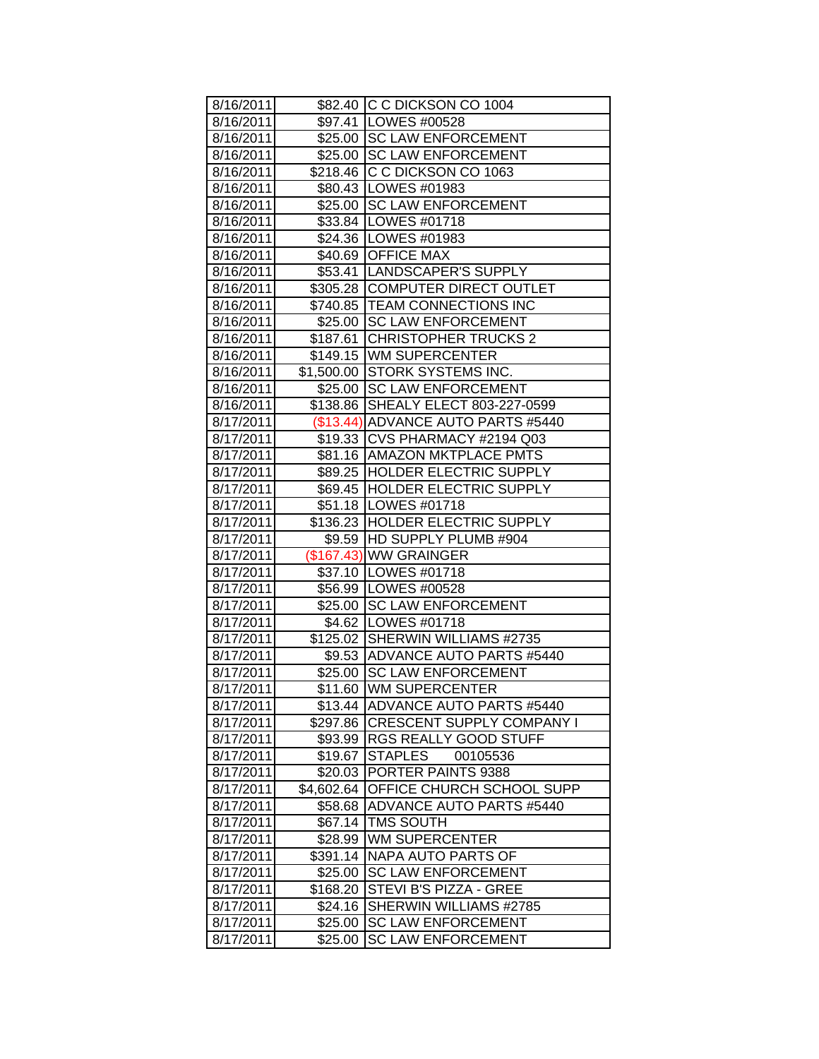| | | |
|---|---|---|
| 8/16/2011 | $82.40 | C C DICKSON CO 1004 |
| 8/16/2011 | $97.41 | LOWES #00528 |
| 8/16/2011 | $25.00 | SC LAW ENFORCEMENT |
| 8/16/2011 | $25.00 | SC LAW ENFORCEMENT |
| 8/16/2011 | $218.46 | C C DICKSON CO 1063 |
| 8/16/2011 | $80.43 | LOWES #01983 |
| 8/16/2011 | $25.00 | SC LAW ENFORCEMENT |
| 8/16/2011 | $33.84 | LOWES #01718 |
| 8/16/2011 | $24.36 | LOWES #01983 |
| 8/16/2011 | $40.69 | OFFICE MAX |
| 8/16/2011 | $53.41 | LANDSCAPER'S SUPPLY |
| 8/16/2011 | $305.28 | COMPUTER DIRECT OUTLET |
| 8/16/2011 | $740.85 | TEAM CONNECTIONS INC |
| 8/16/2011 | $25.00 | SC LAW ENFORCEMENT |
| 8/16/2011 | $187.61 | CHRISTOPHER TRUCKS 2 |
| 8/16/2011 | $149.15 | WM SUPERCENTER |
| 8/16/2011 | $1,500.00 | STORK SYSTEMS INC. |
| 8/16/2011 | $25.00 | SC LAW ENFORCEMENT |
| 8/16/2011 | $138.86 | SHEALY ELECT 803-227-0599 |
| 8/17/2011 | ($13.44) | ADVANCE AUTO PARTS #5440 |
| 8/17/2011 | $19.33 | CVS PHARMACY #2194 Q03 |
| 8/17/2011 | $81.16 | AMAZON MKTPLACE PMTS |
| 8/17/2011 | $89.25 | HOLDER ELECTRIC SUPPLY |
| 8/17/2011 | $69.45 | HOLDER ELECTRIC SUPPLY |
| 8/17/2011 | $51.18 | LOWES #01718 |
| 8/17/2011 | $136.23 | HOLDER ELECTRIC SUPPLY |
| 8/17/2011 | $9.59 | HD SUPPLY PLUMB #904 |
| 8/17/2011 | ($167.43) | WW GRAINGER |
| 8/17/2011 | $37.10 | LOWES #01718 |
| 8/17/2011 | $56.99 | LOWES #00528 |
| 8/17/2011 | $25.00 | SC LAW ENFORCEMENT |
| 8/17/2011 | $4.62 | LOWES #01718 |
| 8/17/2011 | $125.02 | SHERWIN WILLIAMS #2735 |
| 8/17/2011 | $9.53 | ADVANCE AUTO PARTS #5440 |
| 8/17/2011 | $25.00 | SC LAW ENFORCEMENT |
| 8/17/2011 | $11.60 | WM SUPERCENTER |
| 8/17/2011 | $13.44 | ADVANCE AUTO PARTS #5440 |
| 8/17/2011 | $297.86 | CRESCENT SUPPLY COMPANY I |
| 8/17/2011 | $93.99 | RGS REALLY GOOD STUFF |
| 8/17/2011 | $19.67 | STAPLES 00105536 |
| 8/17/2011 | $20.03 | PORTER PAINTS 9388 |
| 8/17/2011 | $4,602.64 | OFFICE CHURCH SCHOOL SUPP |
| 8/17/2011 | $58.68 | ADVANCE AUTO PARTS #5440 |
| 8/17/2011 | $67.14 | TMS SOUTH |
| 8/17/2011 | $28.99 | WM SUPERCENTER |
| 8/17/2011 | $391.14 | NAPA AUTO PARTS OF |
| 8/17/2011 | $25.00 | SC LAW ENFORCEMENT |
| 8/17/2011 | $168.20 | STEVI B'S PIZZA - GREE |
| 8/17/2011 | $24.16 | SHERWIN WILLIAMS #2785 |
| 8/17/2011 | $25.00 | SC LAW ENFORCEMENT |
| 8/17/2011 | $25.00 | SC LAW ENFORCEMENT |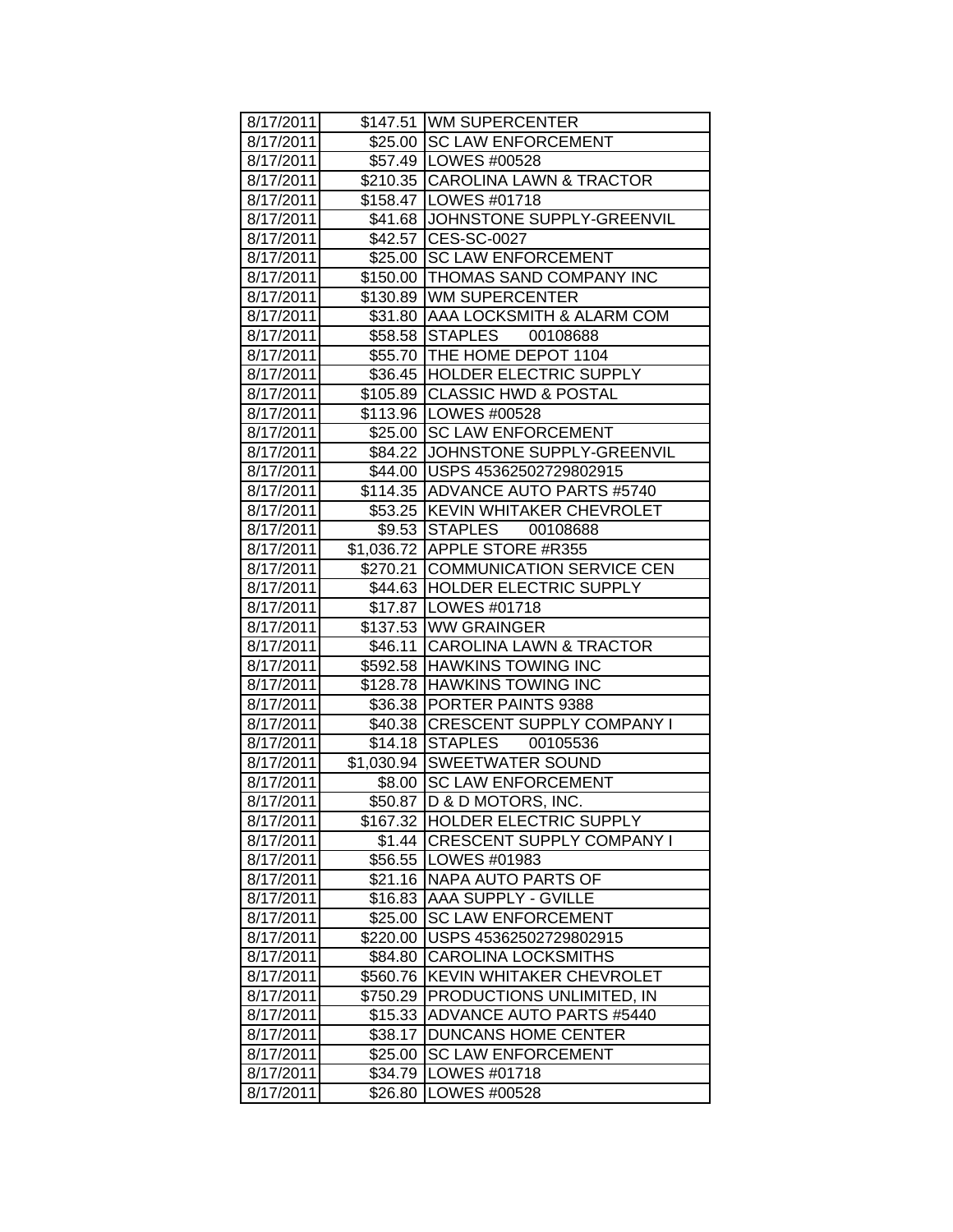| | | |
|---|---|---|
| 8/17/2011 | $147.51 | WM SUPERCENTER |
| 8/17/2011 | $25.00 | SC LAW ENFORCEMENT |
| 8/17/2011 | $57.49 | LOWES #00528 |
| 8/17/2011 | $210.35 | CAROLINA LAWN & TRACTOR |
| 8/17/2011 | $158.47 | LOWES #01718 |
| 8/17/2011 | $41.68 | JOHNSTONE SUPPLY-GREENVIL |
| 8/17/2011 | $42.57 | CES-SC-0027 |
| 8/17/2011 | $25.00 | SC LAW ENFORCEMENT |
| 8/17/2011 | $150.00 | THOMAS SAND COMPANY INC |
| 8/17/2011 | $130.89 | WM SUPERCENTER |
| 8/17/2011 | $31.80 | AAA LOCKSMITH & ALARM COM |
| 8/17/2011 | $58.58 | STAPLES 00108688 |
| 8/17/2011 | $55.70 | THE HOME DEPOT 1104 |
| 8/17/2011 | $36.45 | HOLDER ELECTRIC SUPPLY |
| 8/17/2011 | $105.89 | CLASSIC HWD & POSTAL |
| 8/17/2011 | $113.96 | LOWES #00528 |
| 8/17/2011 | $25.00 | SC LAW ENFORCEMENT |
| 8/17/2011 | $84.22 | JOHNSTONE SUPPLY-GREENVIL |
| 8/17/2011 | $44.00 | USPS 45362502729802915 |
| 8/17/2011 | $114.35 | ADVANCE AUTO PARTS #5740 |
| 8/17/2011 | $53.25 | KEVIN WHITAKER CHEVROLET |
| 8/17/2011 | $9.53 | STAPLES 00108688 |
| 8/17/2011 | $1,036.72 | APPLE STORE #R355 |
| 8/17/2011 | $270.21 | COMMUNICATION SERVICE CEN |
| 8/17/2011 | $44.63 | HOLDER ELECTRIC SUPPLY |
| 8/17/2011 | $17.87 | LOWES #01718 |
| 8/17/2011 | $137.53 | WW GRAINGER |
| 8/17/2011 | $46.11 | CAROLINA LAWN & TRACTOR |
| 8/17/2011 | $592.58 | HAWKINS TOWING INC |
| 8/17/2011 | $128.78 | HAWKINS TOWING INC |
| 8/17/2011 | $36.38 | PORTER PAINTS 9388 |
| 8/17/2011 | $40.38 | CRESCENT SUPPLY COMPANY I |
| 8/17/2011 | $14.18 | STAPLES 00105536 |
| 8/17/2011 | $1,030.94 | SWEETWATER SOUND |
| 8/17/2011 | $8.00 | SC LAW ENFORCEMENT |
| 8/17/2011 | $50.87 | D & D MOTORS, INC. |
| 8/17/2011 | $167.32 | HOLDER ELECTRIC SUPPLY |
| 8/17/2011 | $1.44 | CRESCENT SUPPLY COMPANY I |
| 8/17/2011 | $56.55 | LOWES #01983 |
| 8/17/2011 | $21.16 | NAPA AUTO PARTS OF |
| 8/17/2011 | $16.83 | AAA SUPPLY - GVILLE |
| 8/17/2011 | $25.00 | SC LAW ENFORCEMENT |
| 8/17/2011 | $220.00 | USPS 45362502729802915 |
| 8/17/2011 | $84.80 | CAROLINA LOCKSMITHS |
| 8/17/2011 | $560.76 | KEVIN WHITAKER CHEVROLET |
| 8/17/2011 | $750.29 | PRODUCTIONS UNLIMITED, IN |
| 8/17/2011 | $15.33 | ADVANCE AUTO PARTS #5440 |
| 8/17/2011 | $38.17 | DUNCANS HOME CENTER |
| 8/17/2011 | $25.00 | SC LAW ENFORCEMENT |
| 8/17/2011 | $34.79 | LOWES #01718 |
| 8/17/2011 | $26.80 | LOWES #00528 |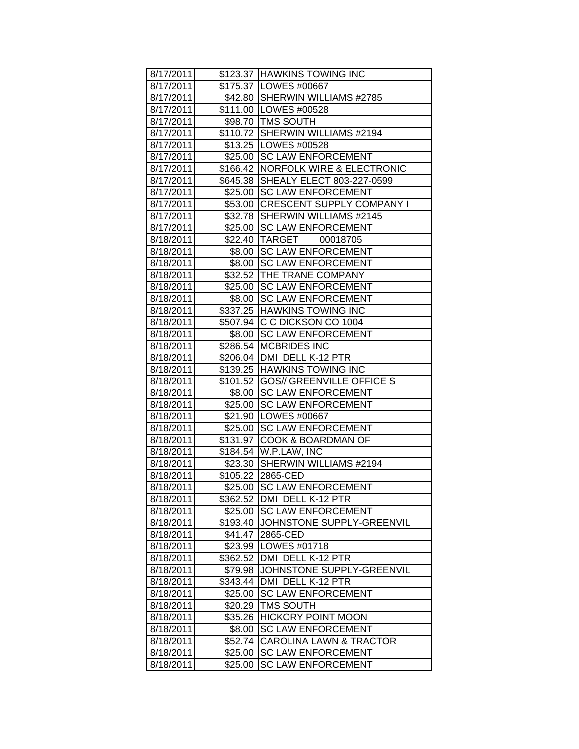| | | |
|---|---|---|
| 8/17/2011 | $123.37 | HAWKINS TOWING INC |
| 8/17/2011 | $175.37 | LOWES #00667 |
| 8/17/2011 | $42.80 | SHERWIN WILLIAMS #2785 |
| 8/17/2011 | $111.00 | LOWES #00528 |
| 8/17/2011 | $98.70 | TMS SOUTH |
| 8/17/2011 | $110.72 | SHERWIN WILLIAMS #2194 |
| 8/17/2011 | $13.25 | LOWES #00528 |
| 8/17/2011 | $25.00 | SC LAW ENFORCEMENT |
| 8/17/2011 | $166.42 | NORFOLK WIRE & ELECTRONIC |
| 8/17/2011 | $645.38 | SHEALY ELECT 803-227-0599 |
| 8/17/2011 | $25.00 | SC LAW ENFORCEMENT |
| 8/17/2011 | $53.00 | CRESCENT SUPPLY COMPANY I |
| 8/17/2011 | $32.78 | SHERWIN WILLIAMS #2145 |
| 8/17/2011 | $25.00 | SC LAW ENFORCEMENT |
| 8/18/2011 | $22.40 | TARGET 00018705 |
| 8/18/2011 | $8.00 | SC LAW ENFORCEMENT |
| 8/18/2011 | $8.00 | SC LAW ENFORCEMENT |
| 8/18/2011 | $32.52 | THE TRANE COMPANY |
| 8/18/2011 | $25.00 | SC LAW ENFORCEMENT |
| 8/18/2011 | $8.00 | SC LAW ENFORCEMENT |
| 8/18/2011 | $337.25 | HAWKINS TOWING INC |
| 8/18/2011 | $507.94 | C C DICKSON CO 1004 |
| 8/18/2011 | $8.00 | SC LAW ENFORCEMENT |
| 8/18/2011 | $286.54 | MCBRIDES INC |
| 8/18/2011 | $206.04 | DMI DELL K-12 PTR |
| 8/18/2011 | $139.25 | HAWKINS TOWING INC |
| 8/18/2011 | $101.52 | GOS// GREENVILLE OFFICE S |
| 8/18/2011 | $8.00 | SC LAW ENFORCEMENT |
| 8/18/2011 | $25.00 | SC LAW ENFORCEMENT |
| 8/18/2011 | $21.90 | LOWES #00667 |
| 8/18/2011 | $25.00 | SC LAW ENFORCEMENT |
| 8/18/2011 | $131.97 | COOK & BOARDMAN OF |
| 8/18/2011 | $184.54 | W.P.LAW, INC |
| 8/18/2011 | $23.30 | SHERWIN WILLIAMS #2194 |
| 8/18/2011 | $105.22 | 2865-CED |
| 8/18/2011 | $25.00 | SC LAW ENFORCEMENT |
| 8/18/2011 | $362.52 | DMI DELL K-12 PTR |
| 8/18/2011 | $25.00 | SC LAW ENFORCEMENT |
| 8/18/2011 | $193.40 | JOHNSTONE SUPPLY-GREENVIL |
| 8/18/2011 | $41.47 | 2865-CED |
| 8/18/2011 | $23.99 | LOWES #01718 |
| 8/18/2011 | $362.52 | DMI DELL K-12 PTR |
| 8/18/2011 | $79.98 | JOHNSTONE SUPPLY-GREENVIL |
| 8/18/2011 | $343.44 | DMI DELL K-12 PTR |
| 8/18/2011 | $25.00 | SC LAW ENFORCEMENT |
| 8/18/2011 | $20.29 | TMS SOUTH |
| 8/18/2011 | $35.26 | HICKORY POINT MOON |
| 8/18/2011 | $8.00 | SC LAW ENFORCEMENT |
| 8/18/2011 | $52.74 | CAROLINA LAWN & TRACTOR |
| 8/18/2011 | $25.00 | SC LAW ENFORCEMENT |
| 8/18/2011 | $25.00 | SC LAW ENFORCEMENT |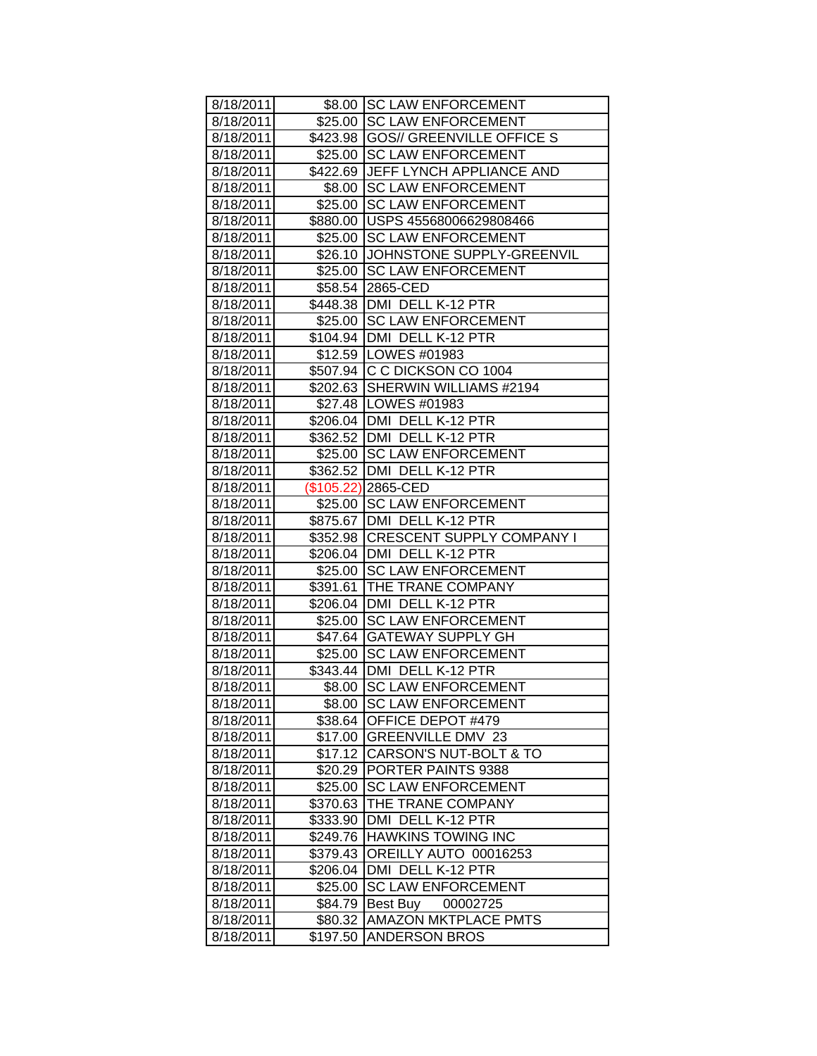| 8/18/2011 | $8.00 | SC LAW ENFORCEMENT |
|---|---|---|
| 8/18/2011 | $25.00 | SC LAW ENFORCEMENT |
| 8/18/2011 | $423.98 | GOS// GREENVILLE OFFICE S |
| 8/18/2011 | $25.00 | SC LAW ENFORCEMENT |
| 8/18/2011 | $422.69 | JEFF LYNCH APPLIANCE AND |
| 8/18/2011 | $8.00 | SC LAW ENFORCEMENT |
| 8/18/2011 | $25.00 | SC LAW ENFORCEMENT |
| 8/18/2011 | $880.00 | USPS 45568006629808466 |
| 8/18/2011 | $25.00 | SC LAW ENFORCEMENT |
| 8/18/2011 | $26.10 | JOHNSTONE SUPPLY-GREENVIL |
| 8/18/2011 | $25.00 | SC LAW ENFORCEMENT |
| 8/18/2011 | $58.54 | 2865-CED |
| 8/18/2011 | $448.38 | DMI DELL K-12 PTR |
| 8/18/2011 | $25.00 | SC LAW ENFORCEMENT |
| 8/18/2011 | $104.94 | DMI DELL K-12 PTR |
| 8/18/2011 | $12.59 | LOWES #01983 |
| 8/18/2011 | $507.94 | C C DICKSON CO 1004 |
| 8/18/2011 | $202.63 | SHERWIN WILLIAMS #2194 |
| 8/18/2011 | $27.48 | LOWES #01983 |
| 8/18/2011 | $206.04 | DMI DELL K-12 PTR |
| 8/18/2011 | $362.52 | DMI DELL K-12 PTR |
| 8/18/2011 | $25.00 | SC LAW ENFORCEMENT |
| 8/18/2011 | $362.52 | DMI DELL K-12 PTR |
| 8/18/2011 | ($105.22) | 2865-CED |
| 8/18/2011 | $25.00 | SC LAW ENFORCEMENT |
| 8/18/2011 | $875.67 | DMI DELL K-12 PTR |
| 8/18/2011 | $352.98 | CRESCENT SUPPLY COMPANY I |
| 8/18/2011 | $206.04 | DMI DELL K-12 PTR |
| 8/18/2011 | $25.00 | SC LAW ENFORCEMENT |
| 8/18/2011 | $391.61 | THE TRANE COMPANY |
| 8/18/2011 | $206.04 | DMI DELL K-12 PTR |
| 8/18/2011 | $25.00 | SC LAW ENFORCEMENT |
| 8/18/2011 | $47.64 | GATEWAY SUPPLY GH |
| 8/18/2011 | $25.00 | SC LAW ENFORCEMENT |
| 8/18/2011 | $343.44 | DMI DELL K-12 PTR |
| 8/18/2011 | $8.00 | SC LAW ENFORCEMENT |
| 8/18/2011 | $8.00 | SC LAW ENFORCEMENT |
| 8/18/2011 | $38.64 | OFFICE DEPOT #479 |
| 8/18/2011 | $17.00 | GREENVILLE DMV 23 |
| 8/18/2011 | $17.12 | CARSON'S NUT-BOLT & TO |
| 8/18/2011 | $20.29 | PORTER PAINTS 9388 |
| 8/18/2011 | $25.00 | SC LAW ENFORCEMENT |
| 8/18/2011 | $370.63 | THE TRANE COMPANY |
| 8/18/2011 | $333.90 | DMI DELL K-12 PTR |
| 8/18/2011 | $249.76 | HAWKINS TOWING INC |
| 8/18/2011 | $379.43 | OREILLY AUTO 00016253 |
| 8/18/2011 | $206.04 | DMI DELL K-12 PTR |
| 8/18/2011 | $25.00 | SC LAW ENFORCEMENT |
| 8/18/2011 | $84.79 | Best Buy 00002725 |
| 8/18/2011 | $80.32 | AMAZON MKTPLACE PMTS |
| 8/18/2011 | $197.50 | ANDERSON BROS |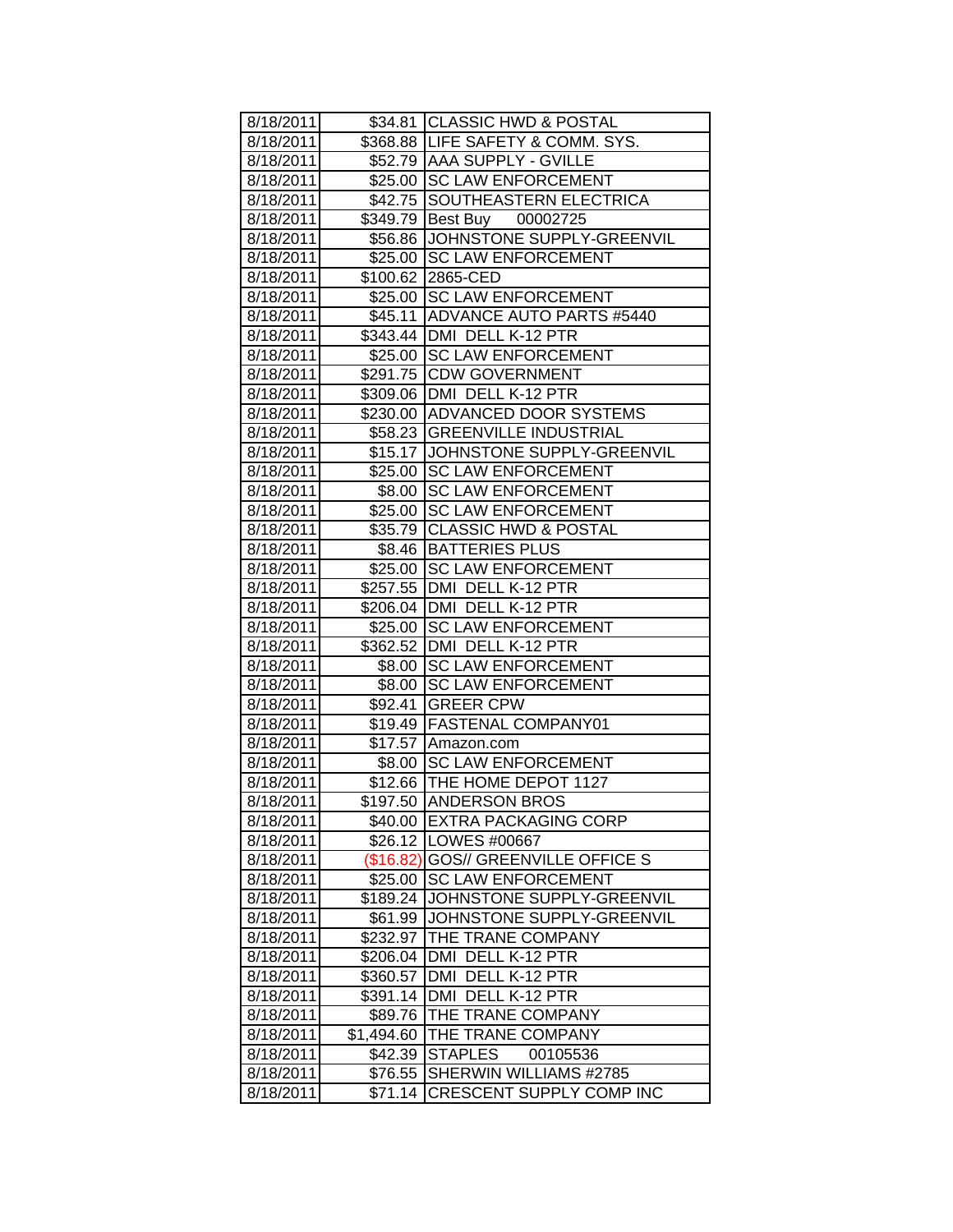| | | |
|---|---|---|
| 8/18/2011 | $34.81 | CLASSIC HWD & POSTAL |
| 8/18/2011 | $368.88 | LIFE SAFETY & COMM. SYS. |
| 8/18/2011 | $52.79 | AAA SUPPLY - GVILLE |
| 8/18/2011 | $25.00 | SC LAW ENFORCEMENT |
| 8/18/2011 | $42.75 | SOUTHEASTERN ELECTRICA |
| 8/18/2011 | $349.79 | Best Buy 00002725 |
| 8/18/2011 | $56.86 | JOHNSTONE SUPPLY-GREENVIL |
| 8/18/2011 | $25.00 | SC LAW ENFORCEMENT |
| 8/18/2011 | $100.62 | 2865-CED |
| 8/18/2011 | $25.00 | SC LAW ENFORCEMENT |
| 8/18/2011 | $45.11 | ADVANCE AUTO PARTS #5440 |
| 8/18/2011 | $343.44 | DMI DELL K-12 PTR |
| 8/18/2011 | $25.00 | SC LAW ENFORCEMENT |
| 8/18/2011 | $291.75 | CDW GOVERNMENT |
| 8/18/2011 | $309.06 | DMI DELL K-12 PTR |
| 8/18/2011 | $230.00 | ADVANCED DOOR SYSTEMS |
| 8/18/2011 | $58.23 | GREENVILLE INDUSTRIAL |
| 8/18/2011 | $15.17 | JOHNSTONE SUPPLY-GREENVIL |
| 8/18/2011 | $25.00 | SC LAW ENFORCEMENT |
| 8/18/2011 | $8.00 | SC LAW ENFORCEMENT |
| 8/18/2011 | $25.00 | SC LAW ENFORCEMENT |
| 8/18/2011 | $35.79 | CLASSIC HWD & POSTAL |
| 8/18/2011 | $8.46 | BATTERIES PLUS |
| 8/18/2011 | $25.00 | SC LAW ENFORCEMENT |
| 8/18/2011 | $257.55 | DMI DELL K-12 PTR |
| 8/18/2011 | $206.04 | DMI DELL K-12 PTR |
| 8/18/2011 | $25.00 | SC LAW ENFORCEMENT |
| 8/18/2011 | $362.52 | DMI DELL K-12 PTR |
| 8/18/2011 | $8.00 | SC LAW ENFORCEMENT |
| 8/18/2011 | $8.00 | SC LAW ENFORCEMENT |
| 8/18/2011 | $92.41 | GREER CPW |
| 8/18/2011 | $19.49 | FASTENAL COMPANY01 |
| 8/18/2011 | $17.57 | Amazon.com |
| 8/18/2011 | $8.00 | SC LAW ENFORCEMENT |
| 8/18/2011 | $12.66 | THE HOME DEPOT 1127 |
| 8/18/2011 | $197.50 | ANDERSON BROS |
| 8/18/2011 | $40.00 | EXTRA PACKAGING CORP |
| 8/18/2011 | $26.12 | LOWES #00667 |
| 8/18/2011 | ($16.82) | GOS// GREENVILLE OFFICE S |
| 8/18/2011 | $25.00 | SC LAW ENFORCEMENT |
| 8/18/2011 | $189.24 | JOHNSTONE SUPPLY-GREENVIL |
| 8/18/2011 | $61.99 | JOHNSTONE SUPPLY-GREENVIL |
| 8/18/2011 | $232.97 | THE TRANE COMPANY |
| 8/18/2011 | $206.04 | DMI DELL K-12 PTR |
| 8/18/2011 | $360.57 | DMI DELL K-12 PTR |
| 8/18/2011 | $391.14 | DMI DELL K-12 PTR |
| 8/18/2011 | $89.76 | THE TRANE COMPANY |
| 8/18/2011 | $1,494.60 | THE TRANE COMPANY |
| 8/18/2011 | $42.39 | STAPLES 00105536 |
| 8/18/2011 | $76.55 | SHERWIN WILLIAMS #2785 |
| 8/18/2011 | $71.14 | CRESCENT SUPPLY COMP INC |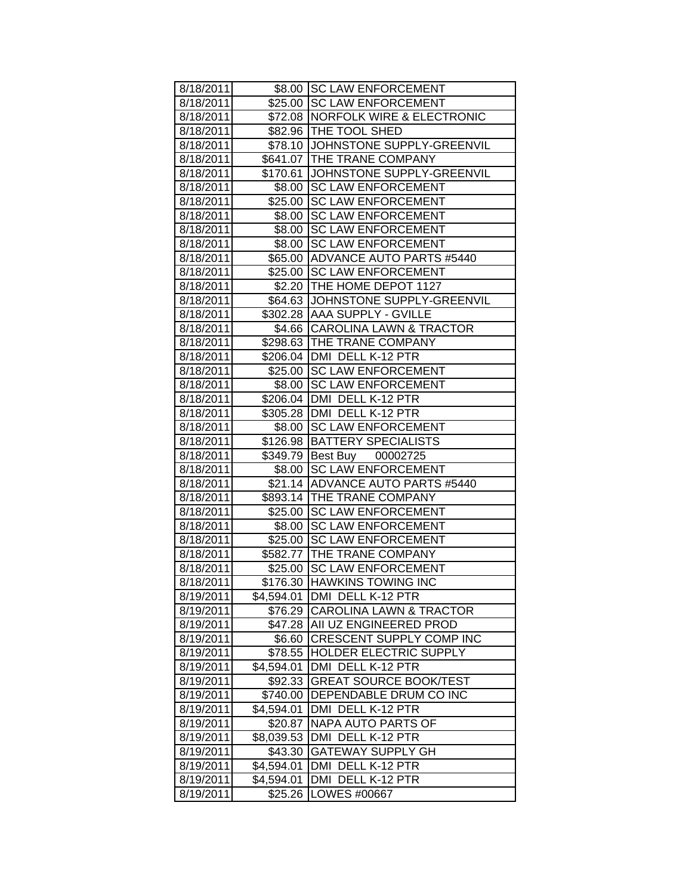| 8/18/2011 | $8.00 | SC LAW ENFORCEMENT |
|---|---|---|
| 8/18/2011 | $25.00 | SC LAW ENFORCEMENT |
| 8/18/2011 | $72.08 | NORFOLK WIRE & ELECTRONIC |
| 8/18/2011 | $82.96 | THE TOOL SHED |
| 8/18/2011 | $78.10 | JOHNSTONE SUPPLY-GREENVIL |
| 8/18/2011 | $641.07 | THE TRANE COMPANY |
| 8/18/2011 | $170.61 | JOHNSTONE SUPPLY-GREENVIL |
| 8/18/2011 | $8.00 | SC LAW ENFORCEMENT |
| 8/18/2011 | $25.00 | SC LAW ENFORCEMENT |
| 8/18/2011 | $8.00 | SC LAW ENFORCEMENT |
| 8/18/2011 | $8.00 | SC LAW ENFORCEMENT |
| 8/18/2011 | $8.00 | SC LAW ENFORCEMENT |
| 8/18/2011 | $65.00 | ADVANCE AUTO PARTS #5440 |
| 8/18/2011 | $25.00 | SC LAW ENFORCEMENT |
| 8/18/2011 | $2.20 | THE HOME DEPOT 1127 |
| 8/18/2011 | $64.63 | JOHNSTONE SUPPLY-GREENVIL |
| 8/18/2011 | $302.28 | AAA SUPPLY - GVILLE |
| 8/18/2011 | $4.66 | CAROLINA LAWN & TRACTOR |
| 8/18/2011 | $298.63 | THE TRANE COMPANY |
| 8/18/2011 | $206.04 | DMI DELL K-12 PTR |
| 8/18/2011 | $25.00 | SC LAW ENFORCEMENT |
| 8/18/2011 | $8.00 | SC LAW ENFORCEMENT |
| 8/18/2011 | $206.04 | DMI DELL K-12 PTR |
| 8/18/2011 | $305.28 | DMI DELL K-12 PTR |
| 8/18/2011 | $8.00 | SC LAW ENFORCEMENT |
| 8/18/2011 | $126.98 | BATTERY SPECIALISTS |
| 8/18/2011 | $349.79 | Best Buy 00002725 |
| 8/18/2011 | $8.00 | SC LAW ENFORCEMENT |
| 8/18/2011 | $21.14 | ADVANCE AUTO PARTS #5440 |
| 8/18/2011 | $893.14 | THE TRANE COMPANY |
| 8/18/2011 | $25.00 | SC LAW ENFORCEMENT |
| 8/18/2011 | $8.00 | SC LAW ENFORCEMENT |
| 8/18/2011 | $25.00 | SC LAW ENFORCEMENT |
| 8/18/2011 | $582.77 | THE TRANE COMPANY |
| 8/18/2011 | $25.00 | SC LAW ENFORCEMENT |
| 8/18/2011 | $176.30 | HAWKINS TOWING INC |
| 8/19/2011 | $4,594.01 | DMI DELL K-12 PTR |
| 8/19/2011 | $76.29 | CAROLINA LAWN & TRACTOR |
| 8/19/2011 | $47.28 | AII UZ ENGINEERED PROD |
| 8/19/2011 | $6.60 | CRESCENT SUPPLY COMP INC |
| 8/19/2011 | $78.55 | HOLDER ELECTRIC SUPPLY |
| 8/19/2011 | $4,594.01 | DMI DELL K-12 PTR |
| 8/19/2011 | $92.33 | GREAT SOURCE BOOK/TEST |
| 8/19/2011 | $740.00 | DEPENDABLE DRUM CO INC |
| 8/19/2011 | $4,594.01 | DMI DELL K-12 PTR |
| 8/19/2011 | $20.87 | NAPA AUTO PARTS OF |
| 8/19/2011 | $8,039.53 | DMI DELL K-12 PTR |
| 8/19/2011 | $43.30 | GATEWAY SUPPLY GH |
| 8/19/2011 | $4,594.01 | DMI DELL K-12 PTR |
| 8/19/2011 | $4,594.01 | DMI DELL K-12 PTR |
| 8/19/2011 | $25.26 | LOWES #00667 |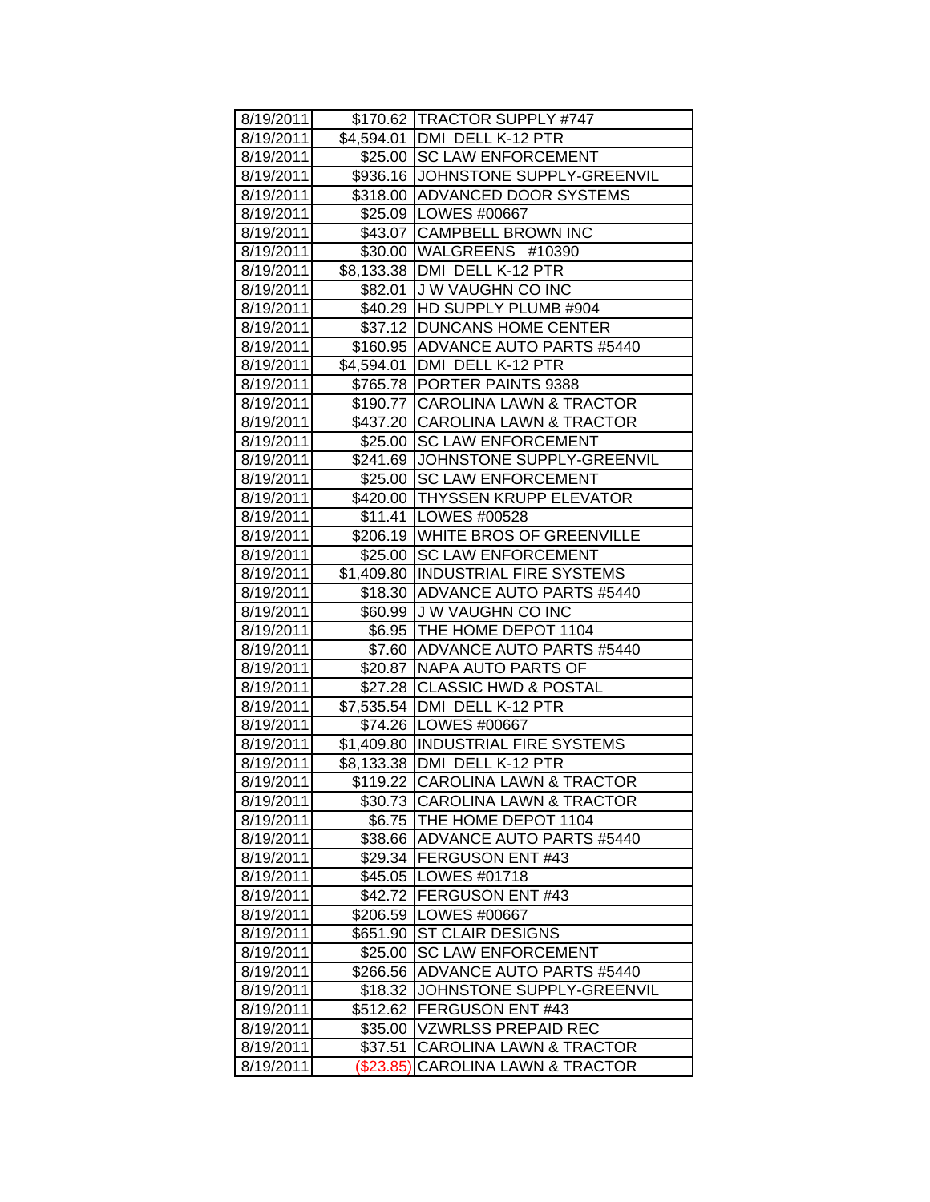| | | |
|---|---|---|
| 8/19/2011 | $170.62 | TRACTOR SUPPLY #747 |
| 8/19/2011 | $4,594.01 | DMI DELL K-12 PTR |
| 8/19/2011 | $25.00 | SC LAW ENFORCEMENT |
| 8/19/2011 | $936.16 | JOHNSTONE SUPPLY-GREENVIL |
| 8/19/2011 | $318.00 | ADVANCED DOOR SYSTEMS |
| 8/19/2011 | $25.09 | LOWES #00667 |
| 8/19/2011 | $43.07 | CAMPBELL BROWN INC |
| 8/19/2011 | $30.00 | WALGREENS #10390 |
| 8/19/2011 | $8,133.38 | DMI DELL K-12 PTR |
| 8/19/2011 | $82.01 | J W VAUGHN CO INC |
| 8/19/2011 | $40.29 | HD SUPPLY PLUMB #904 |
| 8/19/2011 | $37.12 | DUNCANS HOME CENTER |
| 8/19/2011 | $160.95 | ADVANCE AUTO PARTS #5440 |
| 8/19/2011 | $4,594.01 | DMI DELL K-12 PTR |
| 8/19/2011 | $765.78 | PORTER PAINTS 9388 |
| 8/19/2011 | $190.77 | CAROLINA LAWN & TRACTOR |
| 8/19/2011 | $437.20 | CAROLINA LAWN & TRACTOR |
| 8/19/2011 | $25.00 | SC LAW ENFORCEMENT |
| 8/19/2011 | $241.69 | JOHNSTONE SUPPLY-GREENVIL |
| 8/19/2011 | $25.00 | SC LAW ENFORCEMENT |
| 8/19/2011 | $420.00 | THYSSEN KRUPP ELEVATOR |
| 8/19/2011 | $11.41 | LOWES #00528 |
| 8/19/2011 | $206.19 | WHITE BROS OF GREENVILLE |
| 8/19/2011 | $25.00 | SC LAW ENFORCEMENT |
| 8/19/2011 | $1,409.80 | INDUSTRIAL FIRE SYSTEMS |
| 8/19/2011 | $18.30 | ADVANCE AUTO PARTS #5440 |
| 8/19/2011 | $60.99 | J W VAUGHN CO INC |
| 8/19/2011 | $6.95 | THE HOME DEPOT 1104 |
| 8/19/2011 | $7.60 | ADVANCE AUTO PARTS #5440 |
| 8/19/2011 | $20.87 | NAPA AUTO PARTS OF |
| 8/19/2011 | $27.28 | CLASSIC HWD & POSTAL |
| 8/19/2011 | $7,535.54 | DMI DELL K-12 PTR |
| 8/19/2011 | $74.26 | LOWES #00667 |
| 8/19/2011 | $1,409.80 | INDUSTRIAL FIRE SYSTEMS |
| 8/19/2011 | $8,133.38 | DMI DELL K-12 PTR |
| 8/19/2011 | $119.22 | CAROLINA LAWN & TRACTOR |
| 8/19/2011 | $30.73 | CAROLINA LAWN & TRACTOR |
| 8/19/2011 | $6.75 | THE HOME DEPOT 1104 |
| 8/19/2011 | $38.66 | ADVANCE AUTO PARTS #5440 |
| 8/19/2011 | $29.34 | FERGUSON ENT #43 |
| 8/19/2011 | $45.05 | LOWES #01718 |
| 8/19/2011 | $42.72 | FERGUSON ENT #43 |
| 8/19/2011 | $206.59 | LOWES #00667 |
| 8/19/2011 | $651.90 | ST CLAIR DESIGNS |
| 8/19/2011 | $25.00 | SC LAW ENFORCEMENT |
| 8/19/2011 | $266.56 | ADVANCE AUTO PARTS #5440 |
| 8/19/2011 | $18.32 | JOHNSTONE SUPPLY-GREENVIL |
| 8/19/2011 | $512.62 | FERGUSON ENT #43 |
| 8/19/2011 | $35.00 | VZWRLSS PREPAID REC |
| 8/19/2011 | $37.51 | CAROLINA LAWN & TRACTOR |
| 8/19/2011 | ($23.85) | CAROLINA LAWN & TRACTOR |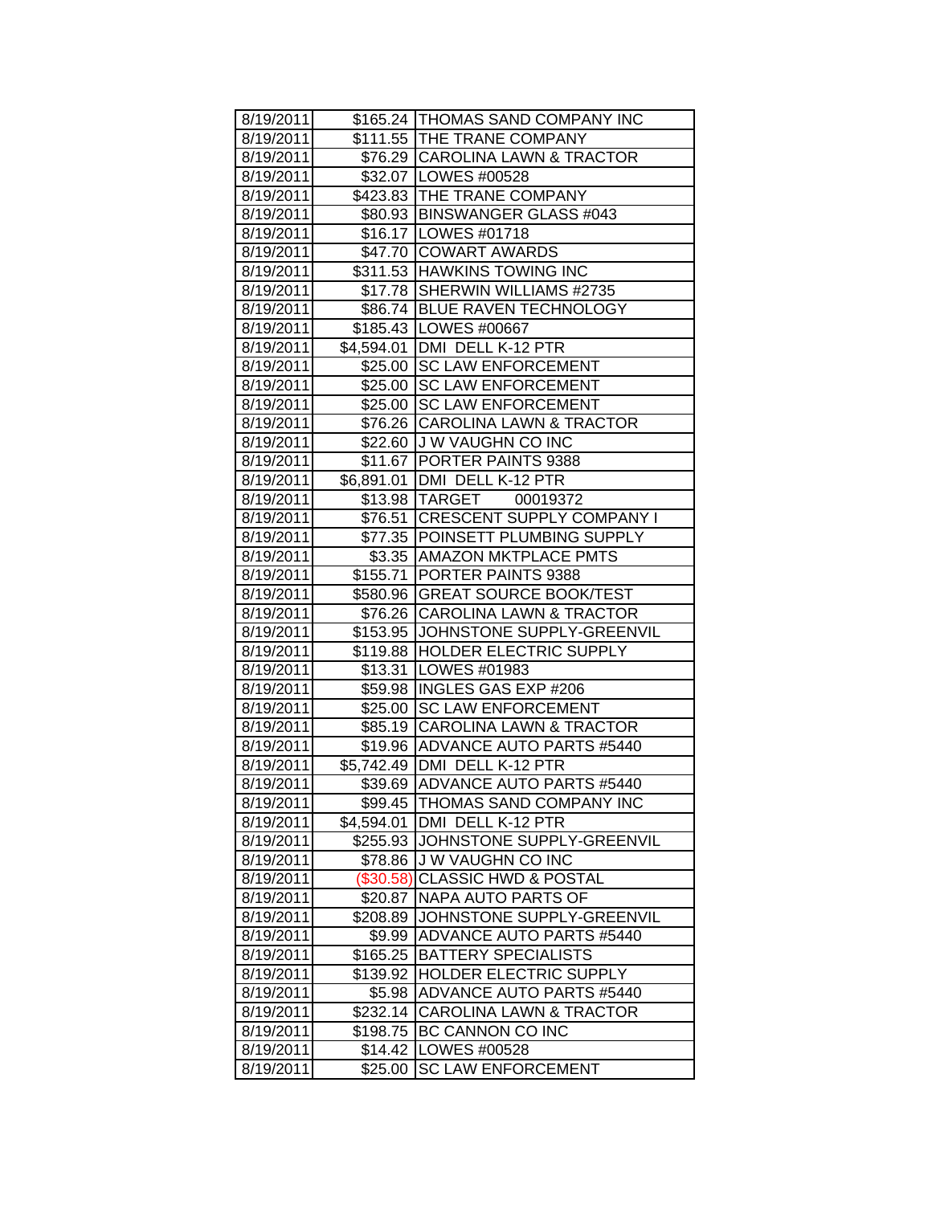| | | |
|---|---|---|
| 8/19/2011 | $165.24 | THOMAS SAND COMPANY INC |
| 8/19/2011 | $111.55 | THE TRANE COMPANY |
| 8/19/2011 | $76.29 | CAROLINA LAWN & TRACTOR |
| 8/19/2011 | $32.07 | LOWES #00528 |
| 8/19/2011 | $423.83 | THE TRANE COMPANY |
| 8/19/2011 | $80.93 | BINSWANGER GLASS #043 |
| 8/19/2011 | $16.17 | LOWES #01718 |
| 8/19/2011 | $47.70 | COWART AWARDS |
| 8/19/2011 | $311.53 | HAWKINS TOWING INC |
| 8/19/2011 | $17.78 | SHERWIN WILLIAMS #2735 |
| 8/19/2011 | $86.74 | BLUE RAVEN TECHNOLOGY |
| 8/19/2011 | $185.43 | LOWES #00667 |
| 8/19/2011 | $4,594.01 | DMI DELL K-12 PTR |
| 8/19/2011 | $25.00 | SC LAW ENFORCEMENT |
| 8/19/2011 | $25.00 | SC LAW ENFORCEMENT |
| 8/19/2011 | $25.00 | SC LAW ENFORCEMENT |
| 8/19/2011 | $76.26 | CAROLINA LAWN & TRACTOR |
| 8/19/2011 | $22.60 | J W VAUGHN CO INC |
| 8/19/2011 | $11.67 | PORTER PAINTS 9388 |
| 8/19/2011 | $6,891.01 | DMI DELL K-12 PTR |
| 8/19/2011 | $13.98 | TARGET 00019372 |
| 8/19/2011 | $76.51 | CRESCENT SUPPLY COMPANY I |
| 8/19/2011 | $77.35 | POINSETT PLUMBING SUPPLY |
| 8/19/2011 | $3.35 | AMAZON MKTPLACE PMTS |
| 8/19/2011 | $155.71 | PORTER PAINTS 9388 |
| 8/19/2011 | $580.96 | GREAT SOURCE BOOK/TEST |
| 8/19/2011 | $76.26 | CAROLINA LAWN & TRACTOR |
| 8/19/2011 | $153.95 | JOHNSTONE SUPPLY-GREENVIL |
| 8/19/2011 | $119.88 | HOLDER ELECTRIC SUPPLY |
| 8/19/2011 | $13.31 | LOWES #01983 |
| 8/19/2011 | $59.98 | INGLES GAS EXP #206 |
| 8/19/2011 | $25.00 | SC LAW ENFORCEMENT |
| 8/19/2011 | $85.19 | CAROLINA LAWN & TRACTOR |
| 8/19/2011 | $19.96 | ADVANCE AUTO PARTS #5440 |
| 8/19/2011 | $5,742.49 | DMI DELL K-12 PTR |
| 8/19/2011 | $39.69 | ADVANCE AUTO PARTS #5440 |
| 8/19/2011 | $99.45 | THOMAS SAND COMPANY INC |
| 8/19/2011 | $4,594.01 | DMI DELL K-12 PTR |
| 8/19/2011 | $255.93 | JOHNSTONE SUPPLY-GREENVIL |
| 8/19/2011 | $78.86 | J W VAUGHN CO INC |
| 8/19/2011 | ($30.58) | CLASSIC HWD & POSTAL |
| 8/19/2011 | $20.87 | NAPA AUTO PARTS OF |
| 8/19/2011 | $208.89 | JOHNSTONE SUPPLY-GREENVIL |
| 8/19/2011 | $9.99 | ADVANCE AUTO PARTS #5440 |
| 8/19/2011 | $165.25 | BATTERY SPECIALISTS |
| 8/19/2011 | $139.92 | HOLDER ELECTRIC SUPPLY |
| 8/19/2011 | $5.98 | ADVANCE AUTO PARTS #5440 |
| 8/19/2011 | $232.14 | CAROLINA LAWN & TRACTOR |
| 8/19/2011 | $198.75 | BC CANNON CO INC |
| 8/19/2011 | $14.42 | LOWES #00528 |
| 8/19/2011 | $25.00 | SC LAW ENFORCEMENT |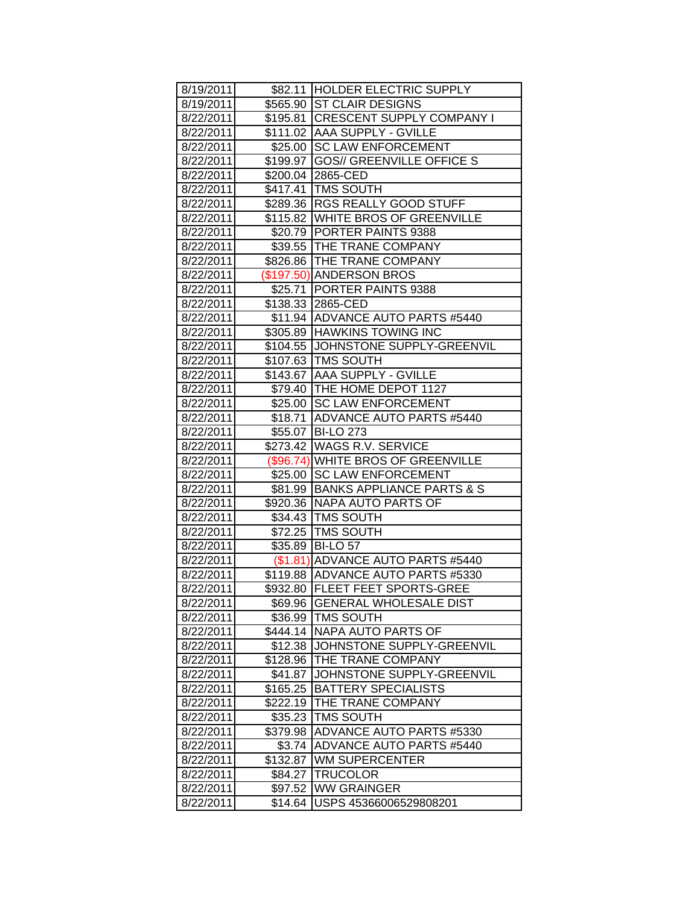| 8/19/2011 | $82.11 | HOLDER ELECTRIC SUPPLY |
|---|---|---|
| 8/19/2011 | $565.90 | ST CLAIR DESIGNS |
| 8/22/2011 | $195.81 | CRESCENT SUPPLY COMPANY I |
| 8/22/2011 | $111.02 | AAA SUPPLY - GVILLE |
| 8/22/2011 | $25.00 | SC LAW ENFORCEMENT |
| 8/22/2011 | $199.97 | GOS// GREENVILLE OFFICE S |
| 8/22/2011 | $200.04 | 2865-CED |
| 8/22/2011 | $417.41 | TMS SOUTH |
| 8/22/2011 | $289.36 | RGS REALLY GOOD STUFF |
| 8/22/2011 | $115.82 | WHITE BROS OF GREENVILLE |
| 8/22/2011 | $20.79 | PORTER PAINTS 9388 |
| 8/22/2011 | $39.55 | THE TRANE COMPANY |
| 8/22/2011 | $826.86 | THE TRANE COMPANY |
| 8/22/2011 | ($197.50) | ANDERSON BROS |
| 8/22/2011 | $25.71 | PORTER PAINTS 9388 |
| 8/22/2011 | $138.33 | 2865-CED |
| 8/22/2011 | $11.94 | ADVANCE AUTO PARTS #5440 |
| 8/22/2011 | $305.89 | HAWKINS TOWING INC |
| 8/22/2011 | $104.55 | JOHNSTONE SUPPLY-GREENVIL |
| 8/22/2011 | $107.63 | TMS SOUTH |
| 8/22/2011 | $143.67 | AAA SUPPLY - GVILLE |
| 8/22/2011 | $79.40 | THE HOME DEPOT 1127 |
| 8/22/2011 | $25.00 | SC LAW ENFORCEMENT |
| 8/22/2011 | $18.71 | ADVANCE AUTO PARTS #5440 |
| 8/22/2011 | $55.07 | BI-LO 273 |
| 8/22/2011 | $273.42 | WAGS R.V. SERVICE |
| 8/22/2011 | ($96.74) | WHITE BROS OF GREENVILLE |
| 8/22/2011 | $25.00 | SC LAW ENFORCEMENT |
| 8/22/2011 | $81.99 | BANKS APPLIANCE PARTS & S |
| 8/22/2011 | $920.36 | NAPA AUTO PARTS OF |
| 8/22/2011 | $34.43 | TMS SOUTH |
| 8/22/2011 | $72.25 | TMS SOUTH |
| 8/22/2011 | $35.89 | BI-LO 57 |
| 8/22/2011 | ($1.81) | ADVANCE AUTO PARTS #5440 |
| 8/22/2011 | $119.88 | ADVANCE AUTO PARTS #5330 |
| 8/22/2011 | $932.80 | FLEET FEET SPORTS-GREE |
| 8/22/2011 | $69.96 | GENERAL WHOLESALE DIST |
| 8/22/2011 | $36.99 | TMS SOUTH |
| 8/22/2011 | $444.14 | NAPA AUTO PARTS OF |
| 8/22/2011 | $12.38 | JOHNSTONE SUPPLY-GREENVIL |
| 8/22/2011 | $128.96 | THE TRANE COMPANY |
| 8/22/2011 | $41.87 | JOHNSTONE SUPPLY-GREENVIL |
| 8/22/2011 | $165.25 | BATTERY SPECIALISTS |
| 8/22/2011 | $222.19 | THE TRANE COMPANY |
| 8/22/2011 | $35.23 | TMS SOUTH |
| 8/22/2011 | $379.98 | ADVANCE AUTO PARTS #5330 |
| 8/22/2011 | $3.74 | ADVANCE AUTO PARTS #5440 |
| 8/22/2011 | $132.87 | WM SUPERCENTER |
| 8/22/2011 | $84.27 | TRUCOLOR |
| 8/22/2011 | $97.52 | WW GRAINGER |
| 8/22/2011 | $14.64 | USPS 45366006529808201 |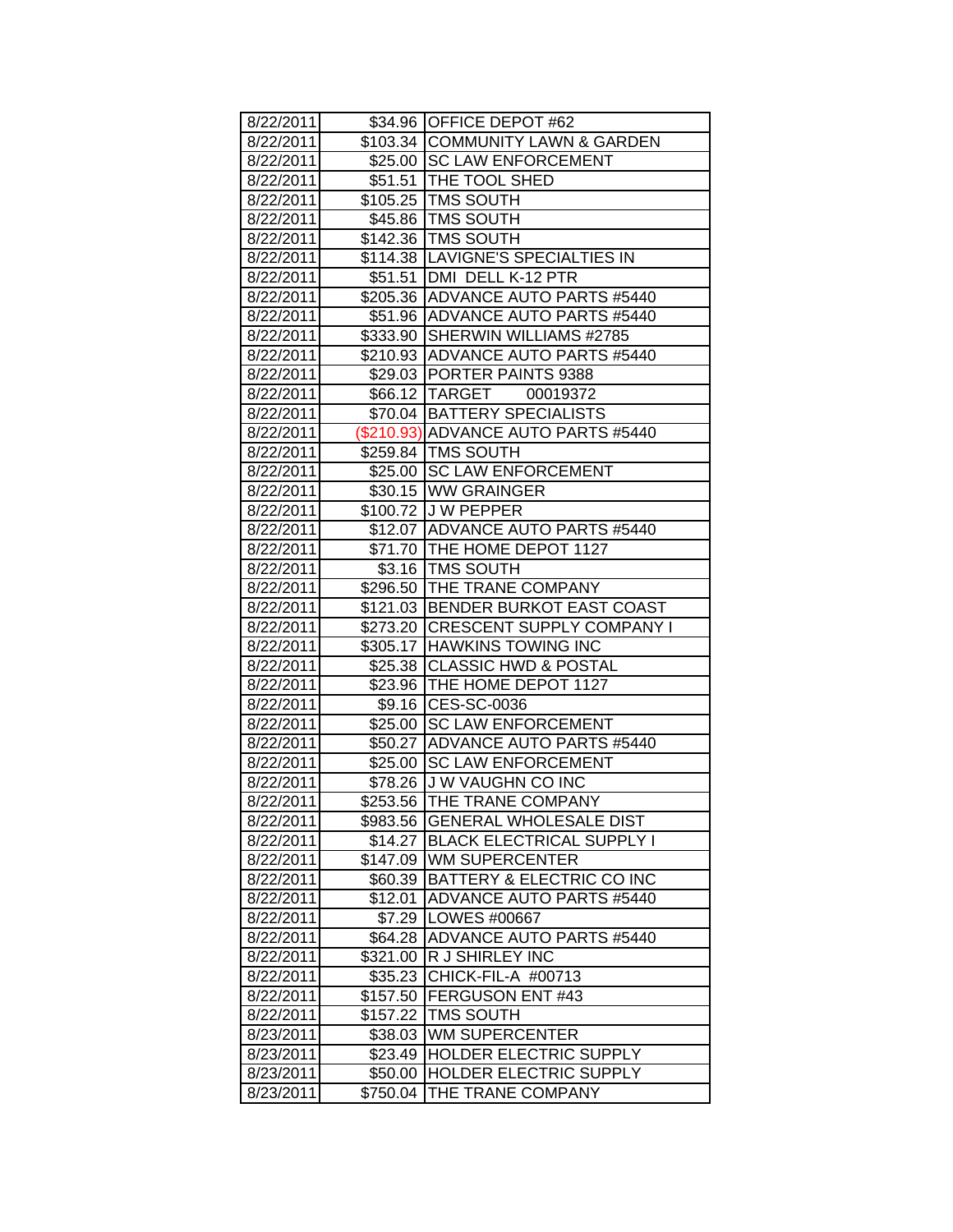| | | |
|---|---|---|
| 8/22/2011 | $34.96 | OFFICE DEPOT #62 |
| 8/22/2011 | $103.34 | COMMUNITY LAWN & GARDEN |
| 8/22/2011 | $25.00 | SC LAW ENFORCEMENT |
| 8/22/2011 | $51.51 | THE TOOL SHED |
| 8/22/2011 | $105.25 | TMS SOUTH |
| 8/22/2011 | $45.86 | TMS SOUTH |
| 8/22/2011 | $142.36 | TMS SOUTH |
| 8/22/2011 | $114.38 | LAVIGNE'S SPECIALTIES IN |
| 8/22/2011 | $51.51 | DMI DELL K-12 PTR |
| 8/22/2011 | $205.36 | ADVANCE AUTO PARTS #5440 |
| 8/22/2011 | $51.96 | ADVANCE AUTO PARTS #5440 |
| 8/22/2011 | $333.90 | SHERWIN WILLIAMS #2785 |
| 8/22/2011 | $210.93 | ADVANCE AUTO PARTS #5440 |
| 8/22/2011 | $29.03 | PORTER PAINTS 9388 |
| 8/22/2011 | $66.12 | TARGET 00019372 |
| 8/22/2011 | $70.04 | BATTERY SPECIALISTS |
| 8/22/2011 | ($210.93) | ADVANCE AUTO PARTS #5440 |
| 8/22/2011 | $259.84 | TMS SOUTH |
| 8/22/2011 | $25.00 | SC LAW ENFORCEMENT |
| 8/22/2011 | $30.15 | WW GRAINGER |
| 8/22/2011 | $100.72 | J W PEPPER |
| 8/22/2011 | $12.07 | ADVANCE AUTO PARTS #5440 |
| 8/22/2011 | $71.70 | THE HOME DEPOT 1127 |
| 8/22/2011 | $3.16 | TMS SOUTH |
| 8/22/2011 | $296.50 | THE TRANE COMPANY |
| 8/22/2011 | $121.03 | BENDER BURKOT EAST COAST |
| 8/22/2011 | $273.20 | CRESCENT SUPPLY COMPANY I |
| 8/22/2011 | $305.17 | HAWKINS TOWING INC |
| 8/22/2011 | $25.38 | CLASSIC HWD & POSTAL |
| 8/22/2011 | $23.96 | THE HOME DEPOT 1127 |
| 8/22/2011 | $9.16 | CES-SC-0036 |
| 8/22/2011 | $25.00 | SC LAW ENFORCEMENT |
| 8/22/2011 | $50.27 | ADVANCE AUTO PARTS #5440 |
| 8/22/2011 | $25.00 | SC LAW ENFORCEMENT |
| 8/22/2011 | $78.26 | J W VAUGHN CO INC |
| 8/22/2011 | $253.56 | THE TRANE COMPANY |
| 8/22/2011 | $983.56 | GENERAL WHOLESALE DIST |
| 8/22/2011 | $14.27 | BLACK ELECTRICAL SUPPLY I |
| 8/22/2011 | $147.09 | WM SUPERCENTER |
| 8/22/2011 | $60.39 | BATTERY & ELECTRIC CO INC |
| 8/22/2011 | $12.01 | ADVANCE AUTO PARTS #5440 |
| 8/22/2011 | $7.29 | LOWES #00667 |
| 8/22/2011 | $64.28 | ADVANCE AUTO PARTS #5440 |
| 8/22/2011 | $321.00 | R J SHIRLEY INC |
| 8/22/2011 | $35.23 | CHICK-FIL-A #00713 |
| 8/22/2011 | $157.50 | FERGUSON ENT #43 |
| 8/22/2011 | $157.22 | TMS SOUTH |
| 8/23/2011 | $38.03 | WM SUPERCENTER |
| 8/23/2011 | $23.49 | HOLDER ELECTRIC SUPPLY |
| 8/23/2011 | $50.00 | HOLDER ELECTRIC SUPPLY |
| 8/23/2011 | $750.04 | THE TRANE COMPANY |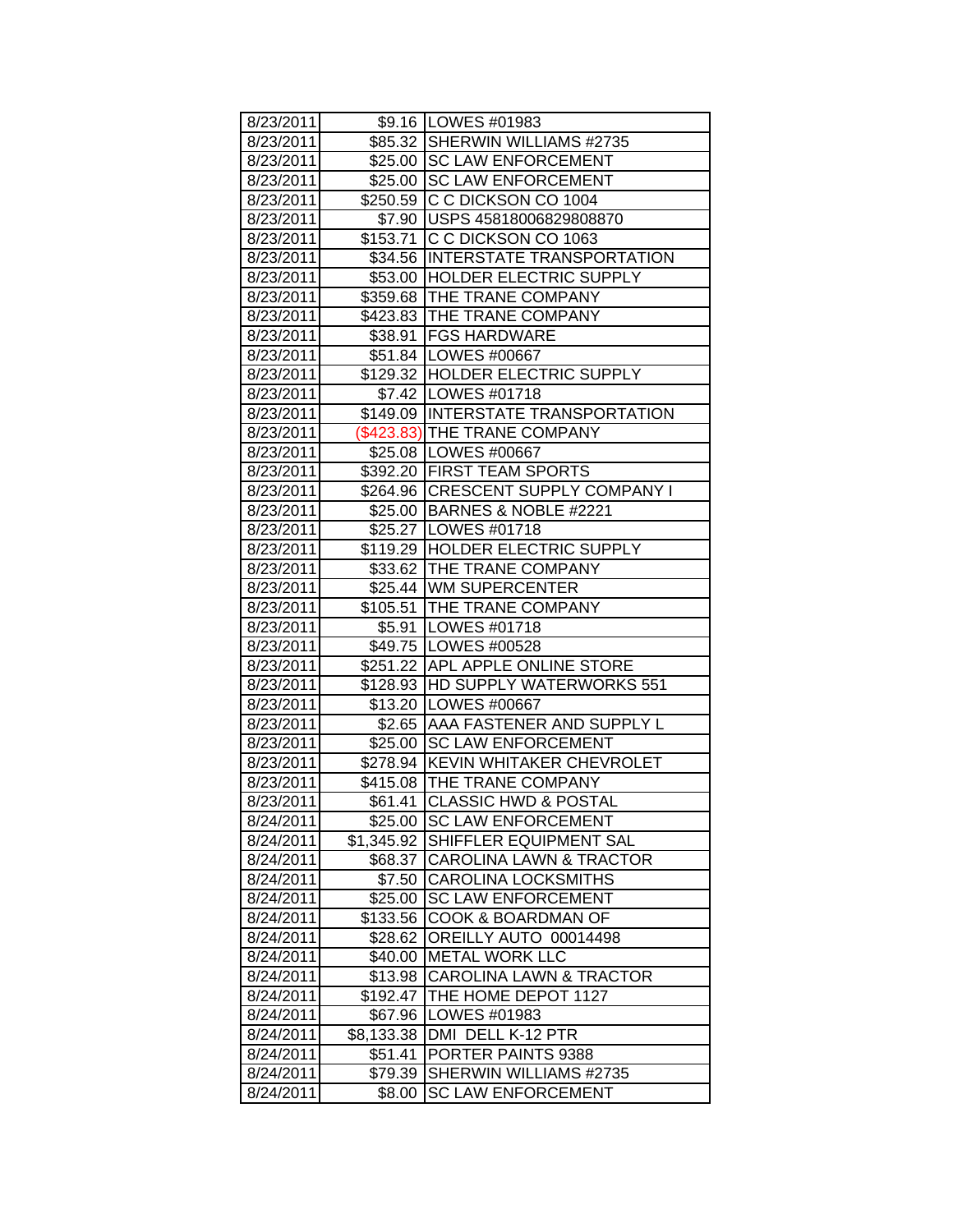| | | |
|---|---|---|
| 8/23/2011 | $9.16 | LOWES #01983 |
| 8/23/2011 | $85.32 | SHERWIN WILLIAMS #2735 |
| 8/23/2011 | $25.00 | SC LAW ENFORCEMENT |
| 8/23/2011 | $25.00 | SC LAW ENFORCEMENT |
| 8/23/2011 | $250.59 | C C DICKSON CO 1004 |
| 8/23/2011 | $7.90 | USPS 45818006829808870 |
| 8/23/2011 | $153.71 | C C DICKSON CO 1063 |
| 8/23/2011 | $34.56 | INTERSTATE TRANSPORTATION |
| 8/23/2011 | $53.00 | HOLDER ELECTRIC SUPPLY |
| 8/23/2011 | $359.68 | THE TRANE COMPANY |
| 8/23/2011 | $423.83 | THE TRANE COMPANY |
| 8/23/2011 | $38.91 | FGS HARDWARE |
| 8/23/2011 | $51.84 | LOWES #00667 |
| 8/23/2011 | $129.32 | HOLDER ELECTRIC SUPPLY |
| 8/23/2011 | $7.42 | LOWES #01718 |
| 8/23/2011 | $149.09 | INTERSTATE TRANSPORTATION |
| 8/23/2011 | ($423.83) | THE TRANE COMPANY |
| 8/23/2011 | $25.08 | LOWES #00667 |
| 8/23/2011 | $392.20 | FIRST TEAM SPORTS |
| 8/23/2011 | $264.96 | CRESCENT SUPPLY COMPANY I |
| 8/23/2011 | $25.00 | BARNES & NOBLE #2221 |
| 8/23/2011 | $25.27 | LOWES #01718 |
| 8/23/2011 | $119.29 | HOLDER ELECTRIC SUPPLY |
| 8/23/2011 | $33.62 | THE TRANE COMPANY |
| 8/23/2011 | $25.44 | WM SUPERCENTER |
| 8/23/2011 | $105.51 | THE TRANE COMPANY |
| 8/23/2011 | $5.91 | LOWES #01718 |
| 8/23/2011 | $49.75 | LOWES #00528 |
| 8/23/2011 | $251.22 | APL APPLE ONLINE STORE |
| 8/23/2011 | $128.93 | HD SUPPLY WATERWORKS 551 |
| 8/23/2011 | $13.20 | LOWES #00667 |
| 8/23/2011 | $2.65 | AAA FASTENER AND SUPPLY L |
| 8/23/2011 | $25.00 | SC LAW ENFORCEMENT |
| 8/23/2011 | $278.94 | KEVIN WHITAKER CHEVROLET |
| 8/23/2011 | $415.08 | THE TRANE COMPANY |
| 8/23/2011 | $61.41 | CLASSIC HWD & POSTAL |
| 8/24/2011 | $25.00 | SC LAW ENFORCEMENT |
| 8/24/2011 | $1,345.92 | SHIFFLER EQUIPMENT SAL |
| 8/24/2011 | $68.37 | CAROLINA LAWN & TRACTOR |
| 8/24/2011 | $7.50 | CAROLINA LOCKSMITHS |
| 8/24/2011 | $25.00 | SC LAW ENFORCEMENT |
| 8/24/2011 | $133.56 | COOK & BOARDMAN OF |
| 8/24/2011 | $28.62 | OREILLY AUTO 00014498 |
| 8/24/2011 | $40.00 | METAL WORK LLC |
| 8/24/2011 | $13.98 | CAROLINA LAWN & TRACTOR |
| 8/24/2011 | $192.47 | THE HOME DEPOT 1127 |
| 8/24/2011 | $67.96 | LOWES #01983 |
| 8/24/2011 | $8,133.38 | DMI DELL K-12 PTR |
| 8/24/2011 | $51.41 | PORTER PAINTS 9388 |
| 8/24/2011 | $79.39 | SHERWIN WILLIAMS #2735 |
| 8/24/2011 | $8.00 | SC LAW ENFORCEMENT |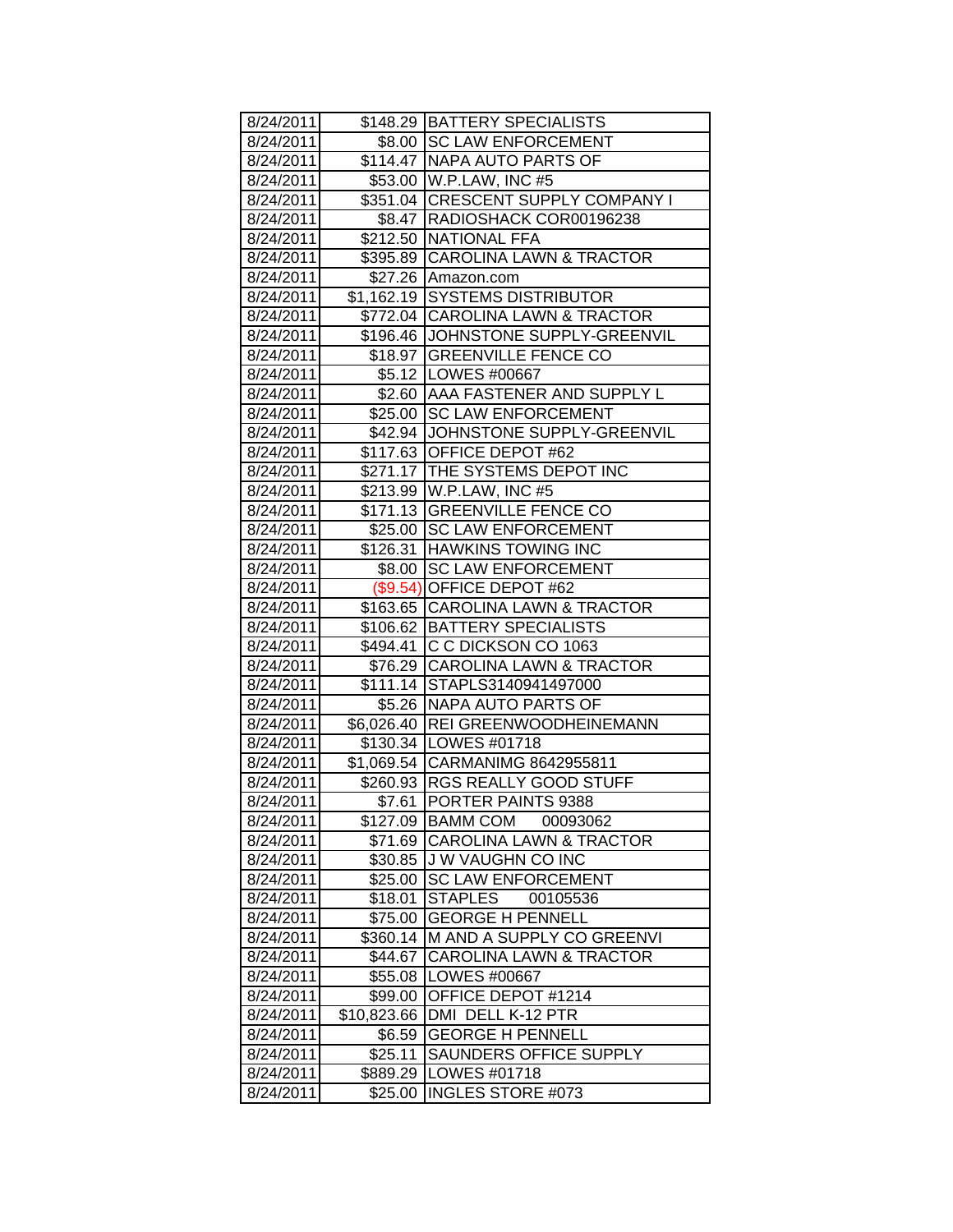| 8/24/2011 | $148.29 | BATTERY SPECIALISTS |
|---|---|---|
| 8/24/2011 | $8.00 | SC LAW ENFORCEMENT |
| 8/24/2011 | $114.47 | NAPA AUTO PARTS OF |
| 8/24/2011 | $53.00 | W.P.LAW, INC #5 |
| 8/24/2011 | $351.04 | CRESCENT SUPPLY COMPANY I |
| 8/24/2011 | $8.47 | RADIOSHACK COR00196238 |
| 8/24/2011 | $212.50 | NATIONAL FFA |
| 8/24/2011 | $395.89 | CAROLINA LAWN & TRACTOR |
| 8/24/2011 | $27.26 | Amazon.com |
| 8/24/2011 | $1,162.19 | SYSTEMS DISTRIBUTOR |
| 8/24/2011 | $772.04 | CAROLINA LAWN & TRACTOR |
| 8/24/2011 | $196.46 | JOHNSTONE SUPPLY-GREENVIL |
| 8/24/2011 | $18.97 | GREENVILLE FENCE CO |
| 8/24/2011 | $5.12 | LOWES #00667 |
| 8/24/2011 | $2.60 | AAA FASTENER AND SUPPLY L |
| 8/24/2011 | $25.00 | SC LAW ENFORCEMENT |
| 8/24/2011 | $42.94 | JOHNSTONE SUPPLY-GREENVIL |
| 8/24/2011 | $117.63 | OFFICE DEPOT #62 |
| 8/24/2011 | $271.17 | THE SYSTEMS DEPOT INC |
| 8/24/2011 | $213.99 | W.P.LAW, INC #5 |
| 8/24/2011 | $171.13 | GREENVILLE FENCE CO |
| 8/24/2011 | $25.00 | SC LAW ENFORCEMENT |
| 8/24/2011 | $126.31 | HAWKINS TOWING INC |
| 8/24/2011 | $8.00 | SC LAW ENFORCEMENT |
| 8/24/2011 | ($9.54) | OFFICE DEPOT #62 |
| 8/24/2011 | $163.65 | CAROLINA LAWN & TRACTOR |
| 8/24/2011 | $106.62 | BATTERY SPECIALISTS |
| 8/24/2011 | $494.41 | C C DICKSON CO 1063 |
| 8/24/2011 | $76.29 | CAROLINA LAWN & TRACTOR |
| 8/24/2011 | $111.14 | STAPLS3140941497000 |
| 8/24/2011 | $5.26 | NAPA AUTO PARTS OF |
| 8/24/2011 | $6,026.40 | REI GREENWOODHEINEMANN |
| 8/24/2011 | $130.34 | LOWES #01718 |
| 8/24/2011 | $1,069.54 | CARMANIMG 8642955811 |
| 8/24/2011 | $260.93 | RGS REALLY GOOD STUFF |
| 8/24/2011 | $7.61 | PORTER PAINTS 9388 |
| 8/24/2011 | $127.09 | BAMM COM 00093062 |
| 8/24/2011 | $71.69 | CAROLINA LAWN & TRACTOR |
| 8/24/2011 | $30.85 | J W VAUGHN CO INC |
| 8/24/2011 | $25.00 | SC LAW ENFORCEMENT |
| 8/24/2011 | $18.01 | STAPLES 00105536 |
| 8/24/2011 | $75.00 | GEORGE H PENNELL |
| 8/24/2011 | $360.14 | M AND A SUPPLY CO GREENVI |
| 8/24/2011 | $44.67 | CAROLINA LAWN & TRACTOR |
| 8/24/2011 | $55.08 | LOWES #00667 |
| 8/24/2011 | $99.00 | OFFICE DEPOT #1214 |
| 8/24/2011 | $10,823.66 | DMI DELL K-12 PTR |
| 8/24/2011 | $6.59 | GEORGE H PENNELL |
| 8/24/2011 | $25.11 | SAUNDERS OFFICE SUPPLY |
| 8/24/2011 | $889.29 | LOWES #01718 |
| 8/24/2011 | $25.00 | INGLES STORE #073 |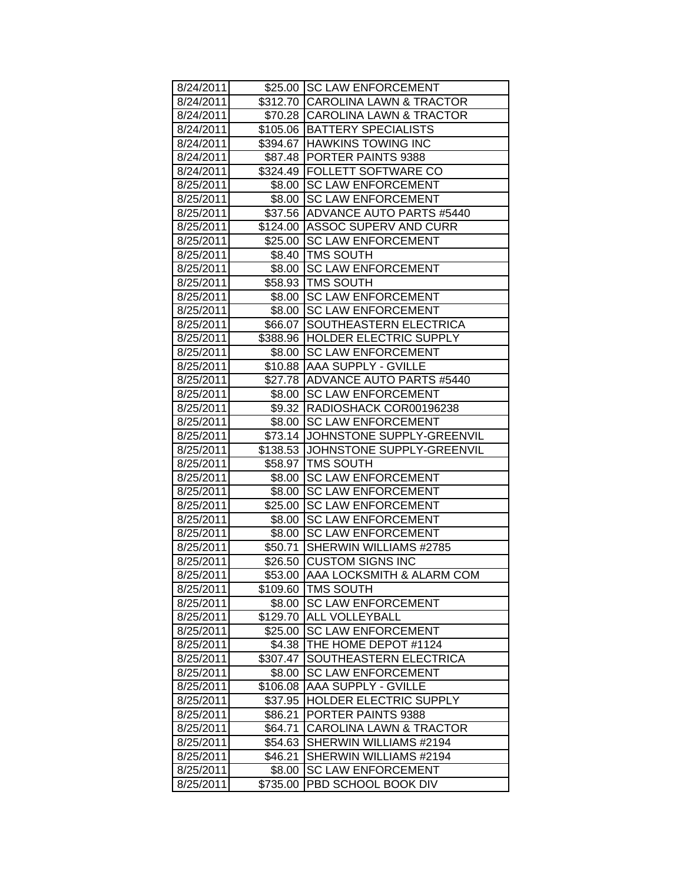| | | |
|---|---|---|
| 8/24/2011 | $25.00 | SC LAW ENFORCEMENT |
| 8/24/2011 | $312.70 | CAROLINA LAWN & TRACTOR |
| 8/24/2011 | $70.28 | CAROLINA LAWN & TRACTOR |
| 8/24/2011 | $105.06 | BATTERY SPECIALISTS |
| 8/24/2011 | $394.67 | HAWKINS TOWING INC |
| 8/24/2011 | $87.48 | PORTER PAINTS 9388 |
| 8/24/2011 | $324.49 | FOLLETT SOFTWARE CO |
| 8/25/2011 | $8.00 | SC LAW ENFORCEMENT |
| 8/25/2011 | $8.00 | SC LAW ENFORCEMENT |
| 8/25/2011 | $37.56 | ADVANCE AUTO PARTS #5440 |
| 8/25/2011 | $124.00 | ASSOC SUPERV AND CURR |
| 8/25/2011 | $25.00 | SC LAW ENFORCEMENT |
| 8/25/2011 | $8.40 | TMS SOUTH |
| 8/25/2011 | $8.00 | SC LAW ENFORCEMENT |
| 8/25/2011 | $58.93 | TMS SOUTH |
| 8/25/2011 | $8.00 | SC LAW ENFORCEMENT |
| 8/25/2011 | $8.00 | SC LAW ENFORCEMENT |
| 8/25/2011 | $66.07 | SOUTHEASTERN ELECTRICA |
| 8/25/2011 | $388.96 | HOLDER ELECTRIC SUPPLY |
| 8/25/2011 | $8.00 | SC LAW ENFORCEMENT |
| 8/25/2011 | $10.88 | AAA SUPPLY - GVILLE |
| 8/25/2011 | $27.78 | ADVANCE AUTO PARTS #5440 |
| 8/25/2011 | $8.00 | SC LAW ENFORCEMENT |
| 8/25/2011 | $9.32 | RADIOSHACK COR00196238 |
| 8/25/2011 | $8.00 | SC LAW ENFORCEMENT |
| 8/25/2011 | $73.14 | JOHNSTONE SUPPLY-GREENVIL |
| 8/25/2011 | $138.53 | JOHNSTONE SUPPLY-GREENVIL |
| 8/25/2011 | $58.97 | TMS SOUTH |
| 8/25/2011 | $8.00 | SC LAW ENFORCEMENT |
| 8/25/2011 | $8.00 | SC LAW ENFORCEMENT |
| 8/25/2011 | $25.00 | SC LAW ENFORCEMENT |
| 8/25/2011 | $8.00 | SC LAW ENFORCEMENT |
| 8/25/2011 | $8.00 | SC LAW ENFORCEMENT |
| 8/25/2011 | $50.71 | SHERWIN WILLIAMS #2785 |
| 8/25/2011 | $26.50 | CUSTOM SIGNS INC |
| 8/25/2011 | $53.00 | AAA LOCKSMITH & ALARM COM |
| 8/25/2011 | $109.60 | TMS SOUTH |
| 8/25/2011 | $8.00 | SC LAW ENFORCEMENT |
| 8/25/2011 | $129.70 | ALL VOLLEYBALL |
| 8/25/2011 | $25.00 | SC LAW ENFORCEMENT |
| 8/25/2011 | $4.38 | THE HOME DEPOT #1124 |
| 8/25/2011 | $307.47 | SOUTHEASTERN ELECTRICA |
| 8/25/2011 | $8.00 | SC LAW ENFORCEMENT |
| 8/25/2011 | $106.08 | AAA SUPPLY - GVILLE |
| 8/25/2011 | $37.95 | HOLDER ELECTRIC SUPPLY |
| 8/25/2011 | $86.21 | PORTER PAINTS 9388 |
| 8/25/2011 | $64.71 | CAROLINA LAWN & TRACTOR |
| 8/25/2011 | $54.63 | SHERWIN WILLIAMS #2194 |
| 8/25/2011 | $46.21 | SHERWIN WILLIAMS #2194 |
| 8/25/2011 | $8.00 | SC LAW ENFORCEMENT |
| 8/25/2011 | $735.00 | PBD SCHOOL BOOK DIV |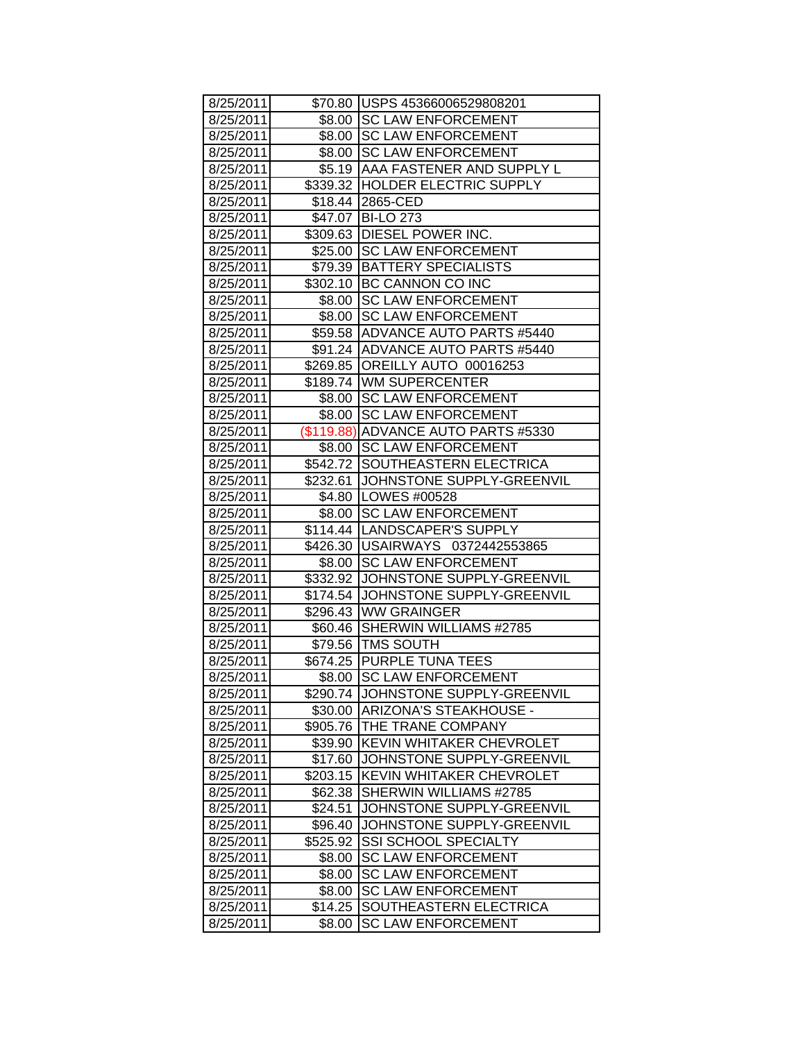| 8/25/2011 | $70.80 | USPS 45366006529808201 |
|---|---|---|
| 8/25/2011 | $8.00 | SC LAW ENFORCEMENT |
| 8/25/2011 | $8.00 | SC LAW ENFORCEMENT |
| 8/25/2011 | $8.00 | SC LAW ENFORCEMENT |
| 8/25/2011 | $5.19 | AAA FASTENER AND SUPPLY L |
| 8/25/2011 | $339.32 | HOLDER ELECTRIC SUPPLY |
| 8/25/2011 | $18.44 | 2865-CED |
| 8/25/2011 | $47.07 | BI-LO 273 |
| 8/25/2011 | $309.63 | DIESEL POWER INC. |
| 8/25/2011 | $25.00 | SC LAW ENFORCEMENT |
| 8/25/2011 | $79.39 | BATTERY SPECIALISTS |
| 8/25/2011 | $302.10 | BC CANNON CO INC |
| 8/25/2011 | $8.00 | SC LAW ENFORCEMENT |
| 8/25/2011 | $8.00 | SC LAW ENFORCEMENT |
| 8/25/2011 | $59.58 | ADVANCE AUTO PARTS #5440 |
| 8/25/2011 | $91.24 | ADVANCE AUTO PARTS #5440 |
| 8/25/2011 | $269.85 | OREILLY AUTO 00016253 |
| 8/25/2011 | $189.74 | WM SUPERCENTER |
| 8/25/2011 | $8.00 | SC LAW ENFORCEMENT |
| 8/25/2011 | $8.00 | SC LAW ENFORCEMENT |
| 8/25/2011 | ($119.88) | ADVANCE AUTO PARTS #5330 |
| 8/25/2011 | $8.00 | SC LAW ENFORCEMENT |
| 8/25/2011 | $542.72 | SOUTHEASTERN ELECTRICA |
| 8/25/2011 | $232.61 | JOHNSTONE SUPPLY-GREENVIL |
| 8/25/2011 | $4.80 | LOWES #00528 |
| 8/25/2011 | $8.00 | SC LAW ENFORCEMENT |
| 8/25/2011 | $114.44 | LANDSCAPER'S SUPPLY |
| 8/25/2011 | $426.30 | USAIRWAYS 0372442553865 |
| 8/25/2011 | $8.00 | SC LAW ENFORCEMENT |
| 8/25/2011 | $332.92 | JOHNSTONE SUPPLY-GREENVIL |
| 8/25/2011 | $174.54 | JOHNSTONE SUPPLY-GREENVIL |
| 8/25/2011 | $296.43 | WW GRAINGER |
| 8/25/2011 | $60.46 | SHERWIN WILLIAMS #2785 |
| 8/25/2011 | $79.56 | TMS SOUTH |
| 8/25/2011 | $674.25 | PURPLE TUNA TEES |
| 8/25/2011 | $8.00 | SC LAW ENFORCEMENT |
| 8/25/2011 | $290.74 | JOHNSTONE SUPPLY-GREENVIL |
| 8/25/2011 | $30.00 | ARIZONA'S STEAKHOUSE - |
| 8/25/2011 | $905.76 | THE TRANE COMPANY |
| 8/25/2011 | $39.90 | KEVIN WHITAKER CHEVROLET |
| 8/25/2011 | $17.60 | JOHNSTONE SUPPLY-GREENVIL |
| 8/25/2011 | $203.15 | KEVIN WHITAKER CHEVROLET |
| 8/25/2011 | $62.38 | SHERWIN WILLIAMS #2785 |
| 8/25/2011 | $24.51 | JOHNSTONE SUPPLY-GREENVIL |
| 8/25/2011 | $96.40 | JOHNSTONE SUPPLY-GREENVIL |
| 8/25/2011 | $525.92 | SSI SCHOOL SPECIALTY |
| 8/25/2011 | $8.00 | SC LAW ENFORCEMENT |
| 8/25/2011 | $8.00 | SC LAW ENFORCEMENT |
| 8/25/2011 | $8.00 | SC LAW ENFORCEMENT |
| 8/25/2011 | $14.25 | SOUTHEASTERN ELECTRICA |
| 8/25/2011 | $8.00 | SC LAW ENFORCEMENT |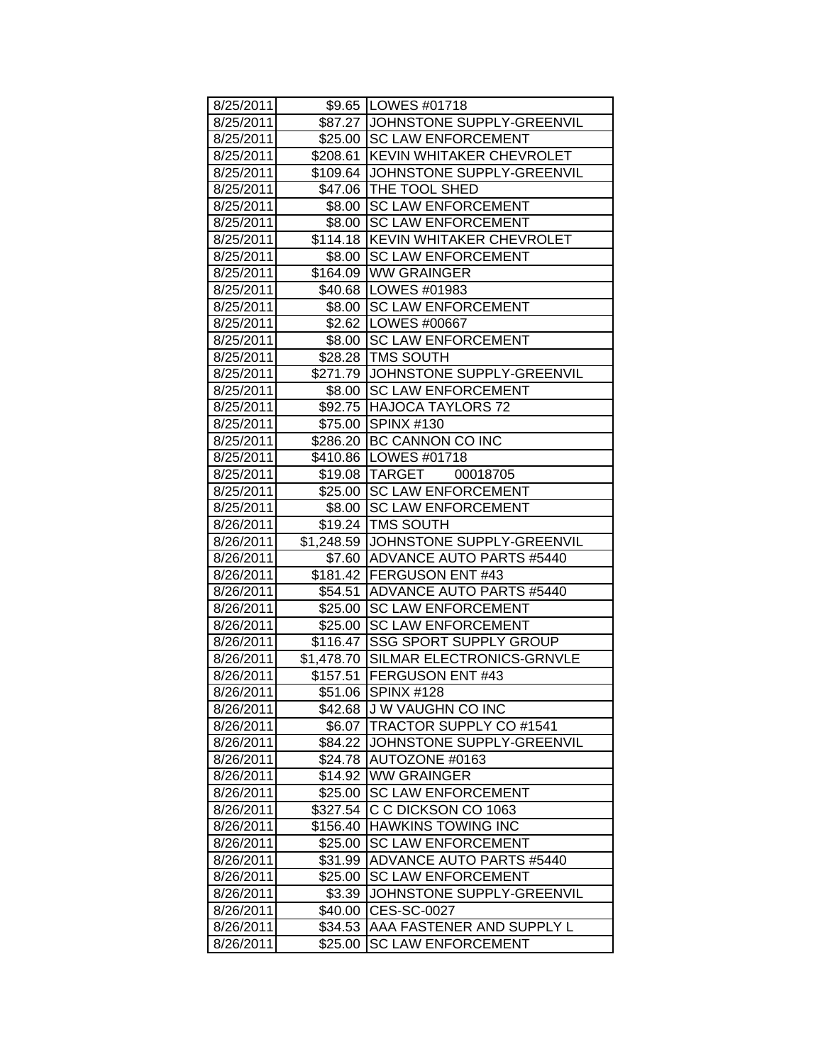| 8/25/2011 | $9.65 | LOWES #01718 |
|---|---|---|
| 8/25/2011 | $87.27 | JOHNSTONE SUPPLY-GREENVIL |
| 8/25/2011 | $25.00 | SC LAW ENFORCEMENT |
| 8/25/2011 | $208.61 | KEVIN WHITAKER CHEVROLET |
| 8/25/2011 | $109.64 | JOHNSTONE SUPPLY-GREENVIL |
| 8/25/2011 | $47.06 | THE TOOL SHED |
| 8/25/2011 | $8.00 | SC LAW ENFORCEMENT |
| 8/25/2011 | $8.00 | SC LAW ENFORCEMENT |
| 8/25/2011 | $114.18 | KEVIN WHITAKER CHEVROLET |
| 8/25/2011 | $8.00 | SC LAW ENFORCEMENT |
| 8/25/2011 | $164.09 | WW GRAINGER |
| 8/25/2011 | $40.68 | LOWES #01983 |
| 8/25/2011 | $8.00 | SC LAW ENFORCEMENT |
| 8/25/2011 | $2.62 | LOWES #00667 |
| 8/25/2011 | $8.00 | SC LAW ENFORCEMENT |
| 8/25/2011 | $28.28 | TMS SOUTH |
| 8/25/2011 | $271.79 | JOHNSTONE SUPPLY-GREENVIL |
| 8/25/2011 | $8.00 | SC LAW ENFORCEMENT |
| 8/25/2011 | $92.75 | HAJOCA TAYLORS 72 |
| 8/25/2011 | $75.00 | SPINX #130 |
| 8/25/2011 | $286.20 | BC CANNON CO INC |
| 8/25/2011 | $410.86 | LOWES #01718 |
| 8/25/2011 | $19.08 | TARGET 00018705 |
| 8/25/2011 | $25.00 | SC LAW ENFORCEMENT |
| 8/25/2011 | $8.00 | SC LAW ENFORCEMENT |
| 8/26/2011 | $19.24 | TMS SOUTH |
| 8/26/2011 | $1,248.59 | JOHNSTONE SUPPLY-GREENVIL |
| 8/26/2011 | $7.60 | ADVANCE AUTO PARTS #5440 |
| 8/26/2011 | $181.42 | FERGUSON ENT #43 |
| 8/26/2011 | $54.51 | ADVANCE AUTO PARTS #5440 |
| 8/26/2011 | $25.00 | SC LAW ENFORCEMENT |
| 8/26/2011 | $25.00 | SC LAW ENFORCEMENT |
| 8/26/2011 | $116.47 | SSG SPORT SUPPLY GROUP |
| 8/26/2011 | $1,478.70 | SILMAR ELECTRONICS-GRNVLE |
| 8/26/2011 | $157.51 | FERGUSON ENT #43 |
| 8/26/2011 | $51.06 | SPINX #128 |
| 8/26/2011 | $42.68 | J W VAUGHN CO INC |
| 8/26/2011 | $6.07 | TRACTOR SUPPLY CO #1541 |
| 8/26/2011 | $84.22 | JOHNSTONE SUPPLY-GREENVIL |
| 8/26/2011 | $24.78 | AUTOZONE #0163 |
| 8/26/2011 | $14.92 | WW GRAINGER |
| 8/26/2011 | $25.00 | SC LAW ENFORCEMENT |
| 8/26/2011 | $327.54 | C C DICKSON CO 1063 |
| 8/26/2011 | $156.40 | HAWKINS TOWING INC |
| 8/26/2011 | $25.00 | SC LAW ENFORCEMENT |
| 8/26/2011 | $31.99 | ADVANCE AUTO PARTS #5440 |
| 8/26/2011 | $25.00 | SC LAW ENFORCEMENT |
| 8/26/2011 | $3.39 | JOHNSTONE SUPPLY-GREENVIL |
| 8/26/2011 | $40.00 | CES-SC-0027 |
| 8/26/2011 | $34.53 | AAA FASTENER AND SUPPLY L |
| 8/26/2011 | $25.00 | SC LAW ENFORCEMENT |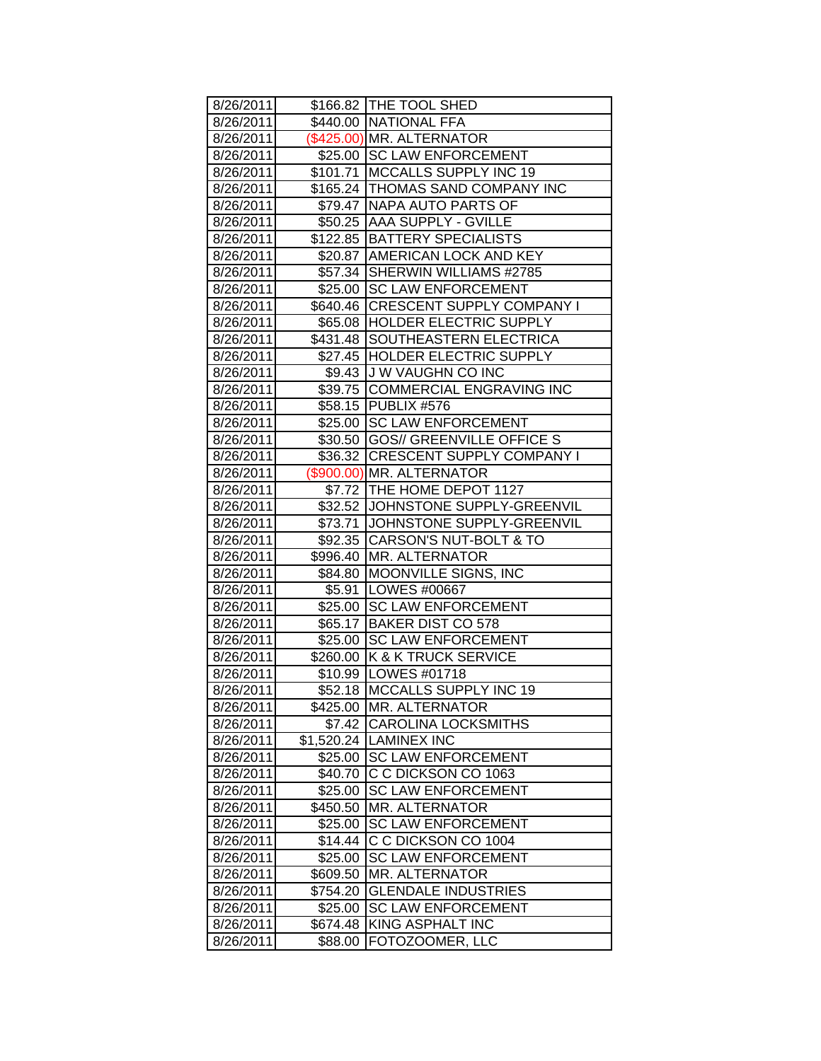| | | |
|---|---|---|
| 8/26/2011 | $166.82 | THE TOOL SHED |
| 8/26/2011 | $440.00 | NATIONAL FFA |
| 8/26/2011 | ($425.00) | MR. ALTERNATOR |
| 8/26/2011 | $25.00 | SC LAW ENFORCEMENT |
| 8/26/2011 | $101.71 | MCCALLS SUPPLY INC 19 |
| 8/26/2011 | $165.24 | THOMAS SAND COMPANY INC |
| 8/26/2011 | $79.47 | NAPA AUTO PARTS OF |
| 8/26/2011 | $50.25 | AAA SUPPLY - GVILLE |
| 8/26/2011 | $122.85 | BATTERY SPECIALISTS |
| 8/26/2011 | $20.87 | AMERICAN LOCK AND KEY |
| 8/26/2011 | $57.34 | SHERWIN WILLIAMS #2785 |
| 8/26/2011 | $25.00 | SC LAW ENFORCEMENT |
| 8/26/2011 | $640.46 | CRESCENT SUPPLY COMPANY I |
| 8/26/2011 | $65.08 | HOLDER ELECTRIC SUPPLY |
| 8/26/2011 | $431.48 | SOUTHEASTERN ELECTRICA |
| 8/26/2011 | $27.45 | HOLDER ELECTRIC SUPPLY |
| 8/26/2011 | $9.43 | J W VAUGHN CO INC |
| 8/26/2011 | $39.75 | COMMERCIAL ENGRAVING INC |
| 8/26/2011 | $58.15 | PUBLIX #576 |
| 8/26/2011 | $25.00 | SC LAW ENFORCEMENT |
| 8/26/2011 | $30.50 | GOS// GREENVILLE OFFICE S |
| 8/26/2011 | $36.32 | CRESCENT SUPPLY COMPANY I |
| 8/26/2011 | ($900.00) | MR. ALTERNATOR |
| 8/26/2011 | $7.72 | THE HOME DEPOT 1127 |
| 8/26/2011 | $32.52 | JOHNSTONE SUPPLY-GREENVIL |
| 8/26/2011 | $73.71 | JOHNSTONE SUPPLY-GREENVIL |
| 8/26/2011 | $92.35 | CARSON'S NUT-BOLT & TO |
| 8/26/2011 | $996.40 | MR. ALTERNATOR |
| 8/26/2011 | $84.80 | MOONVILLE SIGNS, INC |
| 8/26/2011 | $5.91 | LOWES #00667 |
| 8/26/2011 | $25.00 | SC LAW ENFORCEMENT |
| 8/26/2011 | $65.17 | BAKER DIST CO 578 |
| 8/26/2011 | $25.00 | SC LAW ENFORCEMENT |
| 8/26/2011 | $260.00 | K & K TRUCK SERVICE |
| 8/26/2011 | $10.99 | LOWES #01718 |
| 8/26/2011 | $52.18 | MCCALLS SUPPLY INC 19 |
| 8/26/2011 | $425.00 | MR. ALTERNATOR |
| 8/26/2011 | $7.42 | CAROLINA LOCKSMITHS |
| 8/26/2011 | $1,520.24 | LAMINEX INC |
| 8/26/2011 | $25.00 | SC LAW ENFORCEMENT |
| 8/26/2011 | $40.70 | C C DICKSON CO 1063 |
| 8/26/2011 | $25.00 | SC LAW ENFORCEMENT |
| 8/26/2011 | $450.50 | MR. ALTERNATOR |
| 8/26/2011 | $25.00 | SC LAW ENFORCEMENT |
| 8/26/2011 | $14.44 | C C DICKSON CO 1004 |
| 8/26/2011 | $25.00 | SC LAW ENFORCEMENT |
| 8/26/2011 | $609.50 | MR. ALTERNATOR |
| 8/26/2011 | $754.20 | GLENDALE INDUSTRIES |
| 8/26/2011 | $25.00 | SC LAW ENFORCEMENT |
| 8/26/2011 | $674.48 | KING ASPHALT INC |
| 8/26/2011 | $88.00 | FOTOZOOMER, LLC |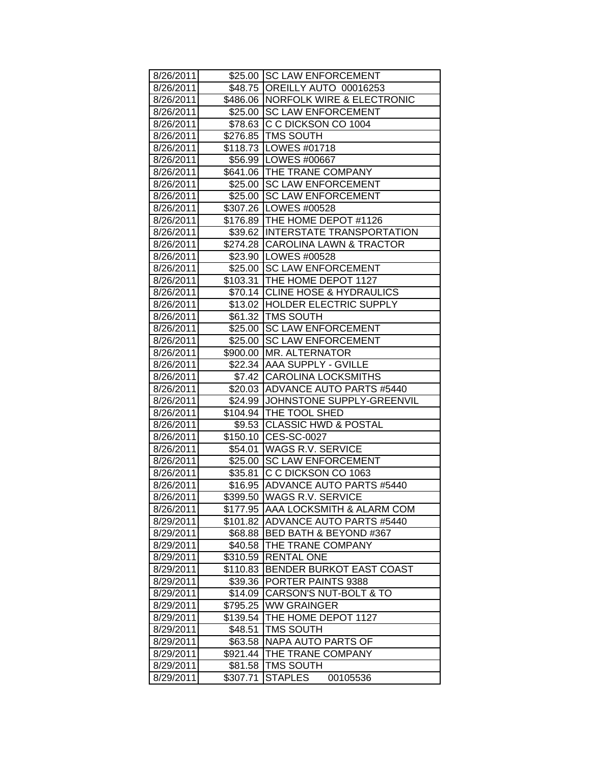| 8/26/2011 | $25.00 | SC LAW ENFORCEMENT |
|---|---|---|
| 8/26/2011 | $48.75 | OREILLY AUTO 00016253 |
| 8/26/2011 | $486.06 | NORFOLK WIRE & ELECTRONIC |
| 8/26/2011 | $25.00 | SC LAW ENFORCEMENT |
| 8/26/2011 | $78.63 | C C DICKSON CO 1004 |
| 8/26/2011 | $276.85 | TMS SOUTH |
| 8/26/2011 | $118.73 | LOWES #01718 |
| 8/26/2011 | $56.99 | LOWES #00667 |
| 8/26/2011 | $641.06 | THE TRANE COMPANY |
| 8/26/2011 | $25.00 | SC LAW ENFORCEMENT |
| 8/26/2011 | $25.00 | SC LAW ENFORCEMENT |
| 8/26/2011 | $307.26 | LOWES #00528 |
| 8/26/2011 | $176.89 | THE HOME DEPOT #1126 |
| 8/26/2011 | $39.62 | INTERSTATE TRANSPORTATION |
| 8/26/2011 | $274.28 | CAROLINA LAWN & TRACTOR |
| 8/26/2011 | $23.90 | LOWES #00528 |
| 8/26/2011 | $25.00 | SC LAW ENFORCEMENT |
| 8/26/2011 | $103.31 | THE HOME DEPOT 1127 |
| 8/26/2011 | $70.14 | CLINE HOSE & HYDRAULICS |
| 8/26/2011 | $13.02 | HOLDER ELECTRIC SUPPLY |
| 8/26/2011 | $61.32 | TMS SOUTH |
| 8/26/2011 | $25.00 | SC LAW ENFORCEMENT |
| 8/26/2011 | $25.00 | SC LAW ENFORCEMENT |
| 8/26/2011 | $900.00 | MR. ALTERNATOR |
| 8/26/2011 | $22.34 | AAA SUPPLY - GVILLE |
| 8/26/2011 | $7.42 | CAROLINA LOCKSMITHS |
| 8/26/2011 | $20.03 | ADVANCE AUTO PARTS #5440 |
| 8/26/2011 | $24.99 | JOHNSTONE SUPPLY-GREENVIL |
| 8/26/2011 | $104.94 | THE TOOL SHED |
| 8/26/2011 | $9.53 | CLASSIC HWD & POSTAL |
| 8/26/2011 | $150.10 | CES-SC-0027 |
| 8/26/2011 | $54.01 | WAGS R.V. SERVICE |
| 8/26/2011 | $25.00 | SC LAW ENFORCEMENT |
| 8/26/2011 | $35.81 | C C DICKSON CO 1063 |
| 8/26/2011 | $16.95 | ADVANCE AUTO PARTS #5440 |
| 8/26/2011 | $399.50 | WAGS R.V. SERVICE |
| 8/26/2011 | $177.95 | AAA LOCKSMITH & ALARM COM |
| 8/29/2011 | $101.82 | ADVANCE AUTO PARTS #5440 |
| 8/29/2011 | $68.88 | BED BATH & BEYOND #367 |
| 8/29/2011 | $40.58 | THE TRANE COMPANY |
| 8/29/2011 | $310.59 | RENTAL ONE |
| 8/29/2011 | $110.83 | BENDER BURKOT EAST COAST |
| 8/29/2011 | $39.36 | PORTER PAINTS 9388 |
| 8/29/2011 | $14.09 | CARSON'S NUT-BOLT & TO |
| 8/29/2011 | $795.25 | WW GRAINGER |
| 8/29/2011 | $139.54 | THE HOME DEPOT 1127 |
| 8/29/2011 | $48.51 | TMS SOUTH |
| 8/29/2011 | $63.58 | NAPA AUTO PARTS OF |
| 8/29/2011 | $921.44 | THE TRANE COMPANY |
| 8/29/2011 | $81.58 | TMS SOUTH |
| 8/29/2011 | $307.71 | STAPLES 00105536 |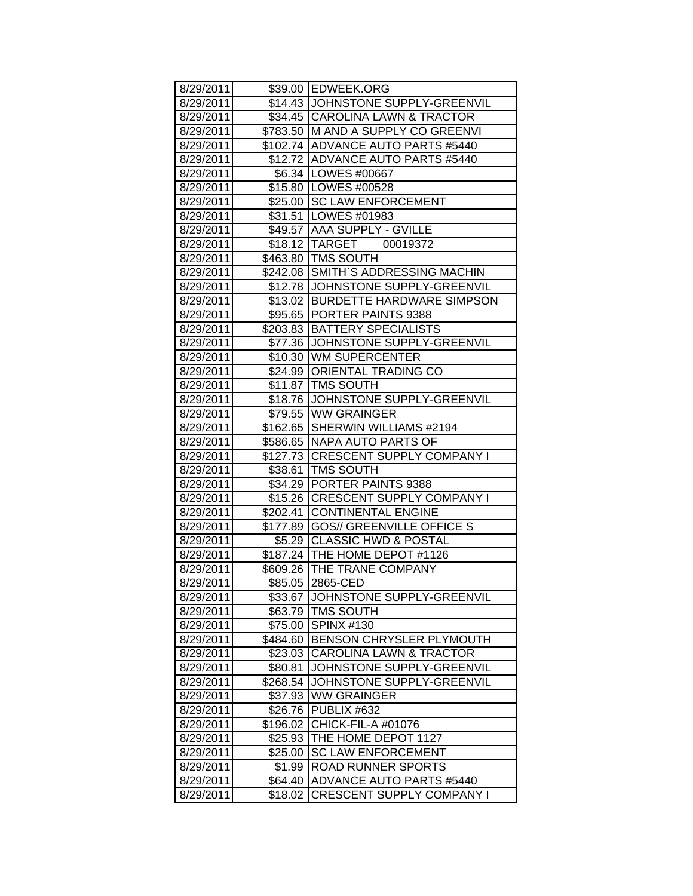| 8/29/2011 | $39.00 | EDWEEK.ORG |
|---|---|---|
| 8/29/2011 | $14.43 | JOHNSTONE SUPPLY-GREENVIL |
| 8/29/2011 | $34.45 | CAROLINA LAWN & TRACTOR |
| 8/29/2011 | $783.50 | M AND A SUPPLY CO GREENVI |
| 8/29/2011 | $102.74 | ADVANCE AUTO PARTS #5440 |
| 8/29/2011 | $12.72 | ADVANCE AUTO PARTS #5440 |
| 8/29/2011 | $6.34 | LOWES #00667 |
| 8/29/2011 | $15.80 | LOWES #00528 |
| 8/29/2011 | $25.00 | SC LAW ENFORCEMENT |
| 8/29/2011 | $31.51 | LOWES #01983 |
| 8/29/2011 | $49.57 | AAA SUPPLY - GVILLE |
| 8/29/2011 | $18.12 | TARGET 00019372 |
| 8/29/2011 | $463.80 | TMS SOUTH |
| 8/29/2011 | $242.08 | SMITH`S ADDRESSING MACHIN |
| 8/29/2011 | $12.78 | JOHNSTONE SUPPLY-GREENVIL |
| 8/29/2011 | $13.02 | BURDETTE HARDWARE SIMPSON |
| 8/29/2011 | $95.65 | PORTER PAINTS 9388 |
| 8/29/2011 | $203.83 | BATTERY SPECIALISTS |
| 8/29/2011 | $77.36 | JOHNSTONE SUPPLY-GREENVIL |
| 8/29/2011 | $10.30 | WM SUPERCENTER |
| 8/29/2011 | $24.99 | ORIENTAL TRADING CO |
| 8/29/2011 | $11.87 | TMS SOUTH |
| 8/29/2011 | $18.76 | JOHNSTONE SUPPLY-GREENVIL |
| 8/29/2011 | $79.55 | WW GRAINGER |
| 8/29/2011 | $162.65 | SHERWIN WILLIAMS #2194 |
| 8/29/2011 | $586.65 | NAPA AUTO PARTS OF |
| 8/29/2011 | $127.73 | CRESCENT SUPPLY COMPANY I |
| 8/29/2011 | $38.61 | TMS SOUTH |
| 8/29/2011 | $34.29 | PORTER PAINTS 9388 |
| 8/29/2011 | $15.26 | CRESCENT SUPPLY COMPANY I |
| 8/29/2011 | $202.41 | CONTINENTAL ENGINE |
| 8/29/2011 | $177.89 | GOS// GREENVILLE OFFICE S |
| 8/29/2011 | $5.29 | CLASSIC HWD & POSTAL |
| 8/29/2011 | $187.24 | THE HOME DEPOT #1126 |
| 8/29/2011 | $609.26 | THE TRANE COMPANY |
| 8/29/2011 | $85.05 | 2865-CED |
| 8/29/2011 | $33.67 | JOHNSTONE SUPPLY-GREENVIL |
| 8/29/2011 | $63.79 | TMS SOUTH |
| 8/29/2011 | $75.00 | SPINX #130 |
| 8/29/2011 | $484.60 | BENSON CHRYSLER PLYMOUTH |
| 8/29/2011 | $23.03 | CAROLINA LAWN & TRACTOR |
| 8/29/2011 | $80.81 | JOHNSTONE SUPPLY-GREENVIL |
| 8/29/2011 | $268.54 | JOHNSTONE SUPPLY-GREENVIL |
| 8/29/2011 | $37.93 | WW GRAINGER |
| 8/29/2011 | $26.76 | PUBLIX #632 |
| 8/29/2011 | $196.02 | CHICK-FIL-A #01076 |
| 8/29/2011 | $25.93 | THE HOME DEPOT 1127 |
| 8/29/2011 | $25.00 | SC LAW ENFORCEMENT |
| 8/29/2011 | $1.99 | ROAD RUNNER SPORTS |
| 8/29/2011 | $64.40 | ADVANCE AUTO PARTS #5440 |
| 8/29/2011 | $18.02 | CRESCENT SUPPLY COMPANY I |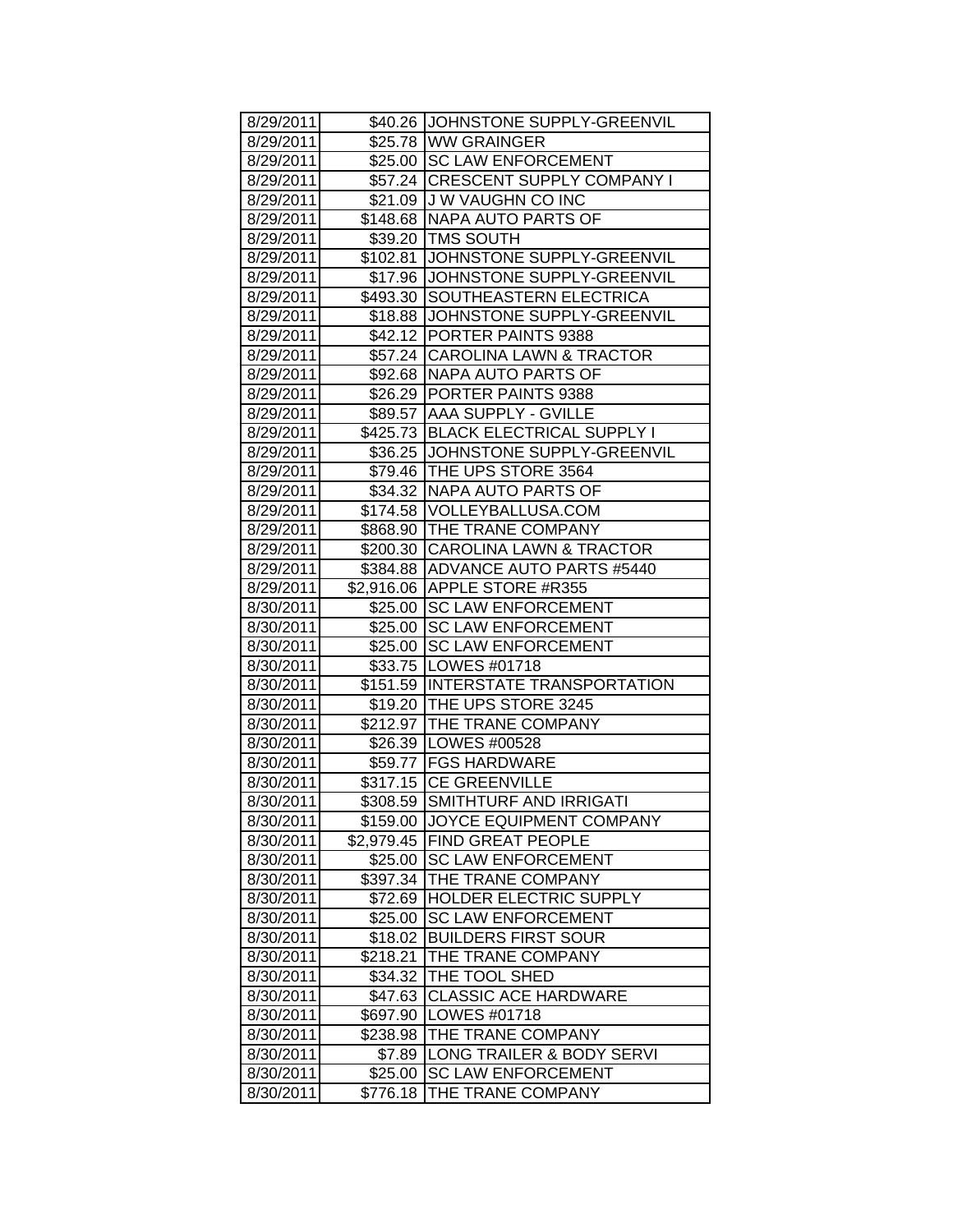| 8/29/2011 | $40.26 | JOHNSTONE SUPPLY-GREENVIL |
|---|---|---|
| 8/29/2011 | $25.78 | WW GRAINGER |
| 8/29/2011 | $25.00 | SC LAW ENFORCEMENT |
| 8/29/2011 | $57.24 | CRESCENT SUPPLY COMPANY I |
| 8/29/2011 | $21.09 | J W VAUGHN CO INC |
| 8/29/2011 | $148.68 | NAPA AUTO PARTS OF |
| 8/29/2011 | $39.20 | TMS SOUTH |
| 8/29/2011 | $102.81 | JOHNSTONE SUPPLY-GREENVIL |
| 8/29/2011 | $17.96 | JOHNSTONE SUPPLY-GREENVIL |
| 8/29/2011 | $493.30 | SOUTHEASTERN ELECTRICA |
| 8/29/2011 | $18.88 | JOHNSTONE SUPPLY-GREENVIL |
| 8/29/2011 | $42.12 | PORTER PAINTS 9388 |
| 8/29/2011 | $57.24 | CAROLINA LAWN & TRACTOR |
| 8/29/2011 | $92.68 | NAPA AUTO PARTS OF |
| 8/29/2011 | $26.29 | PORTER PAINTS 9388 |
| 8/29/2011 | $89.57 | AAA SUPPLY - GVILLE |
| 8/29/2011 | $425.73 | BLACK ELECTRICAL SUPPLY I |
| 8/29/2011 | $36.25 | JOHNSTONE SUPPLY-GREENVIL |
| 8/29/2011 | $79.46 | THE UPS STORE 3564 |
| 8/29/2011 | $34.32 | NAPA AUTO PARTS OF |
| 8/29/2011 | $174.58 | VOLLEYBALLUSA.COM |
| 8/29/2011 | $868.90 | THE TRANE COMPANY |
| 8/29/2011 | $200.30 | CAROLINA LAWN & TRACTOR |
| 8/29/2011 | $384.88 | ADVANCE AUTO PARTS #5440 |
| 8/29/2011 | $2,916.06 | APPLE STORE #R355 |
| 8/30/2011 | $25.00 | SC LAW ENFORCEMENT |
| 8/30/2011 | $25.00 | SC LAW ENFORCEMENT |
| 8/30/2011 | $25.00 | SC LAW ENFORCEMENT |
| 8/30/2011 | $33.75 | LOWES #01718 |
| 8/30/2011 | $151.59 | INTERSTATE TRANSPORTATION |
| 8/30/2011 | $19.20 | THE UPS STORE 3245 |
| 8/30/2011 | $212.97 | THE TRANE COMPANY |
| 8/30/2011 | $26.39 | LOWES #00528 |
| 8/30/2011 | $59.77 | FGS HARDWARE |
| 8/30/2011 | $317.15 | CE GREENVILLE |
| 8/30/2011 | $308.59 | SMITHTURF AND IRRIGATI |
| 8/30/2011 | $159.00 | JOYCE EQUIPMENT COMPANY |
| 8/30/2011 | $2,979.45 | FIND GREAT PEOPLE |
| 8/30/2011 | $25.00 | SC LAW ENFORCEMENT |
| 8/30/2011 | $397.34 | THE TRANE COMPANY |
| 8/30/2011 | $72.69 | HOLDER ELECTRIC SUPPLY |
| 8/30/2011 | $25.00 | SC LAW ENFORCEMENT |
| 8/30/2011 | $18.02 | BUILDERS FIRST SOUR |
| 8/30/2011 | $218.21 | THE TRANE COMPANY |
| 8/30/2011 | $34.32 | THE TOOL SHED |
| 8/30/2011 | $47.63 | CLASSIC ACE HARDWARE |
| 8/30/2011 | $697.90 | LOWES #01718 |
| 8/30/2011 | $238.98 | THE TRANE COMPANY |
| 8/30/2011 | $7.89 | LONG TRAILER & BODY SERVI |
| 8/30/2011 | $25.00 | SC LAW ENFORCEMENT |
| 8/30/2011 | $776.18 | THE TRANE COMPANY |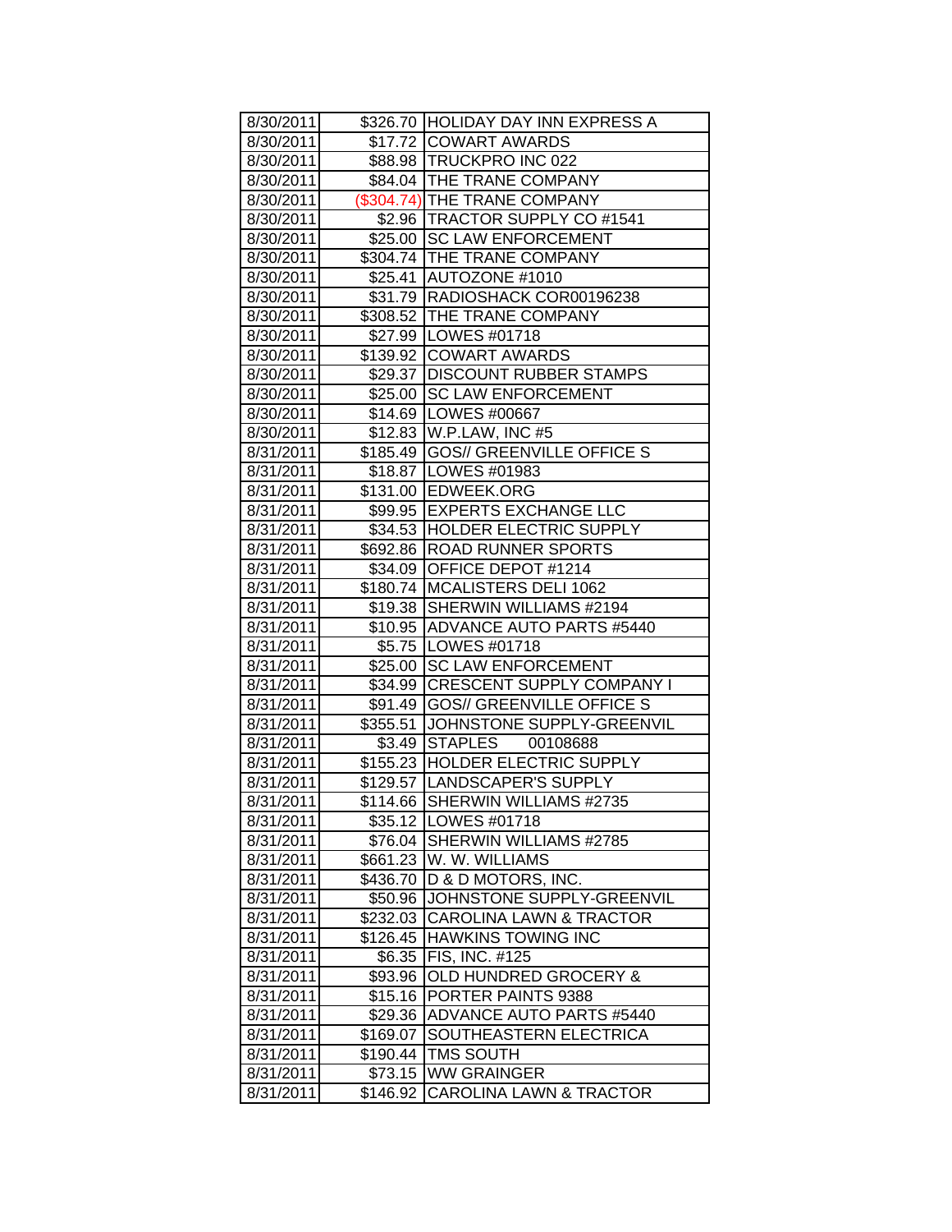| 8/30/2011 | $326.70 | HOLIDAY DAY INN EXPRESS A |
|---|---|---|
| 8/30/2011 | $17.72 | COWART AWARDS |
| 8/30/2011 | $88.98 | TRUCKPRO INC 022 |
| 8/30/2011 | $84.04 | THE TRANE COMPANY |
| 8/30/2011 | ($304.74) | THE TRANE COMPANY |
| 8/30/2011 | $2.96 | TRACTOR SUPPLY CO #1541 |
| 8/30/2011 | $25.00 | SC LAW ENFORCEMENT |
| 8/30/2011 | $304.74 | THE TRANE COMPANY |
| 8/30/2011 | $25.41 | AUTOZONE #1010 |
| 8/30/2011 | $31.79 | RADIOSHACK COR00196238 |
| 8/30/2011 | $308.52 | THE TRANE COMPANY |
| 8/30/2011 | $27.99 | LOWES #01718 |
| 8/30/2011 | $139.92 | COWART AWARDS |
| 8/30/2011 | $29.37 | DISCOUNT RUBBER STAMPS |
| 8/30/2011 | $25.00 | SC LAW ENFORCEMENT |
| 8/30/2011 | $14.69 | LOWES #00667 |
| 8/30/2011 | $12.83 | W.P.LAW, INC #5 |
| 8/31/2011 | $185.49 | GOS// GREENVILLE OFFICE S |
| 8/31/2011 | $18.87 | LOWES #01983 |
| 8/31/2011 | $131.00 | EDWEEK.ORG |
| 8/31/2011 | $99.95 | EXPERTS EXCHANGE LLC |
| 8/31/2011 | $34.53 | HOLDER ELECTRIC SUPPLY |
| 8/31/2011 | $692.86 | ROAD RUNNER SPORTS |
| 8/31/2011 | $34.09 | OFFICE DEPOT #1214 |
| 8/31/2011 | $180.74 | MCALISTERS DELI 1062 |
| 8/31/2011 | $19.38 | SHERWIN WILLIAMS #2194 |
| 8/31/2011 | $10.95 | ADVANCE AUTO PARTS #5440 |
| 8/31/2011 | $5.75 | LOWES #01718 |
| 8/31/2011 | $25.00 | SC LAW ENFORCEMENT |
| 8/31/2011 | $34.99 | CRESCENT SUPPLY COMPANY I |
| 8/31/2011 | $91.49 | GOS// GREENVILLE OFFICE S |
| 8/31/2011 | $355.51 | JOHNSTONE SUPPLY-GREENVIL |
| 8/31/2011 | $3.49 | STAPLES 00108688 |
| 8/31/2011 | $155.23 | HOLDER ELECTRIC SUPPLY |
| 8/31/2011 | $129.57 | LANDSCAPER'S SUPPLY |
| 8/31/2011 | $114.66 | SHERWIN WILLIAMS #2735 |
| 8/31/2011 | $35.12 | LOWES #01718 |
| 8/31/2011 | $76.04 | SHERWIN WILLIAMS #2785 |
| 8/31/2011 | $661.23 | W. W. WILLIAMS |
| 8/31/2011 | $436.70 | D & D MOTORS, INC. |
| 8/31/2011 | $50.96 | JOHNSTONE SUPPLY-GREENVIL |
| 8/31/2011 | $232.03 | CAROLINA LAWN & TRACTOR |
| 8/31/2011 | $126.45 | HAWKINS TOWING INC |
| 8/31/2011 | $6.35 | FIS, INC. #125 |
| 8/31/2011 | $93.96 | OLD HUNDRED GROCERY & |
| 8/31/2011 | $15.16 | PORTER PAINTS 9388 |
| 8/31/2011 | $29.36 | ADVANCE AUTO PARTS #5440 |
| 8/31/2011 | $169.07 | SOUTHEASTERN ELECTRICA |
| 8/31/2011 | $190.44 | TMS SOUTH |
| 8/31/2011 | $73.15 | WW GRAINGER |
| 8/31/2011 | $146.92 | CAROLINA LAWN & TRACTOR |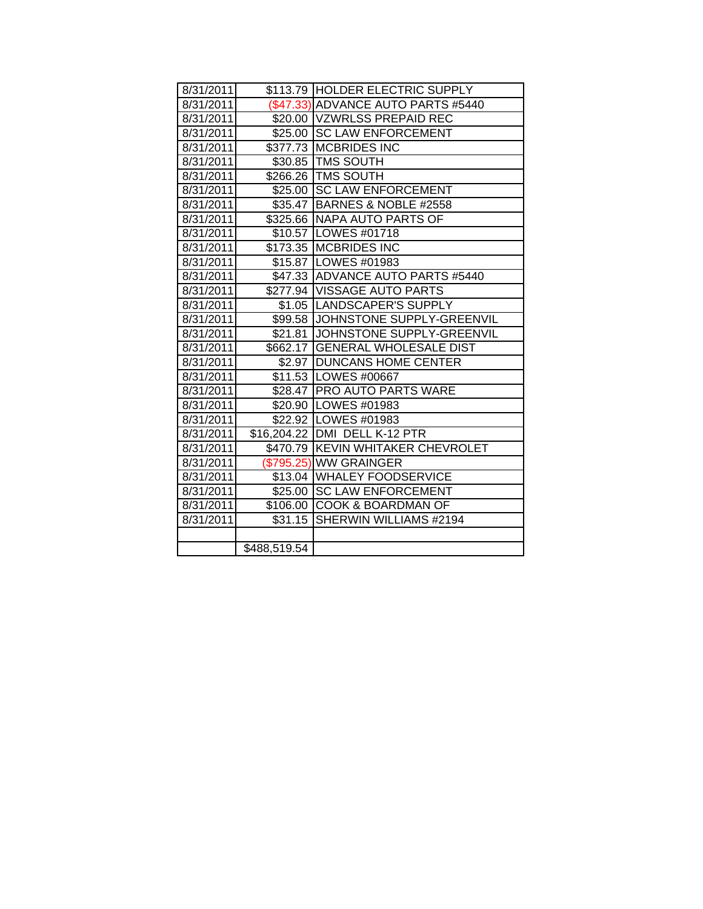| | | |
|---|---|---|
| 8/31/2011 | $113.79 | HOLDER ELECTRIC SUPPLY |
| 8/31/2011 | ($47.33) | ADVANCE AUTO PARTS #5440 |
| 8/31/2011 | $20.00 | VZWRLSS PREPAID REC |
| 8/31/2011 | $25.00 | SC LAW ENFORCEMENT |
| 8/31/2011 | $377.73 | MCBRIDES INC |
| 8/31/2011 | $30.85 | TMS SOUTH |
| 8/31/2011 | $266.26 | TMS SOUTH |
| 8/31/2011 | $25.00 | SC LAW ENFORCEMENT |
| 8/31/2011 | $35.47 | BARNES & NOBLE #2558 |
| 8/31/2011 | $325.66 | NAPA AUTO PARTS OF |
| 8/31/2011 | $10.57 | LOWES #01718 |
| 8/31/2011 | $173.35 | MCBRIDES INC |
| 8/31/2011 | $15.87 | LOWES #01983 |
| 8/31/2011 | $47.33 | ADVANCE AUTO PARTS #5440 |
| 8/31/2011 | $277.94 | VISSAGE AUTO PARTS |
| 8/31/2011 | $1.05 | LANDSCAPER'S SUPPLY |
| 8/31/2011 | $99.58 | JOHNSTONE SUPPLY-GREENVIL |
| 8/31/2011 | $21.81 | JOHNSTONE SUPPLY-GREENVIL |
| 8/31/2011 | $662.17 | GENERAL WHOLESALE DIST |
| 8/31/2011 | $2.97 | DUNCANS HOME CENTER |
| 8/31/2011 | $11.53 | LOWES #00667 |
| 8/31/2011 | $28.47 | PRO AUTO PARTS WARE |
| 8/31/2011 | $20.90 | LOWES #01983 |
| 8/31/2011 | $22.92 | LOWES #01983 |
| 8/31/2011 | $16,204.22 | DMI DELL K-12 PTR |
| 8/31/2011 | $470.79 | KEVIN WHITAKER CHEVROLET |
| 8/31/2011 | ($795.25) | WW GRAINGER |
| 8/31/2011 | $13.04 | WHALEY FOODSERVICE |
| 8/31/2011 | $25.00 | SC LAW ENFORCEMENT |
| 8/31/2011 | $106.00 | COOK & BOARDMAN OF |
| 8/31/2011 | $31.15 | SHERWIN WILLIAMS #2194 |
| | | |
| | $488,519.54 | |